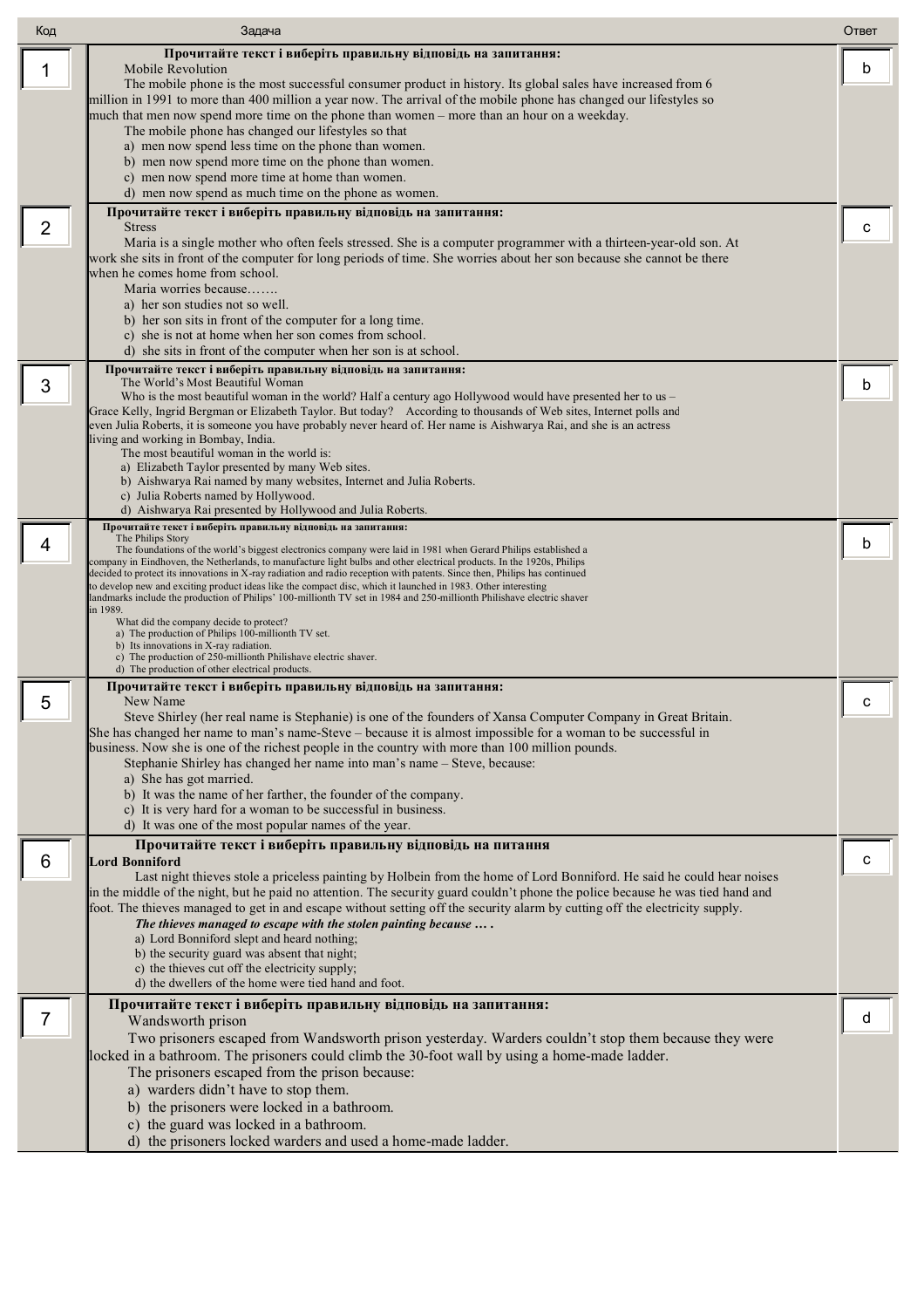| Код | Задача | Ответ |
|---|---|---|
| 1 | **Прочитайте текст і виберіть правильну відповідь на запитання:**<br>Mobile Revolution<br>The mobile phone is the most successful consumer product in history. Its global sales have increased from 6 million in 1991 to more than 400 million a year now. The arrival of the mobile phone has changed our lifestyles so much that men now spend more time on the phone than women – more than an hour on a weekday.<br>The mobile phone has changed our lifestyles so that<br>a) men now spend less time on the phone than women.<br>b) men now spend more time on the phone than women.<br>c) men now spend more time at home than women.<br>d) men now spend as much time on the phone as women. | b |
| 2 | **Прочитайте текст і виберіть правильну відповідь на запитання:**<br>Stress<br>Maria is a single mother who often feels stressed. She is a computer programmer with a thirteen-year-old son. At work she sits in front of the computer for long periods of time. She worries about her son because she cannot be there when he comes home from school.<br>Maria worries because…….<br>a) her son studies not so well.<br>b) her son sits in front of the computer for a long time.<br>c) she is not at home when her son comes from school.<br>d) she sits in front of the computer when her son is at school. | c |
| 3 | **Прочитайте текст і виберіть правильну відповідь на запитання:**<br>The World's Most Beautiful Woman<br>Who is the most beautiful woman in the world? Half a century ago Hollywood would have presented her to us – Grace Kelly, Ingrid Bergman or Elizabeth Taylor. But today? According to thousands of Web sites, Internet polls and even Julia Roberts, it is someone you have probably never heard of. Her name is Aishwarya Rai, and she is an actress living and working in Bombay, India.<br>The most beautiful woman in the world is:<br>a) Elizabeth Taylor presented by many Web sites.<br>b) Aishwarya Rai named by many websites, Internet and Julia Roberts.<br>c) Julia Roberts named by Hollywood.<br>d) Aishwarya Rai presented by Hollywood and Julia Roberts. | b |
| 4 | **Прочитайте текст і виберіть правильну відповідь на запитання:**<br>The Philips Story<br>The foundations of the world's biggest electronics company were laid in 1981 when Gerard Philips established a company in Eindhoven, the Netherlands, to manufacture light bulbs and other electrical products. In the 1920s, Philips decided to protect its innovations in X-ray radiation and radio reception with patents. Since then, Philips has continued to develop new and exciting product ideas like the compact disc, which it launched in 1983. Other interesting landmarks include the production of Philips' 100-millionth TV set in 1984 and 250-millionth Philishave electric shaver in 1989.<br>What did the company decide to protect?<br>a) The production of Philips 100-millionth TV set.<br>b) Its innovations in X-ray radiation.<br>c) The production of 250-millionth Philishave electric shaver.<br>d) The production of other electrical products. | b |
| 5 | **Прочитайте текст і виберіть правильну відповідь на запитання:**<br>New Name<br>Steve Shirley (her real name is Stephanie) is one of the founders of Xansa Computer Company in Great Britain. She has changed her name to man's name-Steve – because it is almost impossible for a woman to be successful in business. Now she is one of the richest people in the country with more than 100 million pounds.<br>Stephanie Shirley has changed her name into man's name – Steve, because:<br>a) She has got married.<br>b) It was the name of her farther, the founder of the company.<br>c) It is very hard for a woman to be successful in business.<br>d) It was one of the most popular names of the year. | c |
| 6 | **Прочитайте текст і виберіть правильну відповідь на питання**<br>**Lord Bonniford**<br>Last night thieves stole a priceless painting by Holbein from the home of Lord Bonniford. He said he could hear noises in the middle of the night, but he paid no attention. The security guard couldn't phone the police because he was tied hand and foot. The thieves managed to get in and escape without setting off the security alarm by cutting off the electricity supply.<br>***The thieves managed to escape with the stolen painting because … .***<br>a) Lord Bonniford slept and heard nothing;<br>b) the security guard was absent that night;<br>c) the thieves cut off the electricity supply;<br>d) the dwellers of the home were tied hand and foot. | c |
| 7 | **Прочитайте текст і виберіть правильну відповідь на запитання:**<br>Wandsworth prison<br>Two prisoners escaped from Wandsworth prison yesterday. Warders couldn't stop them because they were locked in a bathroom. The prisoners could climb the 30-foot wall by using a home-made ladder.<br>The prisoners escaped from the prison because:<br>a) warders didn't have to stop them.<br>b) the prisoners were locked in a bathroom.<br>c) the guard was locked in a bathroom.<br>d) the prisoners locked warders and used a home-made ladder. | d |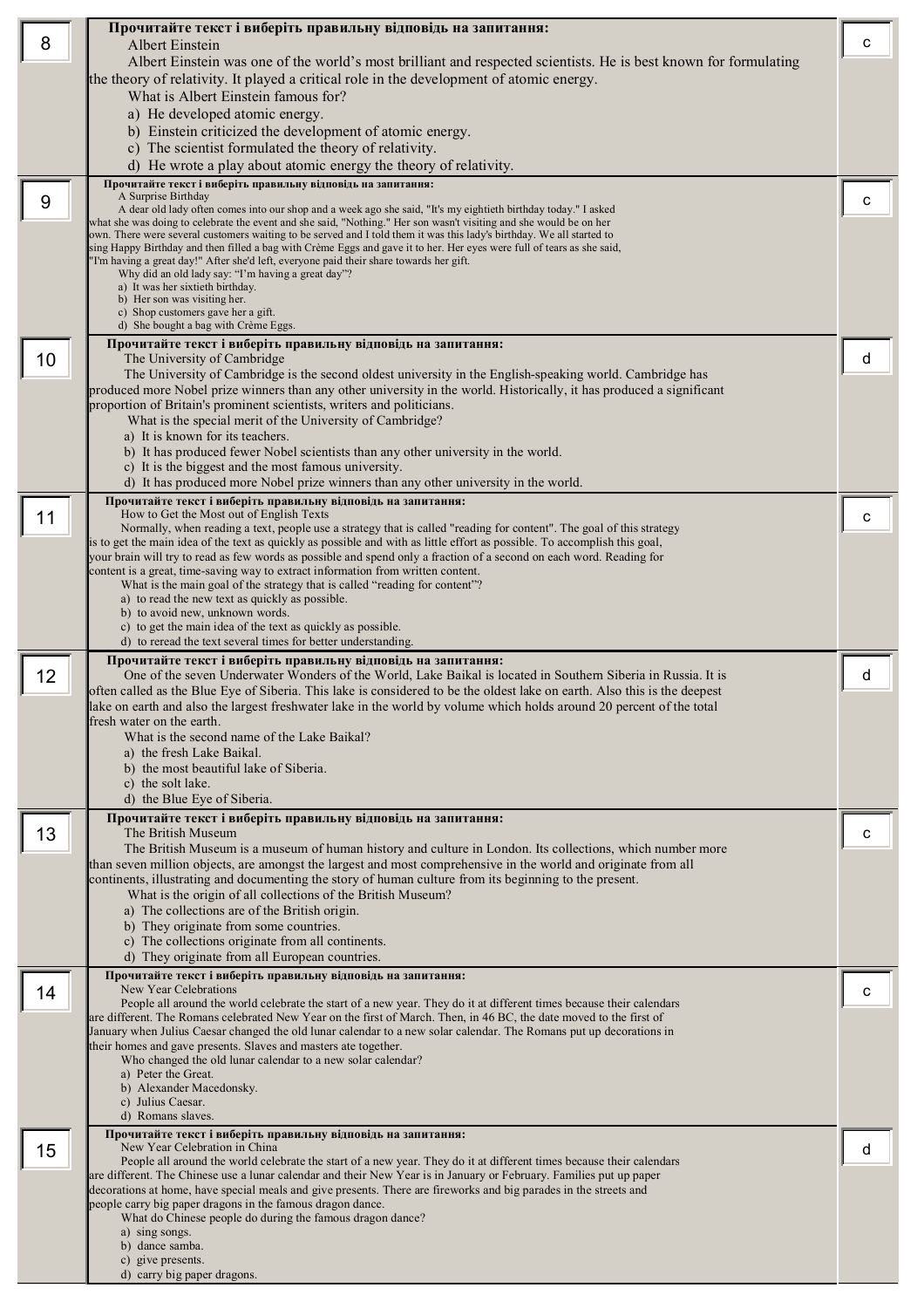| № | Завдання | Відповідь |
|---|---|---|
| 8 | **Прочитайте текст і виберіть правильну відповідь на запитання:**<br>Albert Einstein<br>Albert Einstein was one of the world's most brilliant and respected scientists. He is best known for formulating the theory of relativity. It played a critical role in the development of atomic energy.<br>What is Albert Einstein famous for?<br>a) He developed atomic energy.<br>b) Einstein criticized the development of atomic energy.<br>c) The scientist formulated the theory of relativity.<br>d) He wrote a play about atomic energy the theory of relativity. | c |
| 9 | **Прочитайте текст і виберіть правильну відповідь на запитання:**<br>A Surprise Birthday<br>A dear old lady often comes into our shop and a week ago she said, "It's my eightieth birthday today." I asked what she was doing to celebrate the event and she said, "Nothing." Her son wasn't visiting and she would be on her own. There were several customers waiting to be served and I told them it was this lady's birthday. We all started to sing Happy Birthday and then filled a bag with Crème Eggs and gave it to her. Her eyes were full of tears as she said, "I'm having a great day!" After she'd left, everyone paid their share towards her gift.<br>Why did an old lady say: "I'm having a great day"?<br>a) It was her sixtieth birthday.<br>b) Her son was visiting her.<br>c) Shop customers gave her a gift.<br>d) She bought a bag with Crème Eggs. | c |
| 10 | **Прочитайте текст і виберіть правильну відповідь на запитання:**<br>The University of Cambridge<br>The University of Cambridge is the second oldest university in the English-speaking world. Cambridge has produced more Nobel prize winners than any other university in the world. Historically, it has produced a significant proportion of Britain's prominent scientists, writers and politicians.<br>What is the special merit of the University of Cambridge?<br>a) It is known for its teachers.<br>b) It has produced fewer Nobel scientists than any other university in the world.<br>c) It is the biggest and the most famous university.<br>d) It has produced more Nobel prize winners than any other university in the world. | d |
| 11 | **Прочитайте текст і виберіть правильну відповідь на запитання:**<br>How to Get the Most out of English Texts<br>Normally, when reading a text, people use a strategy that is called "reading for content". The goal of this strategy is to get the main idea of the text as quickly as possible and with as little effort as possible. To accomplish this goal, your brain will try to read as few words as possible and spend only a fraction of a second on each word. Reading for content is a great, time-saving way to extract information from written content.<br>What is the main goal of the strategy that is called "reading for content"?<br>a) to read the new text as quickly as possible.<br>b) to avoid new, unknown words.<br>c) to get the main idea of the text as quickly as possible.<br>d) to reread the text several times for better understanding. | c |
| 12 | **Прочитайте текст і виберіть правильну відповідь на запитання:**<br>One of the seven Underwater Wonders of the World, Lake Baikal is located in Southern Siberia in Russia. It is often called as the Blue Eye of Siberia. This lake is considered to be the oldest lake on earth. Also this is the deepest lake on earth and also the largest freshwater lake in the world by volume which holds around 20 percent of the total fresh water on the earth.<br>What is the second name of the Lake Baikal?<br>a) the fresh Lake Baikal.<br>b) the most beautiful lake of Siberia.<br>c) the solt lake.<br>d) the Blue Eye of Siberia. | d |
| 13 | **Прочитайте текст і виберіть правильну відповідь на запитання:**<br>The British Museum<br>The British Museum is a museum of human history and culture in London. Its collections, which number more than seven million objects, are amongst the largest and most comprehensive in the world and originate from all continents, illustrating and documenting the story of human culture from its beginning to the present.<br>What is the origin of all collections of the British Museum?<br>a) The collections are of the British origin.<br>b) They originate from some countries.<br>c) The collections originate from all continents.<br>d) They originate from all European countries. | c |
| 14 | **Прочитайте текст і виберіть правильну відповідь на запитання:**<br>New Year Celebrations<br>People all around the world celebrate the start of a new year. They do it at different times because their calendars are different. The Romans celebrated New Year on the first of March. Then, in 46 BC, the date moved to the first of January when Julius Caesar changed the old lunar calendar to a new solar calendar. The Romans put up decorations in their homes and gave presents. Slaves and masters ate together.<br>Who changed the old lunar calendar to a new solar calendar?<br>a) Peter the Great.<br>b) Alexander Macedonsky.<br>c) Julius Caesar.<br>d) Romans slaves. | c |
| 15 | **Прочитайте текст і виберіть правильну відповідь на запитання:**<br>New Year Celebration in China<br>People all around the world celebrate the start of a new year. They do it at different times because their calendars are different. The Chinese use a lunar calendar and their New Year is in January or February. Families put up paper decorations at home, have special meals and give presents. There are fireworks and big parades in the streets and people carry big paper dragons in the famous dragon dance.<br>What do Chinese people do during the famous dragon dance?<br>a) sing songs.<br>b) dance samba.<br>c) give presents.<br>d) carry big paper dragons. | d |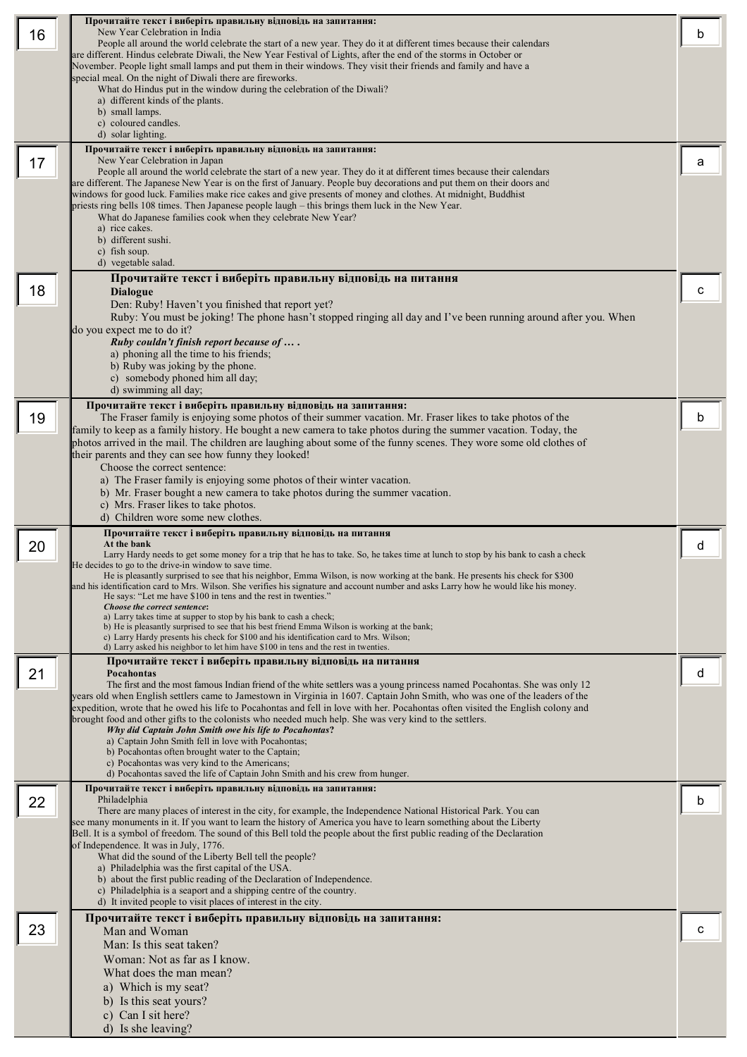| № | Завдання | Відповідь |
|---|---|---|
| 16 | **Прочитайте текст і виберіть правильну відповідь на запитання:**<br>New Year Celebration in India<br>People all around the world celebrate the start of a new year. They do it at different times because their calendars are different. Hindus celebrate Diwali, the New Year Festival of Lights, after the end of the storms in October or November. People light small lamps and put them in their windows. They visit their friends and family and have a special meal. On the night of Diwali there are fireworks.<br>What do Hindus put in the window during the celebration of the Diwali?<br>a) different kinds of the plants.<br>b) small lamps.<br>c) coloured candles.<br>d) solar lighting. | b |
| 17 | **Прочитайте текст і виберіть правильну відповідь на запитання:**<br>New Year Celebration in Japan<br>People all around the world celebrate the start of a new year. They do it at different times because their calendars are different. The Japanese New Year is on the first of January. People buy decorations and put them on their doors and windows for good luck. Families make rice cakes and give presents of money and clothes. At midnight, Buddhist priests ring bells 108 times. Then Japanese people laugh – this brings them luck in the New Year.<br>What do Japanese families cook when they celebrate New Year?<br>a) rice cakes.<br>b) different sushi.<br>c) fish soup.<br>d) vegetable salad. | a |
| 18 | **Прочитайте текст і виберіть правильну відповідь на питання**<br>**Dialogue**<br>Den: Ruby! Haven't you finished that report yet?<br>Ruby: You must be joking! The phone hasn't stopped ringing all day and I've been running around after you. When do you expect me to do it?<br>***Ruby couldn't finish report because of … .***<br>a) phoning all the time to his friends;<br>b) Ruby was joking by the phone.<br>c) somebody phoned him all day;<br>d) swimming all day; | c |
| 19 | **Прочитайте текст і виберіть правильну відповідь на запитання:**<br>The Fraser family is enjoying some photos of their summer vacation. Mr. Fraser likes to take photos of the family to keep as a family history. He bought a new camera to take photos during the summer vacation. Today, the photos arrived in the mail. The children are laughing about some of the funny scenes. They wore some old clothes of their parents and they can see how funny they looked!<br>Choose the correct sentence:<br>a) The Fraser family is enjoying some photos of their winter vacation.<br>b) Mr. Fraser bought a new camera to take photos during the summer vacation.<br>c) Mrs. Fraser likes to take photos.<br>d) Children wore some new clothes. | b |
| 20 | **Прочитайте текст і виберіть правильну відповідь на питання**<br>**At the bank**<br>Larry Hardy needs to get some money for a trip that he has to take. So, he takes time at lunch to stop by his bank to cash a check He decides to go to the drive-in window to save time.<br>He is pleasantly surprised to see that his neighbor, Emma Wilson, is now working at the bank. He presents his check for $300 and his identification card to Mrs. Wilson. She verifies his signature and account number and asks Larry how he would like his money.<br>He says: "Let me have $100 in tens and the rest in twenties."<br>***Choose the correct sentence:***<br>a) Larry takes time at supper to stop by his bank to cash a check;<br>b) He is pleasantly surprised to see that his best friend Emma Wilson is working at the bank;<br>c) Larry Hardy presents his check for $100 and his identification card to Mrs. Wilson;<br>d) Larry asked his neighbor to let him have $100 in tens and the rest in twenties. | d |
| 21 | **Прочитайте текст і виберіть правильну відповідь на питання**<br>**Pocahontas**<br>The first and the most famous Indian friend of the white settlers was a young princess named Pocahontas. She was only 12 years old when English settlers came to Jamestown in Virginia in 1607. Captain John Smith, who was one of the leaders of the expedition, wrote that he owed his life to Pocahontas and fell in love with her. Pocahontas often visited the English colony and brought food and other gifts to the colonists who needed much help. She was very kind to the settlers.<br>***Why did Captain John Smith owe his life to Pocahontas?***<br>a) Captain John Smith fell in love with Pocahontas;<br>b) Pocahontas often brought water to the Captain;<br>c) Pocahontas was very kind to the Americans;<br>d) Pocahontas saved the life of Captain John Smith and his crew from hunger. | d |
| 22 | **Прочитайте текст і виберіть правильну відповідь на запитання:**<br>Philadelphia<br>There are many places of interest in the city, for example, the Independence National Historical Park. You can see many monuments in it. If you want to learn the history of America you have to learn something about the Liberty Bell. It is a symbol of freedom. The sound of this Bell told the people about the first public reading of the Declaration of Independence. It was in July, 1776.<br>What did the sound of the Liberty Bell tell the people?<br>a) Philadelphia was the first capital of the USA.<br>b) about the first public reading of the Declaration of Independence.<br>c) Philadelphia is a seaport and a shipping centre of the country.<br>d) It invited people to visit places of interest in the city. | b |
| 23 | **Прочитайте текст і виберіть правильну відповідь на запитання:**<br>Man and Woman<br>Man: Is this seat taken?<br>Woman: Not as far as I know.<br>What does the man mean?<br>a) Which is my seat?<br>b) Is this seat yours?<br>c) Can I sit here?<br>d) Is she leaving? | c |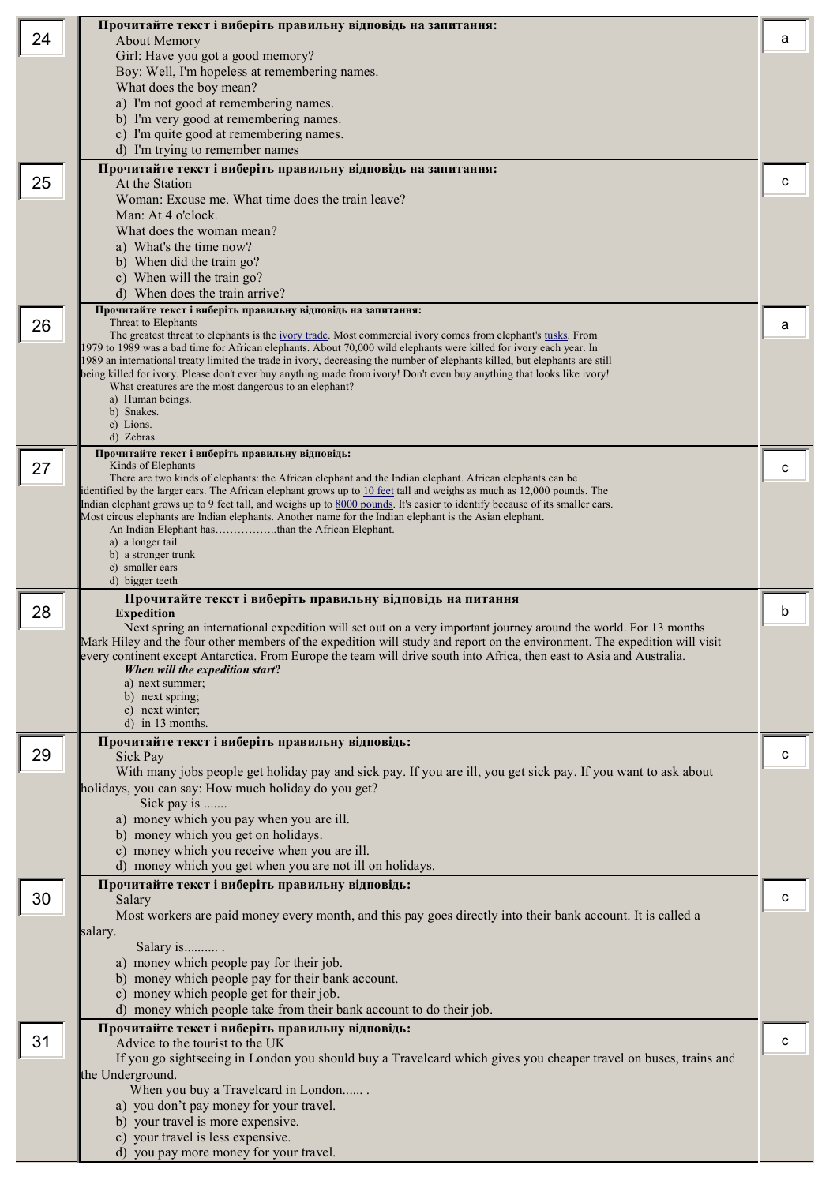| | | |
|---|---|---|
| 24 | **Прочитайте текст і виберіть правильну відповідь на запитання:**<br>About Memory<br>Girl: Have you got a good memory?<br>Boy: Well, I'm hopeless at remembering names.<br>What does the boy mean?<br>a) I'm not good at remembering names.<br>b) I'm very good at remembering names.<br>c) I'm quite good at remembering names.<br>d) I'm trying to remember names | a |
| 25 | **Прочитайте текст і виберіть правильну відповідь на запитання:**<br>At the Station<br>Woman: Excuse me. What time does the train leave?<br>Man: At 4 o'clock.<br>What does the woman mean?<br>a) What's the time now?<br>b) When did the train go?<br>c) When will the train go?<br>d) When does the train arrive? | c |
| 26 | **Прочитайте текст і виберіть правильну відповідь на запитання:**<br>Threat to Elephants<br>The greatest threat to elephants is the ivory trade. Most commercial ivory comes from elephant's tusks. From 1979 to 1989 was a bad time for African elephants. About 70,000 wild elephants were killed for ivory each year. In 1989 an international treaty limited the trade in ivory, decreasing the number of elephants killed, but elephants are still being killed for ivory. Please don't ever buy anything made from ivory! Don't even buy anything that looks like ivory!<br>What creatures are the most dangerous to an elephant?<br>a) Human beings.<br>b) Snakes.<br>c) Lions.<br>d) Zebras. | a |
| 27 | **Прочитайте текст і виберіть правильну відповідь:**<br>Kinds of Elephants<br>There are two kinds of elephants: the African elephant and the Indian elephant. African elephants can be identified by the larger ears. The African elephant grows up to 10 feet tall and weighs as much as 12,000 pounds. The Indian elephant grows up to 9 feet tall, and weighs up to 8000 pounds. It's easier to identify because of its smaller ears. Most circus elephants are Indian elephants. Another name for the Indian elephant is the Asian elephant.<br>An Indian Elephant has……………..than the African Elephant.<br>a) a longer tail<br>b) a stronger trunk<br>c) smaller ears<br>d) bigger teeth | c |
| 28 | **Прочитайте текст і виберіть правильну відповідь на питання**<br>**Expedition**<br>Next spring an international expedition will set out on a very important journey around the world. For 13 months Mark Hiley and the four other members of the expedition will study and report on the environment. The expedition will visit every continent except Antarctica. From Europe the team will drive south into Africa, then east to Asia and Australia.<br>***When will the expedition start?***<br>a) next summer;<br>b) next spring;<br>c) next winter;<br>d) in 13 months. | b |
| 29 | **Прочитайте текст і виберіть правильну відповідь:**<br>Sick Pay<br>With many jobs people get holiday pay and sick pay. If you are ill, you get sick pay. If you want to ask about holidays, you can say: How much holiday do you get?<br>Sick pay is .......<br>a) money which you pay when you are ill.<br>b) money which you get on holidays.<br>c) money which you receive when you are ill.<br>d) money which you get when you are not ill on holidays. | c |
| 30 | **Прочитайте текст і виберіть правильну відповідь:**<br>Salary<br>Most workers are paid money every month, and this pay goes directly into their bank account. It is called a salary.<br>Salary is.......... .<br>a) money which people pay for their job.<br>b) money which people pay for their bank account.<br>c) money which people get for their job.<br>d) money which people take from their bank account to do their job. | c |
| 31 | **Прочитайте текст і виберіть правильну відповідь:**<br>Advice to the tourist to the UK<br>If you go sightseeing in London you should buy a Travelcard which gives you cheaper travel on buses, trains and the Underground.<br>When you buy a Travelcard in London...... .<br>a) you don't pay money for your travel.<br>b) your travel is more expensive.<br>c) your travel is less expensive.<br>d) you pay more money for your travel. | c |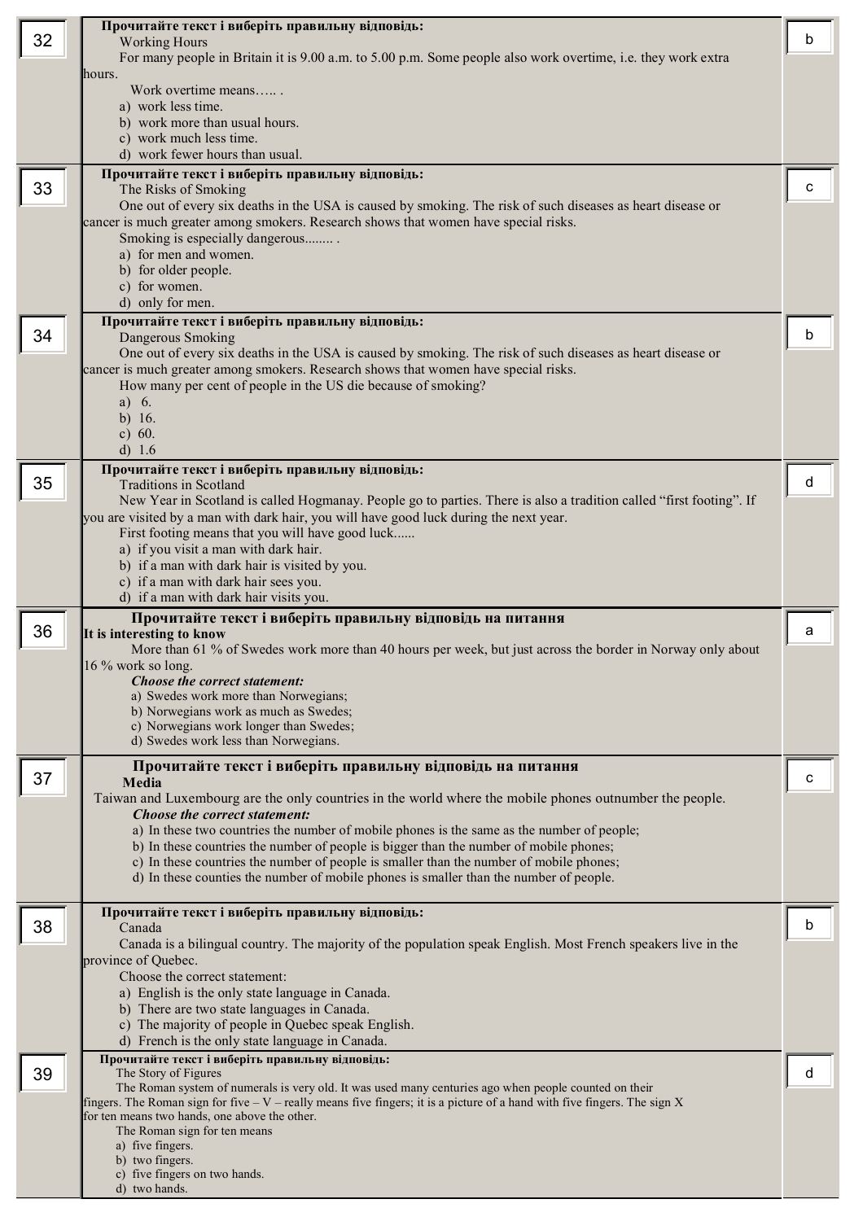| № | Завдання | Відповідь |
| --- | --- | --- |
| 32 | **Прочитайте текст і виберіть правильну відповідь:**<br>Working Hours<br>For many people in Britain it is 9.00 a.m. to 5.00 p.m. Some people also work overtime, i.e. they work extra hours.<br>Work overtime means….. .<br>a) work less time.<br>b) work more than usual hours.<br>c) work much less time.<br>d) work fewer hours than usual. | b |
| 33 | **Прочитайте текст і виберіть правильну відповідь:**<br>The Risks of Smoking<br>One out of every six deaths in the USA is caused by smoking. The risk of such diseases as heart disease or cancer is much greater among smokers. Research shows that women have special risks.<br>Smoking is especially dangerous........ .<br>a) for men and women.<br>b) for older people.<br>c) for women.<br>d) only for men. | c |
| 34 | **Прочитайте текст і виберіть правильну відповідь:**<br>Dangerous Smoking<br>One out of every six deaths in the USA is caused by smoking. The risk of such diseases as heart disease or cancer is much greater among smokers. Research shows that women have special risks.<br>How many per cent of people in the US die because of smoking?<br>a) 6.<br>b) 16.<br>c) 60.<br>d) 1.6 | b |
| 35 | **Прочитайте текст і виберіть правильну відповідь:**<br>Traditions in Scotland<br>New Year in Scotland is called Hogmanay. People go to parties. There is also a tradition called "first footing". If you are visited by a man with dark hair, you will have good luck during the next year.<br>First footing means that you will have good luck......<br>a) if you visit a man with dark hair.<br>b) if a man with dark hair is visited by you.<br>c) if a man with dark hair sees you.<br>d) if a man with dark hair visits you. | d |
| 36 | **Прочитайте текст і виберіть правильну відповідь на питання**<br>**It is interesting to know**<br>More than 61 % of Swedes work more than 40 hours per week, but just across the border in Norway only about 16 % work so long.<br>***Choose the correct statement:***<br>a) Swedes work more than Norwegians;<br>b) Norwegians work as much as Swedes;<br>c) Norwegians work longer than Swedes;<br>d) Swedes work less than Norwegians. | a |
| 37 | **Прочитайте текст і виберіть правильну відповідь на питання**<br>**Media**<br>Taiwan and Luxembourg are the only countries in the world where the mobile phones outnumber the people.<br>***Choose the correct statement:***<br>a) In these two countries the number of mobile phones is the same as the number of people;<br>b) In these countries the number of people is bigger than the number of mobile phones;<br>c) In these countries the number of people is smaller than the number of mobile phones;<br>d) In these counties the number of mobile phones is smaller than the number of people. | c |
| 38 | **Прочитайте текст і виберіть правильну відповідь:**<br>Canada<br>Canada is a bilingual country. The majority of the population speak English. Most French speakers live in the province of Quebec.<br>Choose the correct statement:<br>a) English is the only state language in Canada.<br>b) There are two state languages in Canada.<br>c) The majority of people in Quebec speak English.<br>d) French is the only state language in Canada. | b |
| 39 | **Прочитайте текст і виберіть правильну відповідь:**<br>The Story of Figures<br>The Roman system of numerals is very old. It was used many centuries ago when people counted on their fingers. The Roman sign for five – V – really means five fingers; it is a picture of a hand with five fingers. The sign X for ten means two hands, one above the other.<br>The Roman sign for ten means<br>a) five fingers.<br>b) two fingers.<br>c) five fingers on two hands.<br>d) two hands. | d |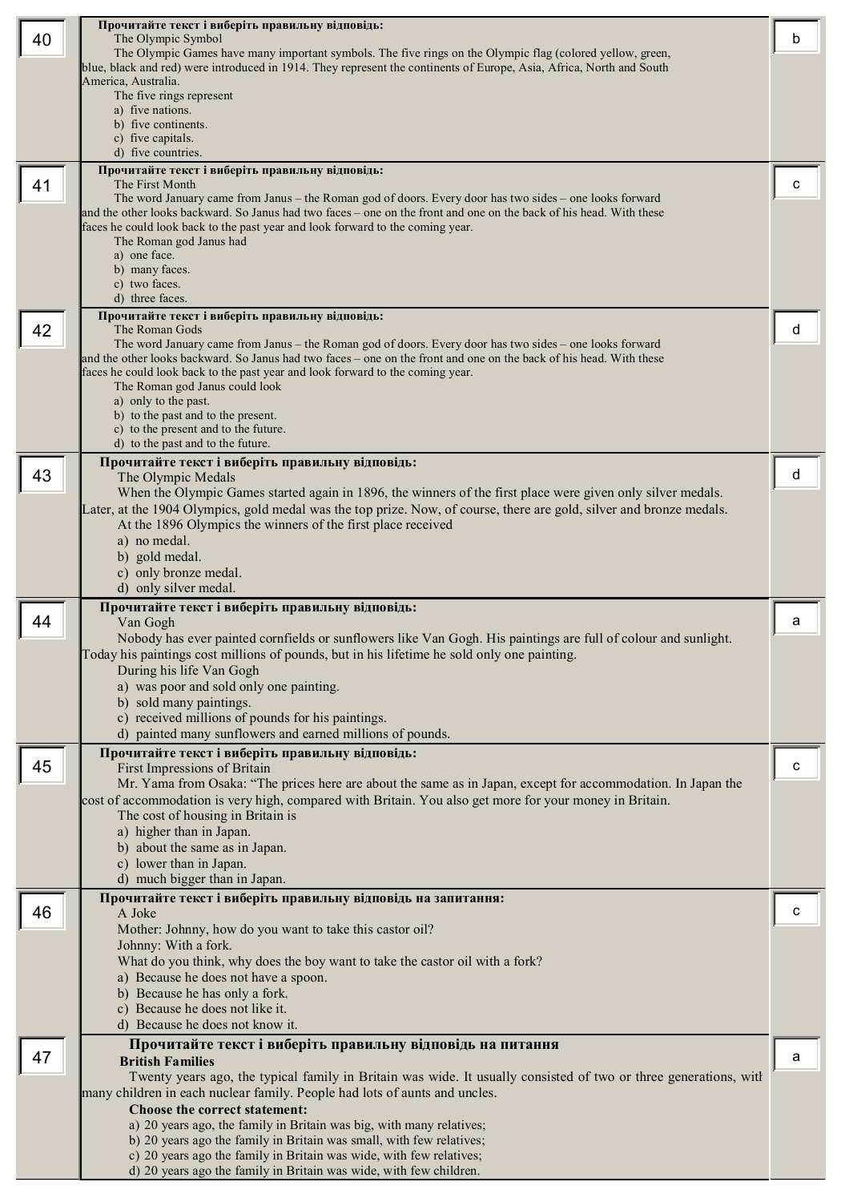| № | Завдання | Відповідь |
|---|---|---|
| 40 | **Прочитайте текст і виберіть правильну відповідь:**<br>The Olympic Symbol<br>The Olympic Games have many important symbols. The five rings on the Olympic flag (colored yellow, green, blue, black and red) were introduced in 1914. They represent the continents of Europe, Asia, Africa, North and South America, Australia.<br>The five rings represent<br>a) five nations.<br>b) five continents.<br>c) five capitals.<br>d) five countries. | b |
| 41 | **Прочитайте текст і виберіть правильну відповідь:**<br>The First Month<br>The word January came from Janus – the Roman god of doors. Every door has two sides – one looks forward and the other looks backward. So Janus had two faces – one on the front and one on the back of his head. With these faces he could look back to the past year and look forward to the coming year.<br>The Roman god Janus had<br>a) one face.<br>b) many faces.<br>c) two faces.<br>d) three faces. | c |
| 42 | **Прочитайте текст і виберіть правильну відповідь:**<br>The Roman Gods<br>The word January came from Janus – the Roman god of doors. Every door has two sides – one looks forward and the other looks backward. So Janus had two faces – one on the front and one on the back of his head. With these faces he could look back to the past year and look forward to the coming year.<br>The Roman god Janus could look<br>a) only to the past.<br>b) to the past and to the present.<br>c) to the present and to the future.<br>d) to the past and to the future. | d |
| 43 | **Прочитайте текст і виберіть правильну відповідь:**<br>The Olympic Medals<br>When the Olympic Games started again in 1896, the winners of the first place were given only silver medals. Later, at the 1904 Olympics, gold medal was the top prize. Now, of course, there are gold, silver and bronze medals.<br>At the 1896 Olympics the winners of the first place received<br>a) no medal.<br>b) gold medal.<br>c) only bronze medal.<br>d) only silver medal. | d |
| 44 | **Прочитайте текст і виберіть правильну відповідь:**<br>Van Gogh<br>Nobody has ever painted cornfields or sunflowers like Van Gogh. His paintings are full of colour and sunlight. Today his paintings cost millions of pounds, but in his lifetime he sold only one painting.<br>During his life Van Gogh<br>a) was poor and sold only one painting.<br>b) sold many paintings.<br>c) received millions of pounds for his paintings.<br>d) painted many sunflowers and earned millions of pounds. | a |
| 45 | **Прочитайте текст і виберіть правильну відповідь:**<br>First Impressions of Britain<br>Mr. Yama from Osaka: "The prices here are about the same as in Japan, except for accommodation. In Japan the cost of accommodation is very high, compared with Britain. You also get more for your money in Britain.<br>The cost of housing in Britain is<br>a) higher than in Japan.<br>b) about the same as in Japan.<br>c) lower than in Japan.<br>d) much bigger than in Japan. | c |
| 46 | **Прочитайте текст і виберіть правильну відповідь на запитання:**<br>A Joke<br>Mother: Johnny, how do you want to take this castor oil?<br>Johnny: With a fork.<br>What do you think, why does the boy want to take the castor oil with a fork?<br>a) Because he does not have a spoon.<br>b) Because he has only a fork.<br>c) Because he does not like it.<br>d) Because he does not know it. | c |
| 47 | **Прочитайте текст і виберіть правильну відповідь на питання**<br>**British Families**<br>Twenty years ago, the typical family in Britain was wide. It usually consisted of two or three generations, with many children in each nuclear family. People had lots of aunts and uncles.<br>**Choose the correct statement:**<br>a) 20 years ago, the family in Britain was big, with many relatives;<br>b) 20 years ago the family in Britain was small, with few relatives;<br>c) 20 years ago the family in Britain was wide, with few relatives;<br>d) 20 years ago the family in Britain was wide, with few children. | a |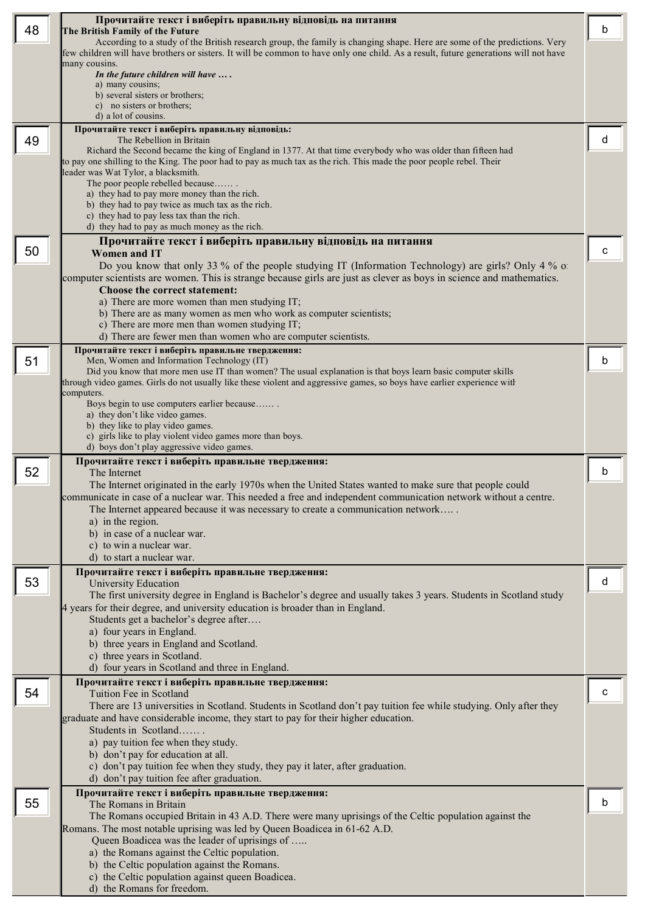| | | |
|---|---|---|
| 48 | **Прочитайте текст і виберіть правильну відповідь на питання**<br>**The British Family of the Future**<br>According to a study of the British research group, the family is changing shape. Here are some of the predictions. Very few children will have brothers or sisters. It will be common to have only one child. As a result, future generations will not have many cousins.<br>***In the future children will have … .***<br>a) many cousins;<br>b) several sisters or brothers;<br>c) no sisters or brothers;<br>d) a lot of cousins. | b |
| 49 | **Прочитайте текст і виберіть правильну відповідь:**<br>The Rebellion in Britain<br>Richard the Second became the king of England in 1377. At that time everybody who was older than fifteen had to pay one shilling to the King. The poor had to pay as much tax as the rich. This made the poor people rebel. Their leader was Wat Tylor, a blacksmith.<br>The poor people rebelled because…… .<br>a) they had to pay more money than the rich.<br>b) they had to pay twice as much tax as the rich.<br>c) they had to pay less tax than the rich.<br>d) they had to pay as much money as the rich. | d |
| 50 | **Прочитайте текст і виберіть правильну відповідь на питання**<br>**Women and IT**<br>Do you know that only 33 % of the people studying IT (Information Technology) are girls? Only 4 % of computer scientists are women. This is strange because girls are just as clever as boys in science and mathematics.<br>**Choose the correct statement:**<br>a) There are more women than men studying IT;<br>b) There are as many women as men who work as computer scientists;<br>c) There are more men than women studying IT;<br>d) There are fewer men than women who are computer scientists. | c |
| 51 | **Прочитайте текст і виберіть правильне твердження:**<br>Men, Women and Information Technology (IT)<br>Did you know that more men use IT than women? The usual explanation is that boys learn basic computer skills through video games. Girls do not usually like these violent and aggressive games, so boys have earlier experience with computers.<br>Boys begin to use computers earlier because…… .<br>a) they don't like video games.<br>b) they like to play video games.<br>c) girls like to play violent video games more than boys.<br>d) boys don't play aggressive video games. | b |
| 52 | **Прочитайте текст і виберіть правильне твердження:**<br>The Internet<br>The Internet originated in the early 1970s when the United States wanted to make sure that people could communicate in case of a nuclear war. This needed a free and independent communication network without a centre.<br>The Internet appeared because it was necessary to create a communication network…. .<br>a) in the region.<br>b) in case of a nuclear war.<br>c) to win a nuclear war.<br>d) to start a nuclear war. | b |
| 53 | **Прочитайте текст і виберіть правильне твердження:**<br>University Education<br>The first university degree in England is Bachelor's degree and usually takes 3 years. Students in Scotland study 4 years for their degree, and university education is broader than in England.<br>Students get a bachelor's degree after….<br>a) four years in England.<br>b) three years in England and Scotland.<br>c) three years in Scotland.<br>d) four years in Scotland and three in England. | d |
| 54 | **Прочитайте текст і виберіть правильне твердження:**<br>Tuition Fee in Scotland<br>There are 13 universities in Scotland. Students in Scotland don't pay tuition fee while studying. Only after they graduate and have considerable income, they start to pay for their higher education.<br>Students in Scotland…… .<br>a) pay tuition fee when they study.<br>b) don't pay for education at all.<br>c) don't pay tuition fee when they study, they pay it later, after graduation.<br>d) don't pay tuition fee after graduation. | c |
| 55 | **Прочитайте текст і виберіть правильне твердження:**<br>The Romans in Britain<br>The Romans occupied Britain in 43 A.D. There were many uprisings of the Celtic population against the Romans. The most notable uprising was led by Queen Boadicea in 61-62 A.D.<br>Queen Boadicea was the leader of uprisings of …..<br>a) the Romans against the Celtic population.<br>b) the Celtic population against the Romans.<br>c) the Celtic population against queen Boadicea.<br>d) the Romans for freedom. | b |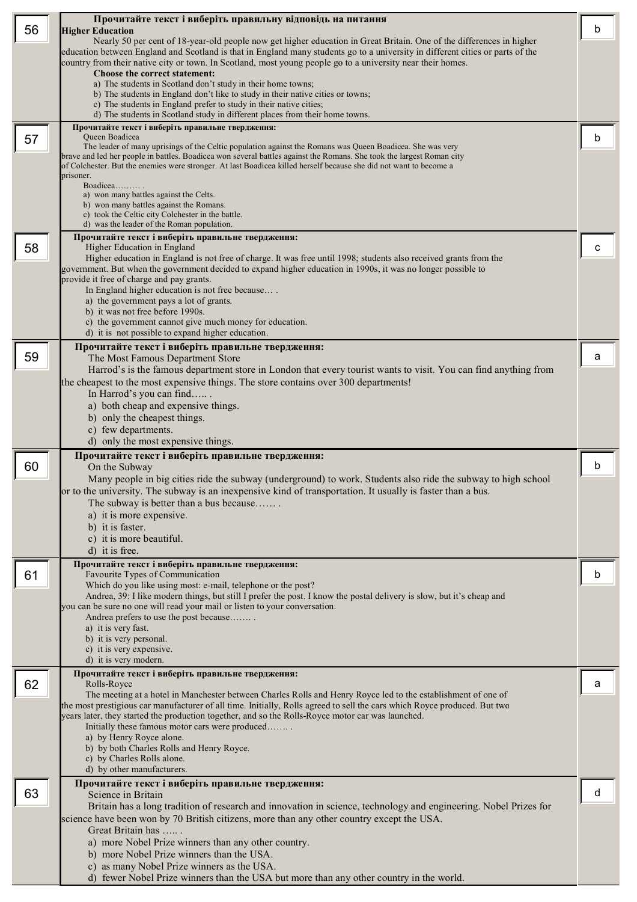| № | Питання | Відповідь |
|---|---|---|
| 56 | **Прочитайте текст і виберіть правильну відповідь на питання**<br>**Higher Education**<br>Nearly 50 per cent of 18-year-old people now get higher education in Great Britain. One of the differences in higher education between England and Scotland is that in England many students go to a university in different cities or parts of the country from their native city or town. In Scotland, most young people go to a university near their homes.<br>**Choose the correct statement:**<br>a) The students in Scotland don't study in their home towns;<br>b) The students in England don't like to study in their native cities or towns;<br>c) The students in England prefer to study in their native cities;<br>d) The students in Scotland study in different places from their home towns. | b |
| 57 | **Прочитайте текст і виберіть правильне твердження:**<br>Queen Boadicea<br>The leader of many uprisings of the Celtic population against the Romans was Queen Boadicea. She was very brave and led her people in battles. Boadicea won several battles against the Romans. She took the largest Roman city of Colchester. But the enemies were stronger. At last Boadicea killed herself because she did not want to become a prisoner.<br>Boadicea……… .<br>a) won many battles against the Celts.<br>b) won many battles against the Romans.<br>c) took the Celtic city Colchester in the battle.<br>d) was the leader of the Roman population. | b |
| 58 | **Прочитайте текст і виберіть правильне твердження:**<br>Higher Education in England<br>Higher education in England is not free of charge. It was free until 1998; students also received grants from the government. But when the government decided to expand higher education in 1990s, it was no longer possible to provide it free of charge and pay grants.<br>In England higher education is not free because… .<br>a) the government pays a lot of grants.<br>b) it was not free before 1990s.<br>c) the government cannot give much money for education.<br>d) it is not possible to expand higher education. | c |
| 59 | **Прочитайте текст і виберіть правильне твердження:**<br>The Most Famous Department Store<br>Harrod's is the famous department store in London that every tourist wants to visit. You can find anything from the cheapest to the most expensive things. The store contains over 300 departments!<br>In Harrod's you can find….. .<br>a) both cheap and expensive things.<br>b) only the cheapest things.<br>c) few departments.<br>d) only the most expensive things. | a |
| 60 | **Прочитайте текст і виберіть правильне твердження:**<br>On the Subway<br>Many people in big cities ride the subway (underground) to work. Students also ride the subway to high school or to the university. The subway is an inexpensive kind of transportation. It usually is faster than a bus.<br>The subway is better than a bus because…… .<br>a) it is more expensive.<br>b) it is faster.<br>c) it is more beautiful.<br>d) it is free. | b |
| 61 | **Прочитайте текст і виберіть правильне твердження:**<br>Favourite Types of Communication<br>Which do you like using most: e-mail, telephone or the post?<br>Andrea, 39: I like modern things, but still I prefer the post. I know the postal delivery is slow, but it's cheap and you can be sure no one will read your mail or listen to your conversation.<br>Andrea prefers to use the post because……. .<br>a) it is very fast.<br>b) it is very personal.<br>c) it is very expensive.<br>d) it is very modern. | b |
| 62 | **Прочитайте текст і виберіть правильне твердження:**<br>Rolls-Royce<br>The meeting at a hotel in Manchester between Charles Rolls and Henry Royce led to the establishment of one of the most prestigious car manufacturer of all time. Initially, Rolls agreed to sell the cars which Royce produced. But two years later, they started the production together, and so the Rolls-Royce motor car was launched.<br>Initially these famous motor cars were produced……. .<br>a) by Henry Royce alone.<br>b) by both Charles Rolls and Henry Royce.<br>c) by Charles Rolls alone.<br>d) by other manufacturers. | a |
| 63 | **Прочитайте текст і виберіть правильне твердження:**<br>Science in Britain<br>Britain has a long tradition of research and innovation in science, technology and engineering. Nobel Prizes for science have been won by 70 British citizens, more than any other country except the USA.<br>Great Britain has ….. .<br>a) more Nobel Prize winners than any other country.<br>b) more Nobel Prize winners than the USA.<br>c) as many Nobel Prize winners as the USA.<br>d) fewer Nobel Prize winners than the USA but more than any other country in the world. | d |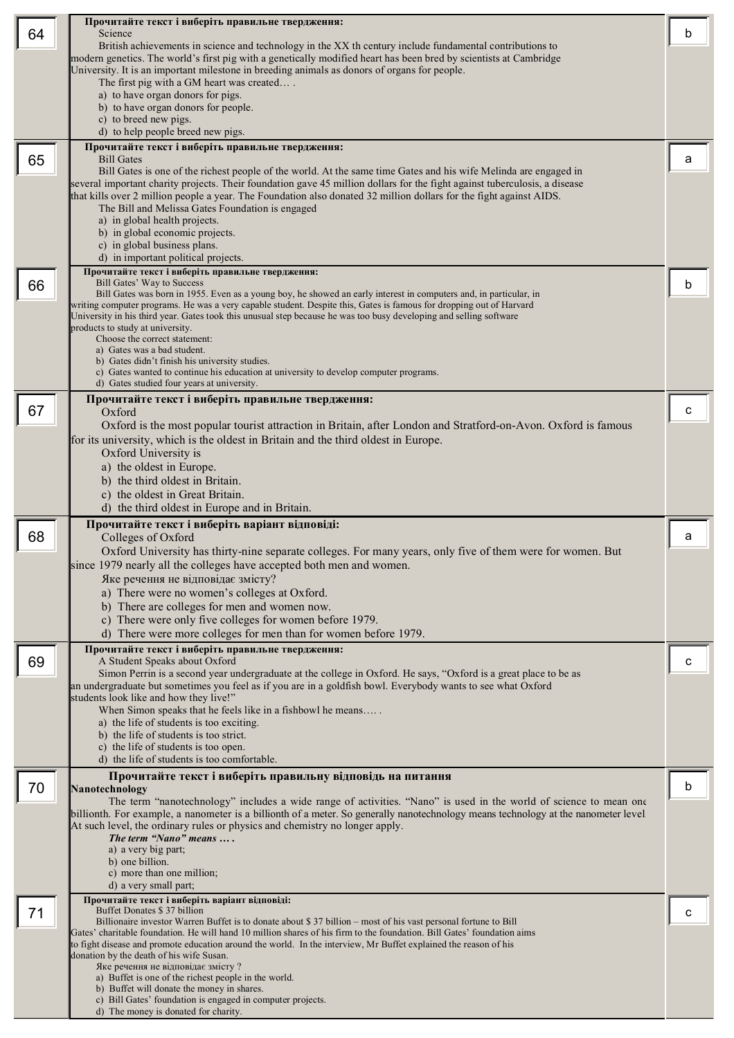| № | Завдання | Відповідь |
|---|---|---|
| 64 | **Прочитайте текст і виберіть правильне твердження:**<br>Science<br>British achievements in science and technology in the XX th century include fundamental contributions to modern genetics. The world's first pig with a genetically modified heart has been bred by scientists at Cambridge University. It is an important milestone in breeding animals as donors of organs for people.<br>The first pig with a GM heart was created… .<br>a) to have organ donors for pigs.<br>b) to have organ donors for people.<br>c) to breed new pigs.<br>d) to help people breed new pigs. | b |
| 65 | **Прочитайте текст і виберіть правильне твердження:**<br>Bill Gates<br>Bill Gates is one of the richest people of the world. At the same time Gates and his wife Melinda are engaged in several important charity projects. Their foundation gave 45 million dollars for the fight against tuberculosis, a disease that kills over 2 million people a year. The Foundation also donated 32 million dollars for the fight against AIDS.<br>The Bill and Melissa Gates Foundation is engaged<br>a) in global health projects.<br>b) in global economic projects.<br>c) in global business plans.<br>d) in important political projects. | a |
| 66 | **Прочитайте текст і виберіть правильне твердження:**<br>Bill Gates' Way to Success<br>Bill Gates was born in 1955. Even as a young boy, he showed an early interest in computers and, in particular, in writing computer programs. He was a very capable student. Despite this, Gates is famous for dropping out of Harvard University in his third year. Gates took this unusual step because he was too busy developing and selling software products to study at university.<br>Choose the correct statement:<br>a) Gates was a bad student.<br>b) Gates didn't finish his university studies.<br>c) Gates wanted to continue his education at university to develop computer programs.<br>d) Gates studied four years at university. | b |
| 67 | **Прочитайте текст і виберіть правильне твердження:**<br>Oxford<br>Oxford is the most popular tourist attraction in Britain, after London and Stratford-on-Avon. Oxford is famous for its university, which is the oldest in Britain and the third oldest in Europe.<br>Oxford University is<br>a) the oldest in Europe.<br>b) the third oldest in Britain.<br>c) the oldest in Great Britain.<br>d) the third oldest in Europe and in Britain. | c |
| 68 | **Прочитайте текст і виберіть варіант відповіді:**<br>Colleges of Oxford<br>Oxford University has thirty-nine separate colleges. For many years, only five of them were for women. But since 1979 nearly all the colleges have accepted both men and women.<br>Яке речення не відповідає змісту?<br>a) There were no women's colleges at Oxford.<br>b) There are colleges for men and women now.<br>c) There were only five colleges for women before 1979.<br>d) There were more colleges for men than for women before 1979. | a |
| 69 | **Прочитайте текст і виберіть правильне твердження:**<br>A Student Speaks about Oxford<br>Simon Perrin is a second year undergraduate at the college in Oxford. He says, "Oxford is a great place to be as an undergraduate but sometimes you feel as if you are in a goldfish bowl. Everybody wants to see what Oxford students look like and how they live!"<br>When Simon speaks that he feels like in a fishbowl he means…. .<br>a) the life of students is too exciting.<br>b) the life of students is too strict.<br>c) the life of students is too open.<br>d) the life of students is too comfortable. | c |
| 70 | **Прочитайте текст і виберіть правильну відповідь на питання**<br>**Nanotechnology**<br>The term "nanotechnology" includes a wide range of activities. "Nano" is used in the world of science to mean one billionth. For example, a nanometer is a billionth of a meter. So generally nanotechnology means technology at the nanometer level At such level, the ordinary rules or physics and chemistry no longer apply.<br>***The term "Nano" means … .***<br>a) a very big part;<br>b) one billion.<br>c) more than one million;<br>d) a very small part; | b |
| 71 | **Прочитайте текст і виберіть варіант відповіді:**<br>Buffet Donates $ 37 billion<br>Billionaire investor Warren Buffet is to donate about $ 37 billion – most of his vast personal fortune to Bill Gates' charitable foundation. He will hand 10 million shares of his firm to the foundation. Bill Gates' foundation aims to fight disease and promote education around the world. In the interview, Mr Buffet explained the reason of his donation by the death of his wife Susan.<br>Яке речення не відповідає змісту ?<br>a) Buffet is one of the richest people in the world.<br>b) Buffet will donate the money in shares.<br>c) Bill Gates' foundation is engaged in computer projects.<br>d) The money is donated for charity. | c |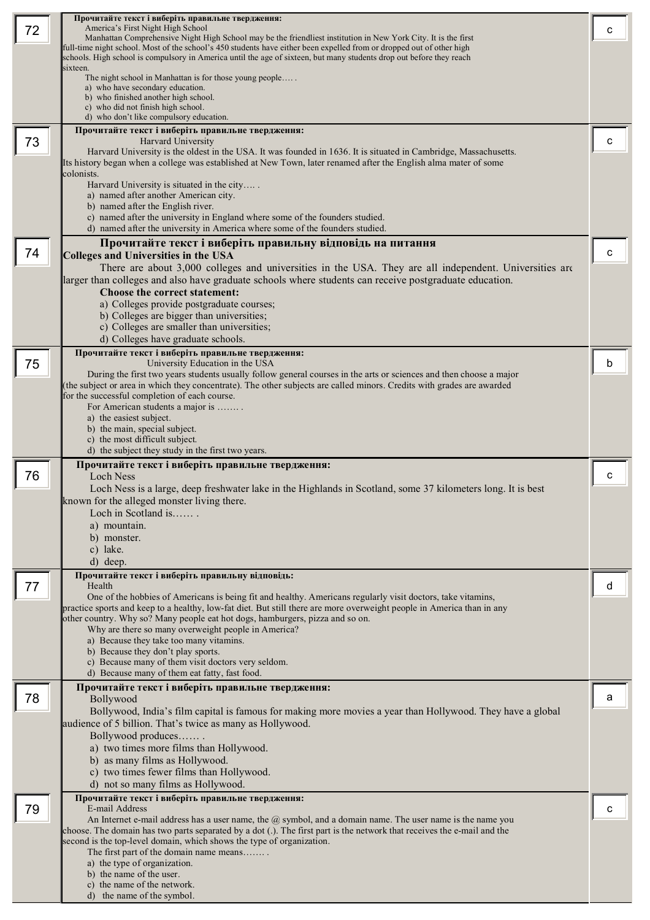| № | Завдання | Відповідь |
|---|---|---|
| 72 | **Прочитайте текст і виберіть правильне твердження:**<br>America's First Night High School<br>Manhattan Comprehensive Night High School may be the friendliest institution in New York City. It is the first full-time night school. Most of the school's 450 students have either been expelled from or dropped out of other high schools. High school is compulsory in America until the age of sixteen, but many students drop out before they reach sixteen.<br>The night school in Manhattan is for those young people…. .<br>a) who have secondary education.<br>b) who finished another high school.<br>c) who did not finish high school.<br>d) who don't like compulsory education. | c |
| 73 | **Прочитайте текст і виберіть правильне твердження:**<br>Harvard University<br>Harvard University is the oldest in the USA. It was founded in 1636. It is situated in Cambridge, Massachusetts. Its history began when a college was established at New Town, later renamed after the English alma mater of some colonists.<br>Harvard University is situated in the city…. .<br>a) named after another American city.<br>b) named after the English river.<br>c) named after the university in England where some of the founders studied.<br>d) named after the university in America where some of the founders studied. | c |
| 74 | **Прочитайте текст і виберіть правильну відповідь на питання**<br>**Colleges and Universities in the USA**<br>There are about 3,000 colleges and universities in the USA. They are all independent. Universities are larger than colleges and also have graduate schools where students can receive postgraduate education.<br>**Choose the correct statement:**<br>a) Colleges provide postgraduate courses;<br>b) Colleges are bigger than universities;<br>c) Colleges are smaller than universities;<br>d) Colleges have graduate schools. | c |
| 75 | **Прочитайте текст і виберіть правильне твердження:**<br>University Education in the USA<br>During the first two years students usually follow general courses in the arts or sciences and then choose a major (the subject or area in which they concentrate). The other subjects are called minors. Credits with grades are awarded for the successful completion of each course.<br>For American students a major is ……. .<br>a) the easiest subject.<br>b) the main, special subject.<br>c) the most difficult subject.<br>d) the subject they study in the first two years. | b |
| 76 | **Прочитайте текст і виберіть правильне твердження:**<br>Loch Ness<br>Loch Ness is a large, deep freshwater lake in the Highlands in Scotland, some 37 kilometers long. It is best known for the alleged monster living there.<br>Loch in Scotland is…… .<br>a) mountain.<br>b) monster.<br>c) lake.<br>d) deep. | c |
| 77 | **Прочитайте текст і виберіть правильну відповідь:**<br>Health<br>One of the hobbies of Americans is being fit and healthy. Americans regularly visit doctors, take vitamins, practice sports and keep to a healthy, low-fat diet. But still there are more overweight people in America than in any other country. Why so? Many people eat hot dogs, hamburgers, pizza and so on.<br>Why are there so many overweight people in America?<br>a) Because they take too many vitamins.<br>b) Because they don't play sports.<br>c) Because many of them visit doctors very seldom.<br>d) Because many of them eat fatty, fast food. | d |
| 78 | **Прочитайте текст і виберіть правильне твердження:**<br>Bollywood<br>Bollywood, India's film capital is famous for making more movies a year than Hollywood. They have a global audience of 5 billion. That's twice as many as Hollywood.<br>Bollywood produces…… .<br>a) two times more films than Hollywood.<br>b) as many films as Hollywood.<br>c) two times fewer films than Hollywood.<br>d) not so many films as Hollywood. | a |
| 79 | **Прочитайте текст і виберіть правильне твердження:**<br>E-mail Address<br>An Internet e-mail address has a user name, the @ symbol, and a domain name. The user name is the name you choose. The domain has two parts separated by a dot (.). The first part is the network that receives the e-mail and the second is the top-level domain, which shows the type of organization.<br>The first part of the domain name means……. .<br>a) the type of organization.<br>b) the name of the user.<br>c) the name of the network.<br>d) the name of the symbol. | c |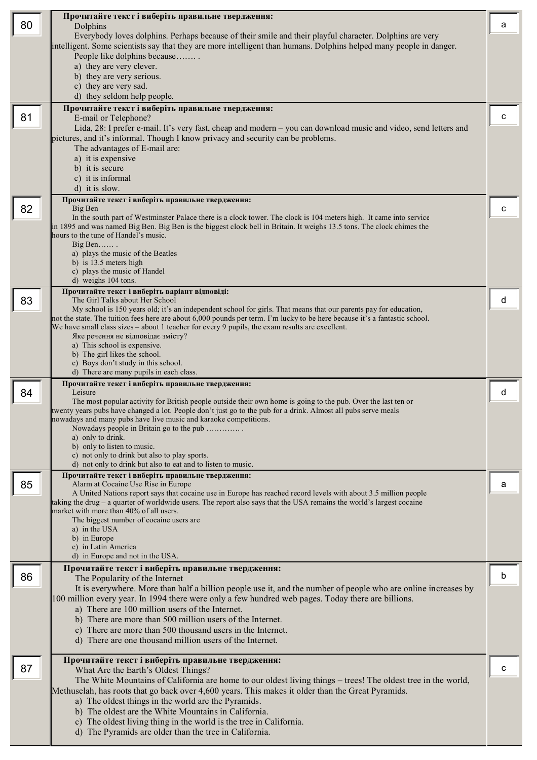| № | Завдання | Відповідь |
|---|---|---|
| 80 | **Прочитайте текст і виберіть правильне твердження:**<br>Dolphins<br>Everybody loves dolphins. Perhaps because of their smile and their playful character. Dolphins are very intelligent. Some scientists say that they are more intelligent than humans. Dolphins helped many people in danger.<br>People like dolphins because……. .<br>a) they are very clever.<br>b) they are very serious.<br>c) they are very sad.<br>d) they seldom help people. | a |
| 81 | **Прочитайте текст і виберіть правильне твердження:**<br>E-mail or Telephone?<br>Lida, 28: I prefer e-mail. It's very fast, cheap and modern – you can download music and video, send letters and pictures, and it's informal. Though I know privacy and security can be problems.<br>The advantages of E-mail are:<br>a) it is expensive<br>b) it is secure<br>c) it is informal<br>d) it is slow. | c |
| 82 | **Прочитайте текст і виберіть правильне твердження:**<br>Big Ben<br>In the south part of Westminster Palace there is a clock tower. The clock is 104 meters high. It came into service in 1895 and was named Big Ben. Big Ben is the biggest clock bell in Britain. It weighs 13.5 tons. The clock chimes the hours to the tune of Handel's music.<br>Big Ben…… .<br>a) plays the music of the Beatles<br>b) is 13.5 meters high<br>c) plays the music of Handel<br>d) weighs 104 tons. | c |
| 83 | **Прочитайте текст і виберіть варіант відповіді:**<br>The Girl Talks about Her School<br>My school is 150 years old; it's an independent school for girls. That means that our parents pay for education, not the state. The tuition fees here are about 6,000 pounds per term. I'm lucky to be here because it's a fantastic school. We have small class sizes – about 1 teacher for every 9 pupils, the exam results are excellent.<br>Яке речення не відповідає змісту?<br>a) This school is expensive.<br>b) The girl likes the school.<br>c) Boys don't study in this school.<br>d) There are many pupils in each class. | d |
| 84 | **Прочитайте текст і виберіть правильне твердження:**<br>Leisure<br>The most popular activity for British people outside their own home is going to the pub. Over the last ten or twenty years pubs have changed a lot. People don't just go to the pub for a drink. Almost all pubs serve meals nowadays and many pubs have live music and karaoke competitions.<br>Nowadays people in Britain go to the pub …………. .<br>a) only to drink.<br>b) only to listen to music.<br>c) not only to drink but also to play sports.<br>d) not only to drink but also to eat and to listen to music. | d |
| 85 | **Прочитайте текст і виберіть правильне твердження:**<br>Alarm at Cocaine Use Rise in Europe<br>A United Nations report says that cocaine use in Europe has reached record levels with about 3.5 million people taking the drug – a quarter of worldwide users. The report also says that the USA remains the world's largest cocaine market with more than 40% of all users.<br>The biggest number of cocaine users are<br>a) in the USA<br>b) in Europe<br>c) in Latin America<br>d) in Europe and not in the USA. | a |
| 86 | **Прочитайте текст і виберіть правильне твердження:**<br>The Popularity of the Internet<br>It is everywhere. More than half a billion people use it, and the number of people who are online increases by 100 million every year. In 1994 there were only a few hundred web pages. Today there are billions.<br>a) There are 100 million users of the Internet.<br>b) There are more than 500 million users of the Internet.<br>c) There are more than 500 thousand users in the Internet.<br>d) There are one thousand million users of the Internet. | b |
| 87 | **Прочитайте текст і виберіть правильне твердження:**<br>What Are the Earth's Oldest Things?<br>The White Mountains of California are home to our oldest living things – trees! The oldest tree in the world, Methuselah, has roots that go back over 4,600 years. This makes it older than the Great Pyramids.<br>a) The oldest things in the world are the Pyramids.<br>b) The oldest are the White Mountains in California.<br>c) The oldest living thing in the world is the tree in California.<br>d) The Pyramids are older than the tree in California. | c |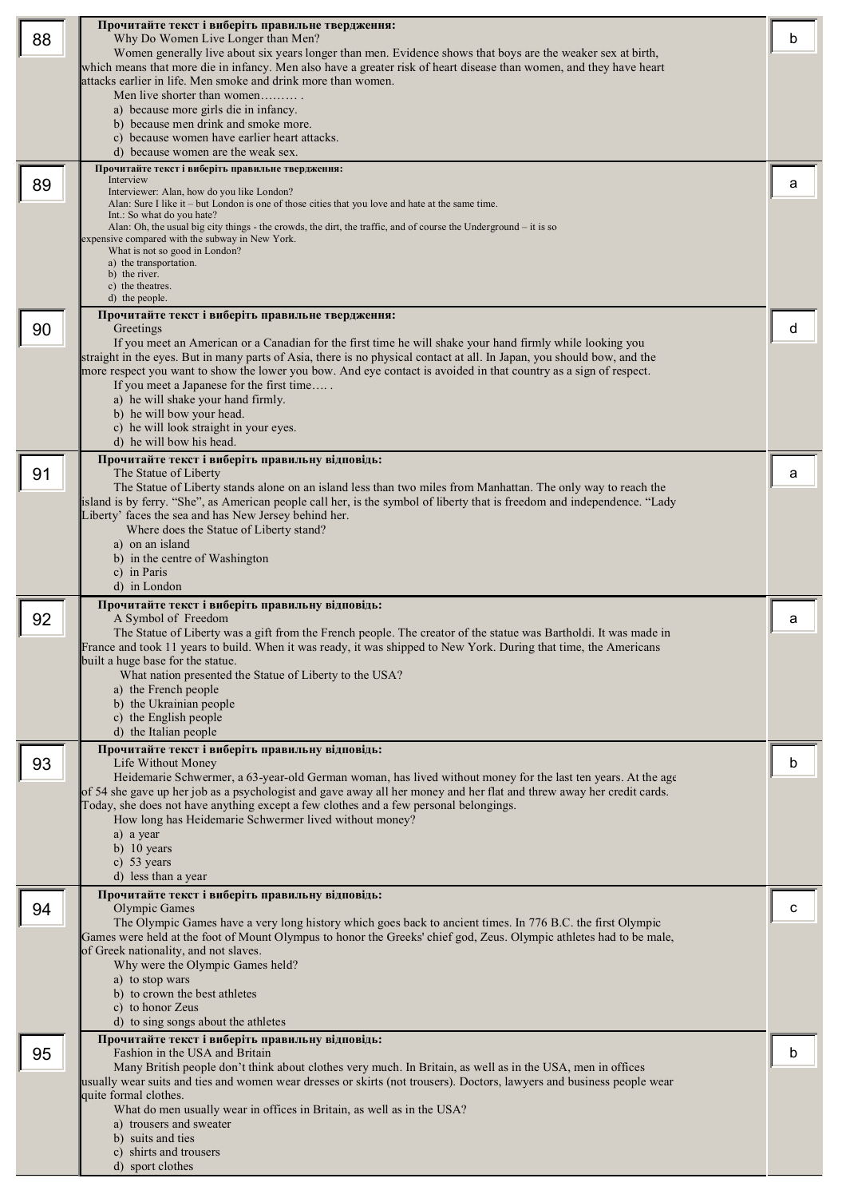| № | Завдання | Відповідь |
|---|---|---|
| 88 | **Прочитайте текст і виберіть правильне твердження:**<br>Why Do Women Live Longer than Men?<br>Women generally live about six years longer than men. Evidence shows that boys are the weaker sex at birth, which means that more die in infancy. Men also have a greater risk of heart disease than women, and they have heart attacks earlier in life. Men smoke and drink more than women.<br>Men live shorter than women……… .<br>a) because more girls die in infancy.<br>b) because men drink and smoke more.<br>c) because women have earlier heart attacks.<br>d) because women are the weak sex. | b |
| 89 | **Прочитайте текст і виберіть правильне твердження:**<br>Interview<br>Interviewer: Alan, how do you like London?<br>Alan: Sure I like it – but London is one of those cities that you love and hate at the same time.<br>Int.: So what do you hate?<br>Alan: Oh, the usual big city things - the crowds, the dirt, the traffic, and of course the Underground – it is so expensive compared with the subway in New York.<br>What is not so good in London?<br>a) the transportation.<br>b) the river.<br>c) the theatres.<br>d) the people. | a |
| 90 | **Прочитайте текст і виберіть правильне твердження:**<br>Greetings<br>If you meet an American or a Canadian for the first time he will shake your hand firmly while looking you straight in the eyes. But in many parts of Asia, there is no physical contact at all. In Japan, you should bow, and the more respect you want to show the lower you bow. And eye contact is avoided in that country as a sign of respect.<br>If you meet a Japanese for the first time…. .<br>a) he will shake your hand firmly.<br>b) he will bow your head.<br>c) he will look straight in your eyes.<br>d) he will bow his head. | d |
| 91 | **Прочитайте текст і виберіть правильну відповідь:**<br>The Statue of Liberty<br>The Statue of Liberty stands alone on an island less than two miles from Manhattan. The only way to reach the island is by ferry. "She", as American people call her, is the symbol of liberty that is freedom and independence. "Lady Liberty' faces the sea and has New Jersey behind her.<br>Where does the Statue of Liberty stand?<br>a) on an island<br>b) in the centre of Washington<br>c) in Paris<br>d) in London | a |
| 92 | **Прочитайте текст і виберіть правильну відповідь:**<br>A Symbol of Freedom<br>The Statue of Liberty was a gift from the French people. The creator of the statue was Bartholdi. It was made in France and took 11 years to build. When it was ready, it was shipped to New York. During that time, the Americans built a huge base for the statue.<br>What nation presented the Statue of Liberty to the USA?<br>a) the French people<br>b) the Ukrainian people<br>c) the English people<br>d) the Italian people | a |
| 93 | **Прочитайте текст і виберіть правильну відповідь:**<br>Life Without Money<br>Heidemarie Schwermer, a 63-year-old German woman, has lived without money for the last ten years. At the age of 54 she gave up her job as a psychologist and gave away all her money and her flat and threw away her credit cards. Today, she does not have anything except a few clothes and a few personal belongings.<br>How long has Heidemarie Schwermer lived without money?<br>a) a year<br>b) 10 years<br>c) 53 years<br>d) less than a year | b |
| 94 | **Прочитайте текст і виберіть правильну відповідь:**<br>Olympic Games<br>The Olympic Games have a very long history which goes back to ancient times. In 776 B.C. the first Olympic Games were held at the foot of Mount Olympus to honor the Greeks' chief god, Zeus. Olympic athletes had to be male, of Greek nationality, and not slaves.<br>Why were the Olympic Games held?<br>a) to stop wars<br>b) to crown the best athletes<br>c) to honor Zeus<br>d) to sing songs about the athletes | c |
| 95 | **Прочитайте текст і виберіть правильну відповідь:**<br>Fashion in the USA and Britain<br>Many British people don't think about clothes very much. In Britain, as well as in the USA, men in offices usually wear suits and ties and women wear dresses or skirts (not trousers). Doctors, lawyers and business people wear quite formal clothes.<br>What do men usually wear in offices in Britain, as well as in the USA?<br>a) trousers and sweater<br>b) suits and ties<br>c) shirts and trousers<br>d) sport clothes | b |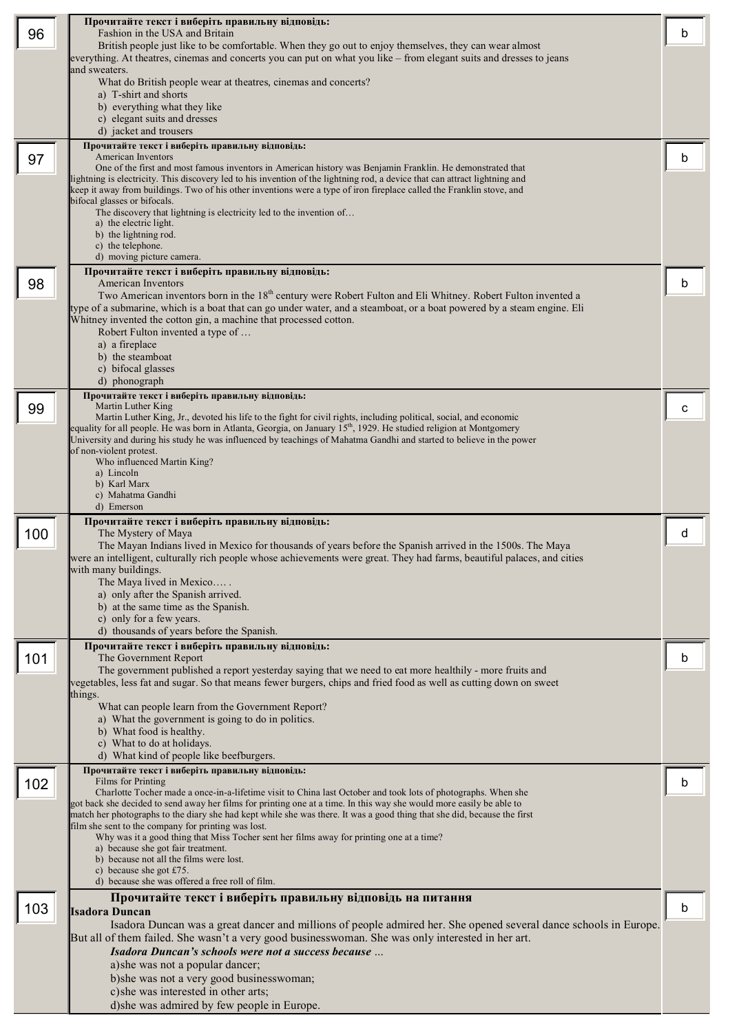| | | |
|---|---|---|
| 96 | **Прочитайте текст і виберіть правильну відповідь:**<br>Fashion in the USA and Britain<br>British people just like to be comfortable. When they go out to enjoy themselves, they can wear almost everything. At theatres, cinemas and concerts you can put on what you like – from elegant suits and dresses to jeans and sweaters.<br>What do British people wear at theatres, cinemas and concerts?<br>a) T-shirt and shorts<br>b) everything what they like<br>c) elegant suits and dresses<br>d) jacket and trousers | b |
| 97 | **Прочитайте текст і виберіть правильну відповідь:**<br>American Inventors<br>One of the first and most famous inventors in American history was Benjamin Franklin. He demonstrated that lightning is electricity. This discovery led to his invention of the lightning rod, a device that can attract lightning and keep it away from buildings. Two of his other inventions were a type of iron fireplace called the Franklin stove, and bifocal glasses or bifocals.<br>The discovery that lightning is electricity led to the invention of…<br>a) the electric light.<br>b) the lightning rod.<br>c) the telephone.<br>d) moving picture camera. | b |
| 98 | **Прочитайте текст і виберіть правильну відповідь:**<br>American Inventors<br>Two American inventors born in the 18th century were Robert Fulton and Eli Whitney. Robert Fulton invented a type of a submarine, which is a boat that can go under water, and a steamboat, or a boat powered by a steam engine. Eli Whitney invented the cotton gin, a machine that processed cotton.<br>Robert Fulton invented a type of …<br>a) a fireplace<br>b) the steamboat<br>c) bifocal glasses<br>d) phonograph | b |
| 99 | **Прочитайте текст і виберіть правильну відповідь:**<br>Martin Luther King<br>Martin Luther King, Jr., devoted his life to the fight for civil rights, including political, social, and economic equality for all people. He was born in Atlanta, Georgia, on January 15th, 1929. He studied religion at Montgomery University and during his study he was influenced by teachings of Mahatma Gandhi and started to believe in the power of non-violent protest.<br>Who influenced Martin King?<br>a) Lincoln<br>b) Karl Marx<br>c) Mahatma Gandhi<br>d) Emerson | c |
| 100 | **Прочитайте текст і виберіть правильну відповідь:**<br>The Mystery of Maya<br>The Mayan Indians lived in Mexico for thousands of years before the Spanish arrived in the 1500s. The Maya were an intelligent, culturally rich people whose achievements were great. They had farms, beautiful palaces, and cities with many buildings.<br>The Maya lived in Mexico…. .<br>a) only after the Spanish arrived.<br>b) at the same time as the Spanish.<br>c) only for a few years.<br>d) thousands of years before the Spanish. | d |
| 101 | **Прочитайте текст і виберіть правильну відповідь:**<br>The Government Report<br>The government published a report yesterday saying that we need to eat more healthily - more fruits and vegetables, less fat and sugar. So that means fewer burgers, chips and fried food as well as cutting down on sweet things.<br>What can people learn from the Government Report?<br>a) What the government is going to do in politics.<br>b) What food is healthy.<br>c) What to do at holidays.<br>d) What kind of people like beefburgers. | b |
| 102 | **Прочитайте текст і виберіть правильну відповідь:**<br>Films for Printing<br>Charlotte Tocher made a once-in-a-lifetime visit to China last October and took lots of photographs. When she got back she decided to send away her films for printing one at a time. In this way she would more easily be able to match her photographs to the diary she had kept while she was there. It was a good thing that she did, because the first film she sent to the company for printing was lost.<br>Why was it a good thing that Miss Tocher sent her films away for printing one at a time?<br>a) because she got fair treatment.<br>b) because not all the films were lost.<br>c) because she got £75.<br>d) because she was offered a free roll of film. | b |
| 103 | **Прочитайте текст і виберіть правильну відповідь на питання**<br>**Isadora Duncan**<br>Isadora Duncan was a great dancer and millions of people admired her. She opened several dance schools in Europe. But all of them failed. She wasn't a very good businesswoman. She was only interested in her art.<br>***Isadora Duncan's schools were not a success because …***<br>a)she was not a popular dancer;<br>b)she was not a very good businesswoman;<br>c)she was interested in other arts;<br>d)she was admired by few people in Europe. | b |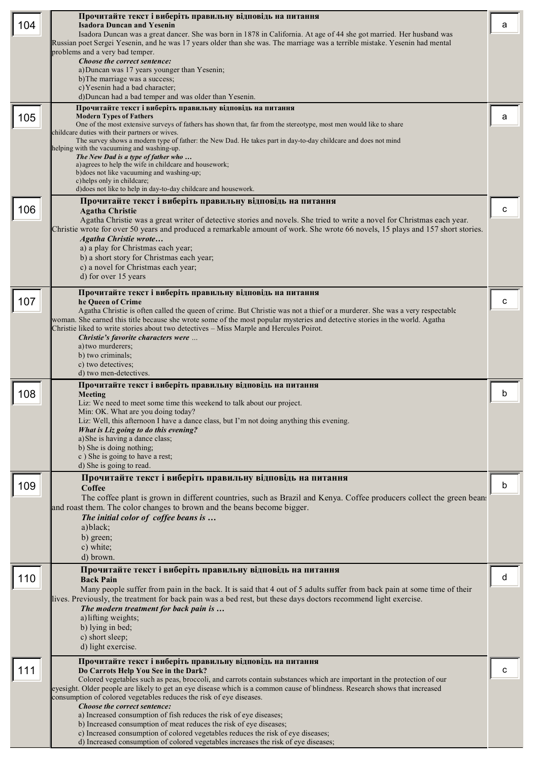| № | Завдання | Відповідь |
|---|---|---|
| 104 | **Прочитайте текст і виберіть правильну відповідь на питання**<br>**Isadora Duncan and Yesenin**<br>Isadora Duncan was a great dancer. She was born in 1878 in California. At age of 44 she got married. Her husband was Russian poet Sergei Yesenin, and he was 17 years older than she was. The marriage was a terrible mistake. Yesenin had mental problems and a very bad temper.<br>***Choose the correct sentence:***<br>a) Duncan was 17 years younger than Yesenin;<br>b) The marriage was a success;<br>c) Yesenin had a bad character;<br>d) Duncan had a bad temper and was older than Yesenin. | a |
| 105 | **Прочитайте текст і виберіть правильну відповідь на питання**<br>**Modern Types of Fathers**<br>One of the most extensive surveys of fathers has shown that, far from the stereotype, most men would like to share childcare duties with their partners or wives.<br>The survey shows a modern type of father: the New Dad. He takes part in day-to-day childcare and does not mind helping with the vacuuming and washing-up.<br>***The New Dad is a type of father who …***<br>a) agrees to help the wife in childcare and housework;<br>b) does not like vacuuming and washing-up;<br>c) helps only in childcare;<br>d) does not like to help in day-to-day childcare and housework. | a |
| 106 | **Прочитайте текст і виберіть правильну відповідь на питання**<br>**Agatha Christie**<br>Agatha Christie was a great writer of detective stories and novels. She tried to write a novel for Christmas each year. Christie wrote for over 50 years and produced a remarkable amount of work. She wrote 66 novels, 15 plays and 157 short stories.<br>***Agatha Christie wrote…***<br>a) a play for Christmas each year;<br>b) a short story for Christmas each year;<br>c) a novel for Christmas each year;<br>d) for over 15 years | c |
| 107 | **Прочитайте текст і виберіть правильну відповідь на питання**<br>**he Queen of Crime**<br>Agatha Christie is often called the queen of crime. But Christie was not a thief or a murderer. She was a very respectable woman. She earned this title because she wrote some of the most popular mysteries and detective stories in the world. Agatha Christie liked to write stories about two detectives – Miss Marple and Hercules Poirot.<br>***Christie's favorite characters were …***<br>a) two murderers;<br>b) two criminals;<br>c) two detectives;<br>d) two men-detectives. | c |
| 108 | **Прочитайте текст і виберіть правильну відповідь на питання**<br>**Meeting**<br>Liz: We need to meet some time this weekend to talk about our project.<br>Min: OK. What are you doing today?<br>Liz: Well, this afternoon I have a dance class, but I'm not doing anything this evening.<br>***What is Liz going to do this evening?***<br>a) She is having a dance class;<br>b) She is doing nothing;<br>c ) She is going to have a rest;<br>d) She is going to read. | b |
| 109 | **Прочитайте текст і виберіть правильну відповідь на питання**<br>**Coffee**<br>The coffee plant is grown in different countries, such as Brazil and Kenya. Coffee producers collect the green beans and roast them. The color changes to brown and the beans become bigger.<br>***The initial color of coffee beans is …***<br>a) black;<br>b) green;<br>c) white;<br>d) brown. | b |
| 110 | **Прочитайте текст і виберіть правильну відповідь на питання**<br>**Back Pain**<br>Many people suffer from pain in the back. It is said that 4 out of 5 adults suffer from back pain at some time of their lives. Previously, the treatment for back pain was a bed rest, but these days doctors recommend light exercise.<br>***The modern treatment for back pain is …***<br>a) lifting weights;<br>b) lying in bed;<br>c) short sleep;<br>d) light exercise. | d |
| 111 | **Прочитайте текст і виберіть правильну відповідь на питання**<br>**Do Carrots Help You See in the Dark?**<br>Colored vegetables such as peas, broccoli, and carrots contain substances which are important in the protection of our eyesight. Older people are likely to get an eye disease which is a common cause of blindness. Research shows that increased consumption of colored vegetables reduces the risk of eye diseases.<br>***Choose the correct sentence:***<br>a) Increased consumption of fish reduces the risk of eye diseases;<br>b) Increased consumption of meat reduces the risk of eye diseases;<br>c) Increased consumption of colored vegetables reduces the risk of eye diseases;<br>d) Increased consumption of colored vegetables increases the risk of eye diseases; | c |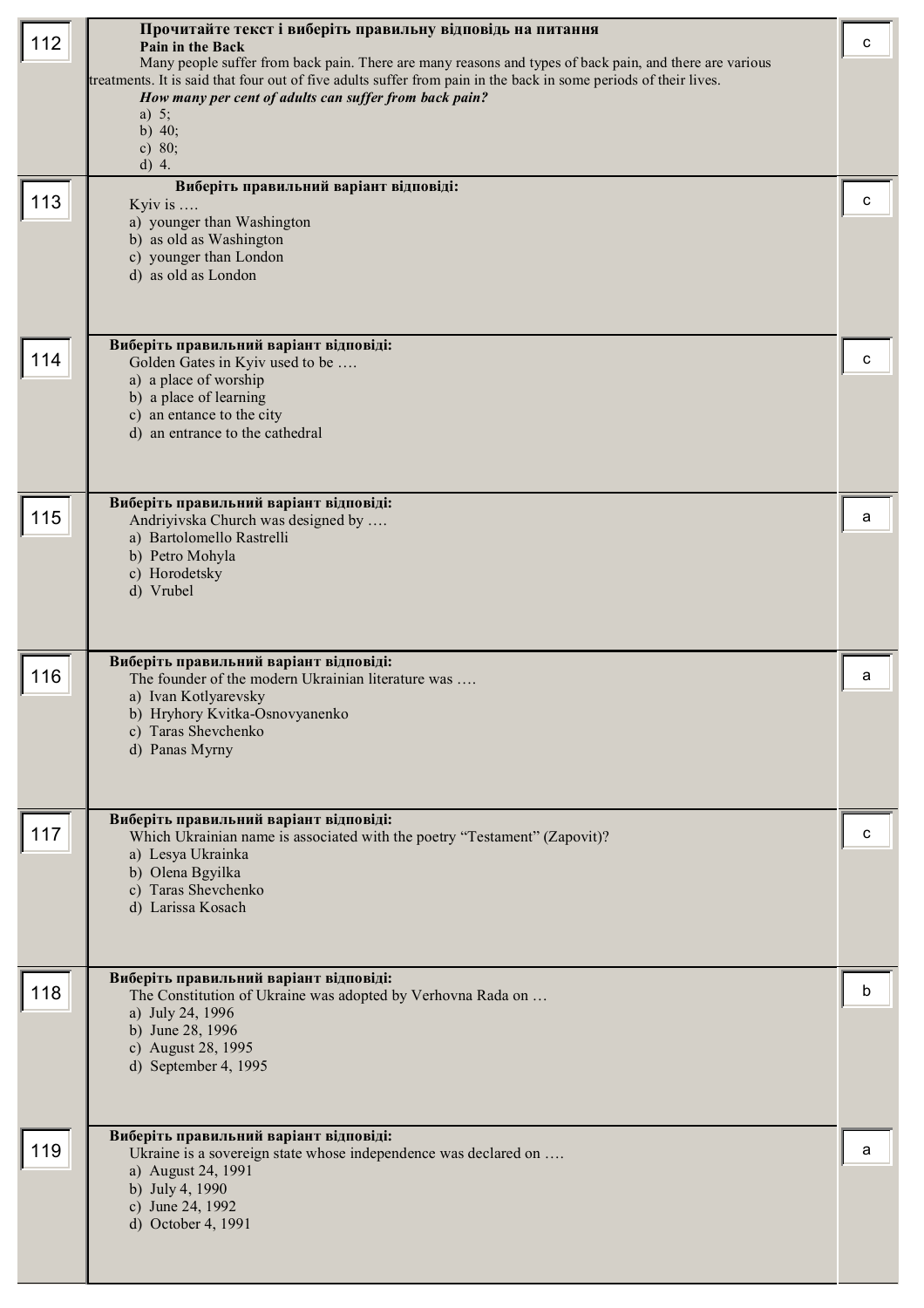| № | Завдання | Відповідь |
|---|---|---|
| 112 | **Прочитайте текст і виберіть правильну відповідь на питання**<br>**Pain in the Back**<br>Many people suffer from back pain. There are many reasons and types of back pain, and there are various treatments. It is said that four out of five adults suffer from pain in the back in some periods of their lives.<br>***How many per cent of adults can suffer from back pain?***<br>a) 5;<br>b) 40;<br>c) 80;<br>d) 4. | c |
| 113 | **Виберіть правильний варіант відповіді:**<br>Kyiv is ….<br>a) younger than Washington<br>b) as old as Washington<br>c) younger than London<br>d) as old as London | c |
| 114 | **Виберіть правильний варіант відповіді:**<br>Golden Gates in Kyiv used to be ….<br>a) a place of worship<br>b) a place of learning<br>c) an entance to the city<br>d) an entrance to the cathedral | c |
| 115 | **Виберіть правильний варіант відповіді:**<br>Andriyivska Church was designed by ….<br>a) Bartolomello Rastrelli<br>b) Petro Mohyla<br>c) Horodetsky<br>d) Vrubel | a |
| 116 | **Виберіть правильний варіант відповіді:**<br>The founder of the modern Ukrainian literature was ….<br>a) Ivan Kotlyarevsky<br>b) Hryhory Kvitka-Osnovyanenko<br>c) Taras Shevchenko<br>d) Panas Myrny | a |
| 117 | **Виберіть правильний варіант відповіді:**<br>Which Ukrainian name is associated with the poetry "Testament" (Zapovit)?<br>a) Lesya Ukrainka<br>b) Olena Bgyilka<br>c) Taras Shevchenko<br>d) Larissa Kosach | c |
| 118 | **Виберіть правильний варіант відповіді:**<br>The Constitution of Ukraine was adopted by Verhovna Rada on …<br>a) July 24, 1996<br>b) June 28, 1996<br>c) August 28, 1995<br>d) September 4, 1995 | b |
| 119 | **Виберіть правильний варіант відповіді:**<br>Ukraine is a sovereign state whose independence was declared on ….<br>a) August 24, 1991<br>b) July 4, 1990<br>c) June 24, 1992<br>d) October 4, 1991 | a |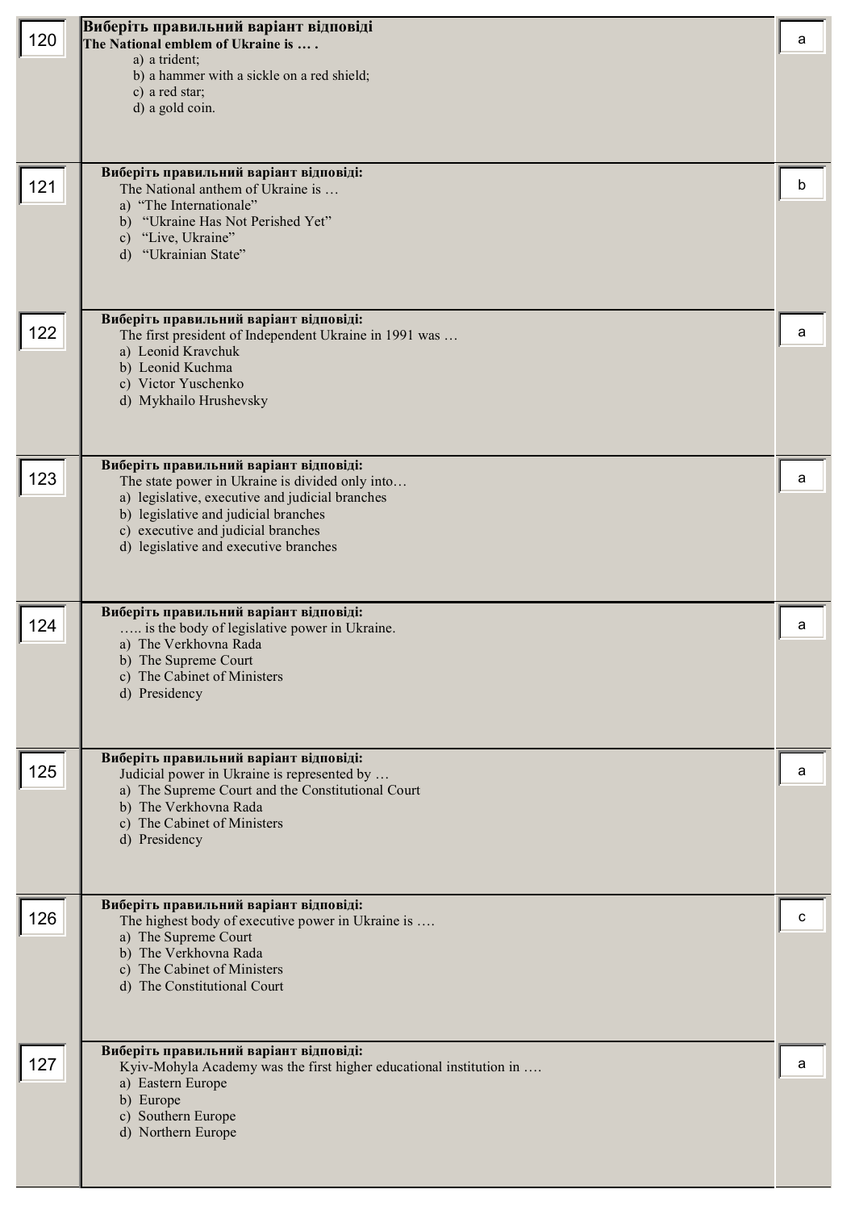| № | Question | Answer |
|---|---|---|
| 120 | **Виберіть правильний варіант відповіді**<br>**The National emblem of Ukraine is … .**<br>a) a trident;<br>b) a hammer with a sickle on a red shield;<br>c) a red star;<br>d) a gold coin. | a |
| 121 | **Виберіть правильний варіант відповіді:**<br>The National anthem of Ukraine is …<br>a) "The Internationale"<br>b) "Ukraine Has Not Perished Yet"<br>c) "Live, Ukraine"<br>d) "Ukrainian State" | b |
| 122 | **Виберіть правильний варіант відповіді:**<br>The first president of Independent Ukraine in 1991 was …<br>a) Leonid Kravchuk<br>b) Leonid Kuchma<br>c) Victor Yuschenko<br>d) Mykhailo Hrushevsky | a |
| 123 | **Виберіть правильний варіант відповіді:**<br>The state power in Ukraine is divided only into…<br>a) legislative, executive and judicial branches<br>b) legislative and judicial branches<br>c) executive and judicial branches<br>d) legislative and executive branches | a |
| 124 | **Виберіть правильний варіант відповіді:**<br>….. is the body of legislative power in Ukraine.<br>a) The Verkhovna Rada<br>b) The Supreme Court<br>c) The Cabinet of Ministers<br>d) Presidency | a |
| 125 | **Виберіть правильний варіант відповіді:**<br>Judicial power in Ukraine is represented by …<br>a) The Supreme Court and the Constitutional Court<br>b) The Verkhovna Rada<br>c) The Cabinet of Ministers<br>d) Presidency | a |
| 126 | **Виберіть правильний варіант відповіді:**<br>The highest body of executive power in Ukraine is ….<br>a) The Supreme Court<br>b) The Verkhovna Rada<br>c) The Cabinet of Ministers<br>d) The Constitutional Court | c |
| 127 | **Виберіть правильний варіант відповіді:**<br>Kyiv-Mohyla Academy was the first higher educational institution in ….<br>a) Eastern Europe<br>b) Europe<br>c) Southern Europe<br>d) Northern Europe | a |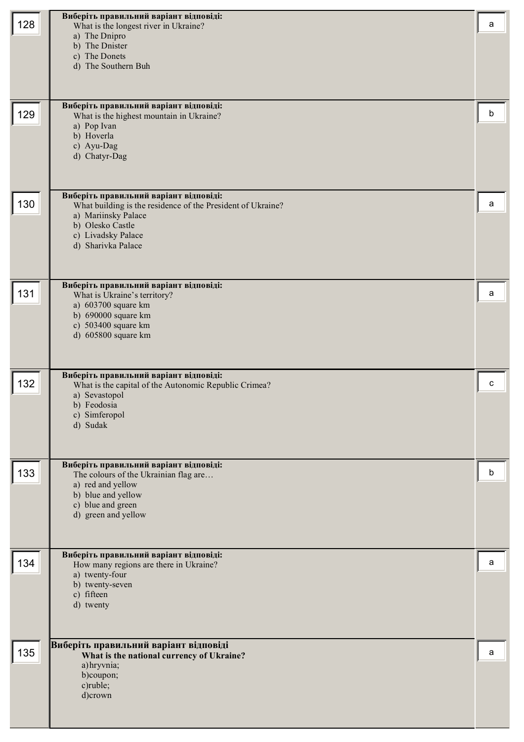| № | Завдання | Відповідь |
|---|---|---|
| 128 | **Виберіть правильний варіант відповіді:**<br>What is the longest river in Ukraine?<br>a) The Dnipro<br>b) The Dnister<br>c) The Donets<br>d) The Southern Buh | a |
| 129 | **Виберіть правильний варіант відповіді:**<br>What is the highest mountain in Ukraine?<br>a) Pop Ivan<br>b) Hoverla<br>c) Ayu-Dag<br>d) Chatyr-Dag | b |
| 130 | **Виберіть правильний варіант відповіді:**<br>What building is the residence of the President of Ukraine?<br>a) Mariinsky Palace<br>b) Olesko Castle<br>c) Livadsky Palace<br>d) Sharivka Palace | a |
| 131 | **Виберіть правильний варіант відповіді:**<br>What is Ukraine's territory?<br>a) 603700 square km<br>b) 690000 square km<br>c) 503400 square km<br>d) 605800 square km | a |
| 132 | **Виберіть правильний варіант відповіді:**<br>What is the capital of the Autonomic Republic Crimea?<br>a) Sevastopol<br>b) Feodosia<br>c) Simferopol<br>d) Sudak | c |
| 133 | **Виберіть правильний варіант відповіді:**<br>The colours of the Ukrainian flag are…<br>a) red and yellow<br>b) blue and yellow<br>c) blue and green<br>d) green and yellow | b |
| 134 | **Виберіть правильний варіант відповіді:**<br>How many regions are there in Ukraine?<br>a) twenty-four<br>b) twenty-seven<br>c) fifteen<br>d) twenty | a |
| 135 | **Виберіть правильний варіант відповіді**<br>**What is the national currency of Ukraine?**<br>a)hryvnia;<br>b)coupon;<br>c)ruble;<br>d)crown | a |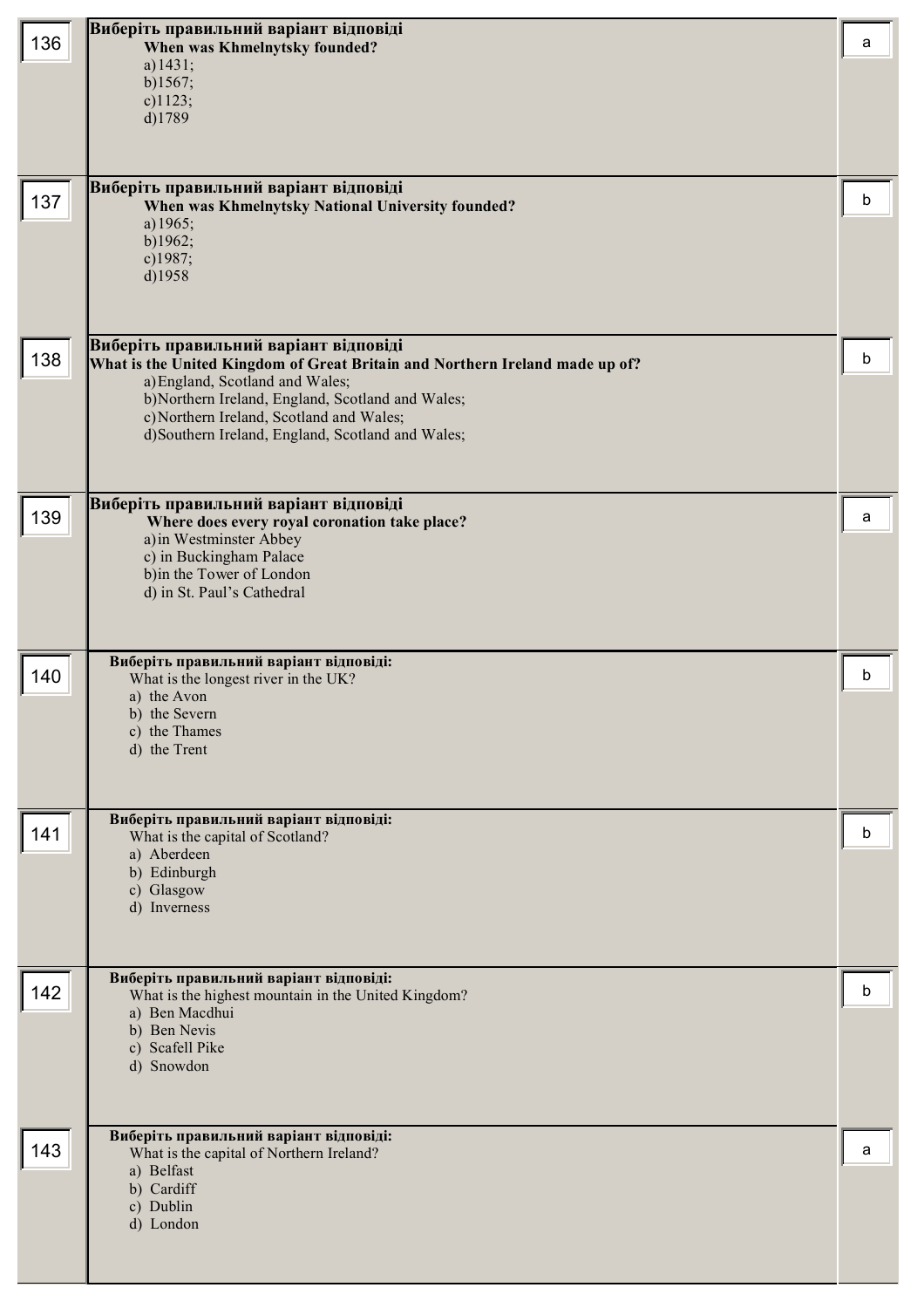| № | Питання | Відповідь |
|---|---|---|
| 136 | **Виберіть правильний варіант відповіді**<br>**When was Khmelnytsky founded?**<br>a)1431;<br>b)1567;<br>c)1123;<br>d)1789 | a |
| 137 | **Виберіть правильний варіант відповіді**<br>**When was Khmelnytsky National University founded?**<br>a)1965;<br>b)1962;<br>c)1987;<br>d)1958 | b |
| 138 | **Виберіть правильний варіант відповіді**<br>**What is the United Kingdom of Great Britain and Northern Ireland made up of?**<br>a)England, Scotland and Wales;<br>b)Northern Ireland, England, Scotland and Wales;<br>c)Northern Ireland, Scotland and Wales;<br>d)Southern Ireland, England, Scotland and Wales; | b |
| 139 | **Виберіть правильний варіант відповіді**<br>**Where does every royal coronation take place?**<br>a)in Westminster Abbey<br>c) in Buckingham Palace<br>b)in the Tower of London<br>d) in St. Paul's Cathedral | a |
| 140 | **Виберіть правильний варіант відповіді:**<br>What is the longest river in the UK?<br>a) the Avon<br>b) the Severn<br>c) the Thames<br>d) the Trent | b |
| 141 | **Виберіть правильний варіант відповіді:**<br>What is the capital of Scotland?<br>a) Aberdeen<br>b) Edinburgh<br>c) Glasgow<br>d) Inverness | b |
| 142 | **Виберіть правильний варіант відповіді:**<br>What is the highest mountain in the United Kingdom?<br>a) Ben Macdhui<br>b) Ben Nevis<br>c) Scafell Pike<br>d) Snowdon | b |
| 143 | **Виберіть правильний варіант відповіді:**<br>What is the capital of Northern Ireland?<br>a) Belfast<br>b) Cardiff<br>c) Dublin<br>d) London | a |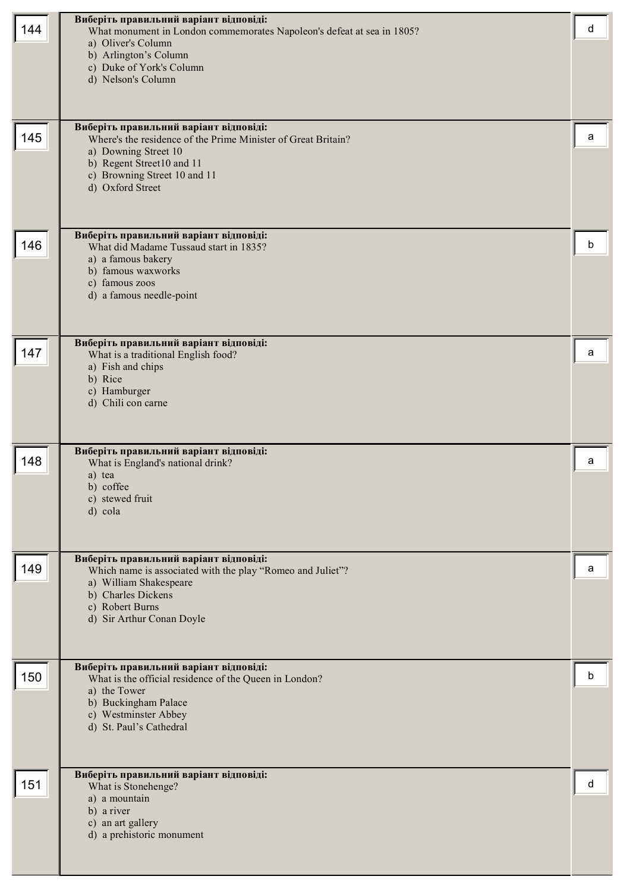| | | |
|---|---|---|
| 144 | **Виберіть правильний варіант відповіді:**<br>What monument in London commemorates Napoleon's defeat at sea in 1805?<br>a) Oliver's Column<br>b) Arlington's Column<br>c) Duke of York's Column<br>d) Nelson's Column | d |
| 145 | **Виберіть правильний варіант відповіді:**<br>Where's the residence of the Prime Minister of Great Britain?<br>a) Downing Street 10<br>b) Regent Street10 and 11<br>c) Browning Street 10 and 11<br>d) Oxford Street | a |
| 146 | **Виберіть правильний варіант відповіді:**<br>What did Madame Tussaud start in 1835?<br>a) a famous bakery<br>b) famous waxworks<br>c) famous zoos<br>d) a famous needle-point | b |
| 147 | **Виберіть правильний варіант відповіді:**<br>What is a traditional English food?<br>a) Fish and chips<br>b) Rice<br>c) Hamburger<br>d) Chili con carne | a |
| 148 | **Виберіть правильний варіант відповіді:**<br>What is England's national drink?<br>a) tea<br>b) coffee<br>c) stewed fruit<br>d) cola | a |
| 149 | **Виберіть правильний варіант відповіді:**<br>Which name is associated with the play "Romeo and Juliet"?<br>a) William Shakespeare<br>b) Charles Dickens<br>c) Robert Burns<br>d) Sir Arthur Conan Doyle | a |
| 150 | **Виберіть правильний варіант відповіді:**<br>What is the official residence of the Queen in London?<br>a) the Tower<br>b) Buckingham Palace<br>c) Westminster Abbey<br>d) St. Paul's Cathedral | b |
| 151 | **Виберіть правильний варіант відповіді:**<br>What is Stonehenge?<br>a) a mountain<br>b) a river<br>c) an art gallery<br>d) a prehistoric monument | d |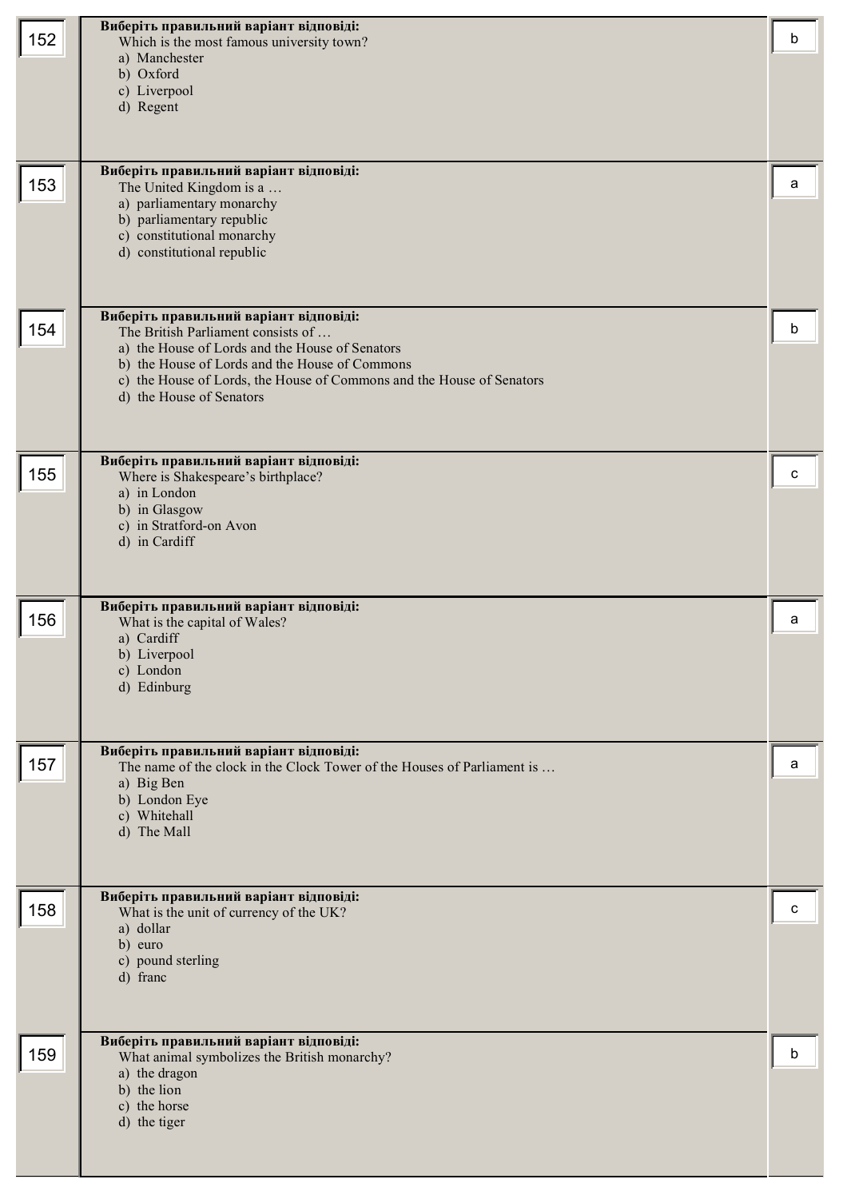| № | Question | Answer |
|---|---|---|
| 152 | **Виберіть правильний варіант відповіді:**<br>Which is the most famous university town?<br>a) Manchester<br>b) Oxford<br>c) Liverpool<br>d) Regent | b |
| 153 | **Виберіть правильний варіант відповіді:**<br>The United Kingdom is a …<br>a) parliamentary monarchy<br>b) parliamentary republic<br>c) constitutional monarchy<br>d) constitutional republic | a |
| 154 | **Виберіть правильний варіант відповіді:**<br>The British Parliament consists of …<br>a) the House of Lords and the House of Senators<br>b) the House of Lords and the House of Commons<br>c) the House of Lords, the House of Commons and the House of Senators<br>d) the House of Senators | b |
| 155 | **Виберіть правильний варіант відповіді:**<br>Where is Shakespeare's birthplace?<br>a) in London<br>b) in Glasgow<br>c) in Stratford-on Avon<br>d) in Cardiff | c |
| 156 | **Виберіть правильний варіант відповіді:**<br>What is the capital of Wales?<br>a) Cardiff<br>b) Liverpool<br>c) London<br>d) Edinburg | a |
| 157 | **Виберіть правильний варіант відповіді:**<br>The name of the clock in the Clock Tower of the Houses of Parliament is …<br>a) Big Ben<br>b) London Eye<br>c) Whitehall<br>d) The Mall | a |
| 158 | **Виберіть правильний варіант відповіді:**<br>What is the unit of currency of the UK?<br>a) dollar<br>b) euro<br>c) pound sterling<br>d) franc | c |
| 159 | **Виберіть правильний варіант відповіді:**<br>What animal symbolizes the British monarchy?<br>a) the dragon<br>b) the lion<br>c) the horse<br>d) the tiger | b |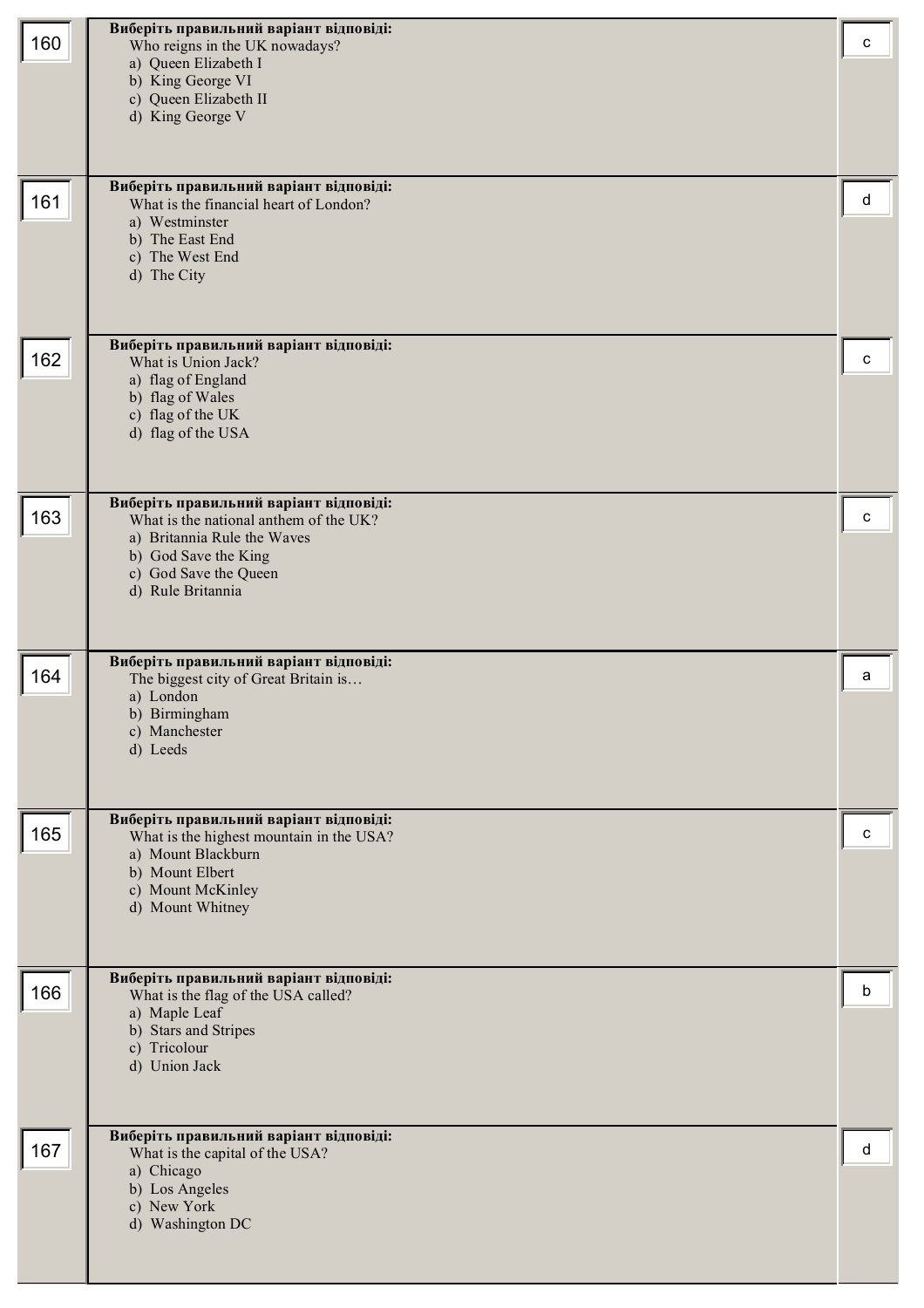| № | Завдання | Відповідь |
|---|---|---|
| 160 | **Виберіть правильний варіант відповіді:**<br>Who reigns in the UK nowadays?<br>a) Queen Elizabeth I<br>b) King George VI<br>c) Queen Elizabeth II<br>d) King George V | c |
| 161 | **Виберіть правильний варіант відповіді:**<br>What is the financial heart of London?<br>a) Westminster<br>b) The East End<br>c) The West End<br>d) The City | d |
| 162 | **Виберіть правильний варіант відповіді:**<br>What is Union Jack?<br>a) flag of England<br>b) flag of Wales<br>c) flag of the UK<br>d) flag of the USA | c |
| 163 | **Виберіть правильний варіант відповіді:**<br>What is the national anthem of the UK?<br>a) Britannia Rule the Waves<br>b) God Save the King<br>c) God Save the Queen<br>d) Rule Britannia | c |
| 164 | **Виберіть правильний варіант відповіді:**<br>The biggest city of Great Britain is…<br>a) London<br>b) Birmingham<br>c) Manchester<br>d) Leeds | a |
| 165 | **Виберіть правильний варіант відповіді:**<br>What is the highest mountain in the USA?<br>a) Mount Blackburn<br>b) Mount Elbert<br>c) Mount McKinley<br>d) Mount Whitney | c |
| 166 | **Виберіть правильний варіант відповіді:**<br>What is the flag of the USA called?<br>a) Maple Leaf<br>b) Stars and Stripes<br>c) Tricolour<br>d) Union Jack | b |
| 167 | **Виберіть правильний варіант відповіді:**<br>What is the capital of the USA?<br>a) Chicago<br>b) Los Angeles<br>c) New York<br>d) Washington DC | d |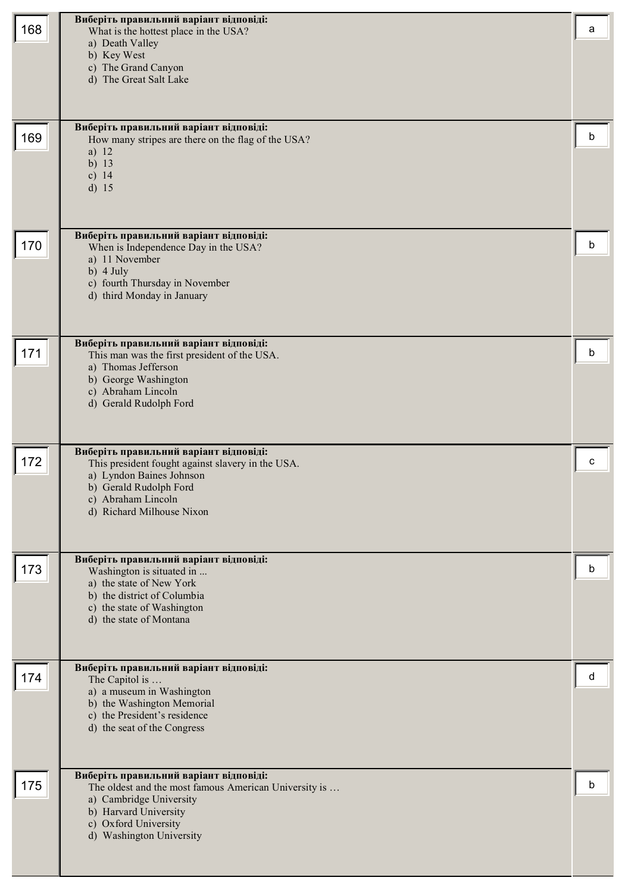| № | Питання | Відповідь |
|---|---|---|
| 168 | **Виберіть правильний варіант відповіді:**<br>What is the hottest place in the USA?<br>a) Death Valley<br>b) Key West<br>c) The Grand Canyon<br>d) The Great Salt Lake | a |
| 169 | **Виберіть правильний варіант відповіді:**<br>How many stripes are there on the flag of the USA?<br>a) 12<br>b) 13<br>c) 14<br>d) 15 | b |
| 170 | **Виберіть правильний варіант відповіді:**<br>When is Independence Day in the USA?<br>a) 11 November<br>b) 4 July<br>c) fourth Thursday in November<br>d) third Monday in January | b |
| 171 | **Виберіть правильний варіант відповіді:**<br>This man was the first president of the USA.<br>a) Thomas Jefferson<br>b) George Washington<br>c) Abraham Lincoln<br>d) Gerald Rudolph Ford | b |
| 172 | **Виберіть правильний варіант відповіді:**<br>This president fought against slavery in the USA.<br>a) Lyndon Baines Johnson<br>b) Gerald Rudolph Ford<br>c) Abraham Lincoln<br>d) Richard Milhouse Nixon | c |
| 173 | **Виберіть правильний варіант відповіді:**<br>Washington is situated in ...<br>a) the state of New York<br>b) the district of Columbia<br>c) the state of Washington<br>d) the state of Montana | b |
| 174 | **Виберіть правильний варіант відповіді:**<br>The Capitol is …<br>a) a museum in Washington<br>b) the Washington Memorial<br>c) the President's residence<br>d) the seat of the Congress | d |
| 175 | **Виберіть правильний варіант відповіді:**<br>The oldest and the most famous American University is …<br>a) Cambridge University<br>b) Harvard University<br>c) Oxford University<br>d) Washington University | b |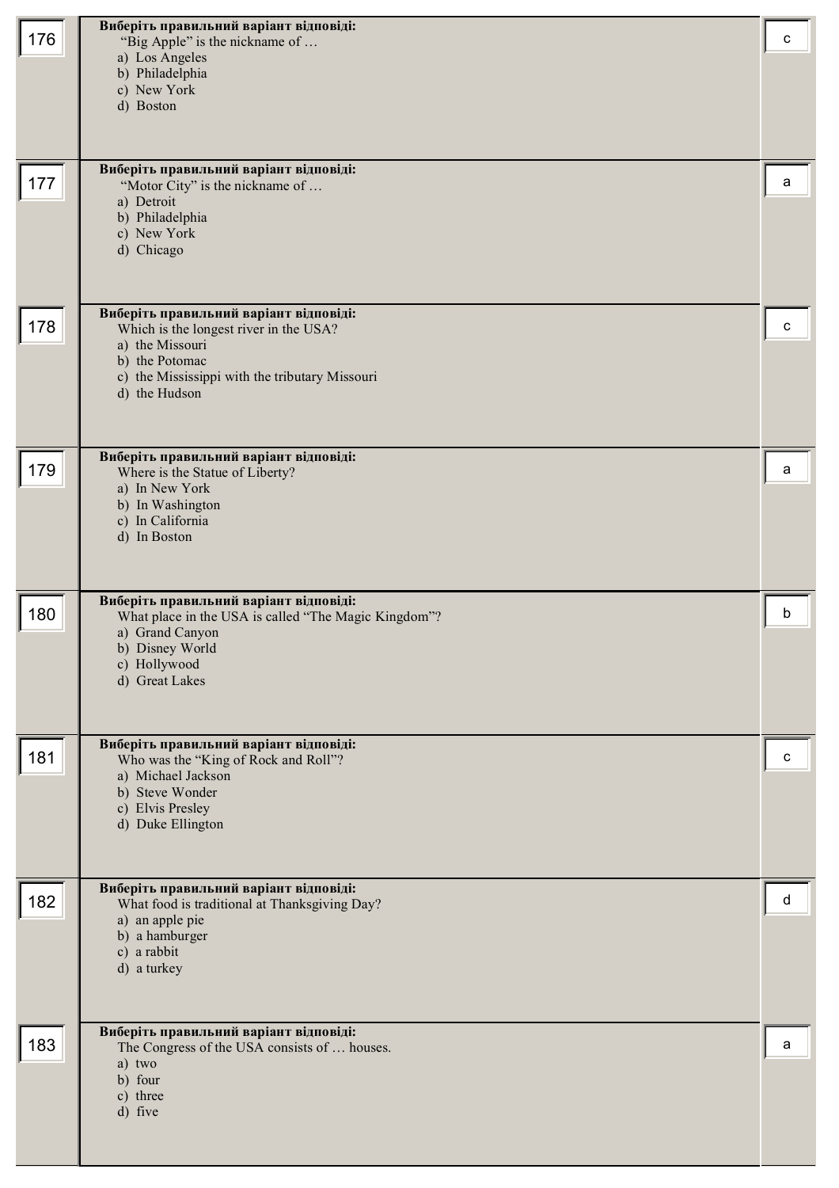| № | Завдання | Відповідь |
|---|---|---|
| 176 | **Виберіть правильний варіант відповіді:**<br>"Big Apple" is the nickname of …<br>a) Los Angeles<br>b) Philadelphia<br>c) New York<br>d) Boston | c |
| 177 | **Виберіть правильний варіант відповіді:**<br>"Motor City" is the nickname of …<br>a) Detroit<br>b) Philadelphia<br>c) New York<br>d) Chicago | a |
| 178 | **Виберіть правильний варіант відповіді:**<br>Which is the longest river in the USA?<br>a) the Missouri<br>b) the Potomac<br>c) the Mississippi with the tributary Missouri<br>d) the Hudson | c |
| 179 | **Виберіть правильний варіант відповіді:**<br>Where is the Statue of Liberty?<br>a) In New York<br>b) In Washington<br>c) In California<br>d) In Boston | a |
| 180 | **Виберіть правильний варіант відповіді:**<br>What place in the USA is called "The Magic Kingdom"?<br>a) Grand Canyon<br>b) Disney World<br>c) Hollywood<br>d) Great Lakes | b |
| 181 | **Виберіть правильний варіант відповіді:**<br>Who was the "King of Rock and Roll"?<br>a) Michael Jackson<br>b) Steve Wonder<br>c) Elvis Presley<br>d) Duke Ellington | c |
| 182 | **Виберіть правильний варіант відповіді:**<br>What food is traditional at Thanksgiving Day?<br>a) an apple pie<br>b) a hamburger<br>c) a rabbit<br>d) a turkey | d |
| 183 | **Виберіть правильний варіант відповіді:**<br>The Congress of the USA consists of … houses.<br>a) two<br>b) four<br>c) three<br>d) five | a |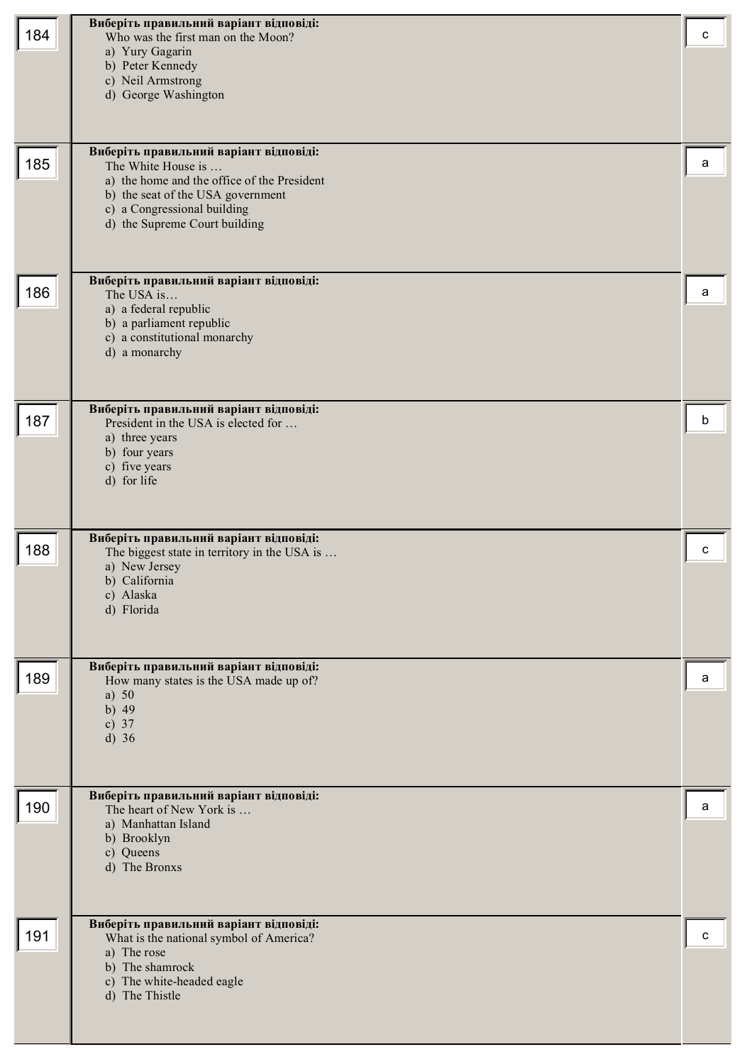| № | Питання | Відповідь |
|---|---|---|
| 184 | **Виберіть правильний варіант відповіді:**<br>Who was the first man on the Moon?<br>a) Yury Gagarin<br>b) Peter Kennedy<br>c) Neil Armstrong<br>d) George Washington | c |
| 185 | **Виберіть правильний варіант відповіді:**<br>The White House is …<br>a) the home and the office of the President<br>b) the seat of the USA government<br>c) a Congressional building<br>d) the Supreme Court building | a |
| 186 | **Виберіть правильний варіант відповіді:**<br>The USA is…<br>a) a federal republic<br>b) a parliament republic<br>c) a constitutional monarchy<br>d) a monarchy | a |
| 187 | **Виберіть правильний варіант відповіді:**<br>President in the USA is elected for …<br>a) three years<br>b) four years<br>c) five years<br>d) for life | b |
| 188 | **Виберіть правильний варіант відповіді:**<br>The biggest state in territory in the USA is …<br>a) New Jersey<br>b) California<br>c) Alaska<br>d) Florida | c |
| 189 | **Виберіть правильний варіант відповіді:**<br>How many states is the USA made up of?<br>a) 50<br>b) 49<br>c) 37<br>d) 36 | a |
| 190 | **Виберіть правильний варіант відповіді:**<br>The heart of New York is …<br>a) Manhattan Island<br>b) Brooklyn<br>c) Queens<br>d) The Bronxs | a |
| 191 | **Виберіть правильний варіант відповіді:**<br>What is the national symbol of America?<br>a) The rose<br>b) The shamrock<br>c) The white-headed eagle<br>d) The Thistle | c |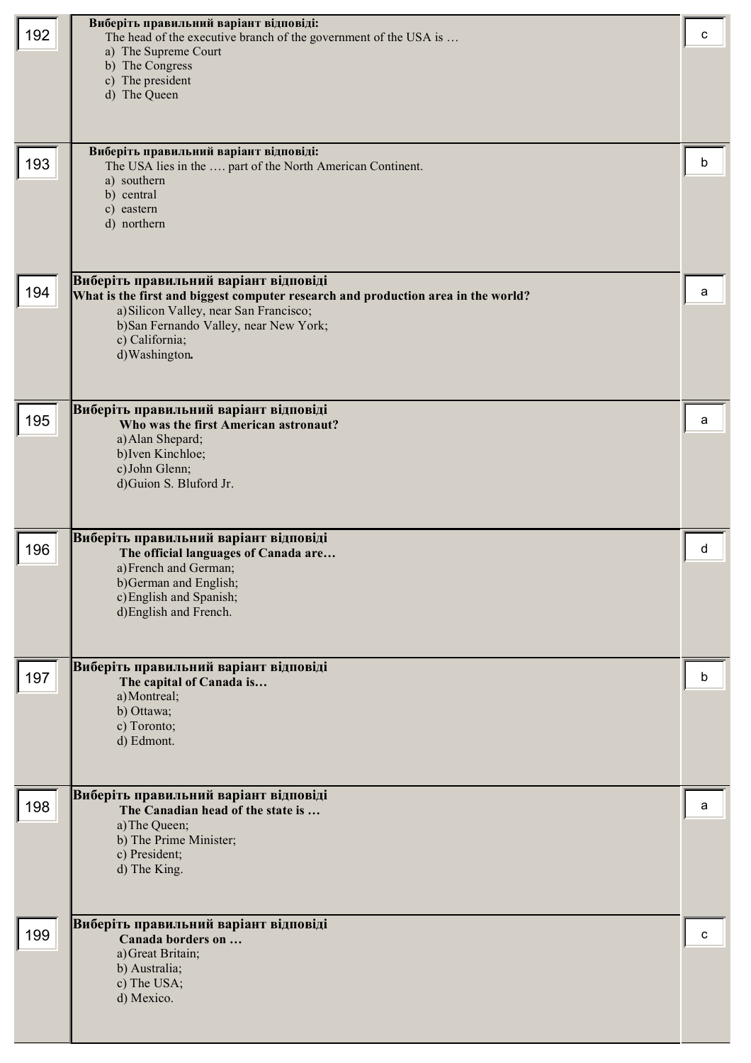| № | Питання | Відповідь |
|---|---|---|
| 192 | **Виберіть правильний варіант відповіді:**<br>The head of the executive branch of the government of the USA is …<br>a) The Supreme Court<br>b) The Congress<br>c) The president<br>d) The Queen | c |
| 193 | **Виберіть правильний варіант відповіді:**<br>The USA lies in the …. part of the North American Continent.<br>a) southern<br>b) central<br>c) eastern<br>d) northern | b |
| 194 | **Виберіть правильний варіант відповіді**<br>**What is the first and biggest computer research and production area in the world?**<br>a) Silicon Valley, near San Francisco;<br>b) San Fernando Valley, near New York;<br>c) California;<br>d) Washington. | a |
| 195 | **Виберіть правильний варіант відповіді**<br>**Who was the first American astronaut?**<br>a) Alan Shepard;<br>b) Iven Kinchloe;<br>c) John Glenn;<br>d) Guion S. Bluford Jr. | a |
| 196 | **Виберіть правильний варіант відповіді**<br>**The official languages of Canada are…**<br>a) French and German;<br>b) German and English;<br>c) English and Spanish;<br>d) English and French. | d |
| 197 | **Виберіть правильний варіант відповіді**<br>**The capital of Canada is…**<br>a) Montreal;<br>b) Ottawa;<br>c) Toronto;<br>d) Edmont. | b |
| 198 | **Виберіть правильний варіант відповіді**<br>**The Canadian head of the state is …**<br>a) The Queen;<br>b) The Prime Minister;<br>c) President;<br>d) The King. | a |
| 199 | **Виберіть правильний варіант відповіді**<br>**Canada borders on …**<br>a) Great Britain;<br>b) Australia;<br>c) The USA;<br>d) Mexico. | c |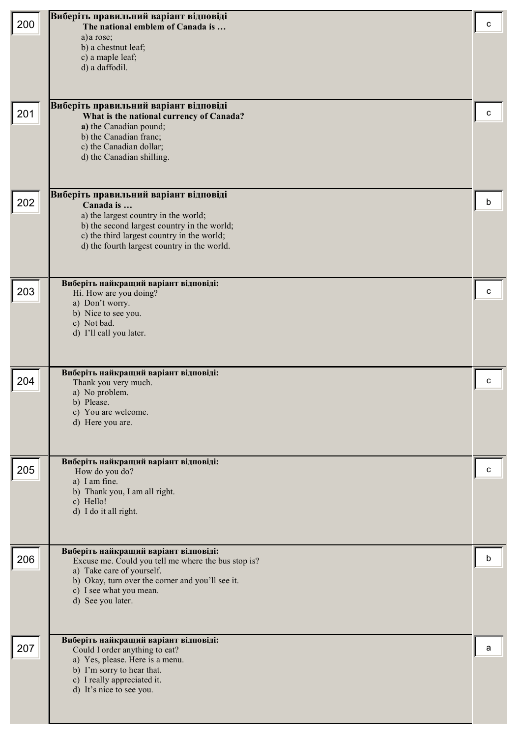| № | Завдання | Відповідь |
|---|---|---|
| 200 | **Виберіть правильний варіант відповіді**<br>**The national emblem of Canada is …**<br>a) a rose;<br>b) a chestnut leaf;<br>c) a maple leaf;<br>d) a daffodil. | c |
| 201 | **Виберіть правильний варіант відповіді**<br>**What is the national currency of Canada?**<br>**a)** the Canadian pound;<br>b) the Canadian franc;<br>c) the Canadian dollar;<br>d) the Canadian shilling. | c |
| 202 | **Виберіть правильний варіант відповіді**<br>**Canada is …**<br>a) the largest country in the world;<br>b) the second largest country in the world;<br>c) the third largest country in the world;<br>d) the fourth largest country in the world. | b |
| 203 | **Виберіть найкращий варіант відповіді:**<br>Hi. How are you doing?<br>a) Don't worry.<br>b) Nice to see you.<br>c) Not bad.<br>d) I'll call you later. | c |
| 204 | **Виберіть найкращий варіант відповіді:**<br>Thank you very much.<br>a) No problem.<br>b) Please.<br>c) You are welcome.<br>d) Here you are. | c |
| 205 | **Виберіть найкращий варіант відповіді:**<br>How do you do?<br>a) I am fine.<br>b) Thank you, I am all right.<br>c) Hello!<br>d) I do it all right. | c |
| 206 | **Виберіть найкращий варіант відповіді:**<br>Excuse me. Could you tell me where the bus stop is?<br>a) Take care of yourself.<br>b) Okay, turn over the corner and you'll see it.<br>c) I see what you mean.<br>d) See you later. | b |
| 207 | **Виберіть найкращий варіант відповіді:**<br>Could I order anything to eat?<br>a) Yes, please. Here is a menu.<br>b) I'm sorry to hear that.<br>c) I really appreciated it.<br>d) It's nice to see you. | a |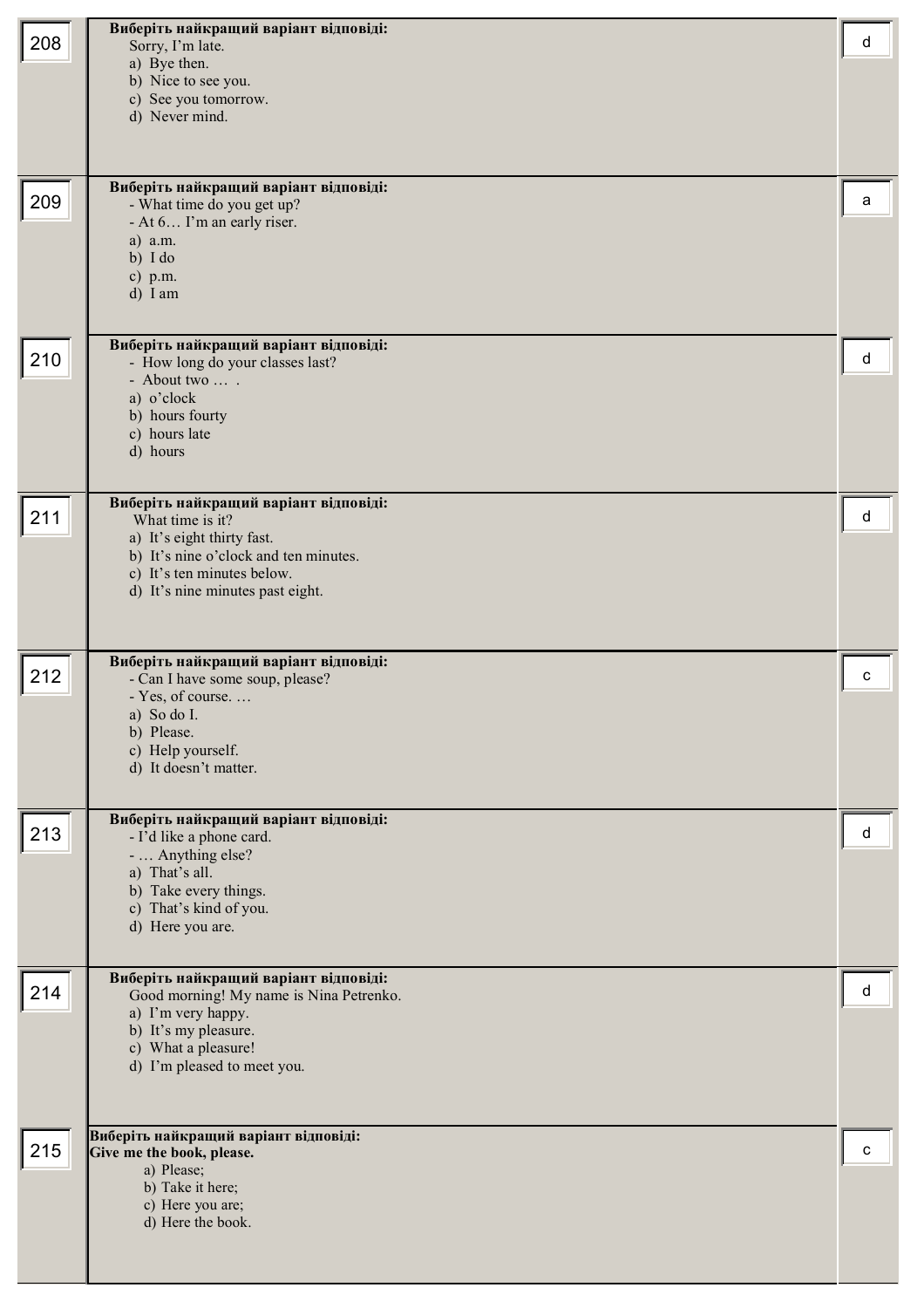| № | Завдання | Відповідь |
|---|---|---|
| 208 | **Виберіть найкращий варіант відповіді:**<br>Sorry, I'm late.<br>a) Bye then.<br>b) Nice to see you.<br>c) See you tomorrow.<br>d) Never mind. | d |
| 209 | **Виберіть найкращий варіант відповіді:**<br>- What time do you get up?<br>- At 6… I'm an early riser.<br>a) a.m.<br>b) I do<br>c) p.m.<br>d) I am | a |
| 210 | **Виберіть найкращий варіант відповіді:**<br>- How long do your classes last?<br>- About two … .<br>a) o'clock<br>b) hours fourty<br>c) hours late<br>d) hours | d |
| 211 | **Виберіть найкращий варіант відповіді:**<br>What time is it?<br>a) It's eight thirty fast.<br>b) It's nine o'clock and ten minutes.<br>c) It's ten minutes below.<br>d) It's nine minutes past eight. | d |
| 212 | **Виберіть найкращий варіант відповіді:**<br>- Can I have some soup, please?<br>- Yes, of course. …<br>a) So do I.<br>b) Please.<br>c) Help yourself.<br>d) It doesn't matter. | c |
| 213 | **Виберіть найкращий варіант відповіді:**<br>- I'd like a phone card.<br>- … Anything else?<br>a) That's all.<br>b) Take every things.<br>c) That's kind of you.<br>d) Here you are. | d |
| 214 | **Виберіть найкращий варіант відповіді:**<br>Good morning! My name is Nina Petrenko.<br>a) I'm very happy.<br>b) It's my pleasure.<br>c) What a pleasure!<br>d) I'm pleased to meet you. | d |
| 215 | **Виберіть найкращий варіант відповіді:**<br>**Give me the book, please.**<br>a) Please;<br>b) Take it here;<br>c) Here you are;<br>d) Here the book. | c |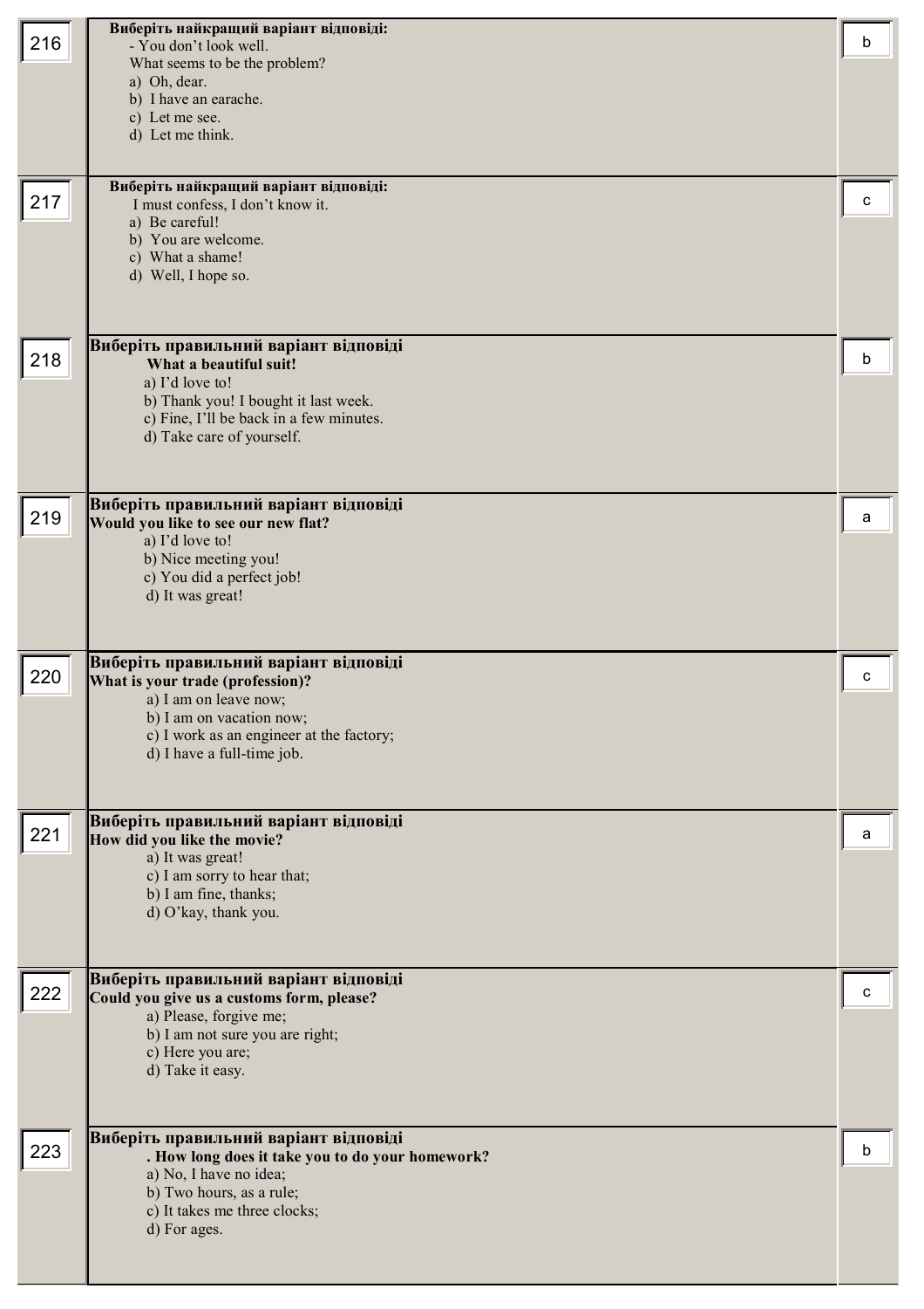| № | Питання | Відповідь |
|---|---|---|
| 216 | **Виберіть найкращий варіант відповіді:**<br>- You don't look well.<br>What seems to be the problem?<br>a) Oh, dear.<br>b) I have an earache.<br>c) Let me see.<br>d) Let me think. | b |
| 217 | **Виберіть найкращий варіант відповіді:**<br>I must confess, I don't know it.<br>a) Be careful!<br>b) You are welcome.<br>c) What a shame!<br>d) Well, I hope so. | c |
| 218 | **Виберіть правильний варіант відповіді**<br>**What a beautiful suit!**<br>a) I'd love to!<br>b) Thank you! I bought it last week.<br>c) Fine, I'll be back in a few minutes.<br>d) Take care of yourself. | b |
| 219 | **Виберіть правильний варіант відповіді**<br>**Would you like to see our new flat?**<br>a) I'd love to!<br>b) Nice meeting you!<br>c) You did a perfect job!<br>d) It was great! | a |
| 220 | **Виберіть правильний варіант відповіді**<br>**What is your trade (profession)?**<br>a) I am on leave now;<br>b) I am on vacation now;<br>c) I work as an engineer at the factory;<br>d) I have a full-time job. | c |
| 221 | **Виберіть правильний варіант відповіді**<br>**How did you like the movie?**<br>a) It was great!<br>c) I am sorry to hear that;<br>b) I am fine, thanks;<br>d) O'kay, thank you. | a |
| 222 | **Виберіть правильний варіант відповіді**<br>**Could you give us a customs form, please?**<br>a) Please, forgive me;<br>b) I am not sure you are right;<br>c) Here you are;<br>d) Take it easy. | c |
| 223 | **Виберіть правильний варіант відповіді**<br>**. How long does it take you to do your homework?**<br>a) No, I have no idea;<br>b) Two hours, as a rule;<br>c) It takes me three clocks;<br>d) For ages. | b |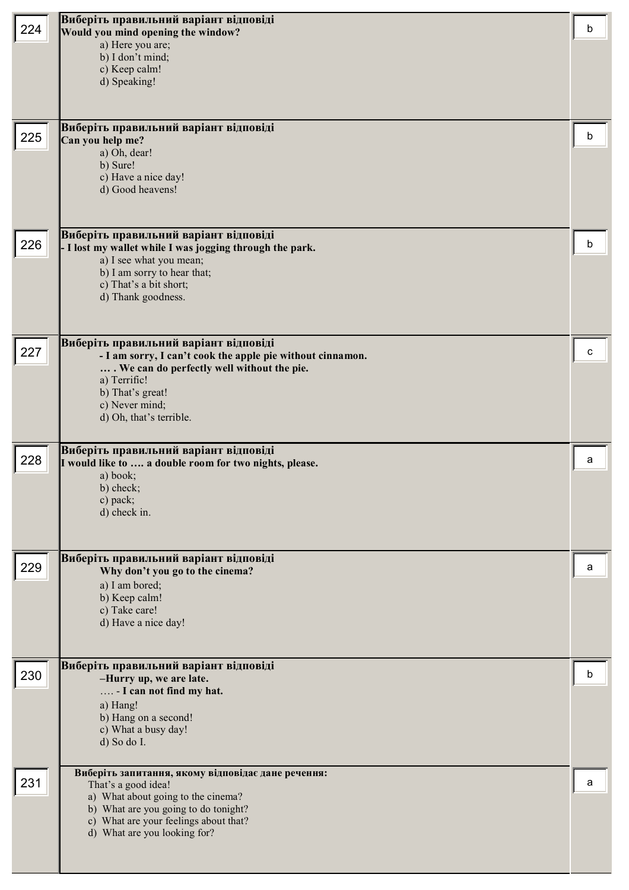| | | |
|---|---|---|
| 224 | **Виберіть правильний варіант відповіді**<br>**Would you mind opening the window?**<br>a) Here you are;<br>b) I don't mind;<br>c) Keep calm!<br>d) Speaking! | b |
| 225 | **Виберіть правильний варіант відповіді**<br>**Can you help me?**<br>a) Oh, dear!<br>b) Sure!<br>c) Have a nice day!<br>d) Good heavens! | b |
| 226 | **Виберіть правильний варіант відповіді**<br>**- I lost my wallet while I was jogging through the park.**<br>a) I see what you mean;<br>b) I am sorry to hear that;<br>c) That's a bit short;<br>d) Thank goodness. | b |
| 227 | **Виберіть правильний варіант відповіді**<br>**- I am sorry, I can't cook the apple pie without cinnamon.**<br>**… . We can do perfectly well without the pie.**<br>a) Terrific!<br>b) That's great!<br>c) Never mind;<br>d) Oh, that's terrible. | c |
| 228 | **Виберіть правильний варіант відповіді**<br>**I would like to …. a double room for two nights, please.**<br>a) book;<br>b) check;<br>c) pack;<br>d) check in. | a |
| 229 | **Виберіть правильний варіант відповіді**<br>**Why don't you go to the cinema?**<br>a) I am bored;<br>b) Keep calm!<br>c) Take care!<br>d) Have a nice day! | a |
| 230 | **Виберіть правильний варіант відповіді**<br>**–Hurry up, we are late.**<br>**…. - I can not find my hat.**<br>a) Hang!<br>b) Hang on a second!<br>c) What a busy day!<br>d) So do I. | b |
| 231 | **Виберіть запитання, якому відповідає дане речення:**<br>That's a good idea!<br>a) What about going to the cinema?<br>b) What are you going to do tonight?<br>c) What are your feelings about that?<br>d) What are you looking for? | a |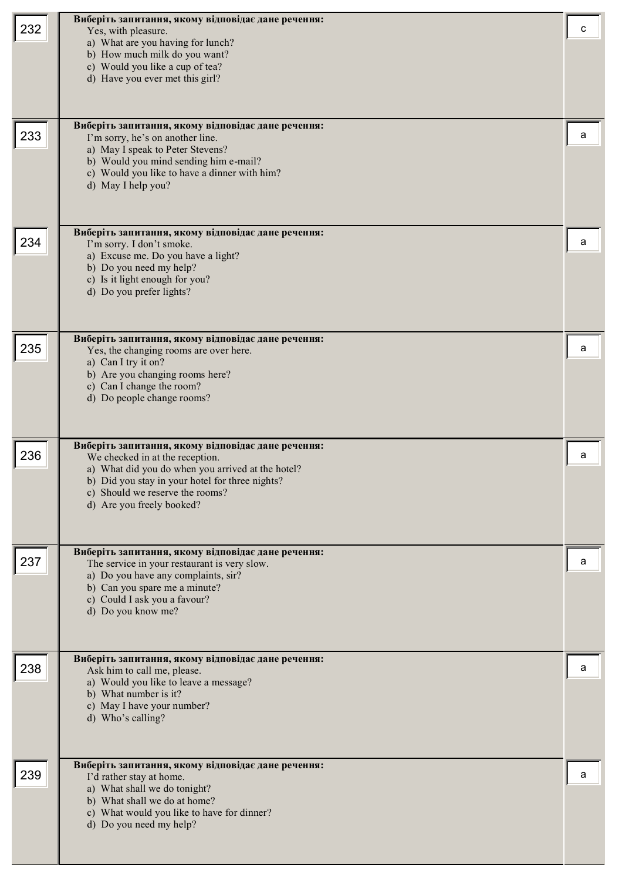| № | Завдання | Відповідь |
|---|---|---|
| 232 | **Виберіть запитання, якому відповідає дане речення:**<br>Yes, with pleasure.<br>a) What are you having for lunch?<br>b) How much milk do you want?<br>c) Would you like a cup of tea?<br>d) Have you ever met this girl? | c |
| 233 | **Виберіть запитання, якому відповідає дане речення:**<br>I'm sorry, he's on another line.<br>a) May I speak to Peter Stevens?<br>b) Would you mind sending him e-mail?<br>c) Would you like to have a dinner with him?<br>d) May I help you? | a |
| 234 | **Виберіть запитання, якому відповідає дане речення:**<br>I'm sorry. I don't smoke.<br>a) Excuse me. Do you have a light?<br>b) Do you need my help?<br>c) Is it light enough for you?<br>d) Do you prefer lights? | a |
| 235 | **Виберіть запитання, якому відповідає дане речення:**<br>Yes, the changing rooms are over here.<br>a) Can I try it on?<br>b) Are you changing rooms here?<br>c) Can I change the room?<br>d) Do people change rooms? | a |
| 236 | **Виберіть запитання, якому відповідає дане речення:**<br>We checked in at the reception.<br>a) What did you do when you arrived at the hotel?<br>b) Did you stay in your hotel for three nights?<br>c) Should we reserve the rooms?<br>d) Are you freely booked? | a |
| 237 | **Виберіть запитання, якому відповідає дане речення:**<br>The service in your restaurant is very slow.<br>a) Do you have any complaints, sir?<br>b) Can you spare me a minute?<br>c) Could I ask you a favour?<br>d) Do you know me? | a |
| 238 | **Виберіть запитання, якому відповідає дане речення:**<br>Ask him to call me, please.<br>a) Would you like to leave a message?<br>b) What number is it?<br>c) May I have your number?<br>d) Who's calling? | a |
| 239 | **Виберіть запитання, якому відповідає дане речення:**<br>I'd rather stay at home.<br>a) What shall we do tonight?<br>b) What shall we do at home?<br>c) What would you like to have for dinner?<br>d) Do you need my help? | a |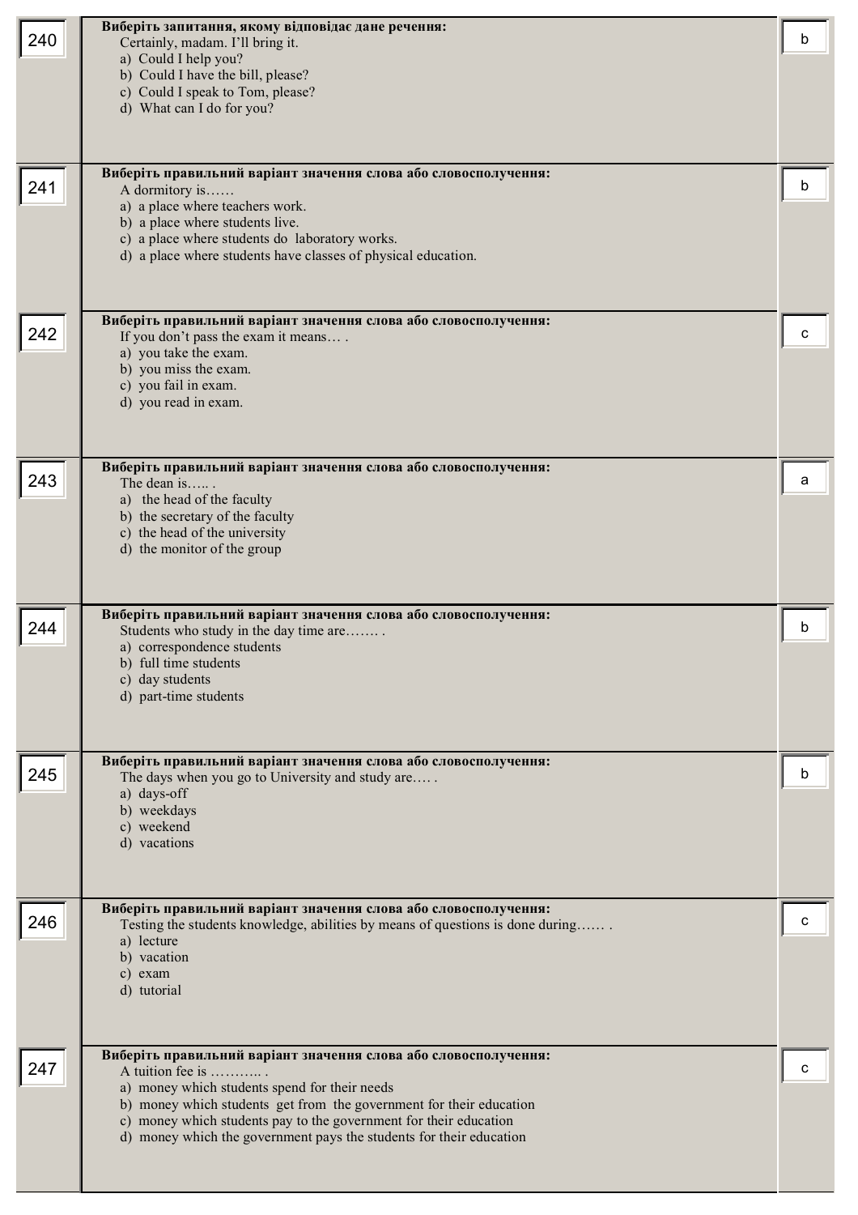| № | Question | Answer |
|---|---|---|
| 240 | **Виберіть запитання, якому відповідає дане речення:**<br>Certainly, madam. I'll bring it.<br>a) Could I help you?<br>b) Could I have the bill, please?<br>c) Could I speak to Tom, please?<br>d) What can I do for you? | b |
| 241 | **Виберіть правильний варіант значення слова або словосполучення:**<br>A dormitory is……<br>a) a place where teachers work.<br>b) a place where students live.<br>c) a place where students do laboratory works.<br>d) a place where students have classes of physical education. | b |
| 242 | **Виберіть правильний варіант значення слова або словосполучення:**<br>If you don't pass the exam it means… .<br>a) you take the exam.<br>b) you miss the exam.<br>c) you fail in exam.<br>d) you read in exam. | c |
| 243 | **Виберіть правильний варіант значення слова або словосполучення:**<br>The dean is….. .<br>a) the head of the faculty<br>b) the secretary of the faculty<br>c) the head of the university<br>d) the monitor of the group | a |
| 244 | **Виберіть правильний варіант значення слова або словосполучення:**<br>Students who study in the day time are……. .<br>a) correspondence students<br>b) full time students<br>c) day students<br>d) part-time students | b |
| 245 | **Виберіть правильний варіант значення слова або словосполучення:**<br>The days when you go to University and study are…. .<br>a) days-off<br>b) weekdays<br>c) weekend<br>d) vacations | b |
| 246 | **Виберіть правильний варіант значення слова або словосполучення:**<br>Testing the students knowledge, abilities by means of questions is done during…… .<br>a) lecture<br>b) vacation<br>c) exam<br>d) tutorial | c |
| 247 | **Виберіть правильний варіант значення слова або словосполучення:**<br>A tuition fee is ……….. .<br>a) money which students spend for their needs<br>b) money which students get from the government for their education<br>c) money which students pay to the government for their education<br>d) money which the government pays the students for their education | c |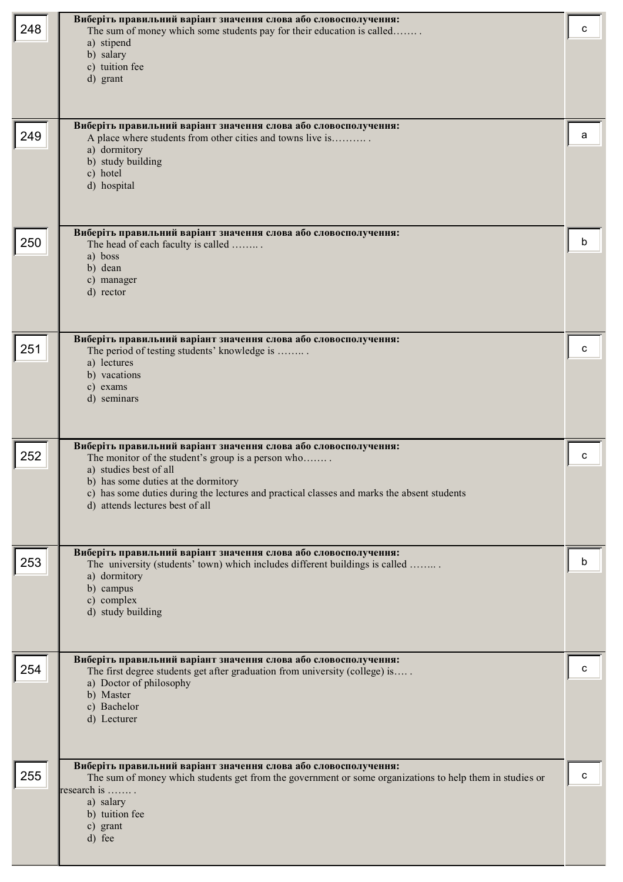| № | Питання | Відповідь |
|---|---|---|
| 248 | **Виберіть правильний варіант значення слова або словосполучення:**<br>The sum of money which some students pay for their education is called……. .<br>a) stipend<br>b) salary<br>c) tuition fee<br>d) grant | c |
| 249 | **Виберіть правильний варіант значення слова або словосполучення:**<br>A place where students from other cities and towns live is………. .<br>a) dormitory<br>b) study building<br>c) hotel<br>d) hospital | a |
| 250 | **Виберіть правильний варіант значення слова або словосполучення:**<br>The head of each faculty is called …….. .<br>a) boss<br>b) dean<br>c) manager<br>d) rector | b |
| 251 | **Виберіть правильний варіант значення слова або словосполучення:**<br>The period of testing students' knowledge is …….. .<br>a) lectures<br>b) vacations<br>c) exams<br>d) seminars | c |
| 252 | **Виберіть правильний варіант значення слова або словосполучення:**<br>The monitor of the student's group is a person who……. .<br>a) studies best of all<br>b) has some duties at the dormitory<br>c) has some duties during the lectures and practical classes and marks the absent students<br>d) attends lectures best of all | c |
| 253 | **Виберіть правильний варіант значення слова або словосполучення:**<br>The university (students' town) which includes different buildings is called …….. .<br>a) dormitory<br>b) campus<br>c) complex<br>d) study building | b |
| 254 | **Виберіть правильний варіант значення слова або словосполучення:**<br>The first degree students get after graduation from university (college) is…. .<br>a) Doctor of philosophy<br>b) Master<br>c) Bachelor<br>d) Lecturer | c |
| 255 | **Виберіть правильний варіант значення слова або словосполучення:**<br>The sum of money which students get from the government or some organizations to help them in studies or research is ……. .<br>a) salary<br>b) tuition fee<br>c) grant<br>d) fee | c |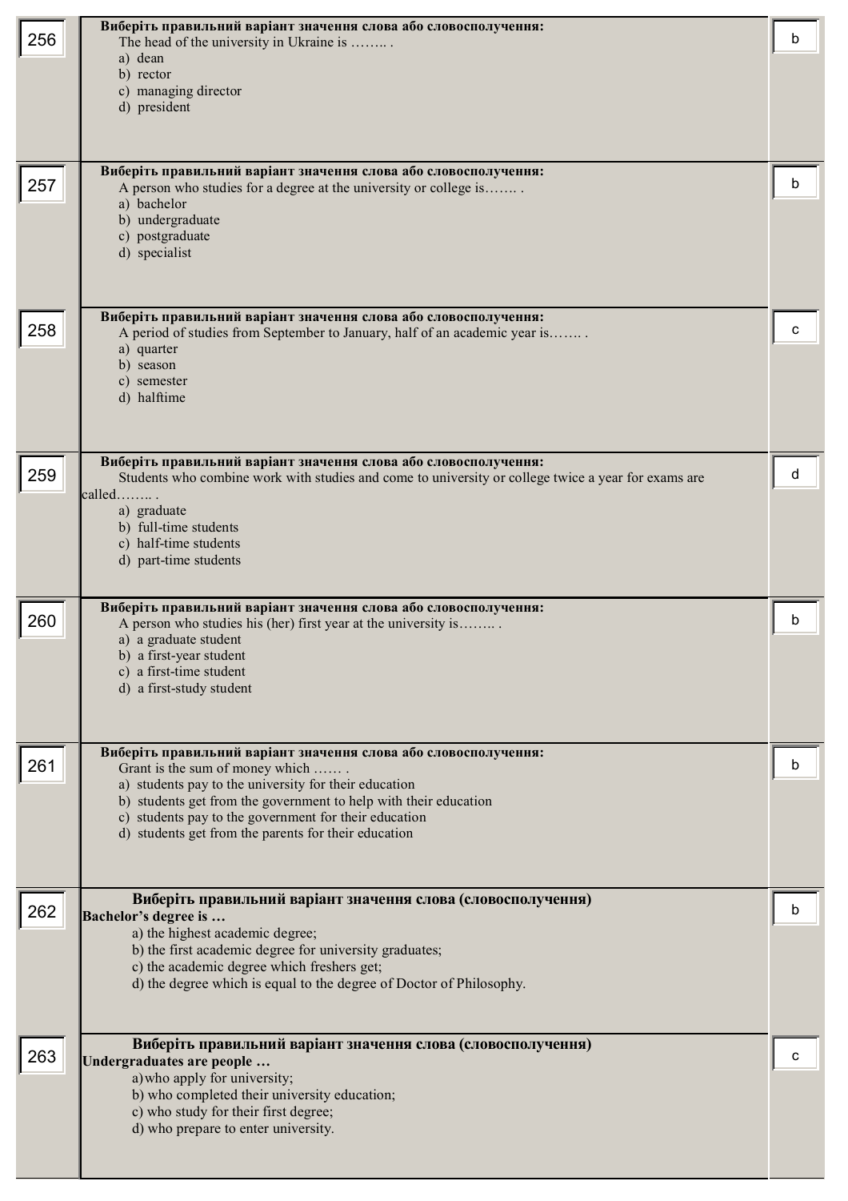| № | Завдання | Відповідь |
|---|---|---|
| 256 | **Виберіть правильний варіант значення слова або словосполучення:** The head of the university in Ukraine is …….. . a) dean b) rector c) managing director d) president | b |
| 257 | **Виберіть правильний варіант значення слова або словосполучення:** A person who studies for a degree at the university or college is……. . a) bachelor b) undergraduate c) postgraduate d) specialist | b |
| 258 | **Виберіть правильний варіант значення слова або словосполучення:** A period of studies from September to January, half of an academic year is……. . a) quarter b) season c) semester d) halftime | c |
| 259 | **Виберіть правильний варіант значення слова або словосполучення:** Students who combine work with studies and come to university or college twice a year for exams are called…….. . a) graduate b) full-time students c) half-time students d) part-time students | d |
| 260 | **Виберіть правильний варіант значення слова або словосполучення:** A person who studies his (her) first year at the university is…….. . a) a graduate student b) a first-year student c) a first-time student d) a first-study student | b |
| 261 | **Виберіть правильний варіант значення слова або словосполучення:** Grant is the sum of money which …… . a) students pay to the university for their education b) students get from the government to help with their education c) students pay to the government for their education d) students get from the parents for their education | b |
| 262 | **Виберіть правильний варіант значення слова (словосполучення)** **Bachelor's degree is …** a) the highest academic degree; b) the first academic degree for university graduates; c) the academic degree which freshers get; d) the degree which is equal to the degree of Doctor of Philosophy. | b |
| 263 | **Виберіть правильний варіант значення слова (словосполучення)** **Undergraduates are people …** a) who apply for university; b) who completed their university education; c) who study for their first degree; d) who prepare to enter university. | c |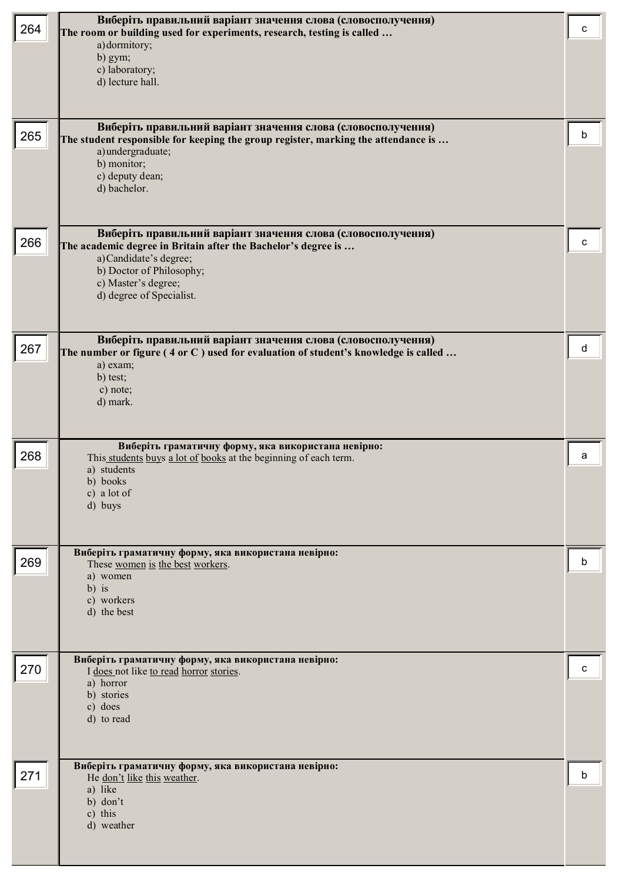| № | Питання | Відповідь |
|---|---|---|
| 264 | **Виберіть правильний варіант значення слова (словосполучення)**<br>**The room or building used for experiments, research, testing is called …**<br>a) dormitory;<br>b) gym;<br>c) laboratory;<br>d) lecture hall. | c |
| 265 | **Виберіть правильний варіант значення слова (словосполучення)**<br>**The student responsible for keeping the group register, marking the attendance is …**<br>a) undergraduate;<br>b) monitor;<br>c) deputy dean;<br>d) bachelor. | b |
| 266 | **Виберіть правильний варіант значення слова (словосполучення)**<br>**The academic degree in Britain after the Bachelor's degree is …**<br>a) Candidate's degree;<br>b) Doctor of Philosophy;<br>c) Master's degree;<br>d) degree of Specialist. | c |
| 267 | **Виберіть правильний варіант значення слова (словосполучення)**<br>**The number or figure ( 4 or C ) used for evaluation of student's knowledge is called …**<br>a) exam;<br>b) test;<br>c) note;<br>d) mark. | d |
| 268 | **Виберіть граматичну форму, яка використана невірно:**<br>This <u>students</u> <u>buys</u> <u>a lot of</u> <u>books</u> at the beginning of each term.<br>a) students<br>b) books<br>c) a lot of<br>d) buys | a |
| 269 | **Виберіть граматичну форму, яка використана невірно:**<br>These <u>women</u> <u>is</u> <u>the best</u> <u>workers</u>.<br>a) women<br>b) is<br>c) workers<br>d) the best | b |
| 270 | **Виберіть граматичну форму, яка використана невірно:**<br>I <u>does</u> not like <u>to read</u> <u>horror</u> <u>stories</u>.<br>a) horror<br>b) stories<br>c) does<br>d) to read | c |
| 271 | **Виберіть граматичну форму, яка використана невірно:**<br>He <u>don't</u> <u>like</u> <u>this</u> <u>weather</u>.<br>a) like<br>b) don't<br>c) this<br>d) weather | b |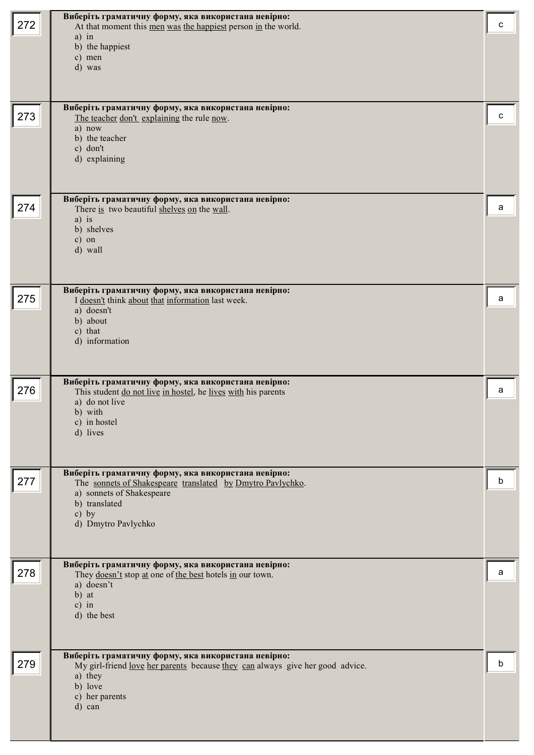| № | Завдання | Відповідь |
|---|---|---|
| 272 | **Виберіть граматичну форму, яка використана невірно:**<br>At that moment this <u>men</u> <u>was</u> <u>the happiest</u> person <u>in</u> the world.<br>a) in<br>b) the happiest<br>c) men<br>d) was | c |
| 273 | **Виберіть граматичну форму, яка використана невірно:**<br><u>The teacher</u> <u>don't</u> <u>explaining</u> the rule <u>now</u>.<br>a) now<br>b) the teacher<br>c) don't<br>d) explaining | c |
| 274 | **Виберіть граматичну форму, яка використана невірно:**<br>There <u>is</u> two beautiful <u>shelves</u> <u>on</u> the <u>wall</u>.<br>a) is<br>b) shelves<br>c) on<br>d) wall | a |
| 275 | **Виберіть граматичну форму, яка використана невірно:**<br>I <u>doesn't</u> think <u>about</u> <u>that</u> <u>information</u> last week.<br>a) doesn't<br>b) about<br>c) that<br>d) information | a |
| 276 | **Виберіть граматичну форму, яка використана невірно:**<br>This student <u>do not live</u> <u>in hostel</u>, he <u>lives</u> <u>with</u> his parents<br>a) do not live<br>b) with<br>c) in hostel<br>d) lives | a |
| 277 | **Виберіть граматичну форму, яка використана невірно:**<br>The <u>sonnets of Shakespeare</u> <u>translated</u> <u>by</u> <u>Dmytro Pavlychko</u>.<br>a) sonnets of Shakespeare<br>b) translated<br>c) by<br>d) Dmytro Pavlychko | b |
| 278 | **Виберіть граматичну форму, яка використана невірно:**<br>They <u>doesn't</u> stop <u>at</u> one of <u>the best</u> hotels <u>in</u> our town.<br>a) doesn't<br>b) at<br>c) in<br>d) the best | a |
| 279 | **Виберіть граматичну форму, яка використана невірно:**<br>My girl-friend <u>love</u> <u>her parents</u> because <u>they</u> <u>can</u> always give her good advice.<br>a) they<br>b) love<br>c) her parents<br>d) can | b |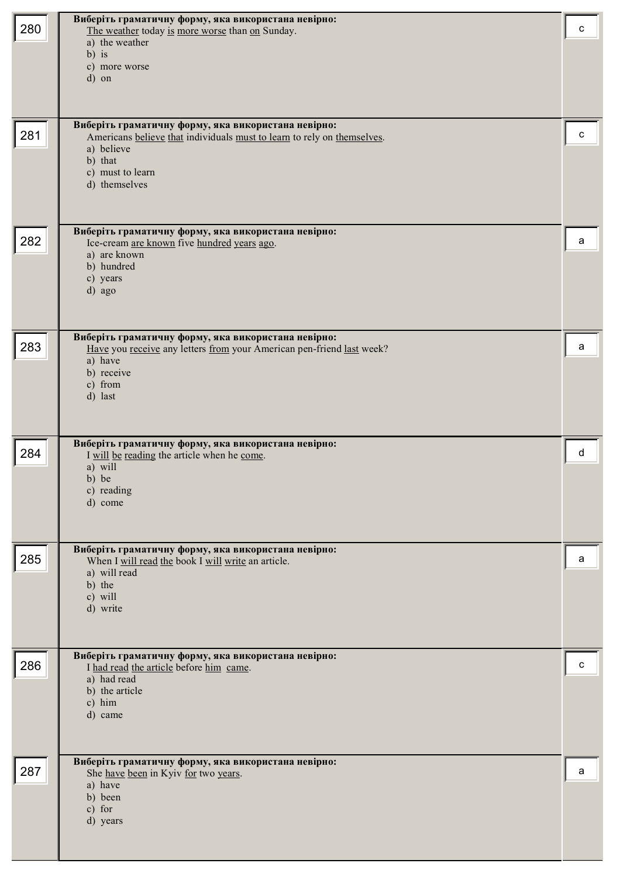| № | Завдання | Відповідь |
| --- | --- | --- |
| 280 | **Виберіть граматичну форму, яка використана невірно:**<br>The weather today is more worse than on Sunday.<br>a) the weather<br>b) is<br>c) more worse<br>d) on | c |
| 281 | **Виберіть граматичну форму, яка використана невірно:**<br>Americans believe that individuals must to learn to rely on themselves.<br>a) believe<br>b) that<br>c) must to learn<br>d) themselves | c |
| 282 | **Виберіть граматичну форму, яка використана невірно:**<br>Ice-cream are known five hundred years ago.<br>a) are known<br>b) hundred<br>c) years<br>d) ago | a |
| 283 | **Виберіть граматичну форму, яка використана невірно:**<br>Have you receive any letters from your American pen-friend last week?<br>a) have<br>b) receive<br>c) from<br>d) last | a |
| 284 | **Виберіть граматичну форму, яка використана невірно:**<br>I will be reading the article when he come.<br>a) will<br>b) be<br>c) reading<br>d) come | d |
| 285 | **Виберіть граматичну форму, яка використана невірно:**<br>When I will read the book I will write an article.<br>a) will read<br>b) the<br>c) will<br>d) write | a |
| 286 | **Виберіть граматичну форму, яка використана невірно:**<br>I had read the article before him came.<br>a) had read<br>b) the article<br>c) him<br>d) came | c |
| 287 | **Виберіть граматичну форму, яка використана невірно:**<br>She have been in Kyiv for two years.<br>a) have<br>b) been<br>c) for<br>d) years | a |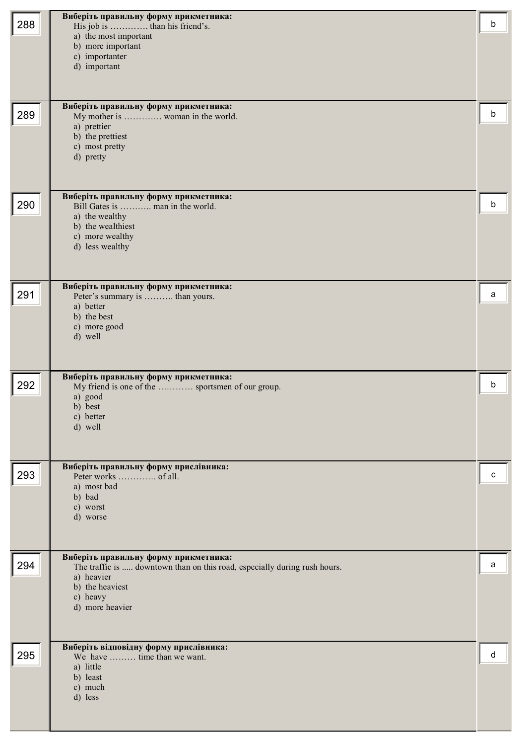| № | Завдання | Відповідь |
|---|---|---|
| 288 | **Виберіть правильну форму прикметника:**<br>His job is …………. than his friend's.<br>a) the most important<br>b) more important<br>c) importanter<br>d) important | b |
| 289 | **Виберіть правильну форму прикметника:**<br>My mother is …………. woman in the world.<br>a) prettier<br>b) the prettiest<br>c) most pretty<br>d) pretty | b |
| 290 | **Виберіть правильну форму прикметника:**<br>Bill Gates is ……….. man in the world.<br>a) the wealthy<br>b) the wealthiest<br>c) more wealthy<br>d) less wealthy | b |
| 291 | **Виберіть правильну форму прикметника:**<br>Peter's summary is ………. than yours.<br>a) better<br>b) the best<br>c) more good<br>d) well | a |
| 292 | **Виберіть правильну форму прикметника:**<br>My friend is one of the ………… sportsmen of our group.<br>a) good<br>b) best<br>c) better<br>d) well | b |
| 293 | **Виберіть правильну форму прислівника:**<br>Peter works …………. of all.<br>a) most bad<br>b) bad<br>c) worst<br>d) worse | c |
| 294 | **Виберіть правильну форму прикметника:**<br>The traffic is ..... downtown than on this road, especially during rush hours.<br>a) heavier<br>b) the heaviest<br>c) heavy<br>d) more heavier | a |
| 295 | **Виберіть відповідну форму прислівника:**<br>We have ……… time than we want.<br>a) little<br>b) least<br>c) much<br>d) less | d |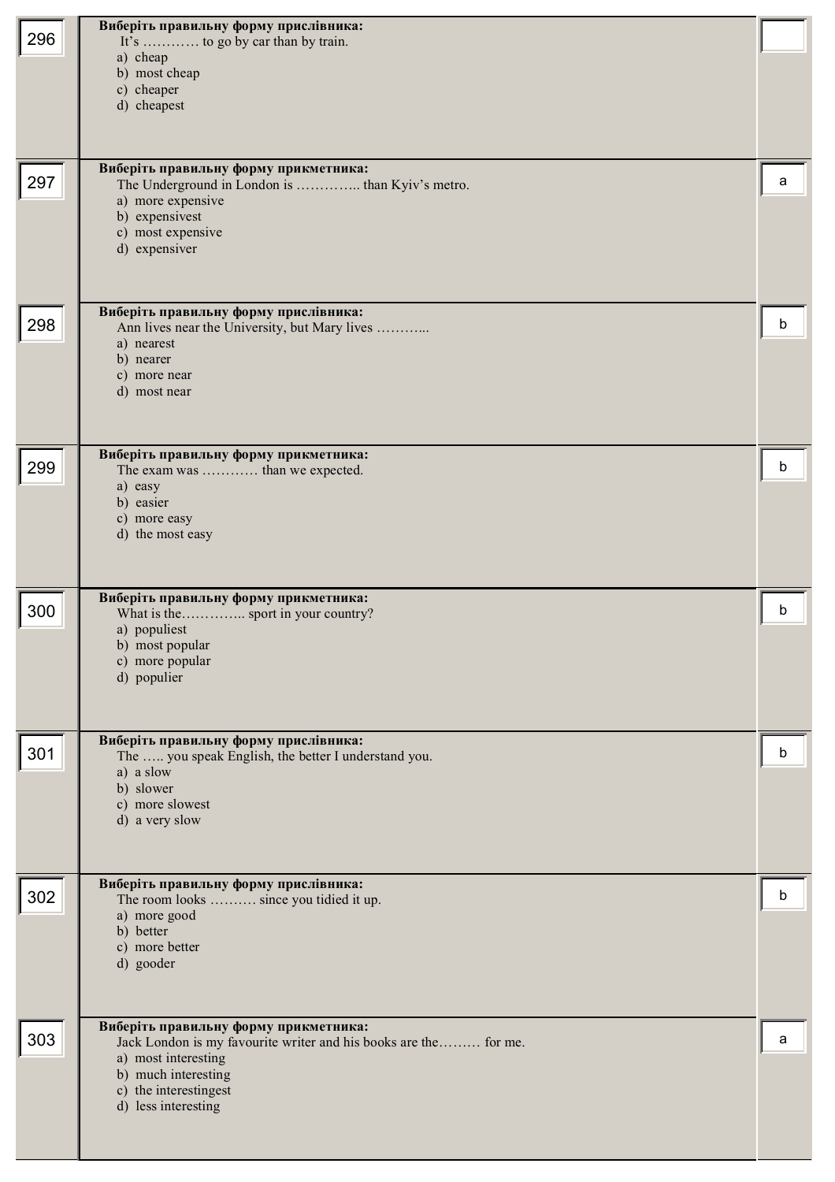| | | |
|---|---|---|
| 296 | **Виберіть правильну форму прислівника:**<br>It's ………… to go by car than by train.<br>a) cheap<br>b) most cheap<br>c) cheaper<br>d) cheapest | |
| 297 | **Виберіть правильну форму прикметника:**<br>The Underground in London is ………….. than Kyiv's metro.<br>a) more expensive<br>b) expensivest<br>c) most expensive<br>d) expensiver | a |
| 298 | **Виберіть правильну форму прислівника:**<br>Ann lives near the University, but Mary lives ………..<br>a) nearest<br>b) nearer<br>c) more near<br>d) most near | b |
| 299 | **Виберіть правильну форму прикметника:**<br>The exam was ………… than we expected.<br>a) easy<br>b) easier<br>c) more easy<br>d) the most easy | b |
| 300 | **Виберіть правильну форму прикметника:**<br>What is the………….. sport in your country?<br>a) populiest<br>b) most popular<br>c) more popular<br>d) populier | b |
| 301 | **Виберіть правильну форму прислівника:**<br>The ….. you speak English, the better I understand you.<br>a) a slow<br>b) slower<br>c) more slowest<br>d) a very slow | b |
| 302 | **Виберіть правильну форму прислівника:**<br>The room looks ………. since you tidied it up.<br>a) more good<br>b) better<br>c) more better<br>d) gooder | b |
| 303 | **Виберіть правильну форму прикметника:**<br>Jack London is my favourite writer and his books are the……… for me.<br>a) most interesting<br>b) much interesting<br>c) the interestingest<br>d) less interesting | a |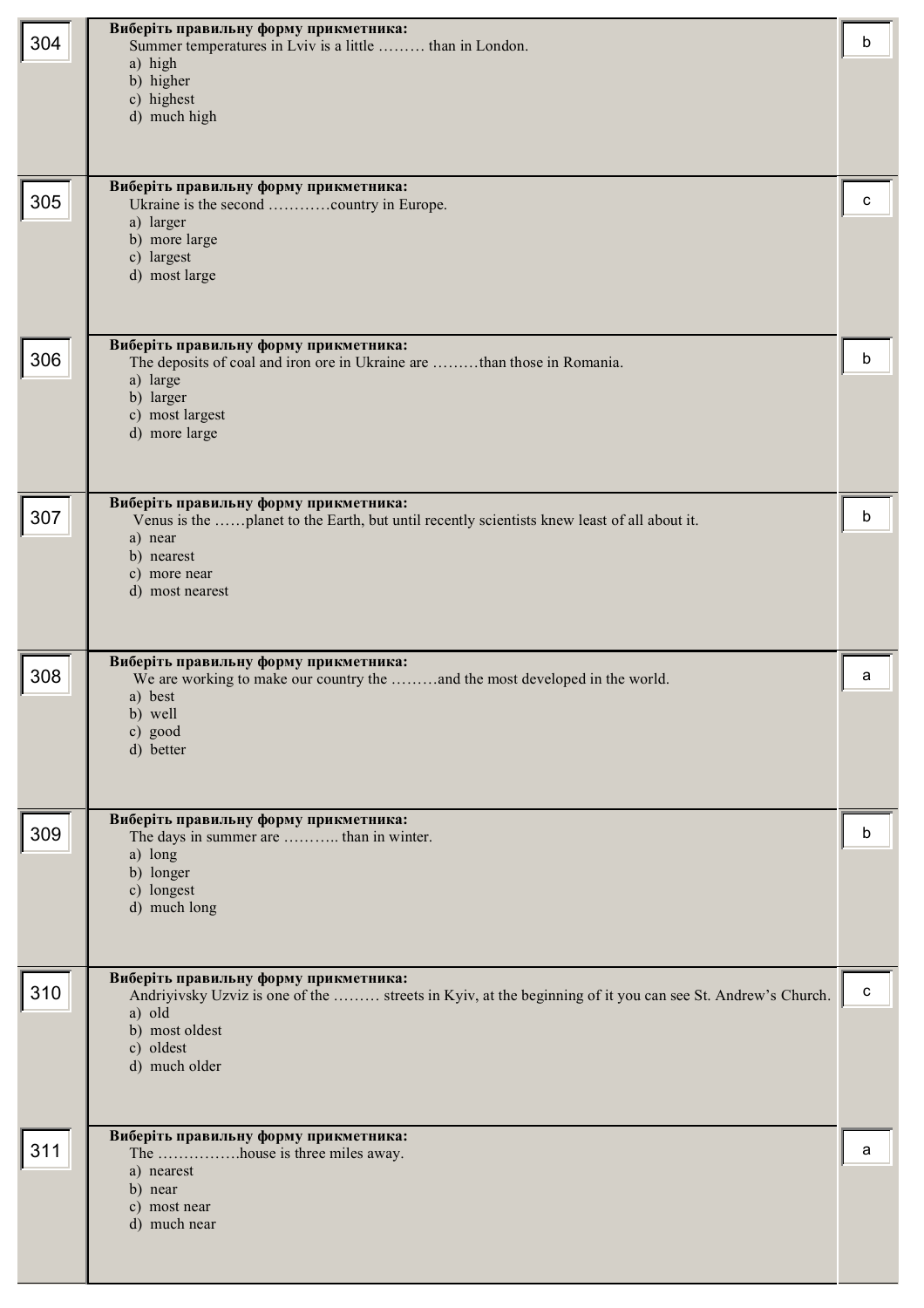| № | Завдання | Відповідь |
|---|---|---|
| 304 | **Виберіть правильну форму прикметника:**<br>Summer temperatures in Lviv is a little ……… than in London.<br>a) high<br>b) higher<br>c) highest<br>d) much high | b |
| 305 | **Виберіть правильну форму прикметника:**<br>Ukraine is the second …………country in Europe.<br>a) larger<br>b) more large<br>c) largest<br>d) most large | c |
| 306 | **Виберіть правильну форму прикметника:**<br>The deposits of coal and iron ore in Ukraine are ………than those in Romania.<br>a) large<br>b) larger<br>c) most largest<br>d) more large | b |
| 307 | **Виберіть правильну форму прикметника:**<br>Venus is the ……planet to the Earth, but until recently scientists knew least of all about it.<br>a) near<br>b) nearest<br>c) more near<br>d) most nearest | b |
| 308 | **Виберіть правильну форму прикметника:**<br>We are working to make our country the ………and the most developed in the world.<br>a) best<br>b) well<br>c) good<br>d) better | a |
| 309 | **Виберіть правильну форму прикметника:**<br>The days in summer are ……….. than in winter.<br>a) long<br>b) longer<br>c) longest<br>d) much long | b |
| 310 | **Виберіть правильну форму прикметника:**<br>Andriyivsky Uzviz is one of the ……… streets in Kyiv, at the beginning of it you can see St. Andrew's Church.<br>a) old<br>b) most oldest<br>c) oldest<br>d) much older | c |
| 311 | **Виберіть правильну форму прикметника:**<br>The …………….house is three miles away.<br>a) nearest<br>b) near<br>c) most near<br>d) much near | a |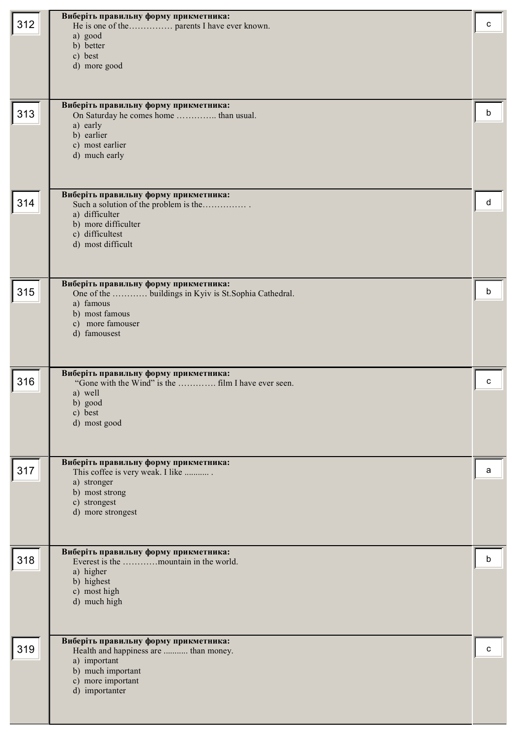| № | Завдання | Відповідь |
|---|---|---|
| 312 | **Виберіть правильну форму прикметника:**<br>He is one of the…………… parents I have ever known.<br>a) good<br>b) better<br>c) best<br>d) more good | c |
| 313 | **Виберіть правильну форму прикметника:**<br>On Saturday he comes home ………….. than usual.<br>a) early<br>b) earlier<br>c) most earlier<br>d) much early | b |
| 314 | **Виберіть правильну форму прикметника:**<br>Such a solution of the problem is the…………… .<br>a) difficulter<br>b) more difficulter<br>c) difficultest<br>d) most difficult | d |
| 315 | **Виберіть правильну форму прикметника:**<br>One of the ………… buildings in Kyiv is St.Sophia Cathedral.<br>a) famous<br>b) most famous<br>c) more famouser<br>d) famousest | b |
| 316 | **Виберіть правильну форму прикметника:**<br>"Gone with the Wind" is the ………… film I have ever seen.<br>a) well<br>b) good<br>c) best<br>d) most good | c |
| 317 | **Виберіть правильну форму прикметника:**<br>This coffee is very weak. I like ........... .<br>a) stronger<br>b) most strong<br>c) strongest<br>d) more strongest | a |
| 318 | **Виберіть правильну форму прикметника:**<br>Everest is the …………mountain in the world.<br>a) higher<br>b) highest<br>c) most high<br>d) much high | b |
| 319 | **Виберіть правильну форму прикметника:**<br>Health and happiness are ........... than money.<br>a) important<br>b) much important<br>c) more important<br>d) importanter | c |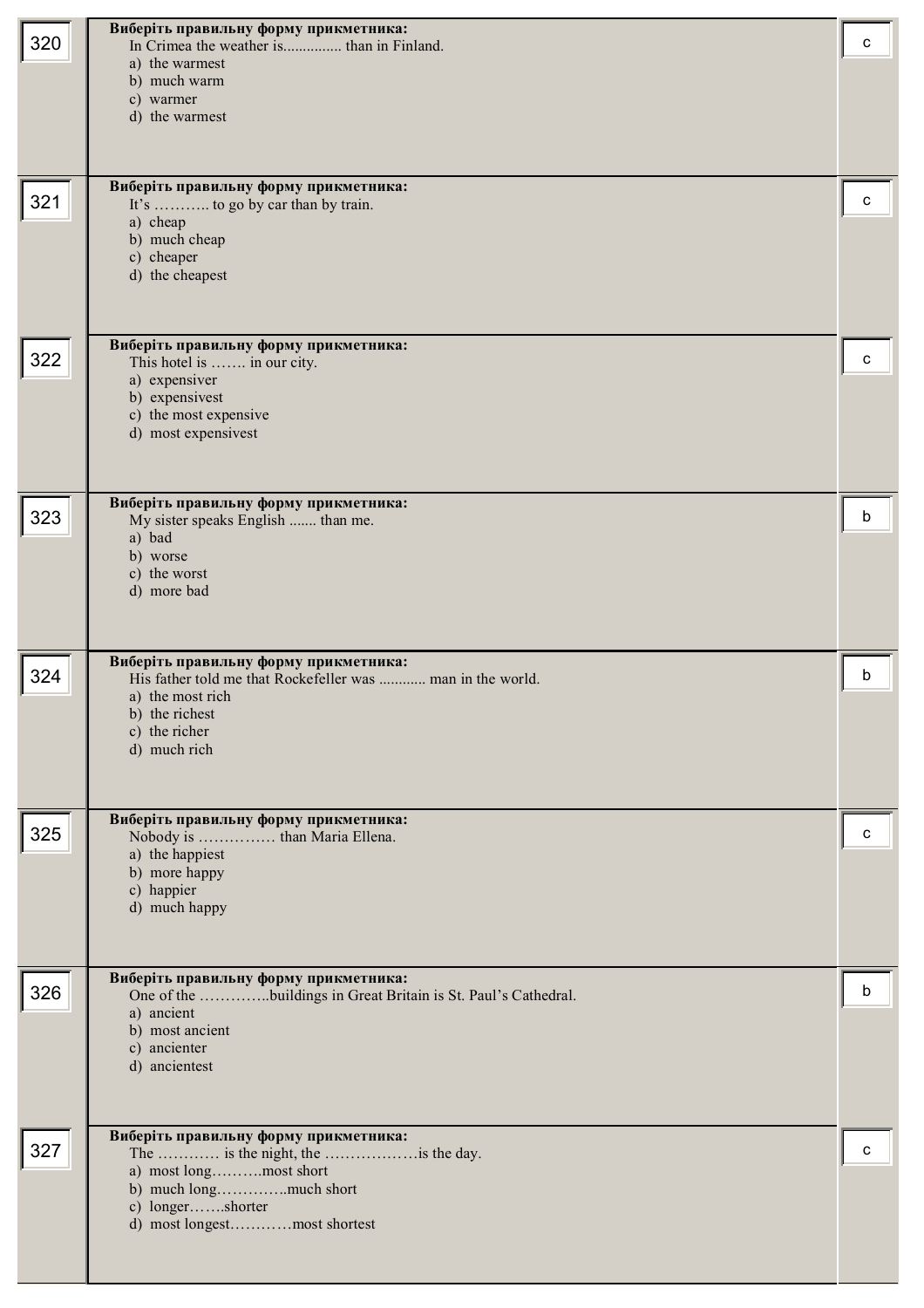| № | Питання | Відповідь |
|---|---|---|
| 320 | **Виберіть правильну форму прикметника:**<br>In Crimea the weather is.............. than in Finland.<br>a) the warmest<br>b) much warm<br>c) warmer<br>d) the warmest | c |
| 321 | **Виберіть правильну форму прикметника:**<br>It's ……….. to go by car than by train.<br>a) cheap<br>b) much cheap<br>c) cheaper<br>d) the cheapest | c |
| 322 | **Виберіть правильну форму прикметника:**<br>This hotel is ……. in our city.<br>a) expensiver<br>b) expensivest<br>c) the most expensive<br>d) most expensivest | c |
| 323 | **Виберіть правильну форму прикметника:**<br>My sister speaks English ....... than me.<br>a) bad<br>b) worse<br>c) the worst<br>d) more bad | b |
| 324 | **Виберіть правильну форму прикметника:**<br>His father told me that Rockefeller was ........... man in the world.<br>a) the most rich<br>b) the richest<br>c) the richer<br>d) much rich | b |
| 325 | **Виберіть правильну форму прикметника:**<br>Nobody is …………… than Maria Ellena.<br>a) the happiest<br>b) more happy<br>c) happier<br>d) much happy | c |
| 326 | **Виберіть правильну форму прикметника:**<br>One of the …………..buildings in Great Britain is St. Paul's Cathedral.<br>a) ancient<br>b) most ancient<br>c) ancienter<br>d) ancientest | b |
| 327 | **Виберіть правильну форму прикметника:**<br>The ………… is the night, the ………………is the day.<br>a) most long……….most short<br>b) much long…………..much short<br>c) longer…….shorter<br>d) most longest…………most shortest | c |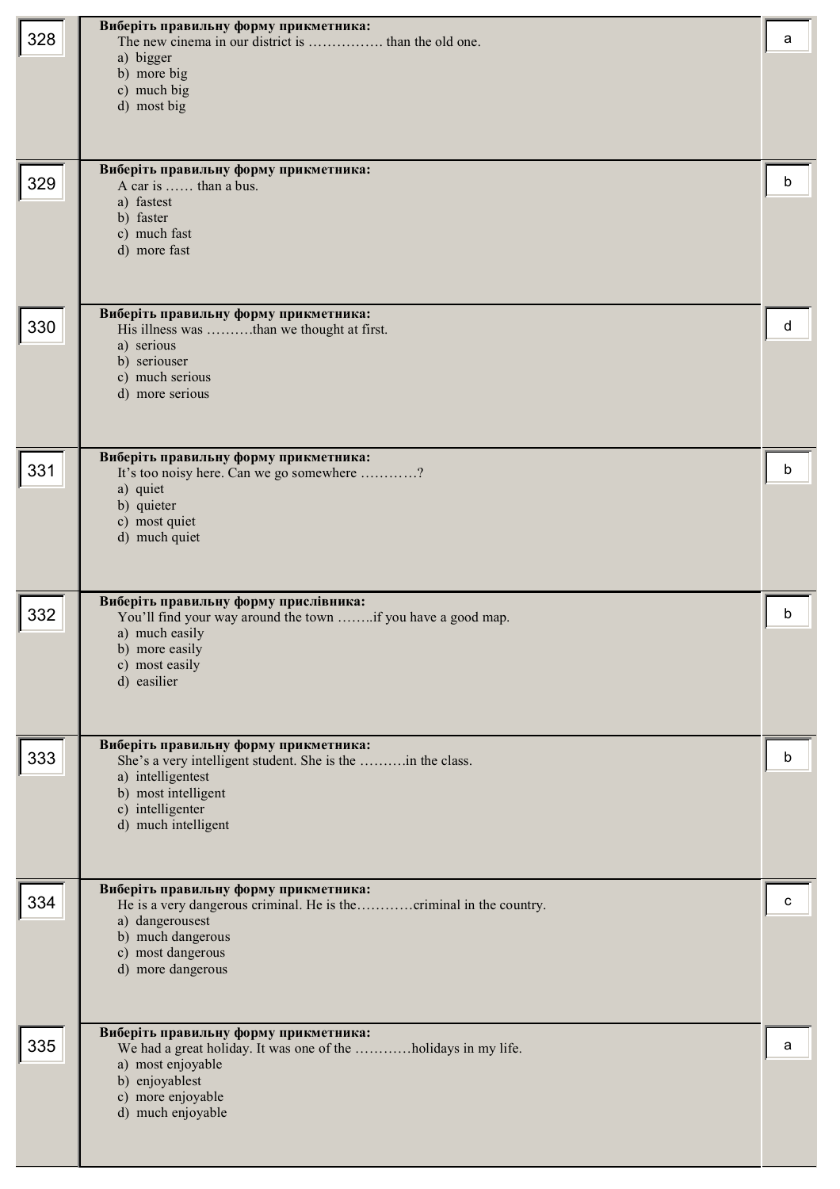| № | Завдання | Відповідь |
|---|---|---|
| 328 | **Виберіть правильну форму прикметника:**<br>The new cinema in our district is ……………. than the old one.<br>a) bigger<br>b) more big<br>c) much big<br>d) most big | a |
| 329 | **Виберіть правильну форму прикметника:**<br>A car is …… than a bus.<br>a) fastest<br>b) faster<br>c) much fast<br>d) more fast | b |
| 330 | **Виберіть правильну форму прикметника:**<br>His illness was ……….than we thought at first.<br>a) serious<br>b) seriouser<br>c) much serious<br>d) more serious | d |
| 331 | **Виберіть правильну форму прикметника:**<br>It's too noisy here. Can we go somewhere …………?<br>a) quiet<br>b) quieter<br>c) most quiet<br>d) much quiet | b |
| 332 | **Виберіть правильну форму прислівника:**<br>You'll find your way around the town ……..if you have a good map.<br>a) much easily<br>b) more easily<br>c) most easily<br>d) easilier | b |
| 333 | **Виберіть правильну форму прикметника:**<br>She's a very intelligent student. She is the ……….in the class.<br>a) intelligentest<br>b) most intelligent<br>c) intelligenter<br>d) much intelligent | b |
| 334 | **Виберіть правильну форму прикметника:**<br>He is a very dangerous criminal. He is the…………criminal in the country.<br>a) dangerousest<br>b) much dangerous<br>c) most dangerous<br>d) more dangerous | c |
| 335 | **Виберіть правильну форму прикметника:**<br>We had a great holiday. It was one of the …………holidays in my life.<br>a) most enjoyable<br>b) enjoyablest<br>c) more enjoyable<br>d) much enjoyable | a |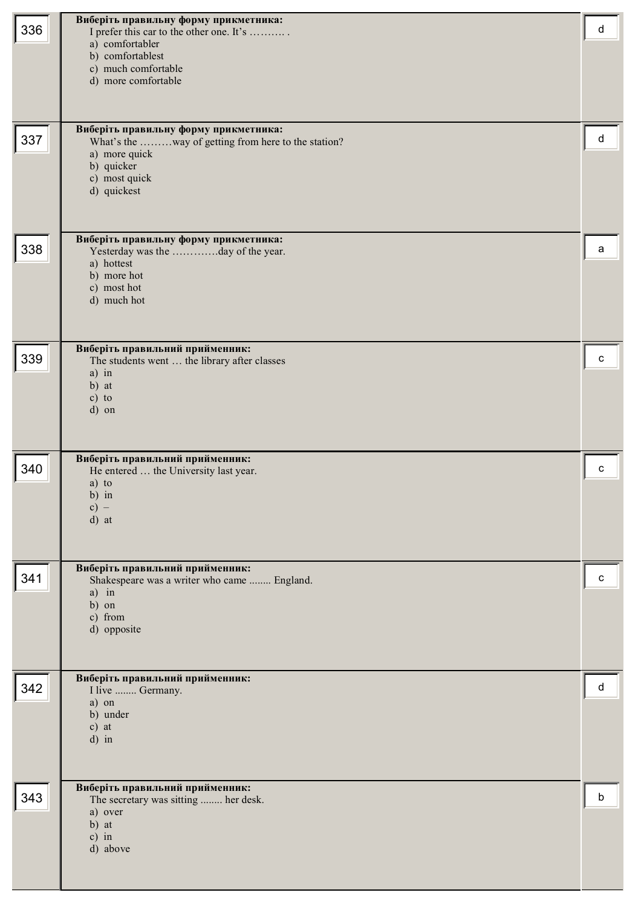| № | Завдання | Відповідь |
|---|---|---|
| 336 | **Виберіть правильну форму прикметника:**<br>I prefer this car to the other one. It's ………. .<br>a) comfortabler<br>b) comfortablest<br>c) much comfortable<br>d) more comfortable | d |
| 337 | **Виберіть правильну форму прикметника:**<br>What's the ………way of getting from here to the station?<br>a) more quick<br>b) quicker<br>c) most quick<br>d) quickest | d |
| 338 | **Виберіть правильну форму прикметника:**<br>Yesterday was the ………….day of the year.<br>a) hottest<br>b) more hot<br>c) most hot<br>d) much hot | a |
| 339 | **Виберіть правильний прийменник:**<br>The students went … the library after classes<br>a) in<br>b) at<br>c) to<br>d) on | c |
| 340 | **Виберіть правильний прийменник:**<br>He entered … the University last year.<br>a) to<br>b) in<br>c) –<br>d) at | c |
| 341 | **Виберіть правильний прийменник:**<br>Shakespeare was a writer who came ........ England.<br>a) in<br>b) on<br>c) from<br>d) opposite | c |
| 342 | **Виберіть правильний прийменник:**<br>I live ........ Germany.<br>a) on<br>b) under<br>c) at<br>d) in | d |
| 343 | **Виберіть правильний прийменник:**<br>The secretary was sitting ........ her desk.<br>a) over<br>b) at<br>c) in<br>d) above | b |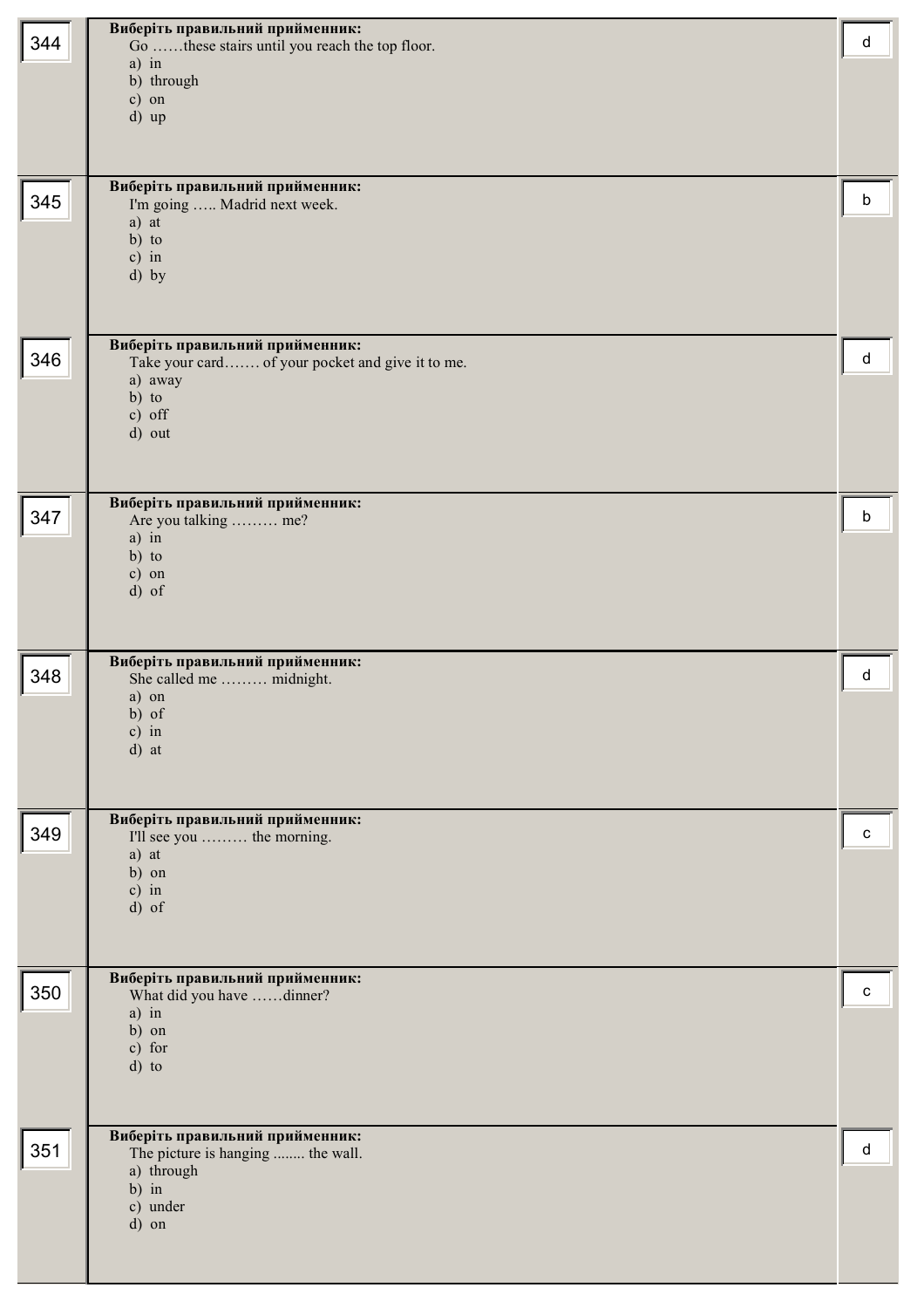| № | Завдання | Відповідь |
|---|---|---|
| 344 | **Виберіть правильний прийменник:**<br>Go ……these stairs until you reach the top floor.<br>a) in<br>b) through<br>c) on<br>d) up | d |
| 345 | **Виберіть правильний прийменник:**<br>I'm going ….. Madrid next week.<br>a) at<br>b) to<br>c) in<br>d) by | b |
| 346 | **Виберіть правильний прийменник:**<br>Take your card……. of your pocket and give it to me.<br>a) away<br>b) to<br>c) off<br>d) out | d |
| 347 | **Виберіть правильний прийменник:**<br>Are you talking ……… me?<br>a) in<br>b) to<br>c) on<br>d) of | b |
| 348 | **Виберіть правильний прийменник:**<br>She called me ……… midnight.<br>a) on<br>b) of<br>c) in<br>d) at | d |
| 349 | **Виберіть правильний прийменник:**<br>I'll see you ……… the morning.<br>a) at<br>b) on<br>c) in<br>d) of | c |
| 350 | **Виберіть правильний прийменник:**<br>What did you have ……dinner?<br>a) in<br>b) on<br>c) for<br>d) to | c |
| 351 | **Виберіть правильний прийменник:**<br>The picture is hanging ........ the wall.<br>a) through<br>b) in<br>c) under<br>d) on | d |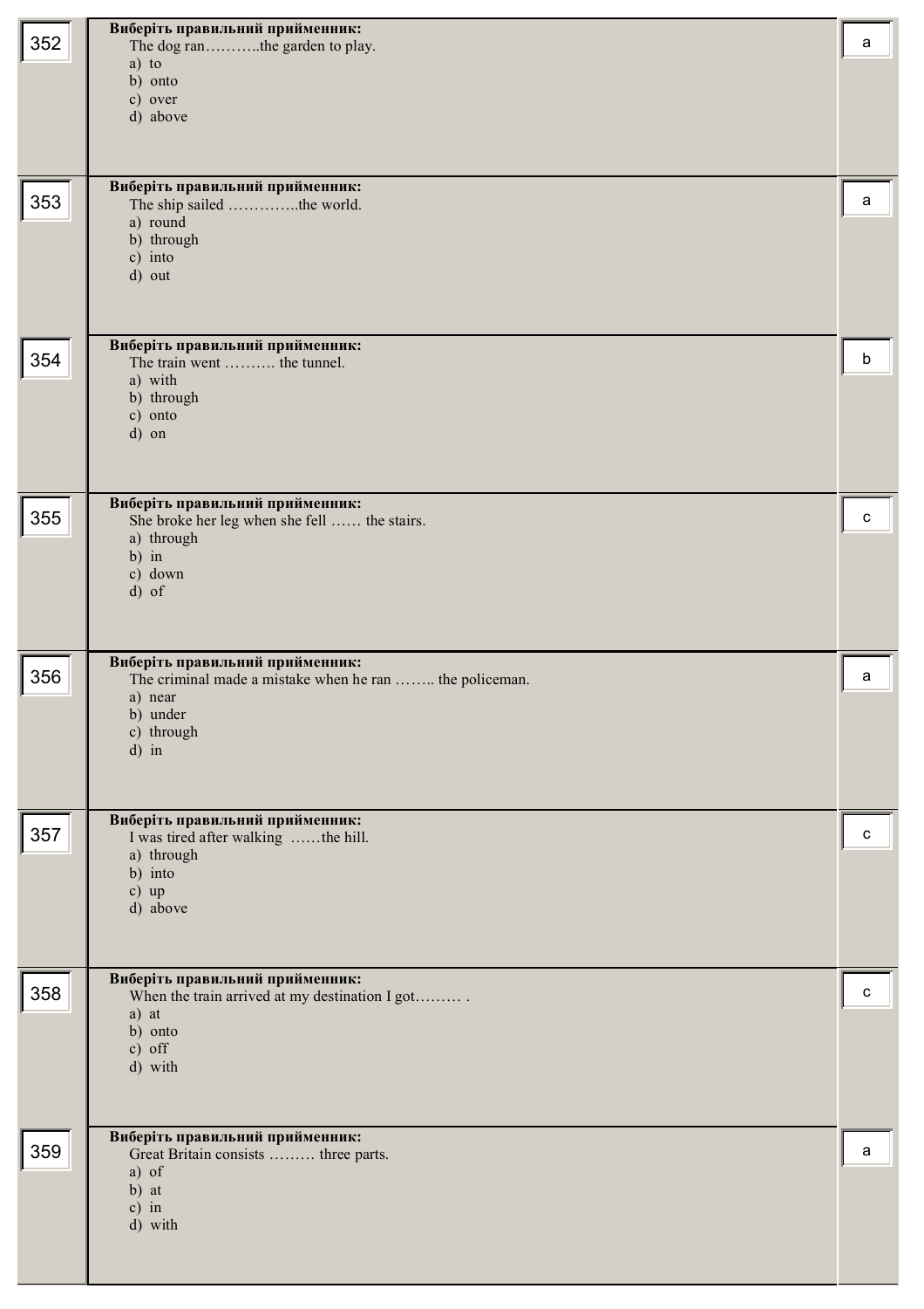| № | Question | Answer |
|---|---|---|
| 352 | **Виберіть правильний прийменник:**<br>The dog ran……….the garden to play.<br>a) to<br>b) onto<br>c) over<br>d) above | a |
| 353 | **Виберіть правильний прийменник:**<br>The ship sailed ………….the world.<br>a) round<br>b) through<br>c) into<br>d) out | a |
| 354 | **Виберіть правильний прийменник:**<br>The train went ………. the tunnel.<br>a) with<br>b) through<br>c) onto<br>d) on | b |
| 355 | **Виберіть правильний прийменник:**<br>She broke her leg when she fell …… the stairs.<br>a) through<br>b) in<br>c) down<br>d) of | c |
| 356 | **Виберіть правильний прийменник:**<br>The criminal made a mistake when he ran …….. the policeman.<br>a) near<br>b) under<br>c) through<br>d) in | a |
| 357 | **Виберіть правильний прийменник:**<br>I was tired after walking ……the hill.<br>a) through<br>b) into<br>c) up<br>d) above | c |
| 358 | **Виберіть правильний прийменник:**<br>When the train arrived at my destination I got……… .<br>a) at<br>b) onto<br>c) off<br>d) with | c |
| 359 | **Виберіть правильний прийменник:**<br>Great Britain consists ……… three parts.<br>a) of<br>b) at<br>c) in<br>d) with | a |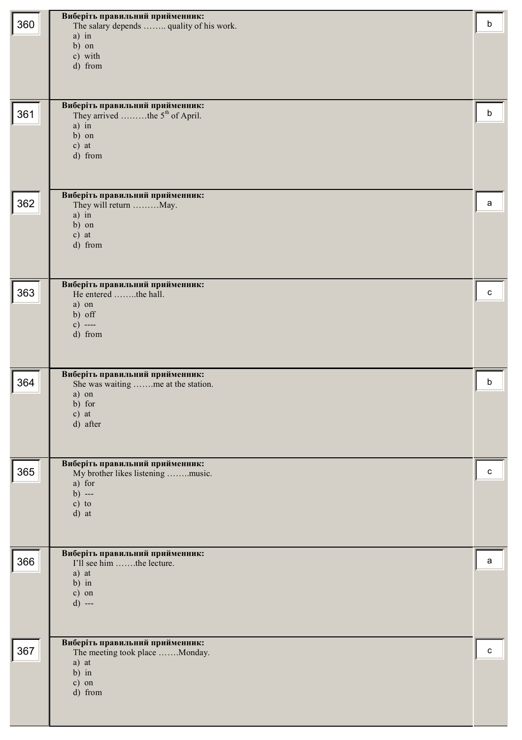| № | Питання | Відповідь |
|---|---|---|
| 360 | **Виберіть правильний прийменник:**<br>The salary depends …….. quality of his work.<br>a) in<br>b) on<br>c) with<br>d) from | b |
| 361 | **Виберіть правильний прийменник:**<br>They arrived ………the 5th of April.<br>a) in<br>b) on<br>c) at<br>d) from | b |
| 362 | **Виберіть правильний прийменник:**<br>They will return ………May.<br>a) in<br>b) on<br>c) at<br>d) from | a |
| 363 | **Виберіть правильний прийменник:**<br>He entered ……..the hall.<br>a) on<br>b) off<br>c) ----<br>d) from | c |
| 364 | **Виберіть правильний прийменник:**<br>She was waiting …….me at the station.<br>a) on<br>b) for<br>c) at<br>d) after | b |
| 365 | **Виберіть правильний прийменник:**<br>My brother likes listening ……..music.<br>a) for<br>b) ---<br>c) to<br>d) at | c |
| 366 | **Виберіть правильний прийменник:**<br>I'll see him …….the lecture.<br>a) at<br>b) in<br>c) on<br>d) --- | a |
| 367 | **Виберіть правильний прийменник:**<br>The meeting took place …….Monday.<br>a) at<br>b) in<br>c) on<br>d) from | c |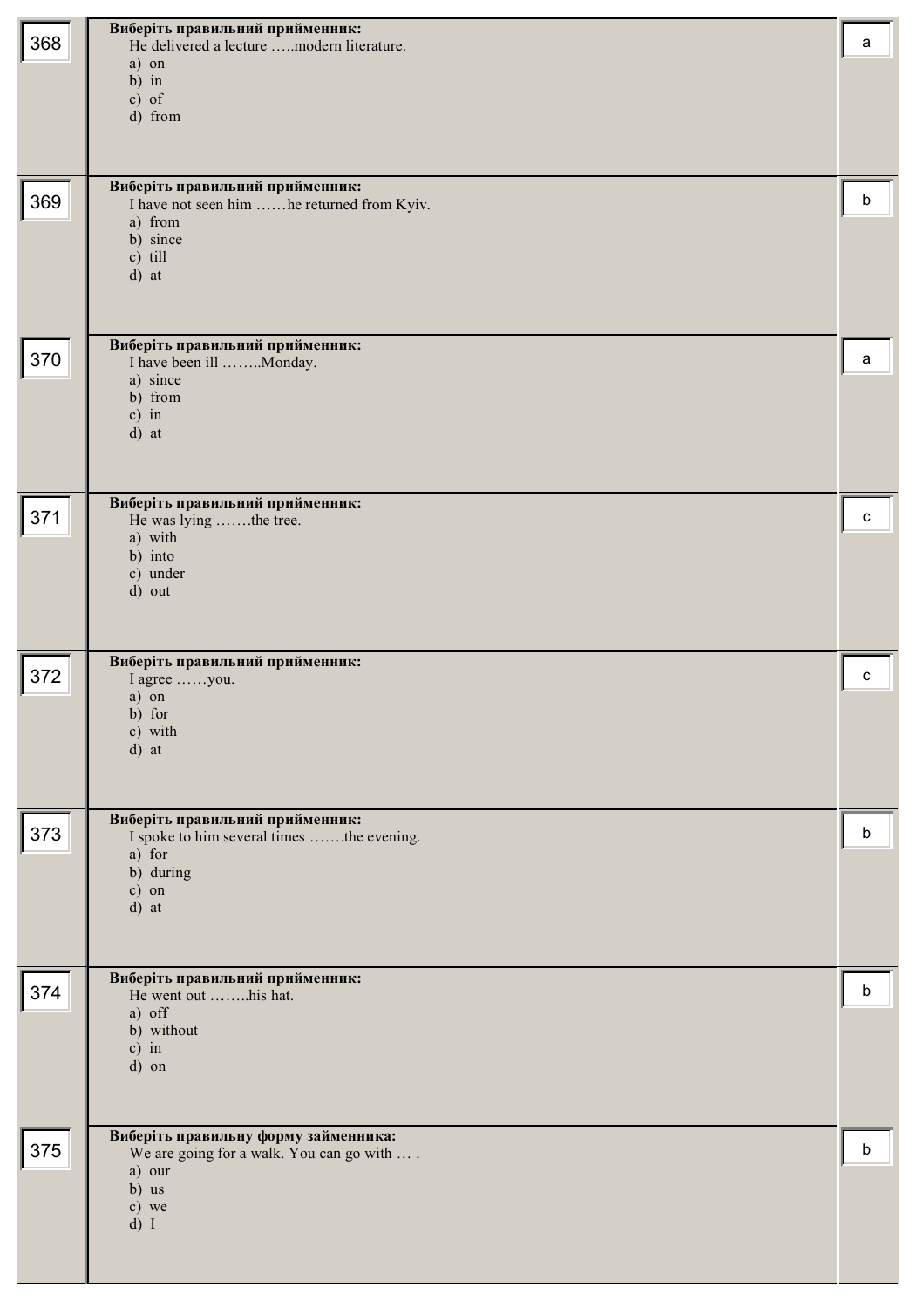| № | Завдання | Відповідь |
|---|---|---|
| 368 | **Виберіть правильний прийменник:**<br>He delivered a lecture …..modern literature.<br>a) on<br>b) in<br>c) of<br>d) from | a |
| 369 | **Виберіть правильний прийменник:**<br>I have not seen him ……he returned from Kyiv.<br>a) from<br>b) since<br>c) till<br>d) at | b |
| 370 | **Виберіть правильний прийменник:**<br>I have been ill ……..Monday.<br>a) since<br>b) from<br>c) in<br>d) at | a |
| 371 | **Виберіть правильний прийменник:**<br>He was lying …….the tree.<br>a) with<br>b) into<br>c) under<br>d) out | c |
| 372 | **Виберіть правильний прийменник:**<br>I agree ……you.<br>a) on<br>b) for<br>c) with<br>d) at | c |
| 373 | **Виберіть правильний прийменник:**<br>I spoke to him several times …….the evening.<br>a) for<br>b) during<br>c) on<br>d) at | b |
| 374 | **Виберіть правильний прийменник:**<br>He went out ……..his hat.<br>a) off<br>b) without<br>c) in<br>d) on | b |
| 375 | **Виберіть правильну форму займенника:**<br>We are going for a walk. You can go with … .<br>a) our<br>b) us<br>c) we<br>d) I | b |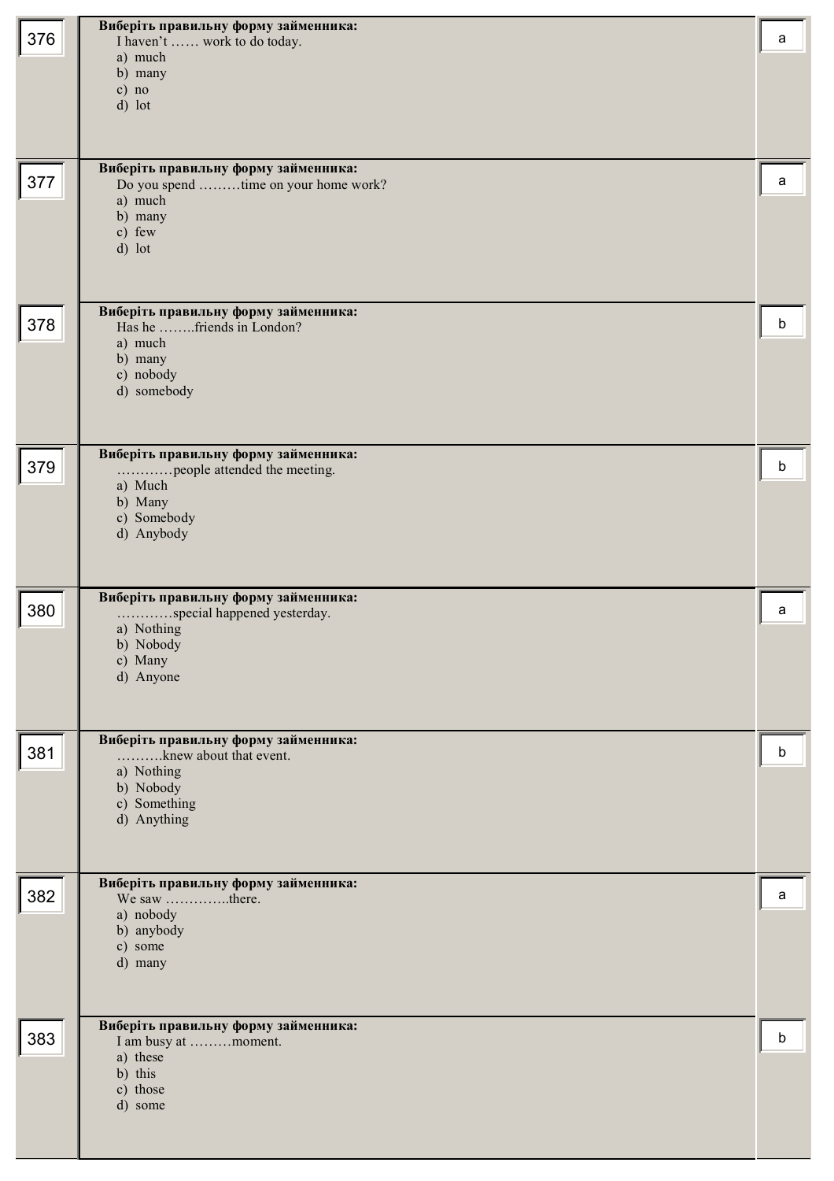| № | Питання | Відповідь |
|---|---|---|
| 376 | **Виберіть правильну форму займенника:**<br>I haven't …… work to do today.<br>a) much<br>b) many<br>c) no<br>d) lot | a |
| 377 | **Виберіть правильну форму займенника:**<br>Do you spend ………time on your home work?<br>a) much<br>b) many<br>c) few<br>d) lot | a |
| 378 | **Виберіть правильну форму займенника:**<br>Has he ……..friends in London?<br>a) much<br>b) many<br>c) nobody<br>d) somebody | b |
| 379 | **Виберіть правильну форму займенника:**<br>…………people attended the meeting.<br>a) Much<br>b) Many<br>c) Somebody<br>d) Anybody | b |
| 380 | **Виберіть правильну форму займенника:**<br>…………special happened yesterday.<br>a) Nothing<br>b) Nobody<br>c) Many<br>d) Anyone | a |
| 381 | **Виберіть правильну форму займенника:**<br>……….knew about that event.<br>a) Nothing<br>b) Nobody<br>c) Something<br>d) Anything | b |
| 382 | **Виберіть правильну форму займенника:**<br>We saw …………..there.<br>a) nobody<br>b) anybody<br>c) some<br>d) many | a |
| 383 | **Виберіть правильну форму займенника:**<br>I am busy at ………moment.<br>a) these<br>b) this<br>c) those<br>d) some | b |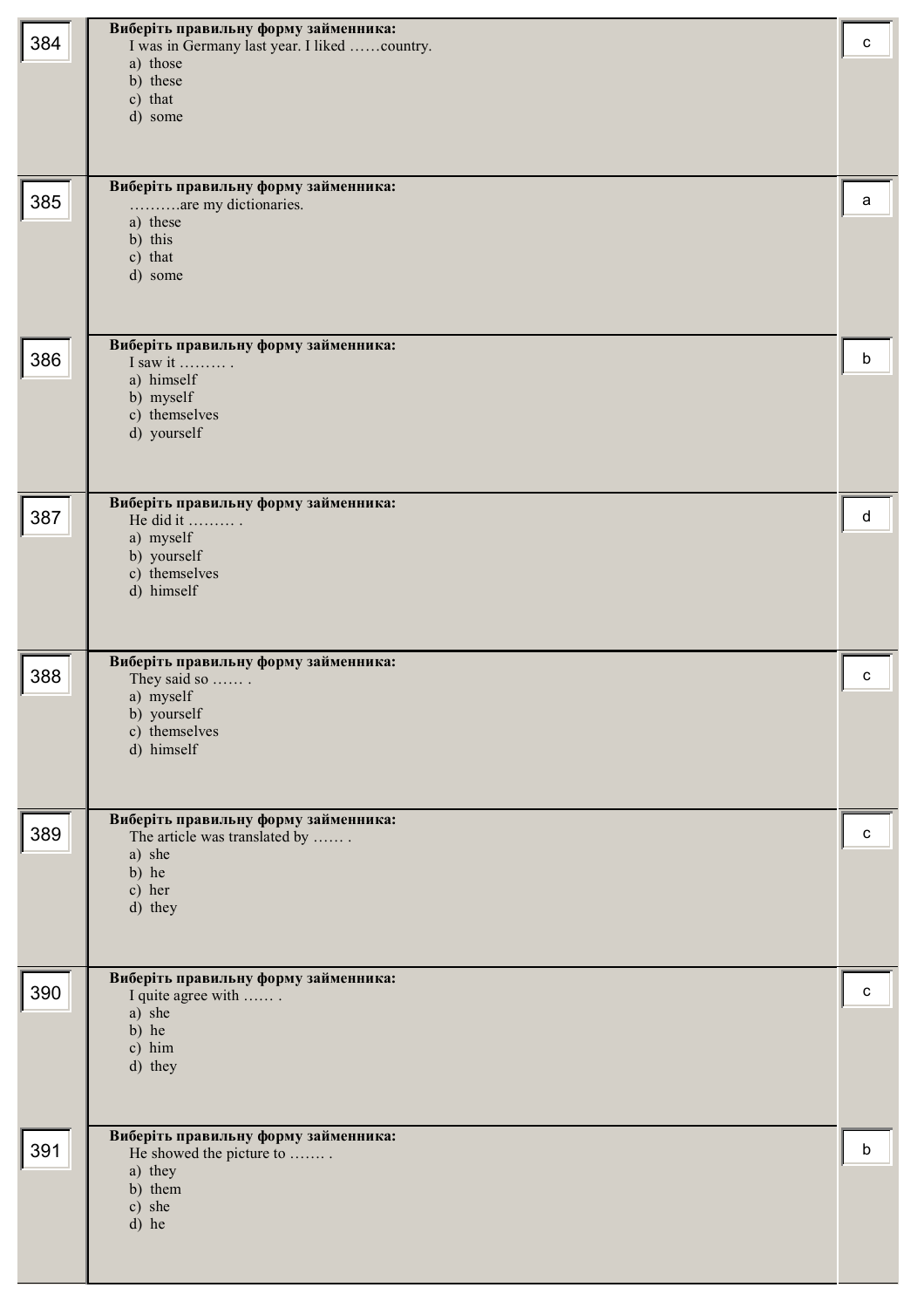| № | Питання | Відповідь |
| --- | --- | --- |
| 384 | **Виберіть правильну форму займенника:**<br>I was in Germany last year. I liked ……country.<br>a) those<br>b) these<br>c) that<br>d) some | c |
| 385 | **Виберіть правильну форму займенника:**<br>……….are my dictionaries.<br>a) these<br>b) this<br>c) that<br>d) some | a |
| 386 | **Виберіть правильну форму займенника:**<br>I saw it ……… .<br>a) himself<br>b) myself<br>c) themselves<br>d) yourself | b |
| 387 | **Виберіть правильну форму займенника:**<br>He did it ……… .<br>a) myself<br>b) yourself<br>c) themselves<br>d) himself | d |
| 388 | **Виберіть правильну форму займенника:**<br>They said so …… .<br>a) myself<br>b) yourself<br>c) themselves<br>d) himself | c |
| 389 | **Виберіть правильну форму займенника:**<br>The article was translated by …… .<br>a) she<br>b) he<br>c) her<br>d) they | c |
| 390 | **Виберіть правильну форму займенника:**<br>I quite agree with …… .<br>a) she<br>b) he<br>c) him<br>d) they | c |
| 391 | **Виберіть правильну форму займенника:**<br>He showed the picture to ……. .<br>a) they<br>b) them<br>c) she<br>d) he | b |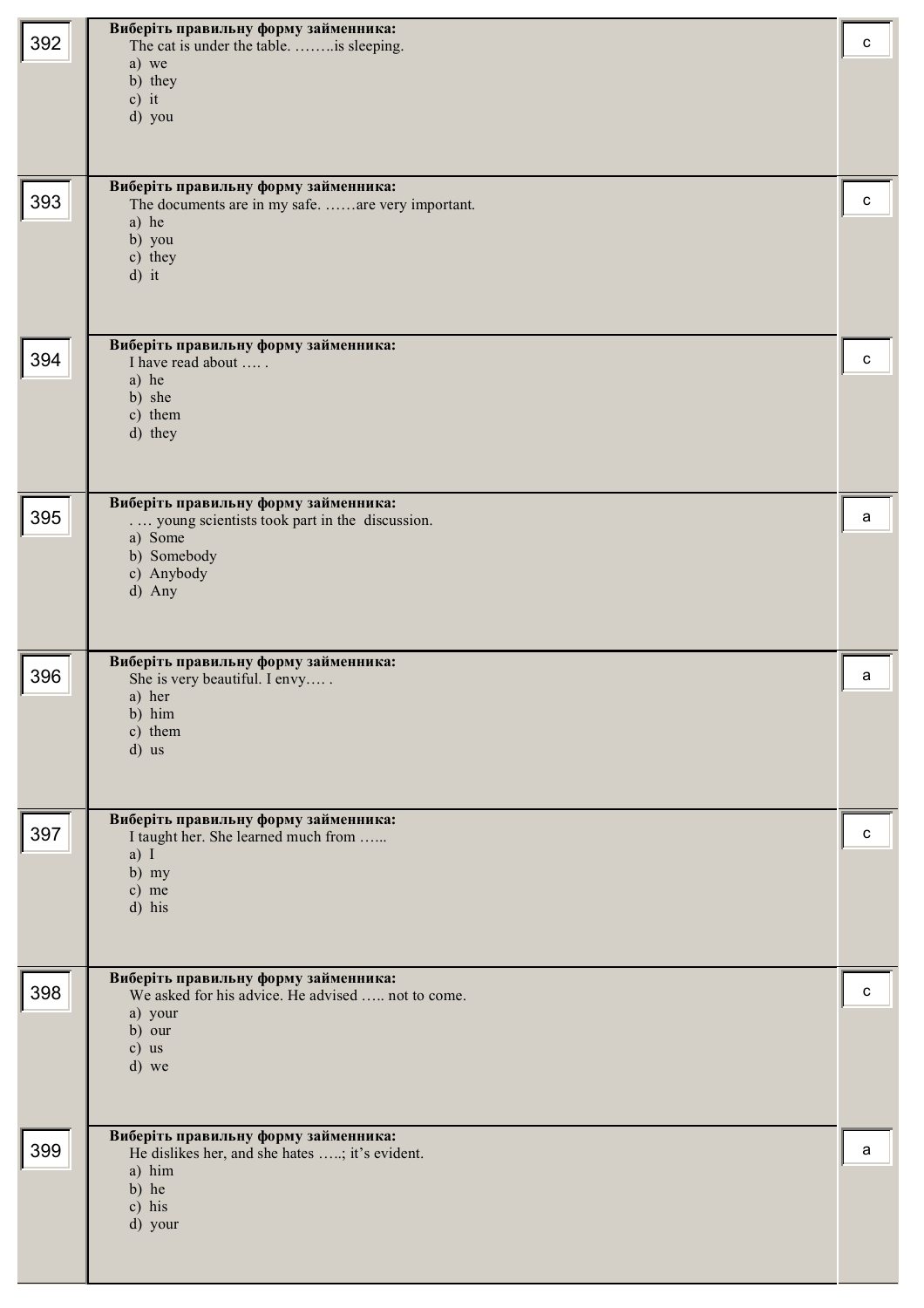| № | Завдання | Відповідь |
|---|---|---|
| 392 | **Виберіть правильну форму займенника:**<br>The cat is under the table. ……..is sleeping.<br>a) we<br>b) they<br>c) it<br>d) you | c |
| 393 | **Виберіть правильну форму займенника:**<br>The documents are in my safe. ……are very important.<br>a) he<br>b) you<br>c) they<br>d) it | c |
| 394 | **Виберіть правильну форму займенника:**<br>I have read about …. .<br>a) he<br>b) she<br>c) them<br>d) they | c |
| 395 | **Виберіть правильну форму займенника:**<br>. … young scientists took part in the discussion.<br>a) Some<br>b) Somebody<br>c) Anybody<br>d) Any | a |
| 396 | **Виберіть правильну форму займенника:**<br>She is very beautiful. I envy…. .<br>a) her<br>b) him<br>c) them<br>d) us | a |
| 397 | **Виберіть правильну форму займенника:**<br>I taught her. She learned much from …...<br>a) I<br>b) my<br>c) me<br>d) his | c |
| 398 | **Виберіть правильну форму займенника:**<br>We asked for his advice. He advised ….. not to come.<br>a) your<br>b) our<br>c) us<br>d) we | c |
| 399 | **Виберіть правильну форму займенника:**<br>He dislikes her, and she hates …..; it's evident.<br>a) him<br>b) he<br>c) his<br>d) your | a |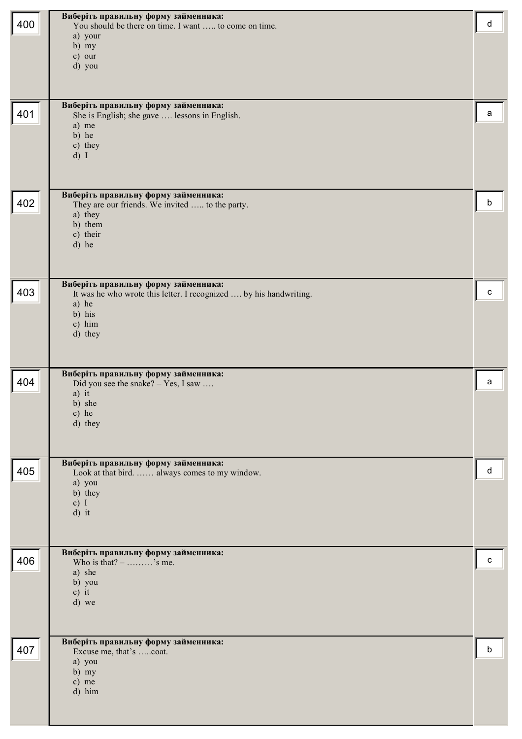| № | Завдання | Відповідь |
|---|---|---|
| 400 | **Виберіть правильну форму займенника:**<br>You should be there on time. I want ….. to come on time.<br>a) your<br>b) my<br>c) our<br>d) you | d |
| 401 | **Виберіть правильну форму займенника:**<br>She is English; she gave …. lessons in English.<br>a) me<br>b) he<br>c) they<br>d) I | a |
| 402 | **Виберіть правильну форму займенника:**<br>They are our friends. We invited ….. to the party.<br>a) they<br>b) them<br>c) their<br>d) he | b |
| 403 | **Виберіть правильну форму займенника:**<br>It was he who wrote this letter. I recognized …. by his handwriting.<br>a) he<br>b) his<br>c) him<br>d) they | c |
| 404 | **Виберіть правильну форму займенника:**<br>Did you see the snake? – Yes, I saw ….<br>a) it<br>b) she<br>c) he<br>d) they | a |
| 405 | **Виберіть правильну форму займенника:**<br>Look at that bird. …… always comes to my window.<br>a) you<br>b) they<br>c) I<br>d) it | d |
| 406 | **Виберіть правильну форму займенника:**<br>Who is that? – ………'s me.<br>a) she<br>b) you<br>c) it<br>d) we | c |
| 407 | **Виберіть правильну форму займенника:**<br>Excuse me, that's …..coat.<br>a) you<br>b) my<br>c) me<br>d) him | b |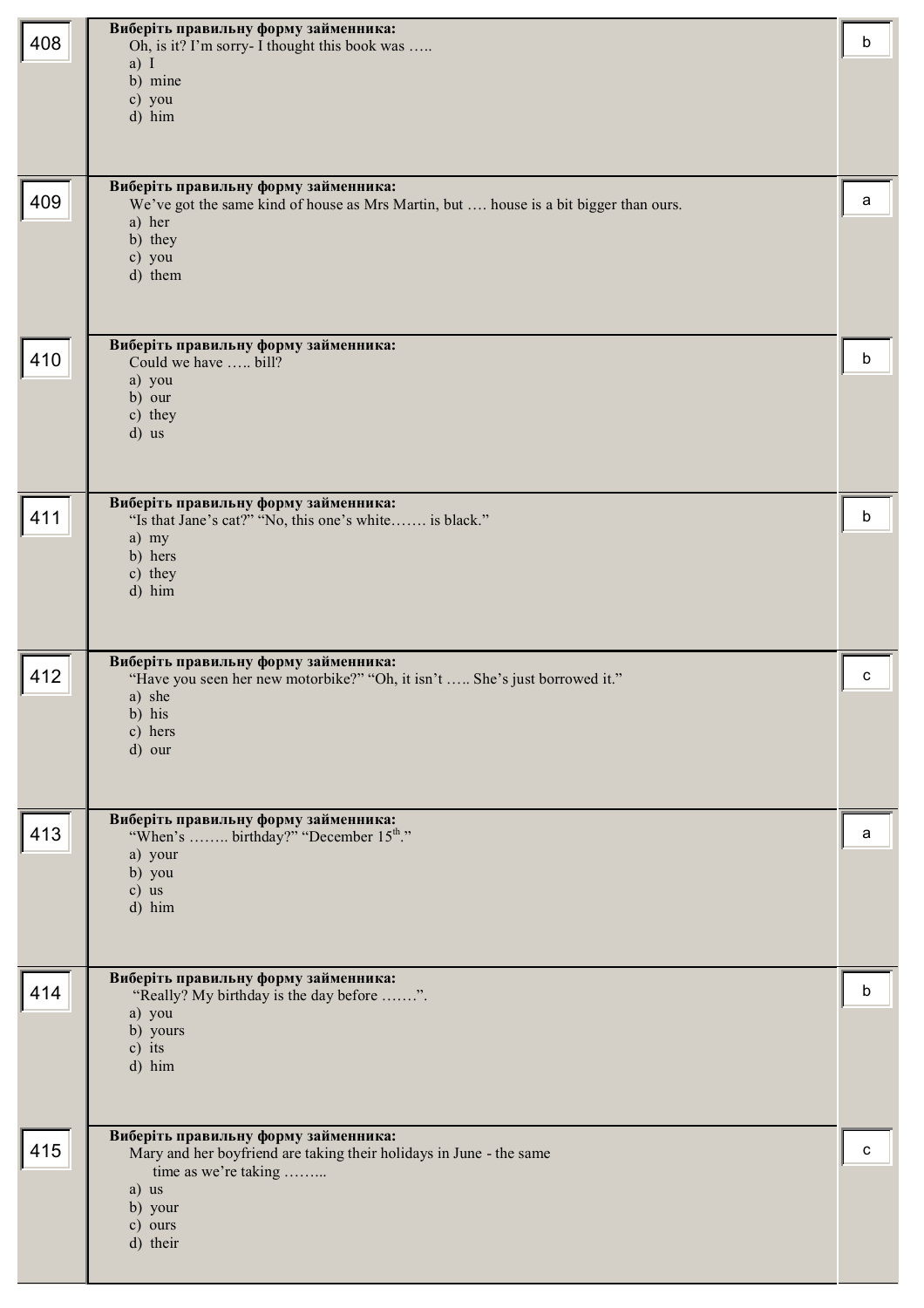| № | Завдання | Відповідь |
|---|---|---|
| 408 | **Виберіть правильну форму займенника:**<br>Oh, is it? I'm sorry- I thought this book was …..<br>a) I<br>b) mine<br>c) you<br>d) him | b |
| 409 | **Виберіть правильну форму займенника:**<br>We've got the same kind of house as Mrs Martin, but …. house is a bit bigger than ours.<br>a) her<br>b) they<br>c) you<br>d) them | a |
| 410 | **Виберіть правильну форму займенника:**<br>Could we have ….. bill?<br>a) you<br>b) our<br>c) they<br>d) us | b |
| 411 | **Виберіть правильну форму займенника:**<br>"Is that Jane's cat?" "No, this one's white……. is black."<br>a) my<br>b) hers<br>c) they<br>d) him | b |
| 412 | **Виберіть правильну форму займенника:**<br>"Have you seen her new motorbike?" "Oh, it isn't ….. She's just borrowed it."<br>a) she<br>b) his<br>c) hers<br>d) our | c |
| 413 | **Виберіть правильну форму займенника:**<br>"When's …….. birthday?" "December 15th."<br>a) your<br>b) you<br>c) us<br>d) him | a |
| 414 | **Виберіть правильну форму займенника:**<br>"Really? My birthday is the day before …….".<br>a) you<br>b) yours<br>c) its<br>d) him | b |
| 415 | **Виберіть правильну форму займенника:**<br>Mary and her boyfriend are taking their holidays in June - the same time as we're taking ……..<br>a) us<br>b) your<br>c) ours<br>d) their | c |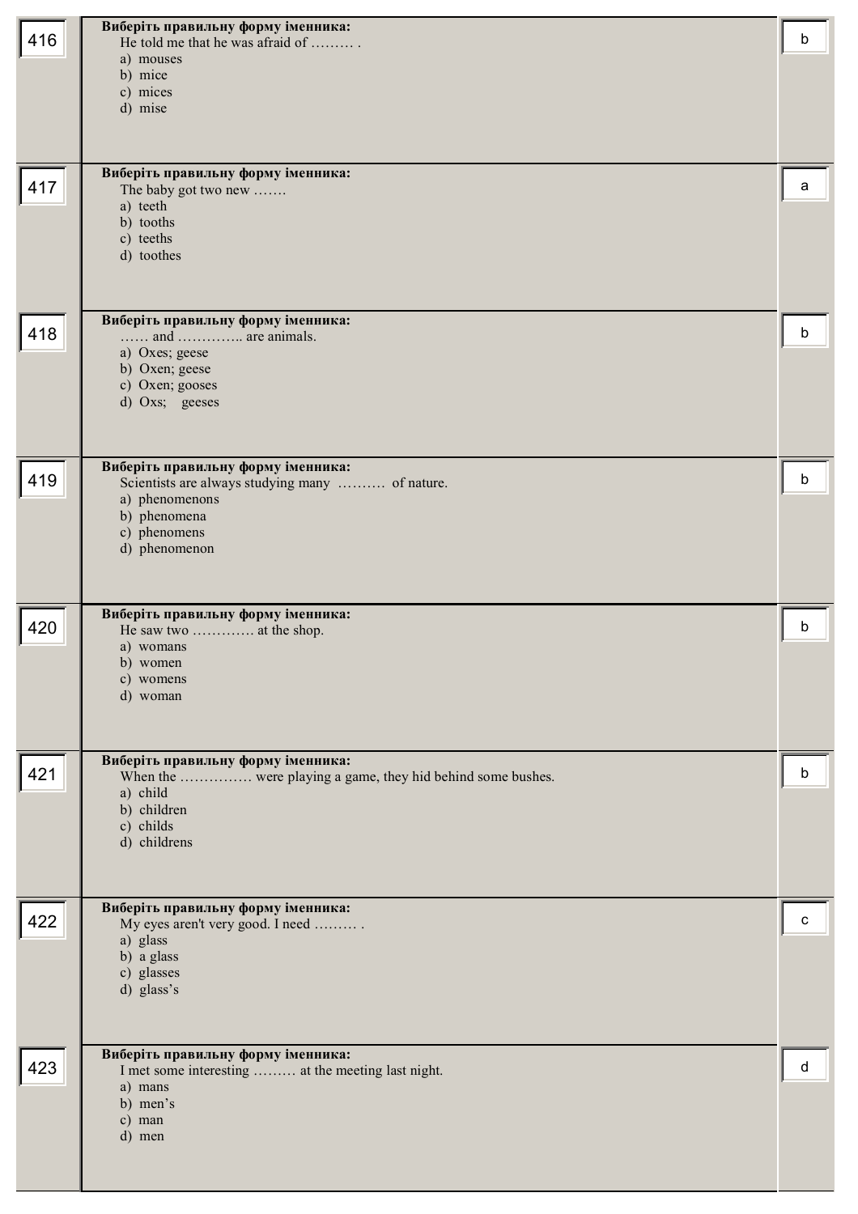| № | Завдання | Відповідь |
|---|---|---|
| 416 | **Виберіть правильну форму іменника:**<br>He told me that he was afraid of ……… .<br>a) mouses<br>b) mice<br>c) mices<br>d) mise | b |
| 417 | **Виберіть правильну форму іменника:**<br>The baby got two new …….<br>a) teeth<br>b) tooths<br>c) teeths<br>d) toothes | a |
| 418 | **Виберіть правильну форму іменника:**<br>…… and ………….. are animals.<br>a) Oxes; geese<br>b) Oxen; geese<br>c) Oxen; gooses<br>d) Oxs; geeses | b |
| 419 | **Виберіть правильну форму іменника:**<br>Scientists are always studying many ………. of nature.<br>a) phenomenons<br>b) phenomena<br>c) phenomens<br>d) phenomenon | b |
| 420 | **Виберіть правильну форму іменника:**<br>He saw two ………… at the shop.<br>a) womans<br>b) women<br>c) womens<br>d) woman | b |
| 421 | **Виберіть правильну форму іменника:**<br>When the …………… were playing a game, they hid behind some bushes.<br>a) child<br>b) children<br>c) childs<br>d) childrens | b |
| 422 | **Виберіть правильну форму іменника:**<br>My eyes aren't very good. I need ……… .<br>a) glass<br>b) a glass<br>c) glasses<br>d) glass's | c |
| 423 | **Виберіть правильну форму іменника:**<br>I met some interesting ……… at the meeting last night.<br>a) mans<br>b) men's<br>c) man<br>d) men | d |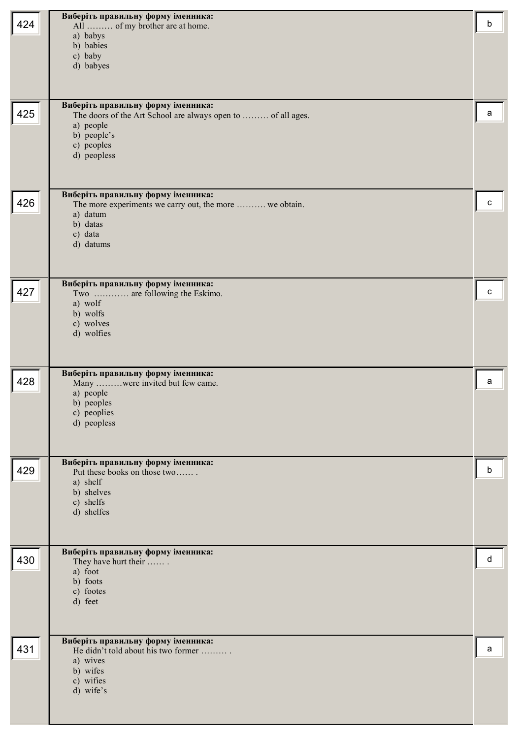| № | Питання | Відповідь |
|---|---|---|
| 424 | **Виберіть правильну форму іменника:**<br>All ……… of my brother are at home.<br>a) babys<br>b) babies<br>c) baby<br>d) babyes | b |
| 425 | **Виберіть правильну форму іменника:**<br>The doors of the Art School are always open to ……… of all ages.<br>a) people<br>b) people's<br>c) peoples<br>d) peopless | a |
| 426 | **Виберіть правильну форму іменника:**<br>The more experiments we carry out, the more ………. we obtain.<br>a) datum<br>b) datas<br>c) data<br>d) datums | c |
| 427 | **Виберіть правильну форму іменника:**<br>Two ………… are following the Eskimo.<br>a) wolf<br>b) wolfs<br>c) wolves<br>d) wolfies | c |
| 428 | **Виберіть правильну форму іменника:**<br>Many ………were invited but few came.<br>a) people<br>b) peoples<br>c) peoplies<br>d) peopless | a |
| 429 | **Виберіть правильну форму іменника:**<br>Put these books on those two…… .<br>a) shelf<br>b) shelves<br>c) shelfs<br>d) shelfes | b |
| 430 | **Виберіть правильну форму іменника:**<br>They have hurt their …… .<br>a) foot<br>b) foots<br>c) footes<br>d) feet | d |
| 431 | **Виберіть правильну форму іменника:**<br>He didn't told about his two former ……… .<br>a) wives<br>b) wifes<br>c) wifies<br>d) wife's | a |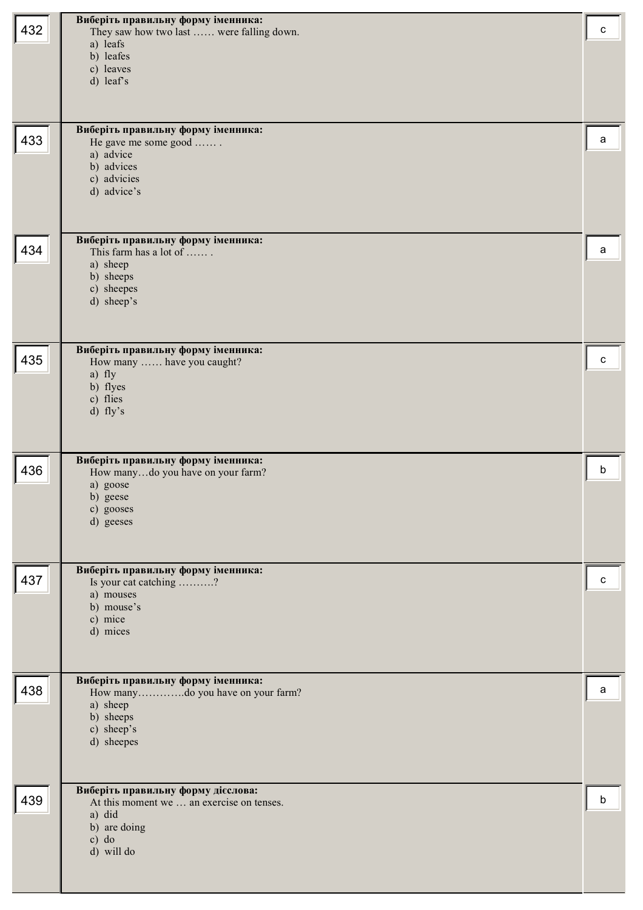| № | Питання | Відповідь |
|---|---|---|
| 432 | **Виберіть правильну форму іменника:**<br>They saw how two last …… were falling down.<br>a) leafs<br>b) leafes<br>c) leaves<br>d) leaf's | c |
| 433 | **Виберіть правильну форму іменника:**<br>He gave me some good …… .<br>a) advice<br>b) advices<br>c) advicies<br>d) advice's | a |
| 434 | **Виберіть правильну форму іменника:**<br>This farm has a lot of …… .<br>a) sheep<br>b) sheeps<br>c) sheepes<br>d) sheep's | a |
| 435 | **Виберіть правильну форму іменника:**<br>How many …… have you caught?<br>a) fly<br>b) flyes<br>c) flies<br>d) fly's | c |
| 436 | **Виберіть правильну форму іменника:**<br>How many…do you have on your farm?<br>a) goose<br>b) geese<br>c) gooses<br>d) geeses | b |
| 437 | **Виберіть правильну форму іменника:**<br>Is your cat catching ……….?<br>a) mouses<br>b) mouse's<br>c) mice<br>d) mices | c |
| 438 | **Виберіть правильну форму іменника:**<br>How many………….do you have on your farm?<br>a) sheep<br>b) sheeps<br>c) sheep's<br>d) sheepes | a |
| 439 | **Виберіть правильну форму дієслова:**<br>At this moment we … an exercise on tenses.<br>a) did<br>b) are doing<br>c) do<br>d) will do | b |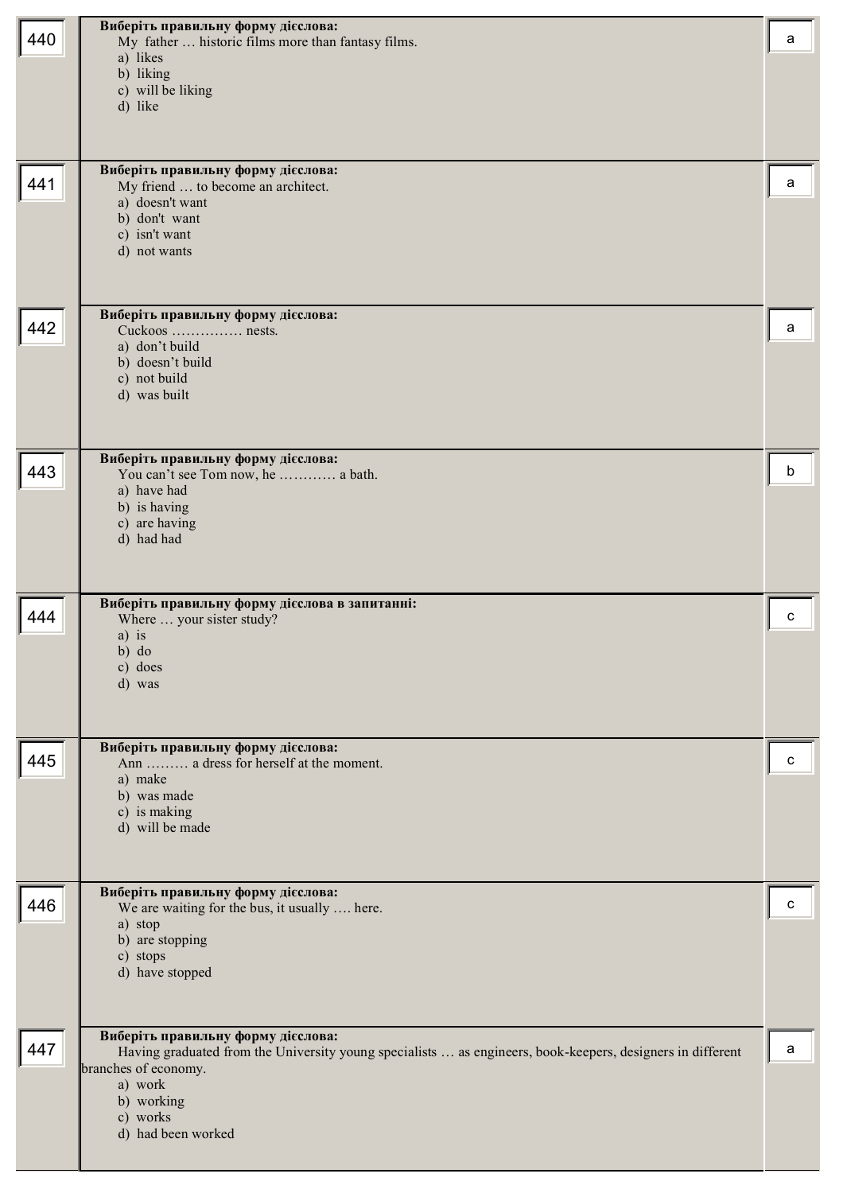| № | Завдання | Відповідь |
|---|---|---|
| 440 | **Виберіть правильну форму дієслова:**<br>My father … historic films more than fantasy films.<br>a) likes<br>b) liking<br>c) will be liking<br>d) like | a |
| 441 | **Виберіть правильну форму дієслова:**<br>My friend … to become an architect.<br>a) doesn't want<br>b) don't want<br>c) isn't want<br>d) not wants | a |
| 442 | **Виберіть правильну форму дієслова:**<br>Cuckoos …………… nests.<br>a) don't build<br>b) doesn't build<br>c) not build<br>d) was built | a |
| 443 | **Виберіть правильну форму дієслова:**<br>You can't see Tom now, he ………… a bath.<br>a) have had<br>b) is having<br>c) are having<br>d) had had | b |
| 444 | **Виберіть правильну форму дієслова в запитанні:**<br>Where … your sister study?<br>a) is<br>b) do<br>c) does<br>d) was | c |
| 445 | **Виберіть правильну форму дієслова:**<br>Ann ……… a dress for herself at the moment.<br>a) make<br>b) was made<br>c) is making<br>d) will be made | c |
| 446 | **Виберіть правильну форму дієслова:**<br>We are waiting for the bus, it usually …. here.<br>a) stop<br>b) are stopping<br>c) stops<br>d) have stopped | c |
| 447 | **Виберіть правильну форму дієслова:**<br>Having graduated from the University young specialists … as engineers, book-keepers, designers in different branches of economy.<br>a) work<br>b) working<br>c) works<br>d) had been worked | a |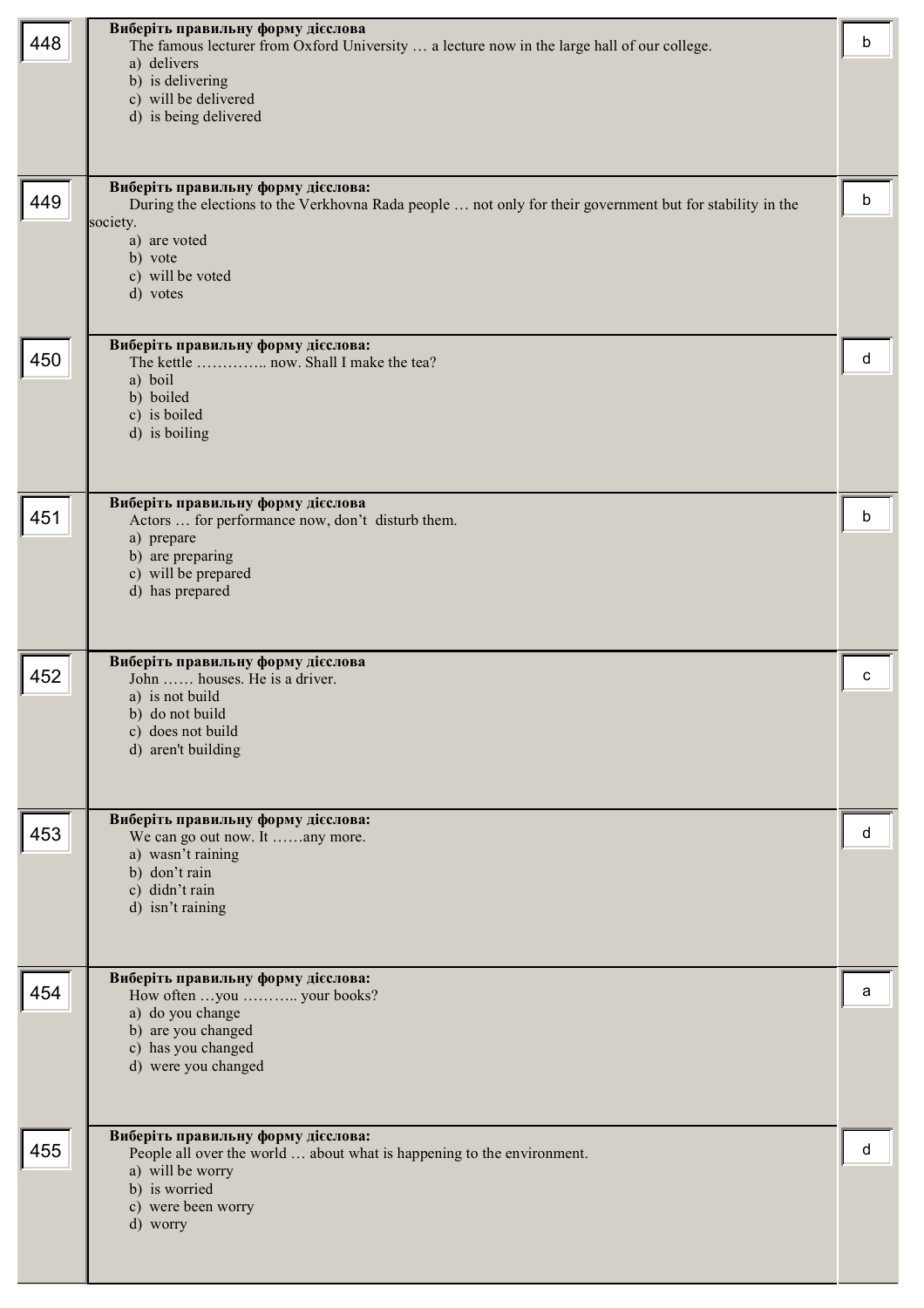| | | |
|---|---|---|
| 448 | **Виберіть правильну форму дієслова**<br>The famous lecturer from Oxford University … a lecture now in the large hall of our college.<br>a) delivers<br>b) is delivering<br>c) will be delivered<br>d) is being delivered | b |
| 449 | **Виберіть правильну форму дієслова:**<br>During the elections to the Verkhovna Rada people … not only for their government but for stability in the society.<br>a) are voted<br>b) vote<br>c) will be voted<br>d) votes | b |
| 450 | **Виберіть правильну форму дієслова:**<br>The kettle ………….. now. Shall I make the tea?<br>a) boil<br>b) boiled<br>c) is boiled<br>d) is boiling | d |
| 451 | **Виберіть правильну форму дієслова**<br>Actors … for performance now, don't disturb them.<br>a) prepare<br>b) are preparing<br>c) will be prepared<br>d) has prepared | b |
| 452 | **Виберіть правильну форму дієслова**<br>John …… houses. He is a driver.<br>a) is not build<br>b) do not build<br>c) does not build<br>d) aren't building | c |
| 453 | **Виберіть правильну форму дієслова:**<br>We can go out now. It ……any more.<br>a) wasn't raining<br>b) don't rain<br>c) didn't rain<br>d) isn't raining | d |
| 454 | **Виберіть правильну форму дієслова:**<br>How often …you ……….. your books?<br>a) do you change<br>b) are you changed<br>c) has you changed<br>d) were you changed | a |
| 455 | **Виберіть правильну форму дієслова:**<br>People all over the world … about what is happening to the environment.<br>a) will be worry<br>b) is worried<br>c) were been worry<br>d) worry | d |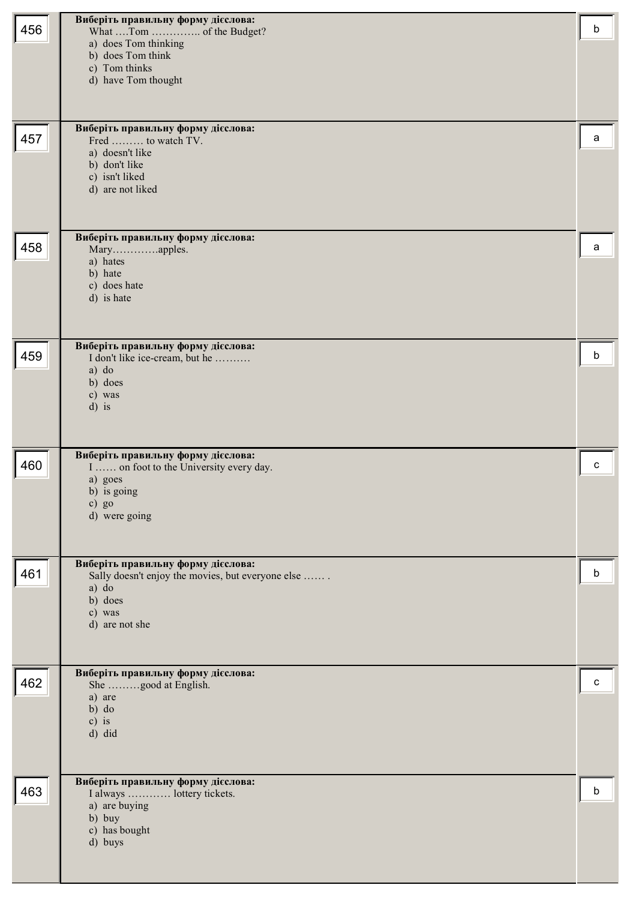| № | Питання | Відповідь |
|---|---|---|
| 456 | **Виберіть правильну форму дієслова:**<br>What ….Tom ………….. of the Budget?<br>a) does Tom thinking<br>b) does Tom think<br>c) Tom thinks<br>d) have Tom thought | b |
| 457 | **Виберіть правильну форму дієслова:**<br>Fred ……… to watch TV.<br>a) doesn't like<br>b) don't like<br>c) isn't liked<br>d) are not liked | a |
| 458 | **Виберіть правильну форму дієслова:**<br>Mary………….apples.<br>a) hates<br>b) hate<br>c) does hate<br>d) is hate | a |
| 459 | **Виберіть правильну форму дієслова:**<br>I don't like ice-cream, but he ……….<br>a) do<br>b) does<br>c) was<br>d) is | b |
| 460 | **Виберіть правильну форму дієслова:**<br>I …… on foot to the University every day.<br>a) goes<br>b) is going<br>c) go<br>d) were going | c |
| 461 | **Виберіть правильну форму дієслова:**<br>Sally doesn't enjoy the movies, but everyone else …… .<br>a) do<br>b) does<br>c) was<br>d) are not she | b |
| 462 | **Виберіть правильну форму дієслова:**<br>She ………good at English.<br>a) are<br>b) do<br>c) is<br>d) did | c |
| 463 | **Виберіть правильну форму дієслова:**<br>I always ………… lottery tickets.<br>a) are buying<br>b) buy<br>c) has bought<br>d) buys | b |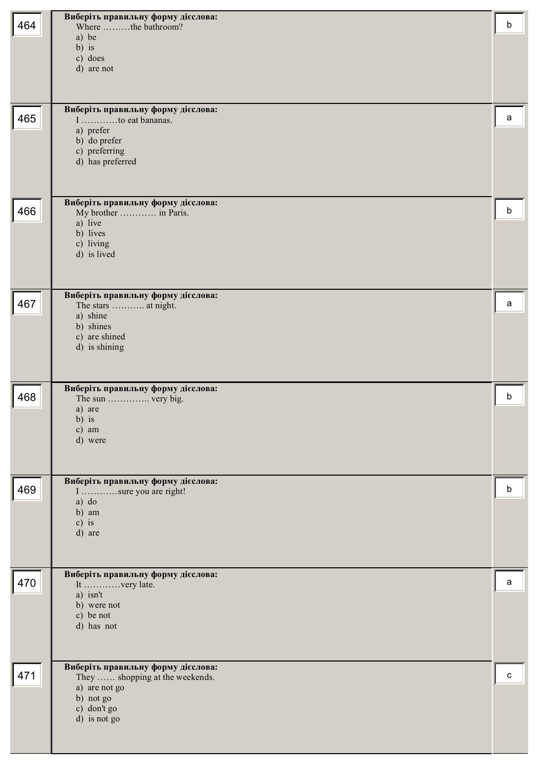| № | Питання | Відповідь |
|---|---|---|
| 464 | **Виберіть правильну форму дієслова:**<br>Where ………the bathroom?<br>a) be<br>b) is<br>c) does<br>d) are not | b |
| 465 | **Виберіть правильну форму дієслова:**<br>I …………to eat bananas.<br>a) prefer<br>b) do prefer<br>c) preferring<br>d) has preferred | a |
| 466 | **Виберіть правильну форму дієслова:**<br>My brother ………… in Paris.<br>a) live<br>b) lives<br>c) living<br>d) is lived | b |
| 467 | **Виберіть правильну форму дієслова:**<br>The stars ……….. at night.<br>a) shine<br>b) shines<br>c) are shined<br>d) is shining | a |
| 468 | **Виберіть правильну форму дієслова:**<br>The sun ………….. very big.<br>a) are<br>b) is<br>c) am<br>d) were | b |
| 469 | **Виберіть правильну форму дієслова:**<br>I …………sure you are right!<br>a) do<br>b) am<br>c) is<br>d) are | b |
| 470 | **Виберіть правильну форму дієслова:**<br>It …………very late.<br>a) isn't<br>b) were not<br>c) be not<br>d) has not | a |
| 471 | **Виберіть правильну форму дієслова:**<br>They …… shopping at the weekends.<br>a) are not go<br>b) not go<br>c) don't go<br>d) is not go | c |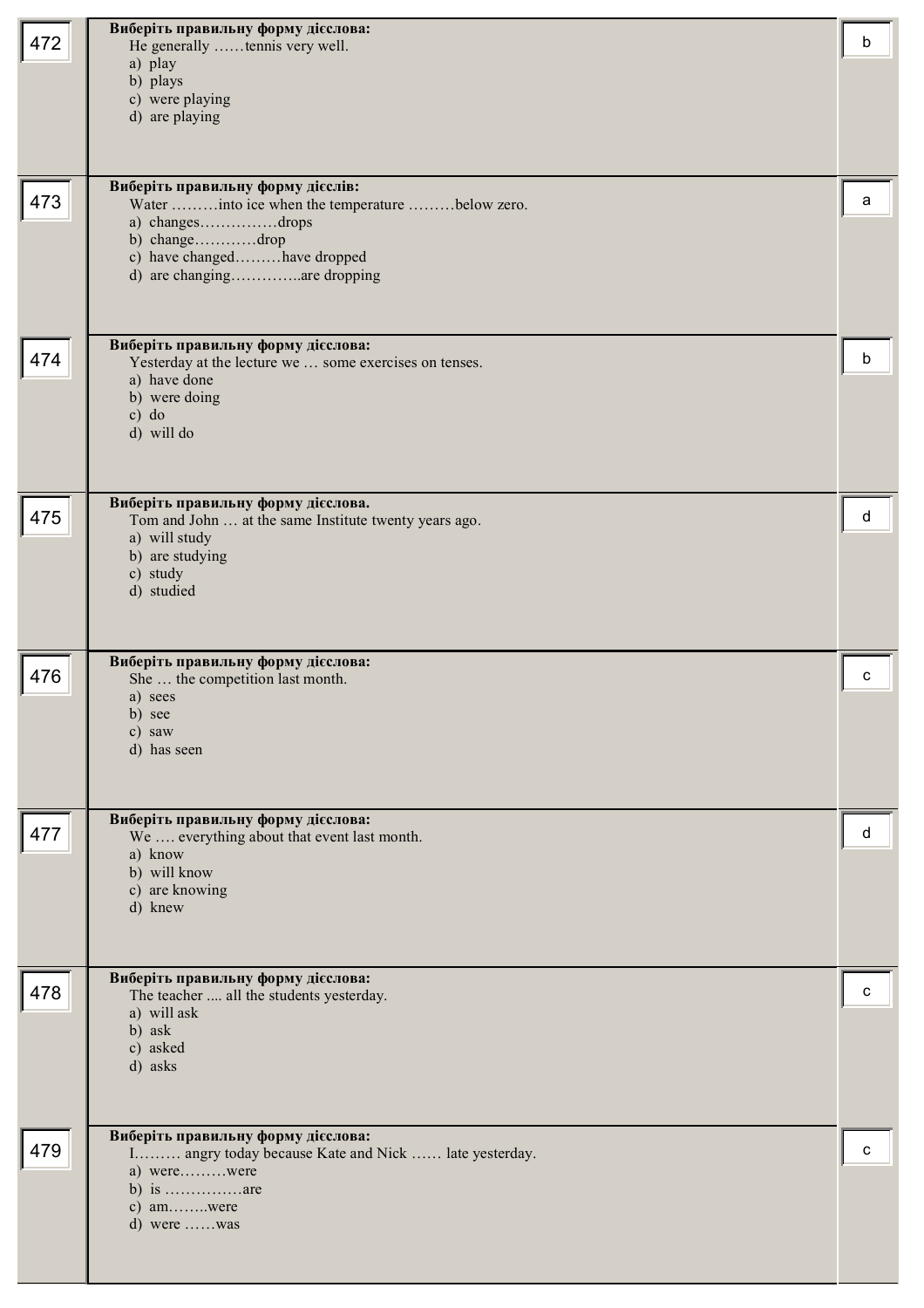| № | Завдання | Відповідь |
|---|---|---|
| 472 | **Виберіть правильну форму дієслова:**<br>He generally ……tennis very well.<br>a) play<br>b) plays<br>c) were playing<br>d) are playing | b |
| 473 | **Виберіть правильну форму дієслів:**<br>Water ………into ice when the temperature ………below zero.<br>a) changes……………drops<br>b) change…………drop<br>c) have changed………have dropped<br>d) are changing…………..are dropping | a |
| 474 | **Виберіть правильну форму дієслова:**<br>Yesterday at the lecture we … some exercises on tenses.<br>a) have done<br>b) were doing<br>c) do<br>d) will do | b |
| 475 | **Виберіть правильну форму дієслова.**<br>Tom and John … at the same Institute twenty years ago.<br>a) will study<br>b) are studying<br>c) study<br>d) studied | d |
| 476 | **Виберіть правильну форму дієслова:**<br>She … the competition last month.<br>a) sees<br>b) see<br>c) saw<br>d) has seen | c |
| 477 | **Виберіть правильну форму дієслова:**<br>We …. everything about that event last month.<br>a) know<br>b) will know<br>c) are knowing<br>d) knew | d |
| 478 | **Виберіть правильну форму дієслова:**<br>The teacher .... all the students yesterday.<br>a) will ask<br>b) ask<br>c) asked<br>d) asks | c |
| 479 | **Виберіть правильну форму дієслова:**<br>I……… angry today because Kate and Nick …… late yesterday.<br>a) were………were<br>b) is ……………are<br>c) am……..were<br>d) were ……was | c |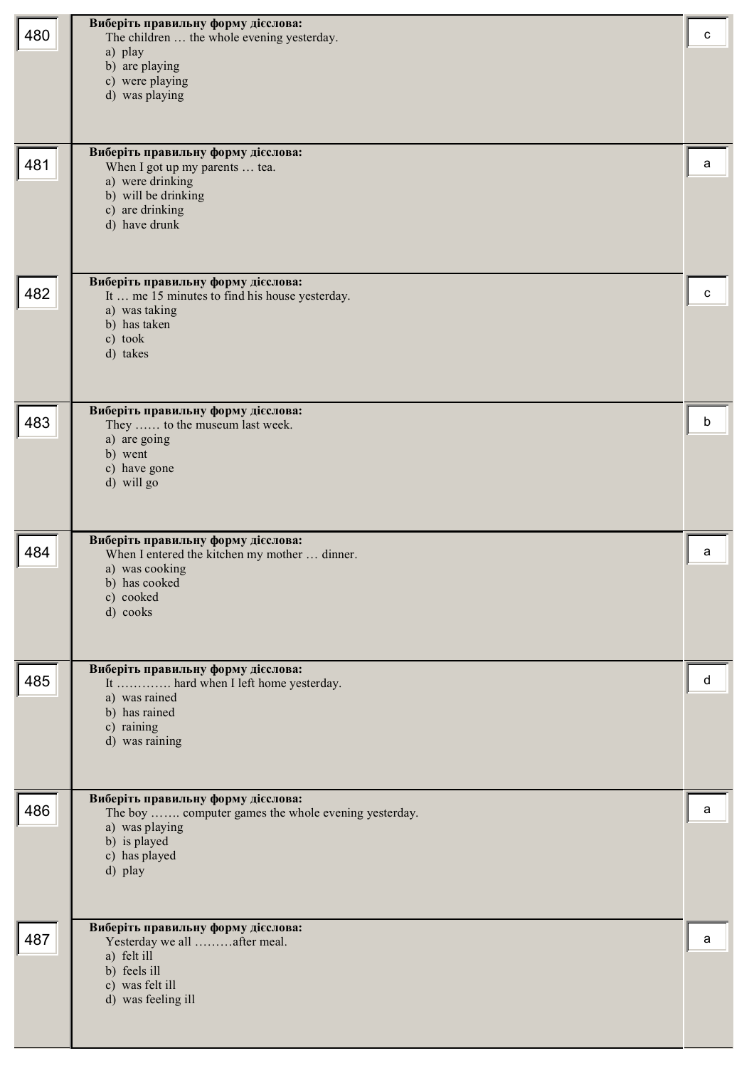| № | Завдання | Відповідь |
|---|---|---|
| 480 | **Виберіть правильну форму дієслова:**<br>The children … the whole evening yesterday.<br>a) play<br>b) are playing<br>c) were playing<br>d) was playing | c |
| 481 | **Виберіть правильну форму дієслова:**<br>When I got up my parents … tea.<br>a) were drinking<br>b) will be drinking<br>c) are drinking<br>d) have drunk | a |
| 482 | **Виберіть правильну форму дієслова:**<br>It … me 15 minutes to find his house yesterday.<br>a) was taking<br>b) has taken<br>c) took<br>d) takes | c |
| 483 | **Виберіть правильну форму дієслова:**<br>They …… to the museum last week.<br>a) are going<br>b) went<br>c) have gone<br>d) will go | b |
| 484 | **Виберіть правильну форму дієслова:**<br>When I entered the kitchen my mother … dinner.<br>a) was cooking<br>b) has cooked<br>c) cooked<br>d) cooks | a |
| 485 | **Виберіть правильну форму дієслова:**<br>It …………. hard when I left home yesterday.<br>a) was rained<br>b) has rained<br>c) raining<br>d) was raining | d |
| 486 | **Виберіть правильну форму дієслова:**<br>The boy ……. computer games the whole evening yesterday.<br>a) was playing<br>b) is played<br>c) has played<br>d) play | a |
| 487 | **Виберіть правильну форму дієслова:**<br>Yesterday we all ………after meal.<br>a) felt ill<br>b) feels ill<br>c) was felt ill<br>d) was feeling ill | a |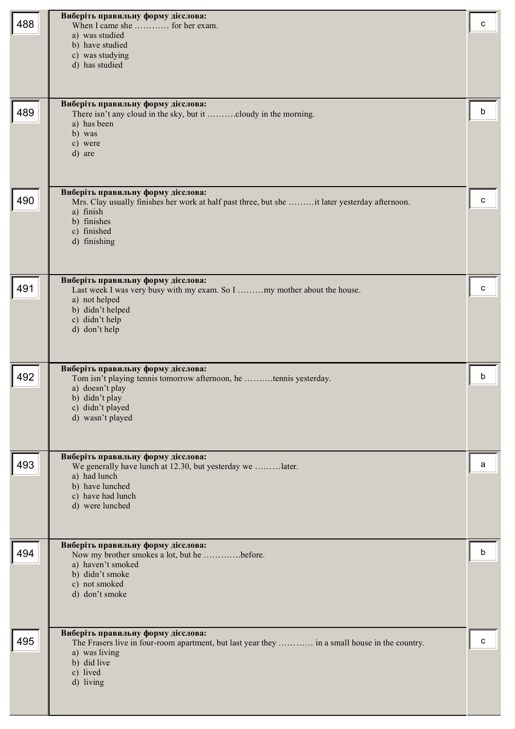| № | Завдання | Відповідь |
|---|---|---|
| 488 | **Виберіть правильну форму дієслова:**<br>When I came she ………… for her exam.<br>a) was studied<br>b) have studied<br>c) was studying<br>d) has studied | c |
| 489 | **Виберіть правильну форму дієслова:**<br>There isn’t any cloud in the sky, but it ……….cloudy in the morning.<br>a) has been<br>b) was<br>c) were<br>d) are | b |
| 490 | **Виберіть правильну форму дієслова:**<br>Mrs. Clay usually finishes her work at half past three, but she ………it later yesterday afternoon.<br>a) finish<br>b) finishes<br>c) finished<br>d) finishing | c |
| 491 | **Виберіть правильну форму дієслова:**<br>Last week I was very busy with my exam. So I ………my mother about the house.<br>a) not helped<br>b) didn’t helped<br>c) didn’t help<br>d) don’t help | c |
| 492 | **Виберіть правильну форму дієслова:**<br>Tom isn’t playing tennis tomorrow afternoon, he ……….tennis yesterday.<br>a) doesn’t play<br>b) didn’t play<br>c) didn’t played<br>d) wasn’t played | b |
| 493 | **Виберіть правильну форму дієслова:**<br>We generally have lunch at 12.30, but yesterday we ………later.<br>a) had lunch<br>b) have lunched<br>c) have had lunch<br>d) were lunched | a |
| 494 | **Виберіть правильну форму дієслова:**<br>Now my brother smokes a lot, but he ………….before.<br>a) haven’t smoked<br>b) didn’t smoke<br>c) not smoked<br>d) don’t smoke | b |
| 495 | **Виберіть правильну форму дієслова:**<br>The Frasers live in four-room apartment, but last year they ………… in a small house in the country.<br>a) was living<br>b) did live<br>c) lived<br>d) living | c |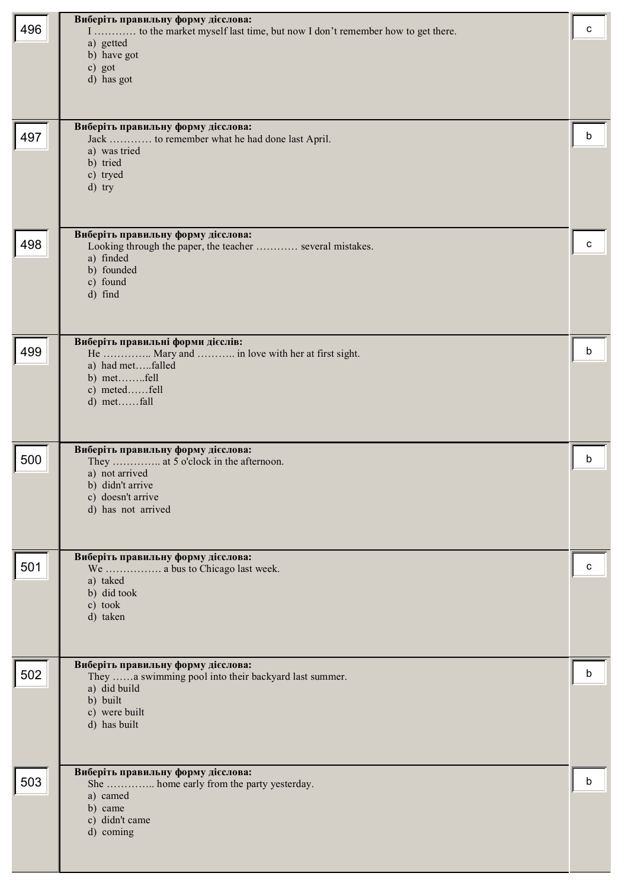| № | Питання | Відповідь |
|---|---|---|
| 496 | **Виберіть правильну форму дієслова:**<br>I ………… to the market myself last time, but now I don't remember how to get there.<br>a) getted<br>b) have got<br>c) got<br>d) has got | c |
| 497 | **Виберіть правильну форму дієслова:**<br>Jack ………… to remember what he had done last April.<br>a) was tried<br>b) tried<br>c) tryed<br>d) try | b |
| 498 | **Виберіть правильну форму дієслова:**<br>Looking through the paper, the teacher ………… several mistakes.<br>a) finded<br>b) founded<br>c) found<br>d) find | c |
| 499 | **Виберіть правильні форми дієслів:**<br>He ………….. Mary and ……….. in love with her at first sight.<br>a) had met…..falled<br>b) met……..fell<br>c) meted……fell<br>d) met……fall | b |
| 500 | **Виберіть правильну форму дієслова:**<br>They ………….. at 5 o'clock in the afternoon.<br>a) not arrived<br>b) didn't arrive<br>c) doesn't arrive<br>d) has not arrived | b |
| 501 | **Виберіть правильну форму дієслова:**<br>We ……………. a bus to Chicago last week.<br>a) taked<br>b) did took<br>c) took<br>d) taken | c |
| 502 | **Виберіть правильну форму дієслова:**<br>They ……a swimming pool into their backyard last summer.<br>a) did build<br>b) built<br>c) were built<br>d) has built | b |
| 503 | **Виберіть правильну форму дієслова:**<br>She ………….. home early from the party yesterday.<br>a) camed<br>b) came<br>c) didn't came<br>d) coming | b |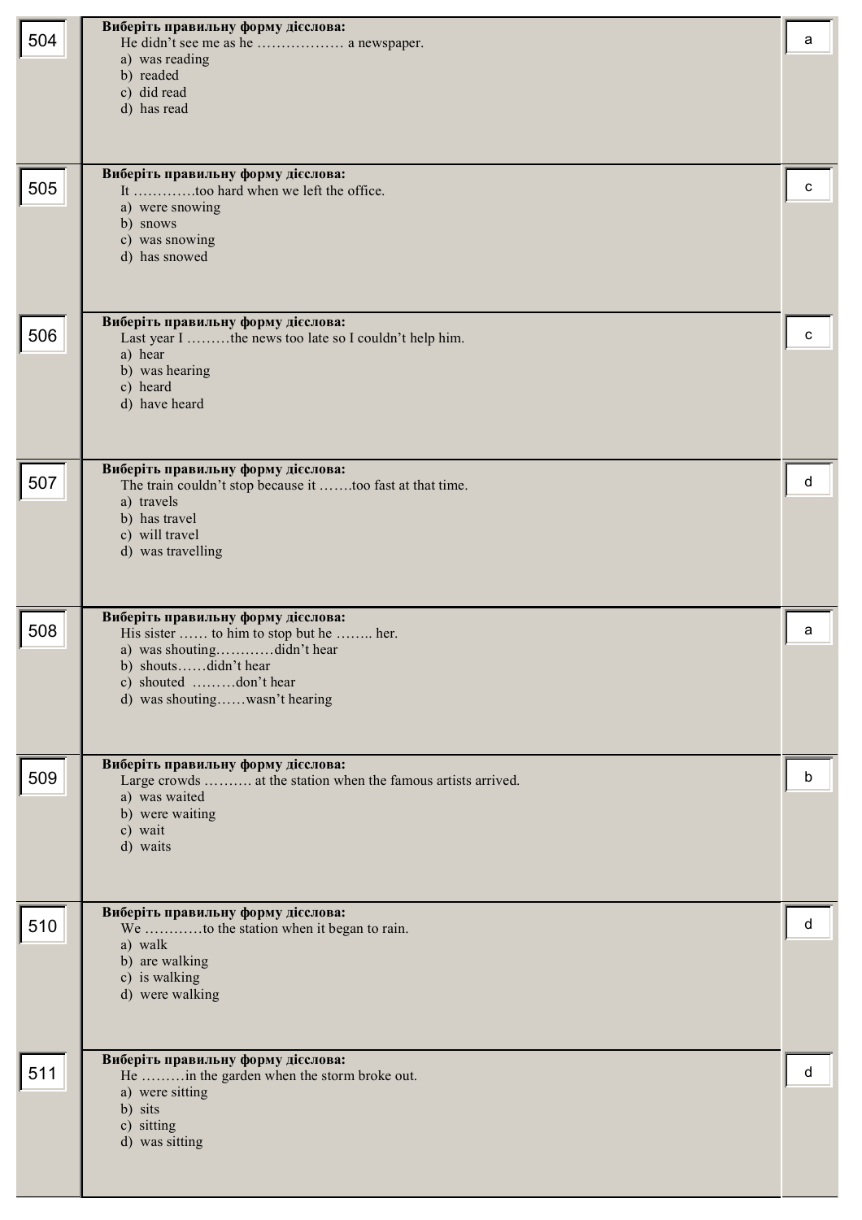| № | Завдання | Відповідь |
|---|---|---|
| 504 | **Виберіть правильну форму дієслова:**<br>He didn’t see me as he ……………… a newspaper.<br>a) was reading<br>b) readed<br>c) did read<br>d) has read | a |
| 505 | **Виберіть правильну форму дієслова:**<br>It ………….too hard when we left the office.<br>a) were snowing<br>b) snows<br>c) was snowing<br>d) has snowed | c |
| 506 | **Виберіть правильну форму дієслова:**<br>Last year I ………the news too late so I couldn’t help him.<br>a) hear<br>b) was hearing<br>c) heard<br>d) have heard | c |
| 507 | **Виберіть правильну форму дієслова:**<br>The train couldn’t stop because it …….too fast at that time.<br>a) travels<br>b) has travel<br>c) will travel<br>d) was travelling | d |
| 508 | **Виберіть правильну форму дієслова:**<br>His sister …… to him to stop but he …….. her.<br>a) was shouting…………didn’t hear<br>b) shouts……didn’t hear<br>c) shouted ………don’t hear<br>d) was shouting……wasn’t hearing | a |
| 509 | **Виберіть правильну форму дієслова:**<br>Large crowds ………. at the station when the famous artists arrived.<br>a) was waited<br>b) were waiting<br>c) wait<br>d) waits | b |
| 510 | **Виберіть правильну форму дієслова:**<br>We …………to the station when it began to rain.<br>a) walk<br>b) are walking<br>c) is walking<br>d) were walking | d |
| 511 | **Виберіть правильну форму дієслова:**<br>He ………in the garden when the storm broke out.<br>a) were sitting<br>b) sits<br>c) sitting<br>d) was sitting | d |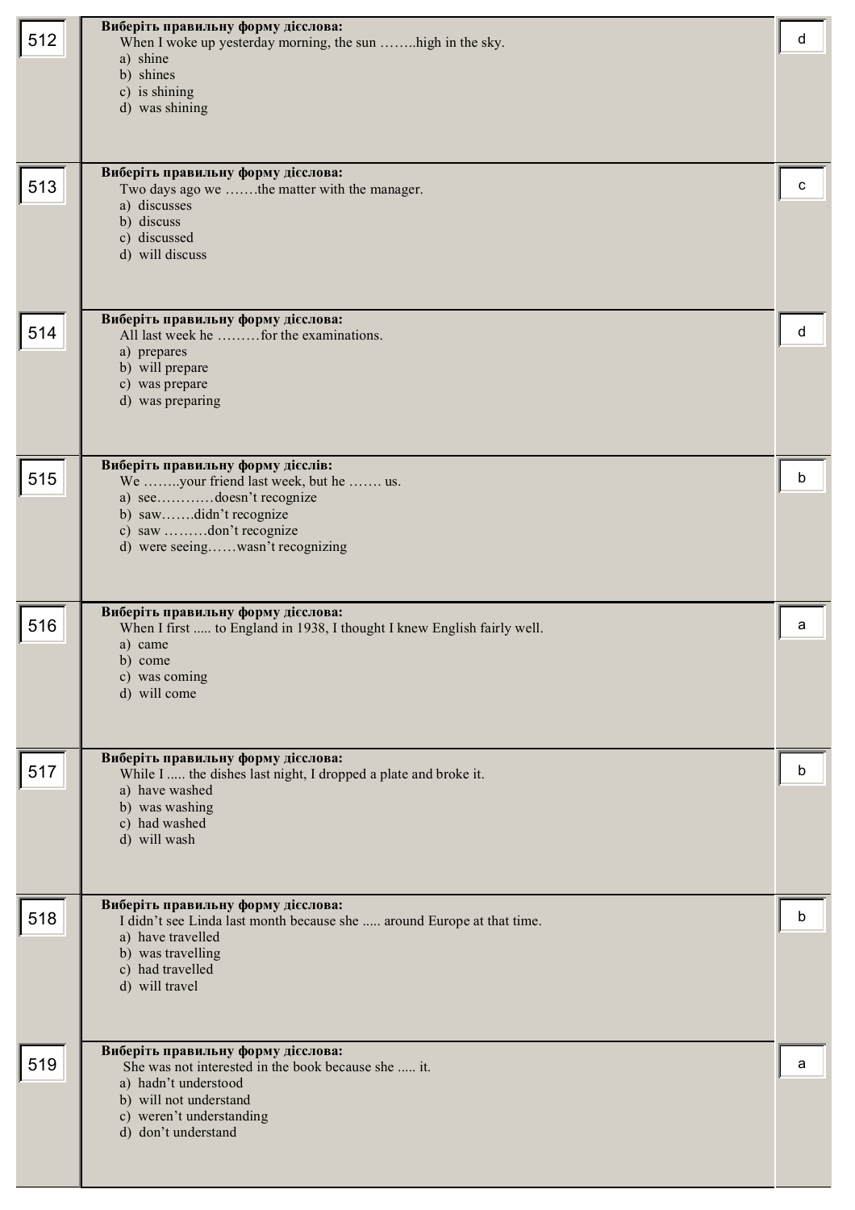| № | Питання | Відповідь |
|---|---|---|
| 512 | **Виберіть правильну форму дієслова:**<br>When I woke up yesterday morning, the sun ……..high in the sky.<br>a) shine<br>b) shines<br>c) is shining<br>d) was shining | d |
| 513 | **Виберіть правильну форму дієслова:**<br>Two days ago we …….the matter with the manager.<br>a) discusses<br>b) discuss<br>c) discussed<br>d) will discuss | c |
| 514 | **Виберіть правильну форму дієслова:**<br>All last week he ………for the examinations.<br>a) prepares<br>b) will prepare<br>c) was prepare<br>d) was preparing | d |
| 515 | **Виберіть правильну форму дієслів:**<br>We ……..your friend last week, but he ……. us.<br>a) see…………doesn't recognize<br>b) saw…….didn't recognize<br>c) saw ………don't recognize<br>d) were seeing……wasn't recognizing | b |
| 516 | **Виберіть правильну форму дієслова:**<br>When I first ..... to England in 1938, I thought I knew English fairly well.<br>a) came<br>b) come<br>c) was coming<br>d) will come | a |
| 517 | **Виберіть правильну форму дієслова:**<br>While I ..... the dishes last night, I dropped a plate and broke it.<br>a) have washed<br>b) was washing<br>c) had washed<br>d) will wash | b |
| 518 | **Виберіть правильну форму дієслова:**<br>I didn't see Linda last month because she ..... around Europe at that time.<br>a) have travelled<br>b) was travelling<br>c) had travelled<br>d) will travel | b |
| 519 | **Виберіть правильну форму дієслова:**<br>She was not interested in the book because she ..... it.<br>a) hadn't understood<br>b) will not understand<br>c) weren't understanding<br>d) don't understand | a |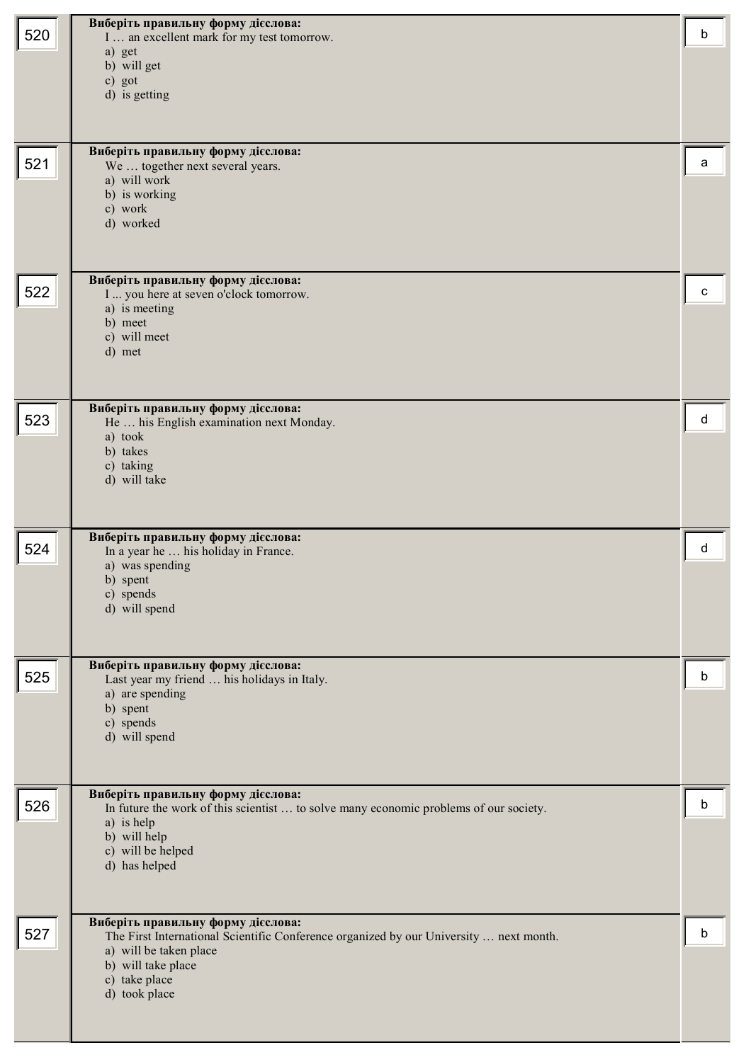| № | Завдання | Відповідь |
|---|---|---|
| 520 | **Виберіть правильну форму дієслова:**<br>I … an excellent mark for my test tomorrow.<br>a) get<br>b) will get<br>c) got<br>d) is getting | b |
| 521 | **Виберіть правильну форму дієслова:**<br>We … together next several years.<br>a) will work<br>b) is working<br>c) work<br>d) worked | a |
| 522 | **Виберіть правильну форму дієслова:**<br>I ... you here at seven o'clock tomorrow.<br>a) is meeting<br>b) meet<br>c) will meet<br>d) met | c |
| 523 | **Виберіть правильну форму дієслова:**<br>He … his English examination next Monday.<br>a) took<br>b) takes<br>c) taking<br>d) will take | d |
| 524 | **Виберіть правильну форму дієслова:**<br>In a year he … his holiday in France.<br>a) was spending<br>b) spent<br>c) spends<br>d) will spend | d |
| 525 | **Виберіть правильну форму дієслова:**<br>Last year my friend … his holidays in Italy.<br>a) are spending<br>b) spent<br>c) spends<br>d) will spend | b |
| 526 | **Виберіть правильну форму дієслова:**<br>In future the work of this scientist … to solve many economic problems of our society.<br>a) is help<br>b) will help<br>c) will be helped<br>d) has helped | b |
| 527 | **Виберіть правильну форму дієслова:**<br>The First International Scientific Conference organized by our University … next month.<br>a) will be taken place<br>b) will take place<br>c) take place<br>d) took place | b |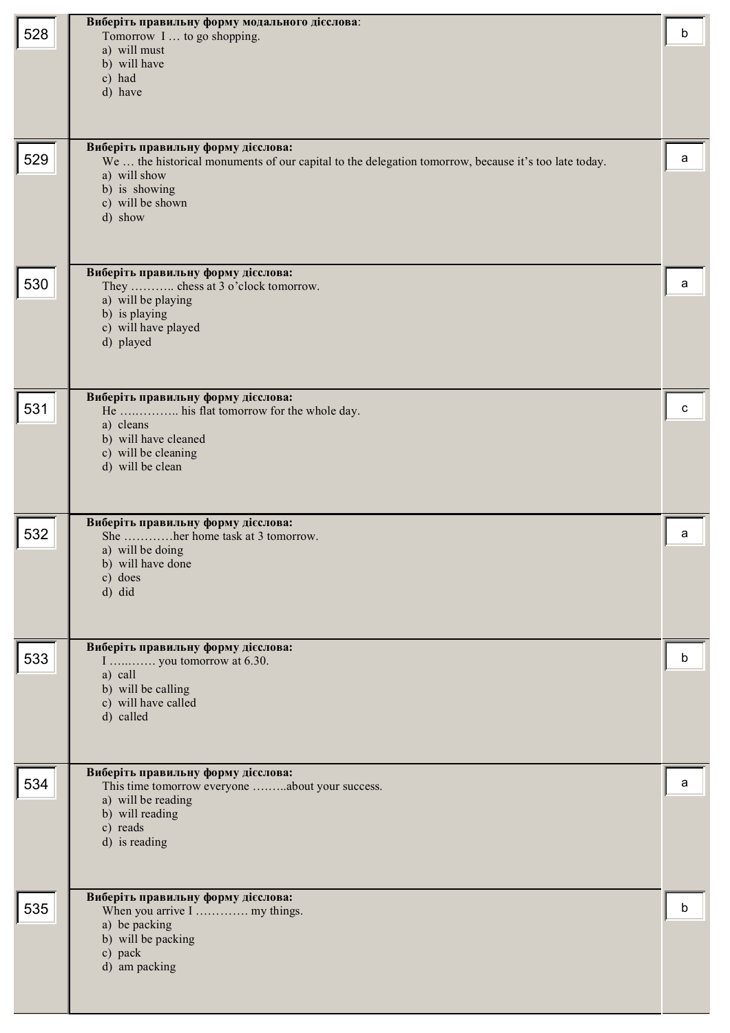| № | Завдання | Відповідь |
|---|---|---|
| 528 | **Виберіть правильну форму модального дієслова**: Tomorrow I … to go shopping. a) will must b) will have c) had d) have | b |
| 529 | **Виберіть правильну форму дієслова:** We … the historical monuments of our capital to the delegation tomorrow, because it's too late today. a) will show b) is showing c) will be shown d) show | a |
| 530 | **Виберіть правильну форму дієслова:** They ……….. chess at 3 o'clock tomorrow. a) will be playing b) is playing c) will have played d) played | a |
| 531 | **Виберіть правильну форму дієслова:** He ………….. his flat tomorrow for the whole day. a) cleans b) will have cleaned c) will be cleaning d) will be clean | c |
| 532 | **Виберіть правильну форму дієслова:** She …………her home task at 3 tomorrow. a) will be doing b) will have done c) does d) did | a |
| 533 | **Виберіть правильну форму дієслова:** I …..……. you tomorrow at 6.30. a) call b) will be calling c) will have called d) called | b |
| 534 | **Виберіть правильну форму дієслова:** This time tomorrow everyone ……..about your success. a) will be reading b) will reading c) reads d) is reading | a |
| 535 | **Виберіть правильну форму дієслова:** When you arrive I …………. my things. a) be packing b) will be packing c) pack d) am packing | b |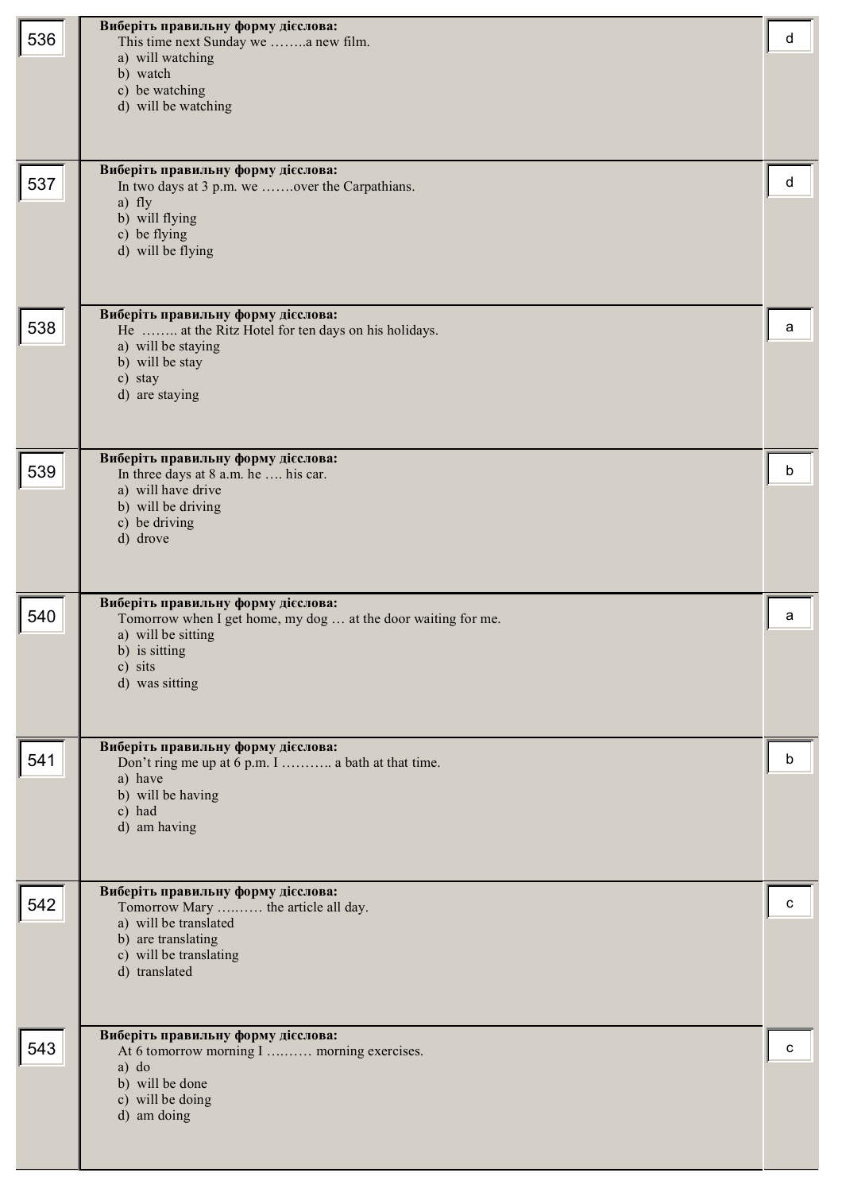| № | Завдання | Відповідь |
|---|---|---|
| 536 | **Виберіть правильну форму дієслова:**<br>This time next Sunday we ……..a new film.<br>a) will watching<br>b) watch<br>c) be watching<br>d) will be watching | d |
| 537 | **Виберіть правильну форму дієслова:**<br>In two days at 3 p.m. we …….over the Carpathians.<br>a) fly<br>b) will flying<br>c) be flying<br>d) will be flying | d |
| 538 | **Виберіть правильну форму дієслова:**<br>He …….. at the Ritz Hotel for ten days on his holidays.<br>a) will be staying<br>b) will be stay<br>c) stay<br>d) are staying | a |
| 539 | **Виберіть правильну форму дієслова:**<br>In three days at 8 a.m. he …. his car.<br>a) will have drive<br>b) will be driving<br>c) be driving<br>d) drove | b |
| 540 | **Виберіть правильну форму дієслова:**<br>Tomorrow when I get home, my dog … at the door waiting for me.<br>a) will be sitting<br>b) is sitting<br>c) sits<br>d) was sitting | a |
| 541 | **Виберіть правильну форму дієслова:**<br>Don't ring me up at 6 p.m. I ……….. a bath at that time.<br>a) have<br>b) will be having<br>c) had<br>d) am having | b |
| 542 | **Виберіть правильну форму дієслова:**<br>Tomorrow Mary ….…… the article all day.<br>a) will be translated<br>b) are translating<br>c) will be translating<br>d) translated | c |
| 543 | **Виберіть правильну форму дієслова:**<br>At 6 tomorrow morning I …..…… morning exercises.<br>a) do<br>b) will be done<br>c) will be doing<br>d) am doing | c |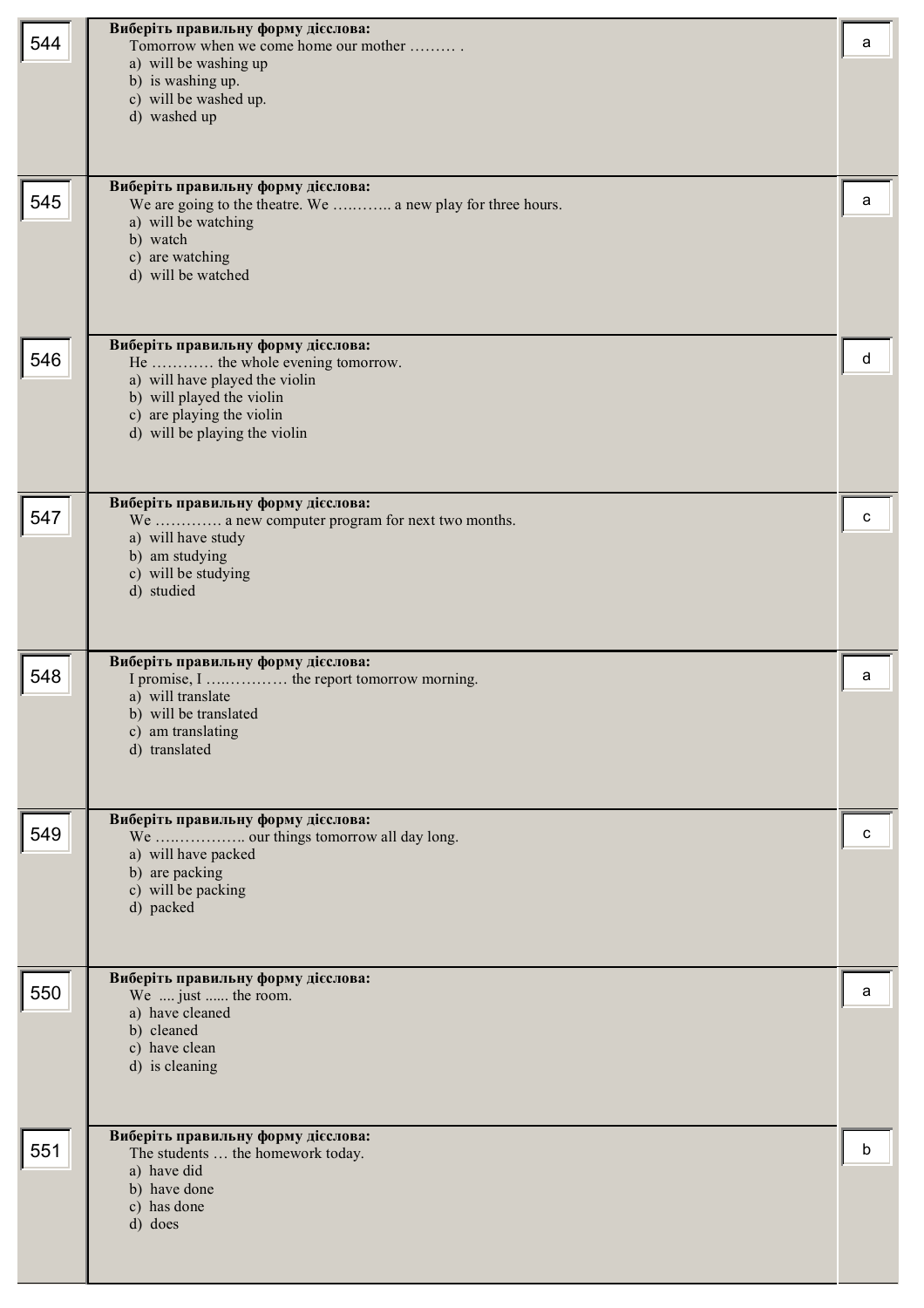| № | Завдання | Відповідь |
|---|---|---|
| 544 | **Виберіть правильну форму дієслова:**<br>Tomorrow when we come home our mother ……… .<br>a) will be washing up<br>b) is washing up.<br>c) will be washed up.<br>d) washed up | a |
| 545 | **Виберіть правильну форму дієслова:**<br>We are going to the theatre. We ……….. a new play for three hours.<br>a) will be watching<br>b) watch<br>c) are watching<br>d) will be watched | a |
| 546 | **Виберіть правильну форму дієслова:**<br>He ………… the whole evening tomorrow.<br>a) will have played the violin<br>b) will played the violin<br>c) are playing the violin<br>d) will be playing the violin | d |
| 547 | **Виберіть правильну форму дієслова:**<br>We …………. a new computer program for next two months.<br>a) will have study<br>b) am studying<br>c) will be studying<br>d) studied | c |
| 548 | **Виберіть правильну форму дієслова:**<br>I promise, I ….………… the report tomorrow morning.<br>a) will translate<br>b) will be translated<br>c) am translating<br>d) translated | a |
| 549 | **Виберіть правильну форму дієслова:**<br>We ….…………. our things tomorrow all day long.<br>a) will have packed<br>b) are packing<br>c) will be packing<br>d) packed | c |
| 550 | **Виберіть правильну форму дієслова:**<br>We .... just ...... the room.<br>a) have cleaned<br>b) cleaned<br>c) have clean<br>d) is cleaning | a |
| 551 | **Виберіть правильну форму дієслова:**<br>The students … the homework today.<br>a) have did<br>b) have done<br>c) has done<br>d) does | b |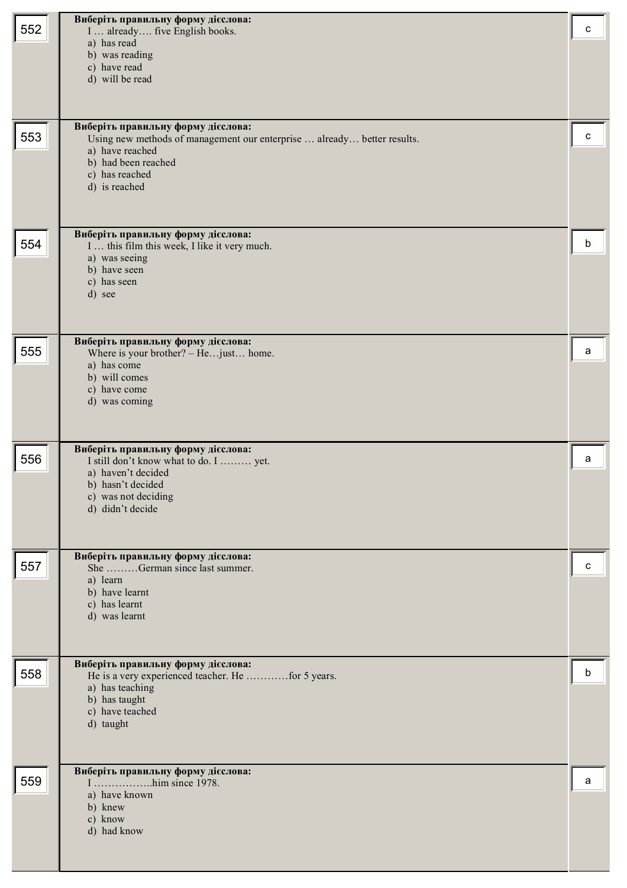| № | Питання | Відповідь |
|---|---|---|
| 552 | **Виберіть правильну форму дієслова:**<br>I … already…. five English books.<br>a) has read<br>b) was reading<br>c) have read<br>d) will be read | c |
| 553 | **Виберіть правильну форму дієслова:**<br>Using new methods of management our enterprise … already… better results.<br>a) have reached<br>b) had been reached<br>c) has reached<br>d) is reached | c |
| 554 | **Виберіть правильну форму дієслова:**<br>I … this film this week, I like it very much.<br>a) was seeing<br>b) have seen<br>c) has seen<br>d) see | b |
| 555 | **Виберіть правильну форму дієслова:**<br>Where is your brother? – He…just… home.<br>a) has come<br>b) will comes<br>c) have come<br>d) was coming | a |
| 556 | **Виберіть правильну форму дієслова:**<br>I still don't know what to do. I ……… yet.<br>a) haven't decided<br>b) hasn't decided<br>c) was not deciding<br>d) didn't decide | a |
| 557 | **Виберіть правильну форму дієслова:**<br>She ………German since last summer.<br>a) learn<br>b) have learnt<br>c) has learnt<br>d) was learnt | c |
| 558 | **Виберіть правильну форму дієслова:**<br>He is a very experienced teacher. He …………for 5 years.<br>a) has teaching<br>b) has taught<br>c) have teached<br>d) taught | b |
| 559 | **Виберіть правильну форму дієслова:**<br>I ……………..him since 1978.<br>a) have known<br>b) knew<br>c) know<br>d) had know | a |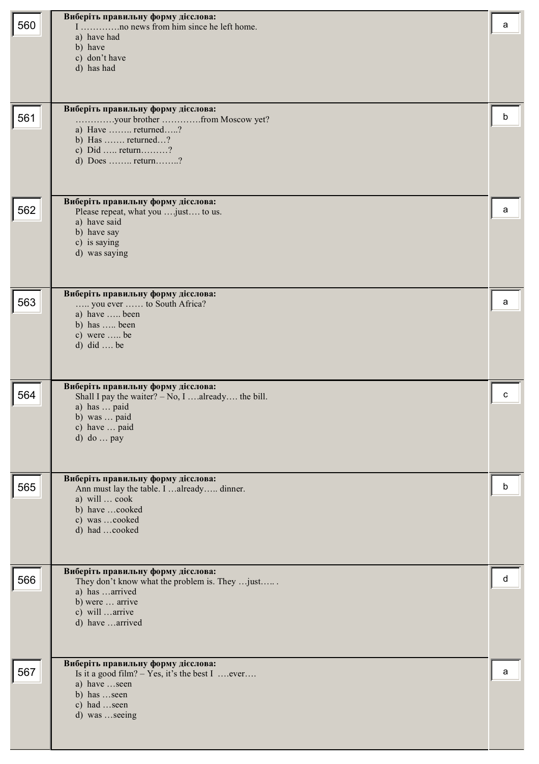| № | Завдання | Відповідь |
|---|---|---|
| 560 | **Виберіть правильну форму дієслова:**<br>I …………no news from him since he left home.<br>a) have had<br>b) have<br>c) don't have<br>d) has had | a |
| 561 | **Виберіть правильну форму дієслова:**<br>…………your brother …………from Moscow yet?<br>a) Have …….. returned…..?<br>b) Has ……. returned…?<br>c) Did ….. return………?<br>d) Does …….. return……..? | b |
| 562 | **Виберіть правильну форму дієслова:**<br>Please repeat, what you ….just…. to us.<br>a) have said<br>b) have say<br>c) is saying<br>d) was saying | a |
| 563 | **Виберіть правильну форму дієслова:**<br>….. you ever …… to South Africa?<br>a) have ….. been<br>b) has ….. been<br>c) were ….. be<br>d) did …. be | a |
| 564 | **Виберіть правильну форму дієслова:**<br>Shall I pay the waiter? – No, I ….already…. the bill.<br>a) has … paid<br>b) was … paid<br>c) have … paid<br>d) do … pay | c |
| 565 | **Виберіть правильну форму дієслова:**<br>Ann must lay the table. I …already….. dinner.<br>a) will … cook<br>b) have …cooked<br>c) was …cooked<br>d) had …cooked | b |
| 566 | **Виберіть правильну форму дієслова:**<br>They don't know what the problem is. They …just….. .<br>a) has …arrived<br>b) were … arrive<br>c) will …arrive<br>d) have …arrived | d |
| 567 | **Виберіть правильну форму дієслова:**<br>Is it a good film? – Yes, it's the best I ….ever….<br>a) have …seen<br>b) has …seen<br>c) had …seen<br>d) was …seeing | a |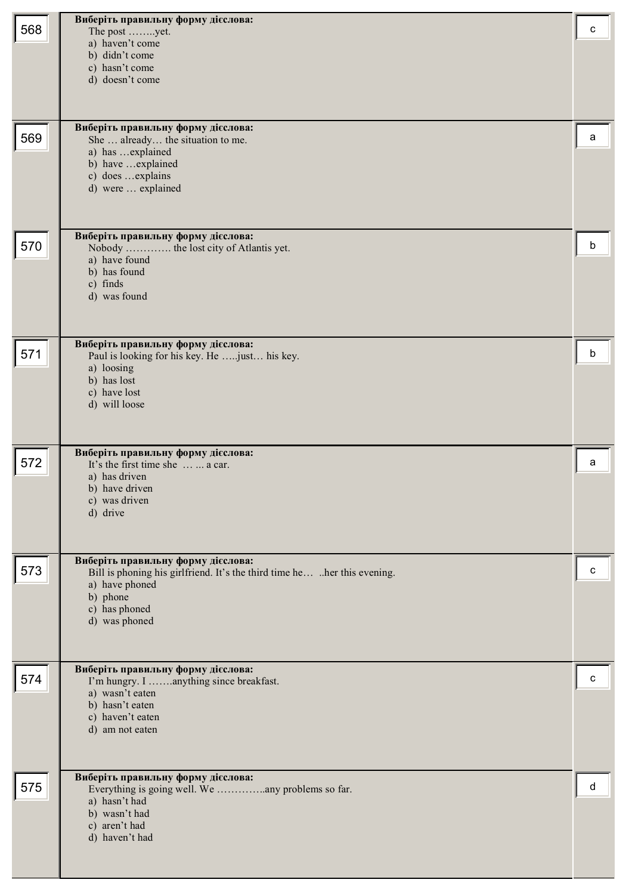| № | Завдання | Відповідь |
|---|---|---|
| 568 | **Виберіть правильну форму дієслова:**<br>The post ……..yet.<br>a) haven't come<br>b) didn't come<br>c) hasn't come<br>d) doesn't come | c |
| 569 | **Виберіть правильну форму дієслова:**<br>She … already… the situation to me.<br>a) has …explained<br>b) have …explained<br>c) does …explains<br>d) were … explained | a |
| 570 | **Виберіть правильну форму дієслова:**<br>Nobody …………. the lost city of Atlantis yet.<br>a) have found<br>b) has found<br>c) finds<br>d) was found | b |
| 571 | **Виберіть правильну форму дієслова:**<br>Paul is looking for his key. He …..just… his key.<br>a) loosing<br>b) has lost<br>c) have lost<br>d) will loose | b |
| 572 | **Виберіть правильну форму дієслова:**<br>It's the first time she … ... a car.<br>a) has driven<br>b) have driven<br>c) was driven<br>d) drive | a |
| 573 | **Виберіть правильну форму дієслова:**<br>Bill is phoning his girlfriend. It's the third time he… ..her this evening.<br>a) have phoned<br>b) phone<br>c) has phoned<br>d) was phoned | c |
| 574 | **Виберіть правильну форму дієслова:**<br>I'm hungry. I …….anything since breakfast.<br>a) wasn't eaten<br>b) hasn't eaten<br>c) haven't eaten<br>d) am not eaten | c |
| 575 | **Виберіть правильну форму дієслова:**<br>Everything is going well. We …………..any problems so far.<br>a) hasn't had<br>b) wasn't had<br>c) aren't had<br>d) haven't had | d |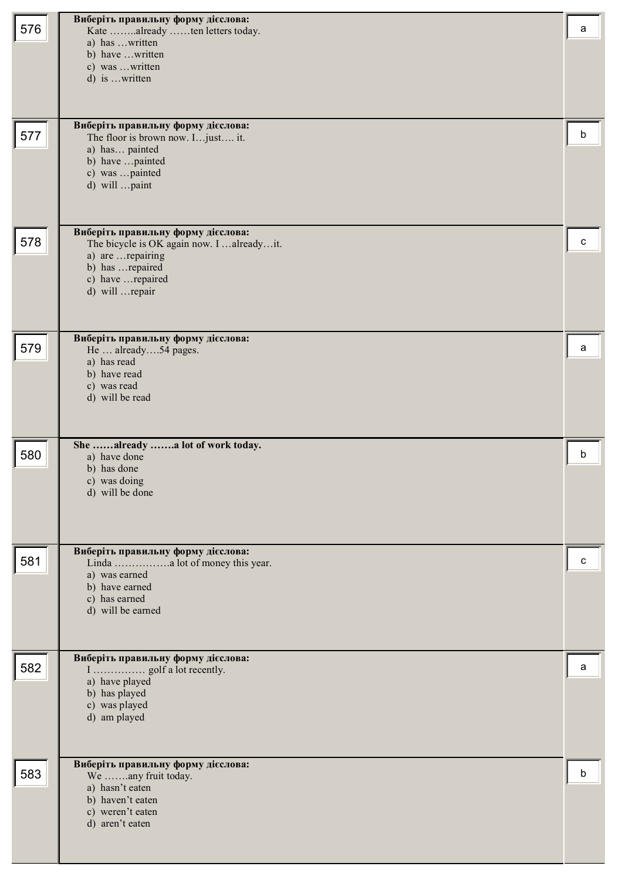| № | Завдання | Відповідь |
|---|---|---|
| 576 | **Виберіть правильну форму дієслова:**<br>Kate ……..already ……ten letters today.<br>a) has …written<br>b) have …written<br>c) was …written<br>d) is …written | a |
| 577 | **Виберіть правильну форму дієслова:**<br>The floor is brown now. I…just…. it.<br>a) has… painted<br>b) have …painted<br>c) was …painted<br>d) will …paint | b |
| 578 | **Виберіть правильну форму дієслова:**<br>The bicycle is OK again now. I …already…it.<br>a) are …repairing<br>b) has …repaired<br>c) have …repaired<br>d) will …repair | c |
| 579 | **Виберіть правильну форму дієслова:**<br>He … already….54 pages.<br>a) has read<br>b) have read<br>c) was read<br>d) will be read | a |
| 580 | **She ……already …….a lot of work today.**<br>a) have done<br>b) has done<br>c) was doing<br>d) will be done | b |
| 581 | **Виберіть правильну форму дієслова:**<br>Linda …………….a lot of money this year.<br>a) was earned<br>b) have earned<br>c) has earned<br>d) will be earned | c |
| 582 | **Виберіть правильну форму дієслова:**<br>I …………… golf a lot recently.<br>a) have played<br>b) has played<br>c) was played<br>d) am played | a |
| 583 | **Виберіть правильну форму дієслова:**<br>We …….any fruit today.<br>a) hasn't eaten<br>b) haven't eaten<br>c) weren't eaten<br>d) aren't eaten | b |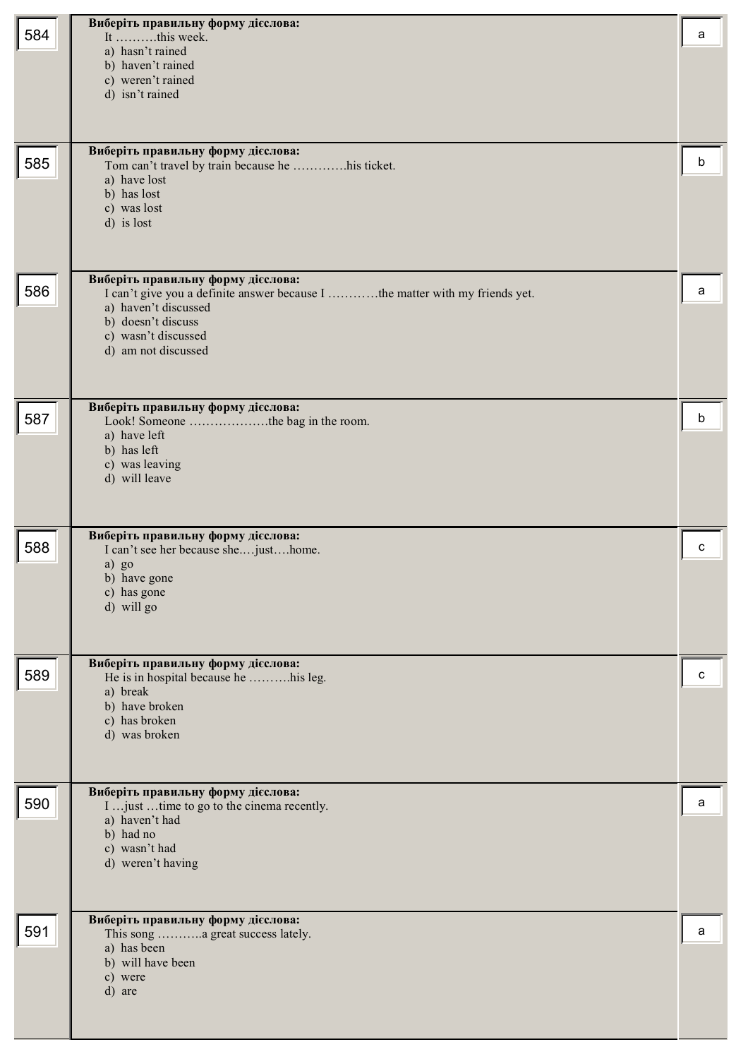| № | Завдання | Відповідь |
|---|---|---|
| 584 | **Виберіть правильну форму дієслова:**<br>It ……….this week.<br>a) hasn't rained<br>b) haven't rained<br>c) weren't rained<br>d) isn't rained | a |
| 585 | **Виберіть правильну форму дієслова:**<br>Tom can't travel by train because he ………….his ticket.<br>a) have lost<br>b) has lost<br>c) was lost<br>d) is lost | b |
| 586 | **Виберіть правильну форму дієслова:**<br>I can't give you a definite answer because I …………the matter with my friends yet.<br>a) haven't discussed<br>b) doesn't discuss<br>c) wasn't discussed<br>d) am not discussed | a |
| 587 | **Виберіть правильну форму дієслова:**<br>Look! Someone ……………….the bag in the room.<br>a) have left<br>b) has left<br>c) was leaving<br>d) will leave | b |
| 588 | **Виберіть правильну форму дієслова:**<br>I can't see her because she.…just….home.<br>a) go<br>b) have gone<br>c) has gone<br>d) will go | c |
| 589 | **Виберіть правильну форму дієслова:**<br>He is in hospital because he ……….his leg.<br>a) break<br>b) have broken<br>c) has broken<br>d) was broken | c |
| 590 | **Виберіть правильну форму дієслова:**<br>I …just …time to go to the cinema recently.<br>a) haven't had<br>b) had no<br>c) wasn't had<br>d) weren't having | a |
| 591 | **Виберіть правильну форму дієслова:**<br>This song ………..a great success lately.<br>a) has been<br>b) will have been<br>c) were<br>d) are | a |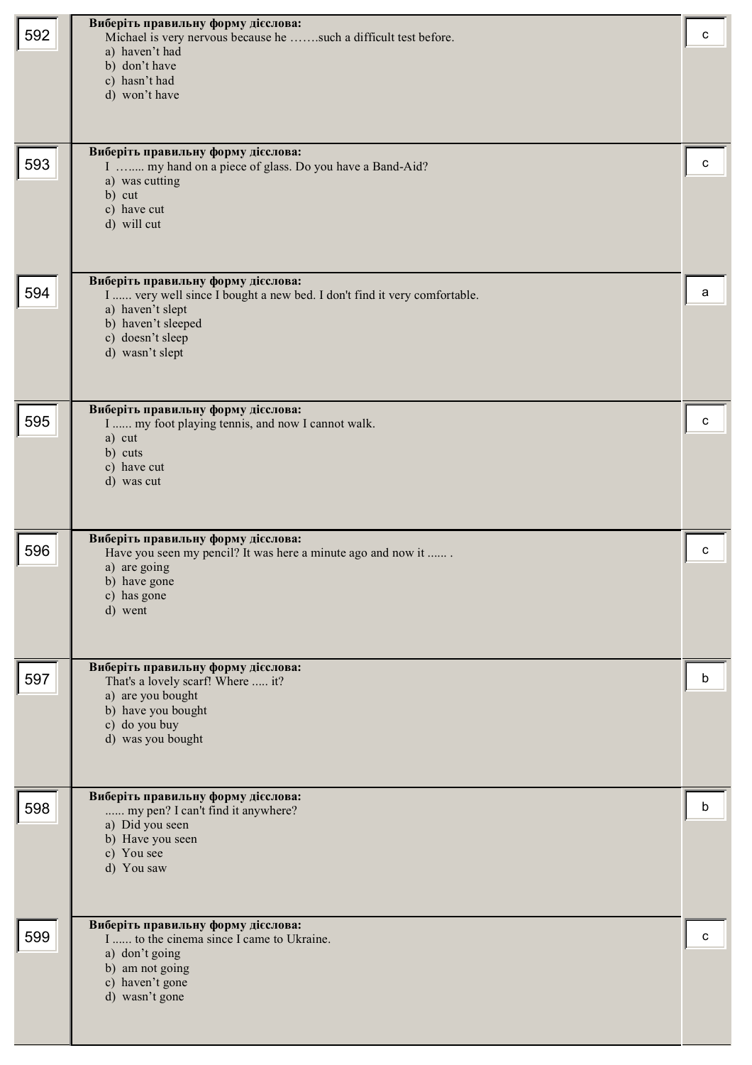| № | Завдання | Відповідь |
|---|---|---|
| 592 | **Виберіть правильну форму дієслова:**<br>Michael is very nervous because he …….such a difficult test before.<br>a) haven't had<br>b) don't have<br>c) hasn't had<br>d) won't have | c |
| 593 | **Виберіть правильну форму дієслова:**<br>I ….... my hand on a piece of glass. Do you have a Band-Aid?<br>a) was cutting<br>b) cut<br>c) have cut<br>d) will cut | c |
| 594 | **Виберіть правильну форму дієслова:**<br>I ...... very well since I bought a new bed. I don't find it very comfortable.<br>a) haven't slept<br>b) haven't sleeped<br>c) doesn't sleep<br>d) wasn't slept | a |
| 595 | **Виберіть правильну форму дієслова:**<br>I ...... my foot playing tennis, and now I cannot walk.<br>a) cut<br>b) cuts<br>c) have cut<br>d) was cut | c |
| 596 | **Виберіть правильну форму дієслова:**<br>Have you seen my pencil? It was here a minute ago and now it ...... .<br>a) are going<br>b) have gone<br>c) has gone<br>d) went | c |
| 597 | **Виберіть правильну форму дієслова:**<br>That's a lovely scarf! Where ..... it?<br>a) are you bought<br>b) have you bought<br>c) do you buy<br>d) was you bought | b |
| 598 | **Виберіть правильну форму дієслова:**<br>...... my pen? I can't find it anywhere?<br>a) Did you seen<br>b) Have you seen<br>c) You see<br>d) You saw | b |
| 599 | **Виберіть правильну форму дієслова:**<br>I ...... to the cinema since I came to Ukraine.<br>a) don't going<br>b) am not going<br>c) haven't gone<br>d) wasn't gone | c |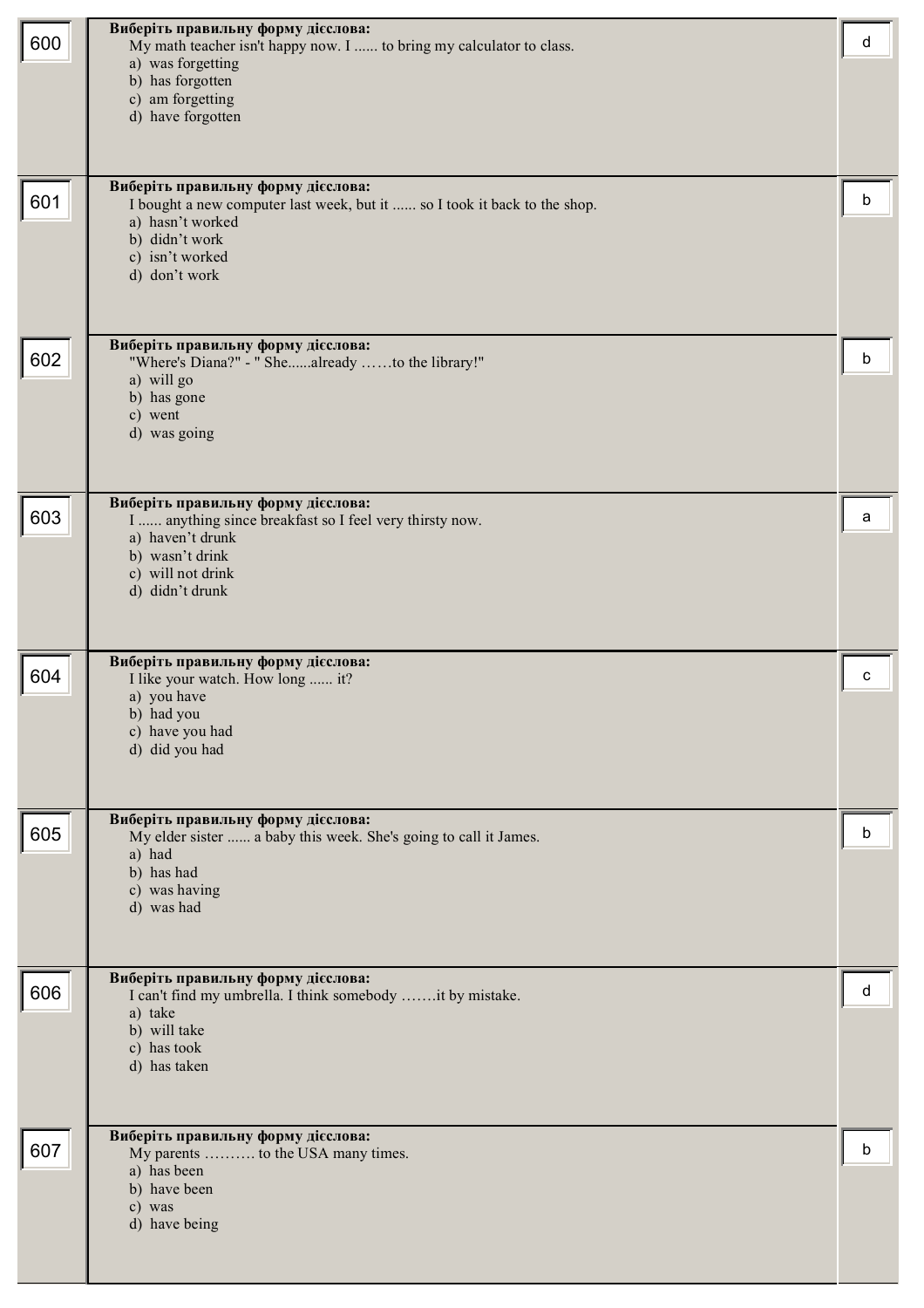| № | Питання | Відповідь |
|---|---|---|
| 600 | **Виберіть правильну форму дієслова:**<br>My math teacher isn't happy now. I ...... to bring my calculator to class.<br>a) was forgetting<br>b) has forgotten<br>c) am forgetting<br>d) have forgotten | d |
| 601 | **Виберіть правильну форму дієслова:**<br>I bought a new computer last week, but it ...... so I took it back to the shop.<br>a) hasn't worked<br>b) didn't work<br>c) isn't worked<br>d) don't work | b |
| 602 | **Виберіть правильну форму дієслова:**<br>"Where's Diana?" - " She......already ……to the library!"<br>a) will go<br>b) has gone<br>c) went<br>d) was going | b |
| 603 | **Виберіть правильну форму дієслова:**<br>I ...... anything since breakfast so I feel very thirsty now.<br>a) haven't drunk<br>b) wasn't drink<br>c) will not drink<br>d) didn't drunk | a |
| 604 | **Виберіть правильну форму дієслова:**<br>I like your watch. How long ...... it?<br>a) you have<br>b) had you<br>c) have you had<br>d) did you had | c |
| 605 | **Виберіть правильну форму дієслова:**<br>My elder sister ...... a baby this week. She's going to call it James.<br>a) had<br>b) has had<br>c) was having<br>d) was had | b |
| 606 | **Виберіть правильну форму дієслова:**<br>I can't find my umbrella. I think somebody …….it by mistake.<br>a) take<br>b) will take<br>c) has took<br>d) has taken | d |
| 607 | **Виберіть правильну форму дієслова:**<br>My parents ………. to the USA many times.<br>a) has been<br>b) have been<br>c) was<br>d) have being | b |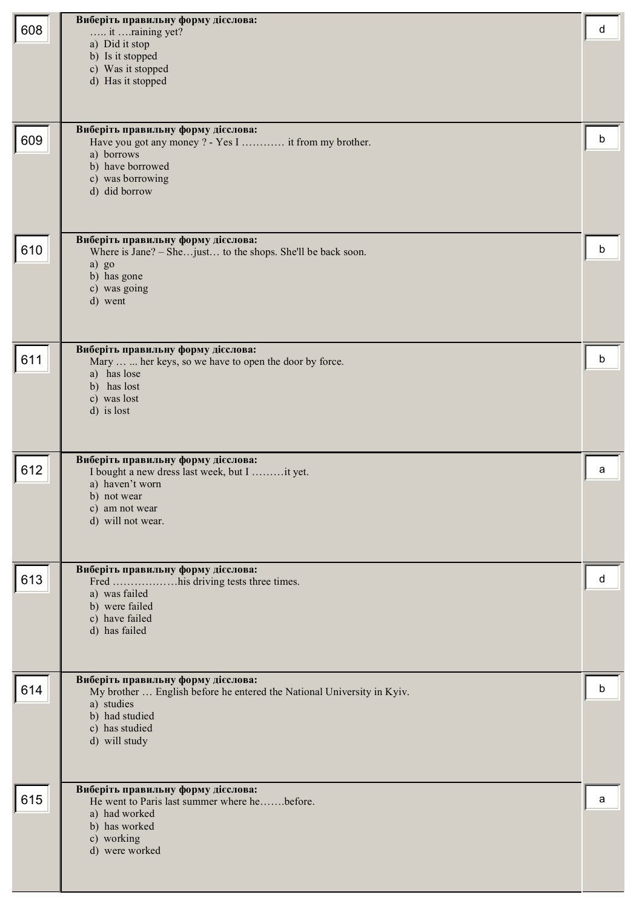| № | Питання | Відповідь |
|---|---|---|
| 608 | **Виберіть правильну форму дієслова:**<br>….. it ….raining yet?<br>a) Did it stop<br>b) Is it stopped<br>c) Was it stopped<br>d) Has it stopped | d |
| 609 | **Виберіть правильну форму дієслова:**<br>Have you got any money ? - Yes I ………… it from my brother.<br>a) borrows<br>b) have borrowed<br>c) was borrowing<br>d) did borrow | b |
| 610 | **Виберіть правильну форму дієслова:**<br>Where is Jane? – She…just… to the shops. She'll be back soon.<br>a) go<br>b) has gone<br>c) was going<br>d) went | b |
| 611 | **Виберіть правильну форму дієслова:**<br>Mary … ... her keys, so we have to open the door by force.<br>a) has lose<br>b) has lost<br>c) was lost<br>d) is lost | b |
| 612 | **Виберіть правильну форму дієслова:**<br>I bought a new dress last week, but I ………it yet.<br>a) haven't worn<br>b) not wear<br>c) am not wear<br>d) will not wear. | a |
| 613 | **Виберіть правильну форму дієслова:**<br>Fred ………………his driving tests three times.<br>a) was failed<br>b) were failed<br>c) have failed<br>d) has failed | d |
| 614 | **Виберіть правильну форму дієслова:**<br>My brother … English before he entered the National University in Kyiv.<br>a) studies<br>b) had studied<br>c) has studied<br>d) will study | b |
| 615 | **Виберіть правильну форму дієслова:**<br>He went to Paris last summer where he…….before.<br>a) had worked<br>b) has worked<br>c) working<br>d) were worked | a |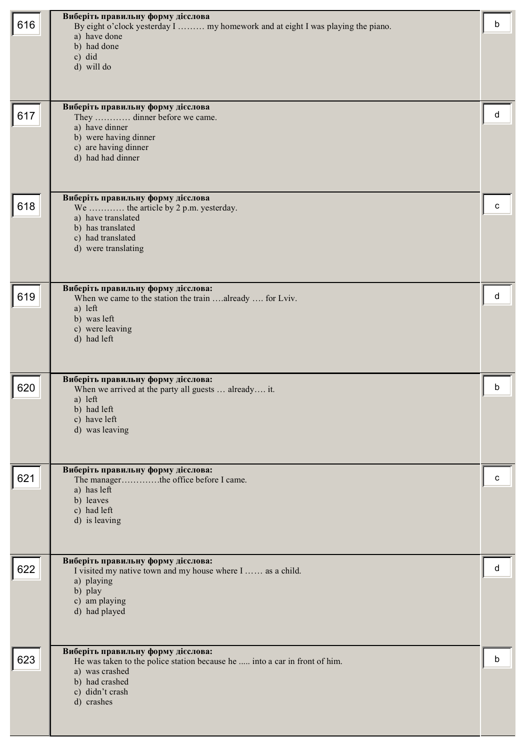| № | Завдання | Відповідь |
|---|---|---|
| 616 | **Виберіть правильну форму дієслова**<br>By eight o'clock yesterday I ……… my homework and at eight I was playing the piano.<br>a) have done<br>b) had done<br>c) did<br>d) will do | b |
| 617 | **Виберіть правильну форму дієслова**<br>They ………… dinner before we came.<br>a) have dinner<br>b) were having dinner<br>c) are having dinner<br>d) had had dinner | d |
| 618 | **Виберіть правильну форму дієслова**<br>We ………… the article by 2 p.m. yesterday.<br>a) have translated<br>b) has translated<br>c) had translated<br>d) were translating | c |
| 619 | **Виберіть правильну форму дієслова:**<br>When we came to the station the train ….already …. for Lviv.<br>a) left<br>b) was left<br>c) were leaving<br>d) had left | d |
| 620 | **Виберіть правильну форму дієслова:**<br>When we arrived at the party all guests … already…. it.<br>a) left<br>b) had left<br>c) have left<br>d) was leaving | b |
| 621 | **Виберіть правильну форму дієслова:**<br>The manager………….the office before I came.<br>a) has left<br>b) leaves<br>c) had left<br>d) is leaving | c |
| 622 | **Виберіть правильну форму дієслова:**<br>I visited my native town and my house where I …… as a child.<br>a) playing<br>b) play<br>c) am playing<br>d) had played | d |
| 623 | **Виберіть правильну форму дієслова:**<br>He was taken to the police station because he ..... into a car in front of him.<br>a) was crashed<br>b) had crashed<br>c) didn't crash<br>d) crashes | b |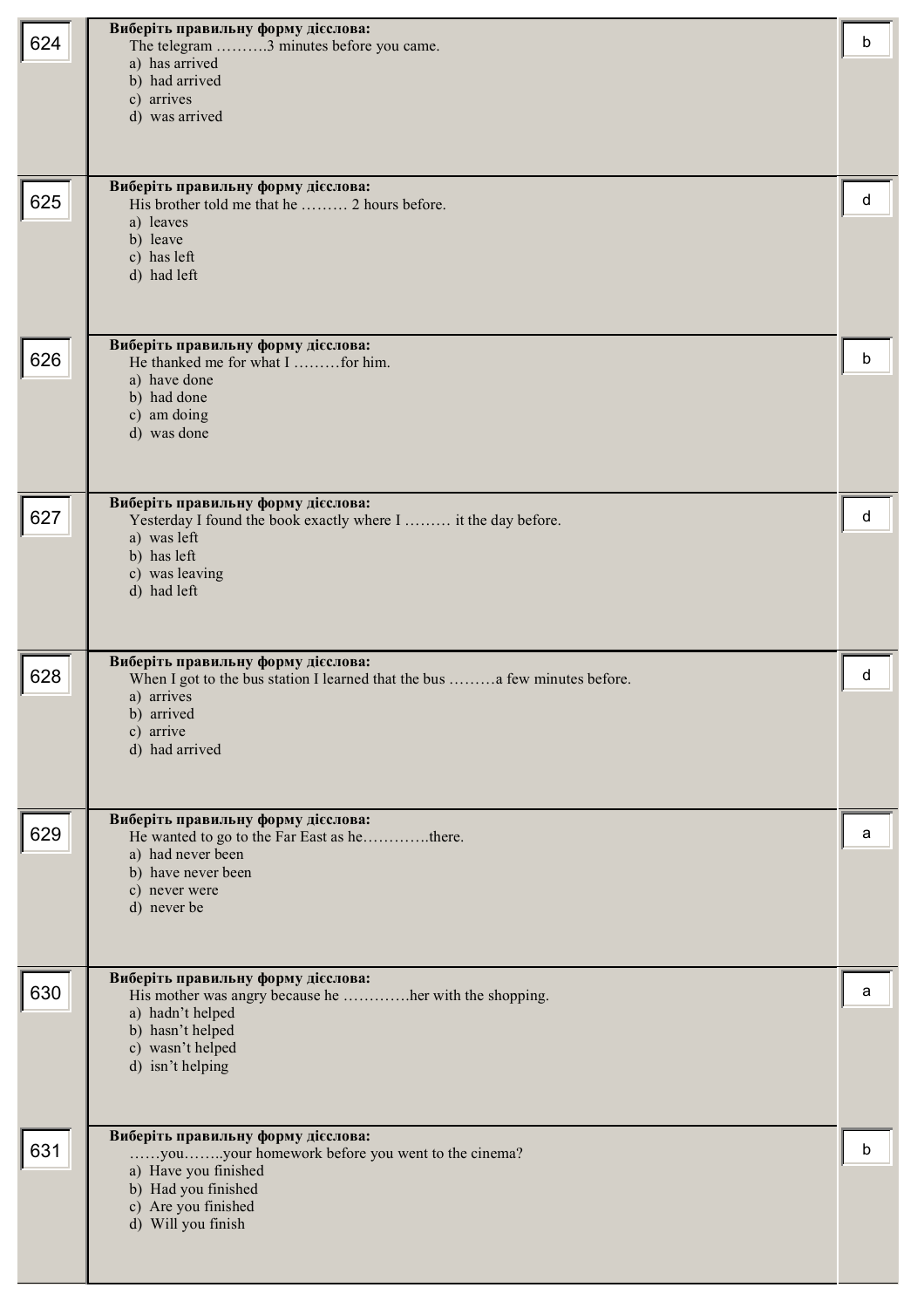| № | Завдання | Відповідь |
|---|---|---|
| 624 | **Виберіть правильну форму дієслова:**<br>The telegram ……….3 minutes before you came.<br>a) has arrived<br>b) had arrived<br>c) arrives<br>d) was arrived | b |
| 625 | **Виберіть правильну форму дієслова:**<br>His brother told me that he ……… 2 hours before.<br>a) leaves<br>b) leave<br>c) has left<br>d) had left | d |
| 626 | **Виберіть правильну форму дієслова:**<br>He thanked me for what I ………for him.<br>a) have done<br>b) had done<br>c) am doing<br>d) was done | b |
| 627 | **Виберіть правильну форму дієслова:**<br>Yesterday I found the book exactly where I ……… it the day before.<br>a) was left<br>b) has left<br>c) was leaving<br>d) had left | d |
| 628 | **Виберіть правильну форму дієслова:**<br>When I got to the bus station I learned that the bus ………a few minutes before.<br>a) arrives<br>b) arrived<br>c) arrive<br>d) had arrived | d |
| 629 | **Виберіть правильну форму дієслова:**<br>He wanted to go to the Far East as he………….there.<br>a) had never been<br>b) have never been<br>c) never were<br>d) never be | a |
| 630 | **Виберіть правильну форму дієслова:**<br>His mother was angry because he ………….her with the shopping.<br>a) hadn't helped<br>b) hasn't helped<br>c) wasn't helped<br>d) isn't helping | a |
| 631 | **Виберіть правильну форму дієслова:**<br>……you……..your homework before you went to the cinema?<br>a) Have you finished<br>b) Had you finished<br>c) Are you finished<br>d) Will you finish | b |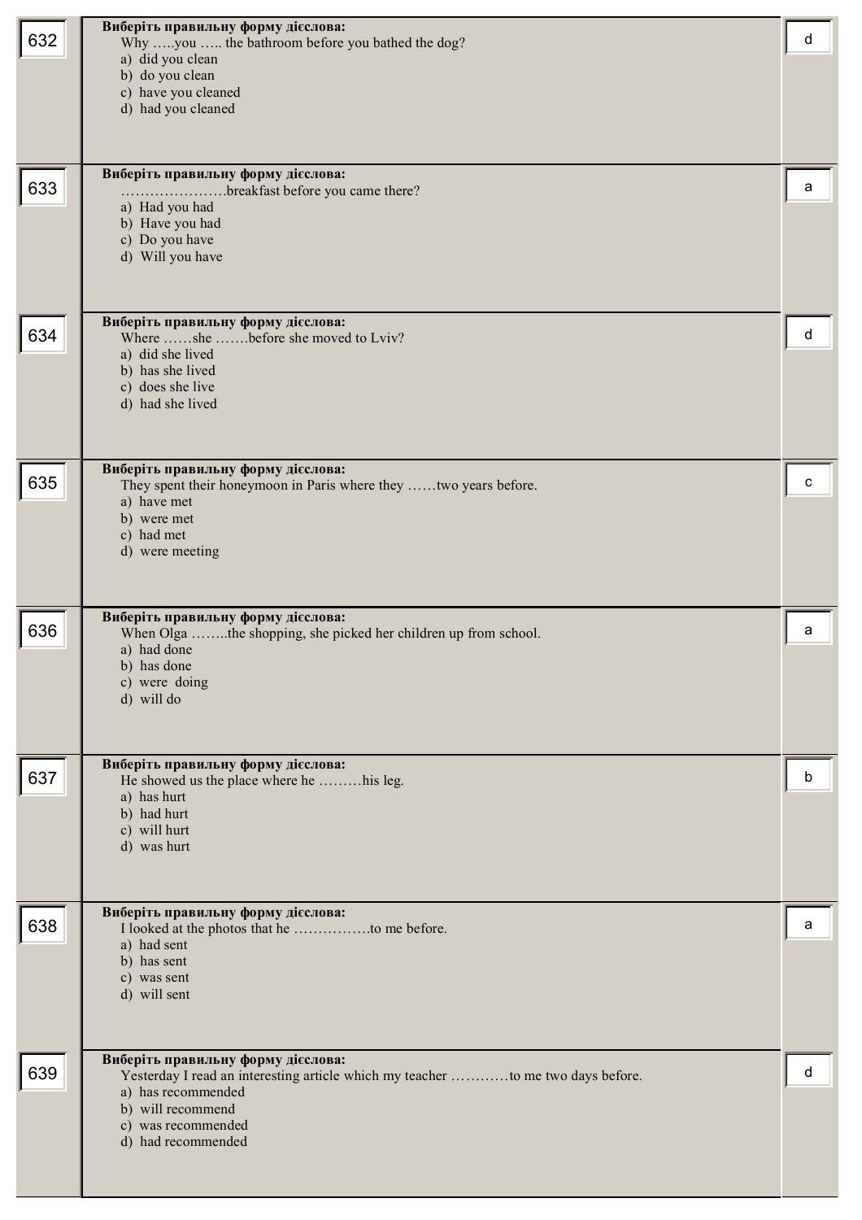| № | Питання | Відповідь |
|---|---|---|
| 632 | **Виберіть правильну форму дієслова:**<br>Why …..you ….. the bathroom before you bathed the dog?<br>a) did you clean<br>b) do you clean<br>c) have you cleaned<br>d) had you cleaned | d |
| 633 | **Виберіть правильну форму дієслова:**<br>…………………breakfast before you came there?<br>a) Had you had<br>b) Have you had<br>c) Do you have<br>d) Will you have | a |
| 634 | **Виберіть правильну форму дієслова:**<br>Where ……she …….before she moved to Lviv?<br>a) did she lived<br>b) has she lived<br>c) does she live<br>d) had she lived | d |
| 635 | **Виберіть правильну форму дієслова:**<br>They spent their honeymoon in Paris where they ……two years before.<br>a) have met<br>b) were met<br>c) had met<br>d) were meeting | c |
| 636 | **Виберіть правильну форму дієслова:**<br>When Olga ……..the shopping, she picked her children up from school.<br>a) had done<br>b) has done<br>c) were doing<br>d) will do | a |
| 637 | **Виберіть правильну форму дієслова:**<br>He showed us the place where he ………his leg.<br>a) has hurt<br>b) had hurt<br>c) will hurt<br>d) was hurt | b |
| 638 | **Виберіть правильну форму дієслова:**<br>I looked at the photos that he …………….to me before.<br>a) had sent<br>b) has sent<br>c) was sent<br>d) will sent | a |
| 639 | **Виберіть правильну форму дієслова:**<br>Yesterday I read an interesting article which my teacher …………to me two days before.<br>a) has recommended<br>b) will recommend<br>c) was recommended<br>d) had recommended | d |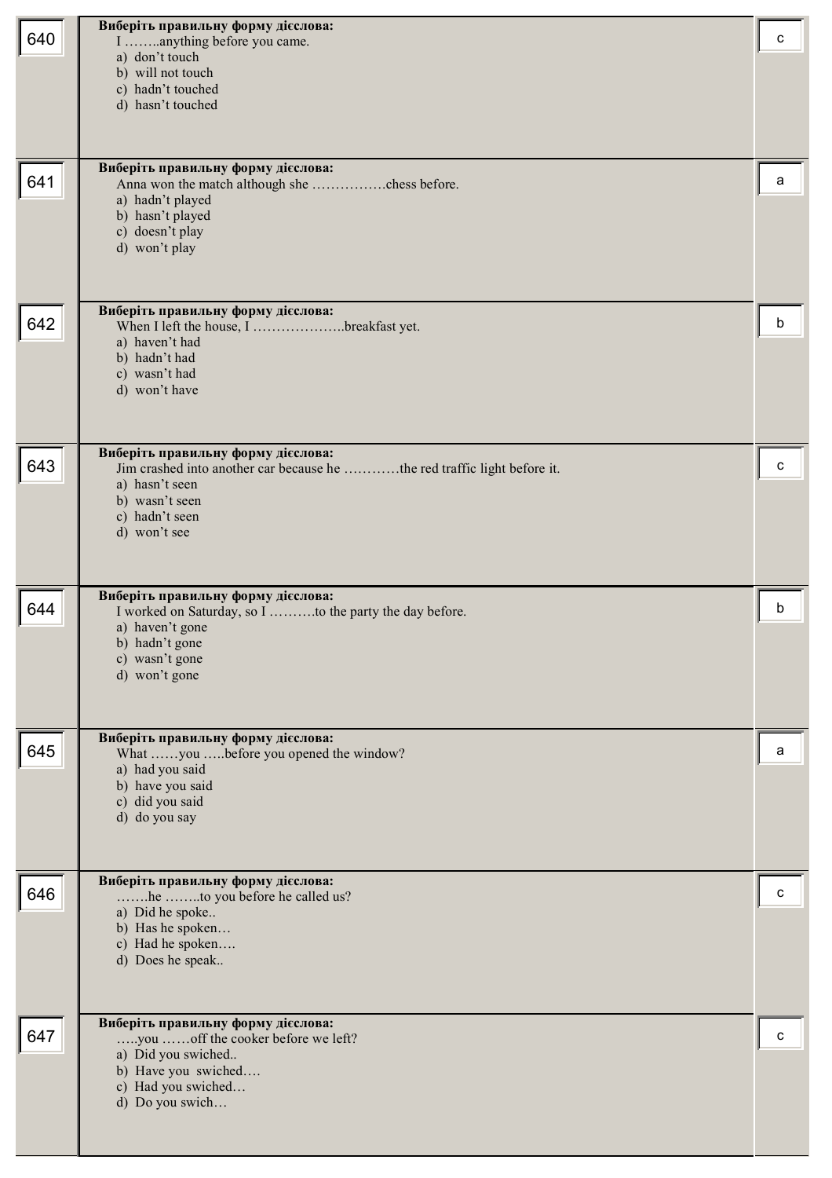| № | Завдання | Відповідь |
|---|---|---|
| 640 | **Виберіть правильну форму дієслова:**<br>I ……..anything before you came.<br>a) don't touch<br>b) will not touch<br>c) hadn't touched<br>d) hasn't touched | c |
| 641 | **Виберіть правильну форму дієслова:**<br>Anna won the match although she …………….chess before.<br>a) hadn't played<br>b) hasn't played<br>c) doesn't play<br>d) won't play | a |
| 642 | **Виберіть правильну форму дієслова:**<br>When I left the house, I ……………….breakfast yet.<br>a) haven't had<br>b) hadn't had<br>c) wasn't had<br>d) won't have | b |
| 643 | **Виберіть правильну форму дієслова:**<br>Jim crashed into another car because he …………the red traffic light before it.<br>a) hasn't seen<br>b) wasn't seen<br>c) hadn't seen<br>d) won't see | c |
| 644 | **Виберіть правильну форму дієслова:**<br>I worked on Saturday, so I ……….to the party the day before.<br>a) haven't gone<br>b) hadn't gone<br>c) wasn't gone<br>d) won't gone | b |
| 645 | **Виберіть правильну форму дієслова:**<br>What ……you …..before you opened the window?<br>a) had you said<br>b) have you said<br>c) did you said<br>d) do you say | a |
| 646 | **Виберіть правильну форму дієслова:**<br>…….he ……..to you before he called us?<br>a) Did he spoke..<br>b) Has he spoken…<br>c) Had he spoken….<br>d) Does he speak.. | c |
| 647 | **Виберіть правильну форму дієслова:**<br>…..you ……off the cooker before we left?<br>a) Did you swiched..<br>b) Have you swiched….<br>c) Had you swiched…<br>d) Do you swich… | c |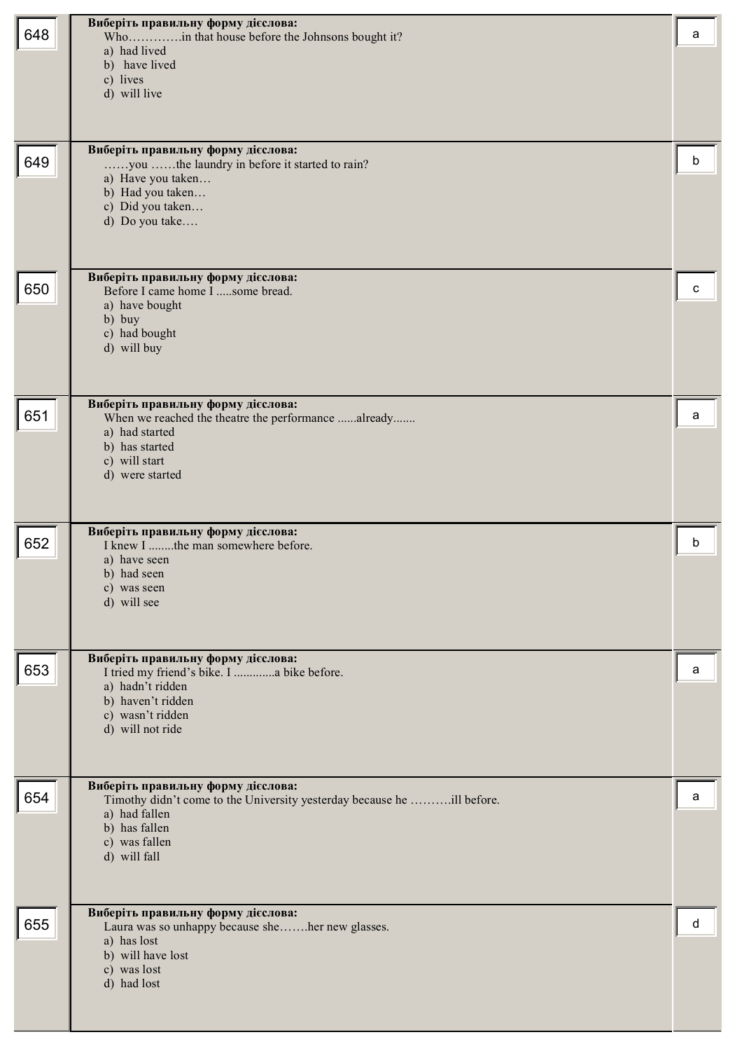| № | Завдання | Відповідь |
|---|---|---|
| 648 | **Виберіть правильну форму дієслова:**<br>Who…………in that house before the Johnsons bought it?<br>a) had lived<br>b) have lived<br>c) lives<br>d) will live | a |
| 649 | **Виберіть правильну форму дієслова:**<br>……you ……the laundry in before it started to rain?<br>a) Have you taken…<br>b) Had you taken…<br>c) Did you taken…<br>d) Do you take…. | b |
| 650 | **Виберіть правильну форму дієслова:**<br>Before I came home I .....some bread.<br>a) have bought<br>b) buy<br>c) had bought<br>d) will buy | c |
| 651 | **Виберіть правильну форму дієслова:**<br>When we reached the theatre the performance ......already.......<br>a) had started<br>b) has started<br>c) will start<br>d) were started | a |
| 652 | **Виберіть правильну форму дієслова:**<br>I knew I ........the man somewhere before.<br>a) have seen<br>b) had seen<br>c) was seen<br>d) will see | b |
| 653 | **Виберіть правильну форму дієслова:**<br>I tried my friend's bike. I .............a bike before.<br>a) hadn't ridden<br>b) haven't ridden<br>c) wasn't ridden<br>d) will not ride | a |
| 654 | **Виберіть правильну форму дієслова:**<br>Timothy didn't come to the University yesterday because he ……….ill before.<br>a) had fallen<br>b) has fallen<br>c) was fallen<br>d) will fall | a |
| 655 | **Виберіть правильну форму дієслова:**<br>Laura was so unhappy because she…….her new glasses.<br>a) has lost<br>b) will have lost<br>c) was lost<br>d) had lost | d |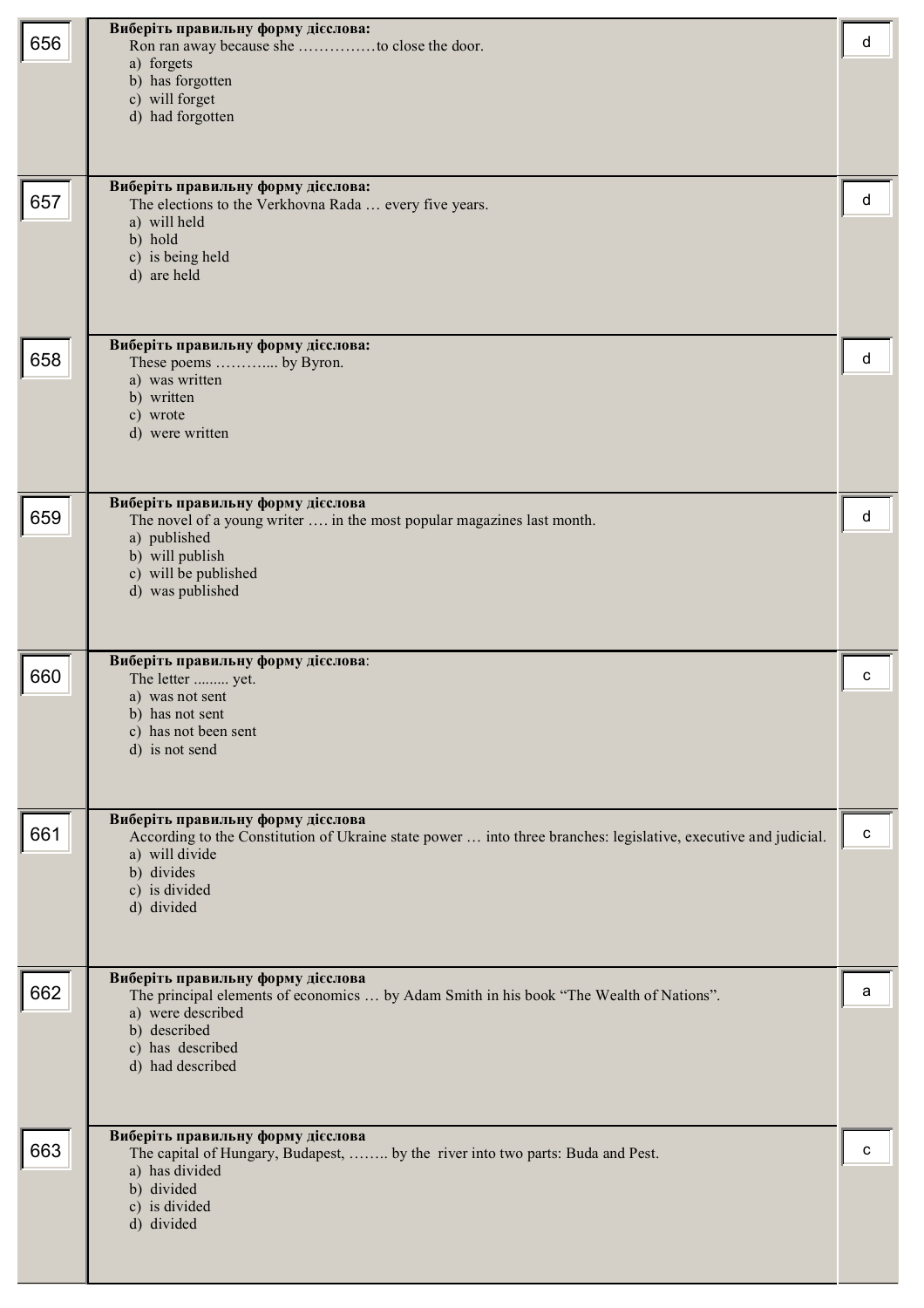| № | Завдання | Відповідь |
|---|---|---|
| 656 | **Виберіть правильну форму дієслова:**<br>Ron ran away because she ……………to close the door.<br>a) forgets<br>b) has forgotten<br>c) will forget<br>d) had forgotten | d |
| 657 | **Виберіть правильну форму дієслова:**<br>The elections to the Verkhovna Rada … every five years.<br>a) will held<br>b) hold<br>c) is being held<br>d) are held | d |
| 658 | **Виберіть правильну форму дієслова:**<br>These poems ……….... by Byron.<br>a) was written<br>b) written<br>c) wrote<br>d) were written | d |
| 659 | **Виберіть правильну форму дієслова**<br>The novel of a young writer …. in the most popular magazines last month.<br>a) published<br>b) will publish<br>c) will be published<br>d) was published | d |
| 660 | **Виберіть правильну форму дієслова**:<br>The letter ......... yet.<br>a) was not sent<br>b) has not sent<br>c) has not been sent<br>d) is not send | c |
| 661 | **Виберіть правильну форму дієслова**<br>According to the Constitution of Ukraine state power … into three branches: legislative, executive and judicial.<br>a) will divide<br>b) divides<br>c) is divided<br>d) divided | c |
| 662 | **Виберіть правильну форму дієслова**<br>The principal elements of economics … by Adam Smith in his book "The Wealth of Nations".<br>a) were described<br>b) described<br>c) has described<br>d) had described | a |
| 663 | **Виберіть правильну форму дієслова**<br>The capital of Hungary, Budapest, …….. by the river into two parts: Buda and Pest.<br>a) has divided<br>b) divided<br>c) is divided<br>d) divided | c |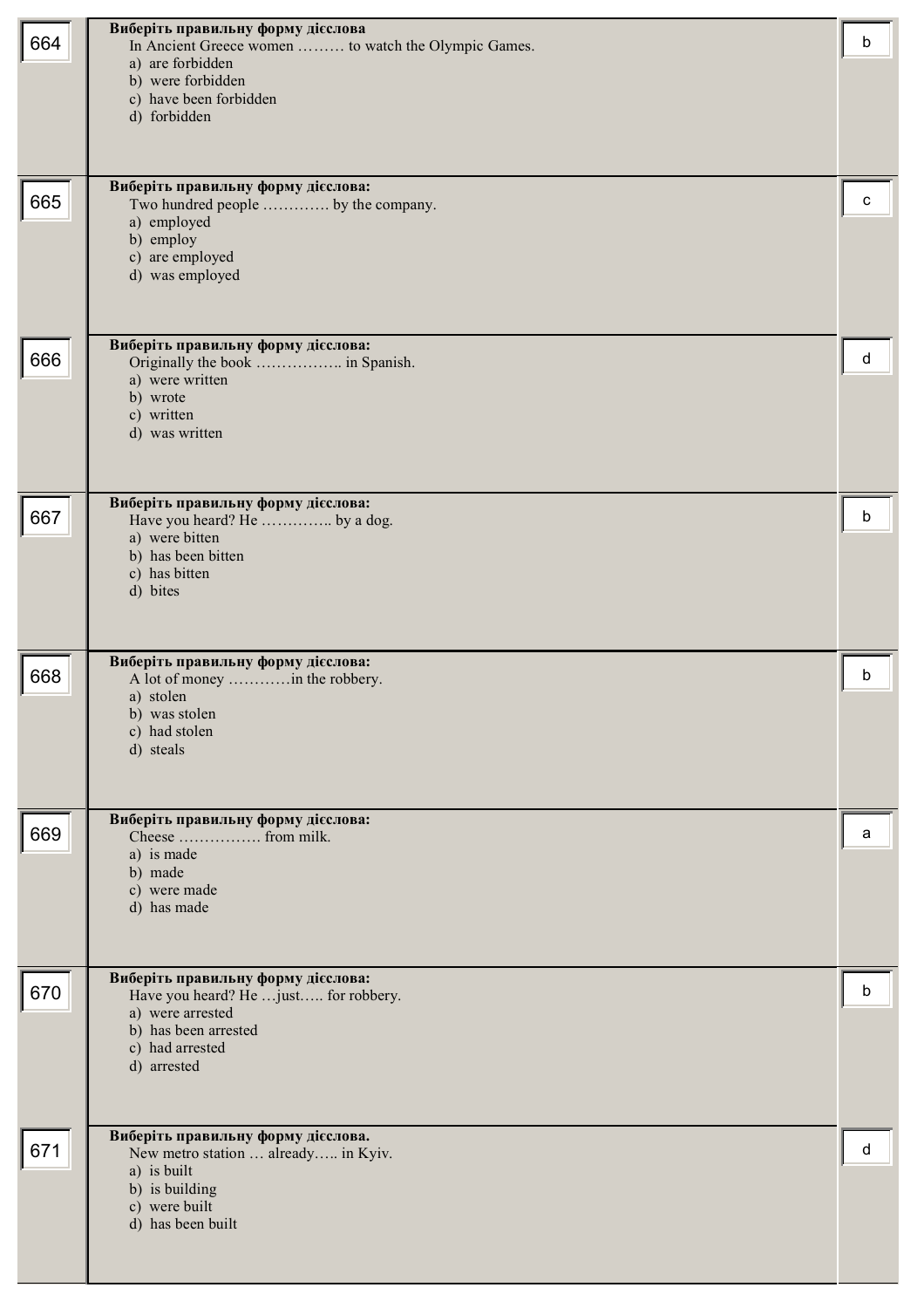| № | Питання | Відповідь |
|---|---|---|
| 664 | **Виберіть правильну форму дієслова**<br>In Ancient Greece women ……… to watch the Olympic Games.<br>a) are forbidden<br>b) were forbidden<br>c) have been forbidden<br>d) forbidden | b |
| 665 | **Виберіть правильну форму дієслова:**<br>Two hundred people …………. by the company.<br>a) employed<br>b) employ<br>c) are employed<br>d) was employed | c |
| 666 | **Виберіть правильну форму дієслова:**<br>Originally the book …………….. in Spanish.<br>a) were written<br>b) wrote<br>c) written<br>d) was written | d |
| 667 | **Виберіть правильну форму дієслова:**<br>Have you heard? He ………….. by a dog.<br>a) were bitten<br>b) has been bitten<br>c) has bitten<br>d) bites | b |
| 668 | **Виберіть правильну форму дієслова:**<br>A lot of money …………in the robbery.<br>a) stolen<br>b) was stolen<br>c) had stolen<br>d) steals | b |
| 669 | **Виберіть правильну форму дієслова:**<br>Cheese ……………. from milk.<br>a) is made<br>b) made<br>c) were made<br>d) has made | a |
| 670 | **Виберіть правильну форму дієслова:**<br>Have you heard? He …just….. for robbery.<br>a) were arrested<br>b) has been arrested<br>c) had arrested<br>d) arrested | b |
| 671 | **Виберіть правильну форму дієслова.**<br>New metro station … already….. in Kyiv.<br>a) is built<br>b) is building<br>c) were built<br>d) has been built | d |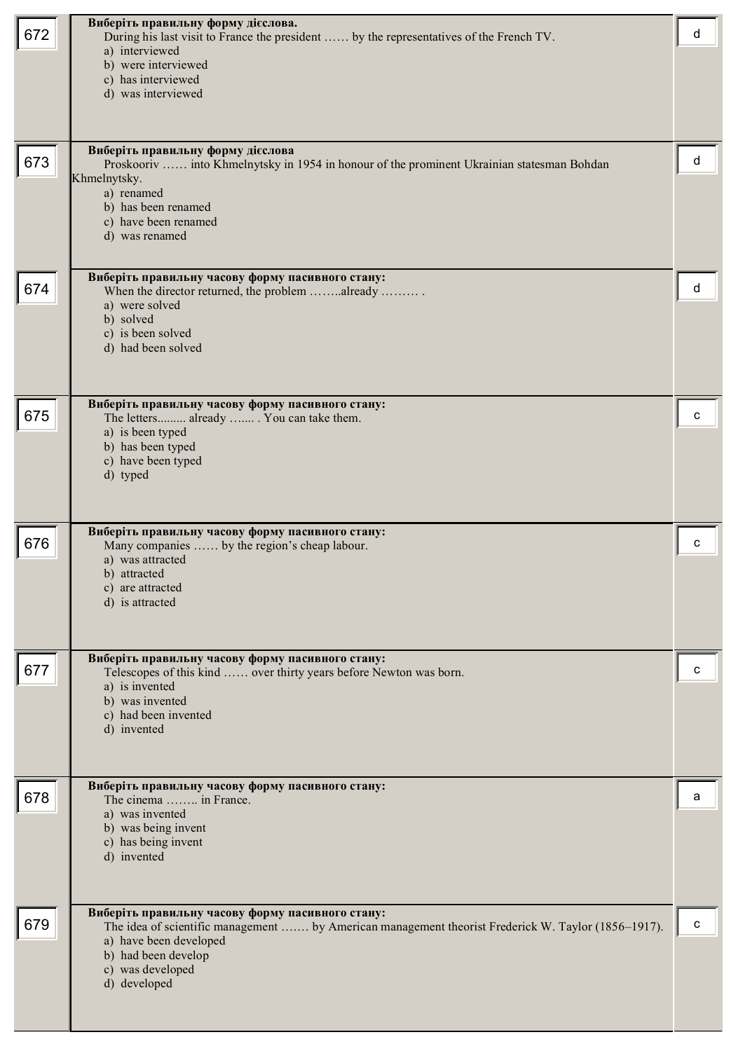| № | Завдання | Відповідь |
|---|---|---|
| 672 | **Виберіть правильну форму дієслова.**<br>During his last visit to France the president …… by the representatives of the French TV.<br>a) interviewed<br>b) were interviewed<br>c) has interviewed<br>d) was interviewed | d |
| 673 | **Виберіть правильну форму дієслова**<br>Proskooriv …… into Khmelnytsky in 1954 in honour of the prominent Ukrainian statesman Bohdan Khmelnytsky.<br>a) renamed<br>b) has been renamed<br>c) have been renamed<br>d) was renamed | d |
| 674 | **Виберіть правильну часову форму пасивного стану:**<br>When the director returned, the problem ……..already ……… .<br>a) were solved<br>b) solved<br>c) is been solved<br>d) had been solved | d |
| 675 | **Виберіть правильну часову форму пасивного стану:**<br>The letters......... already ……. . You can take them.<br>a) is been typed<br>b) has been typed<br>c) have been typed<br>d) typed | c |
| 676 | **Виберіть правильну часову форму пасивного стану:**<br>Many companies …… by the region's cheap labour.<br>a) was attracted<br>b) attracted<br>c) are attracted<br>d) is attracted | c |
| 677 | **Виберіть правильну часову форму пасивного стану:**<br>Telescopes of this kind …… over thirty years before Newton was born.<br>a) is invented<br>b) was invented<br>c) had been invented<br>d) invented | c |
| 678 | **Виберіть правильну часову форму пасивного стану:**<br>The cinema …….. in France.<br>a) was invented<br>b) was being invent<br>c) has being invent<br>d) invented | a |
| 679 | **Виберіть правильну часову форму пасивного стану:**<br>The idea of scientific management ……. by American management theorist Frederick W. Taylor (1856–1917).<br>a) have been developed<br>b) had been develop<br>c) was developed<br>d) developed | c |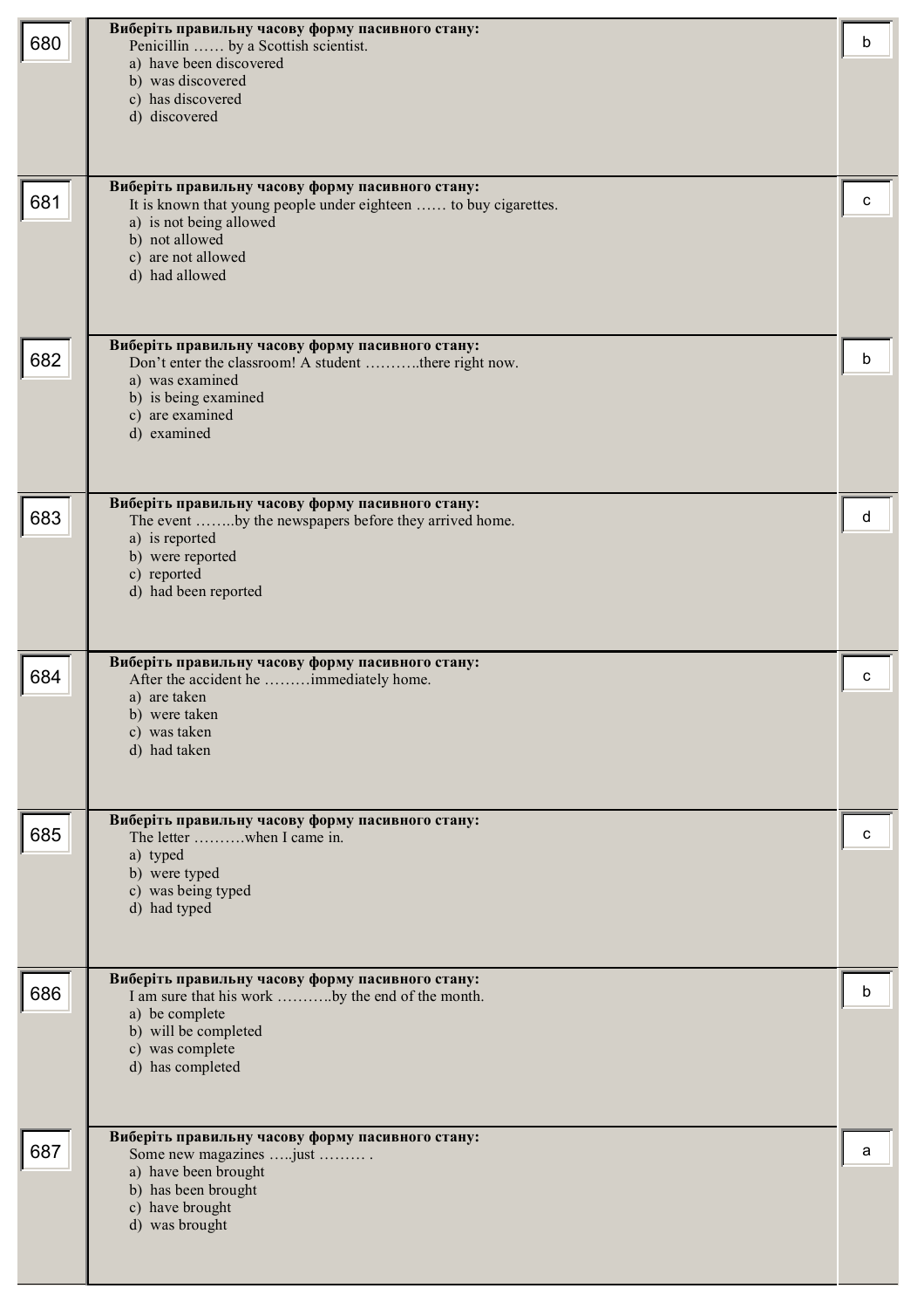| № | Завдання | Відповідь |
|---|---|---|
| 680 | **Виберіть правильну часову форму пасивного стану:**<br>Penicillin …… by a Scottish scientist.<br>a) have been discovered<br>b) was discovered<br>c) has discovered<br>d) discovered | b |
| 681 | **Виберіть правильну часову форму пасивного стану:**<br>It is known that young people under eighteen …… to buy cigarettes.<br>a) is not being allowed<br>b) not allowed<br>c) are not allowed<br>d) had allowed | c |
| 682 | **Виберіть правильну часову форму пасивного стану:**<br>Don't enter the classroom! A student ………..there right now.<br>a) was examined<br>b) is being examined<br>c) are examined<br>d) examined | b |
| 683 | **Виберіть правильну часову форму пасивного стану:**<br>The event ……..by the newspapers before they arrived home.<br>a) is reported<br>b) were reported<br>c) reported<br>d) had been reported | d |
| 684 | **Виберіть правильну часову форму пасивного стану:**<br>After the accident he ………immediately home.<br>a) are taken<br>b) were taken<br>c) was taken<br>d) had taken | c |
| 685 | **Виберіть правильну часову форму пасивного стану:**<br>The letter ……….when I came in.<br>a) typed<br>b) were typed<br>c) was being typed<br>d) had typed | c |
| 686 | **Виберіть правильну часову форму пасивного стану:**<br>I am sure that his work ………..by the end of the month.<br>a) be complete<br>b) will be completed<br>c) was complete<br>d) has completed | b |
| 687 | **Виберіть правильну часову форму пасивного стану:**<br>Some new magazines …..just ……… .<br>a) have been brought<br>b) has been brought<br>c) have brought<br>d) was brought | a |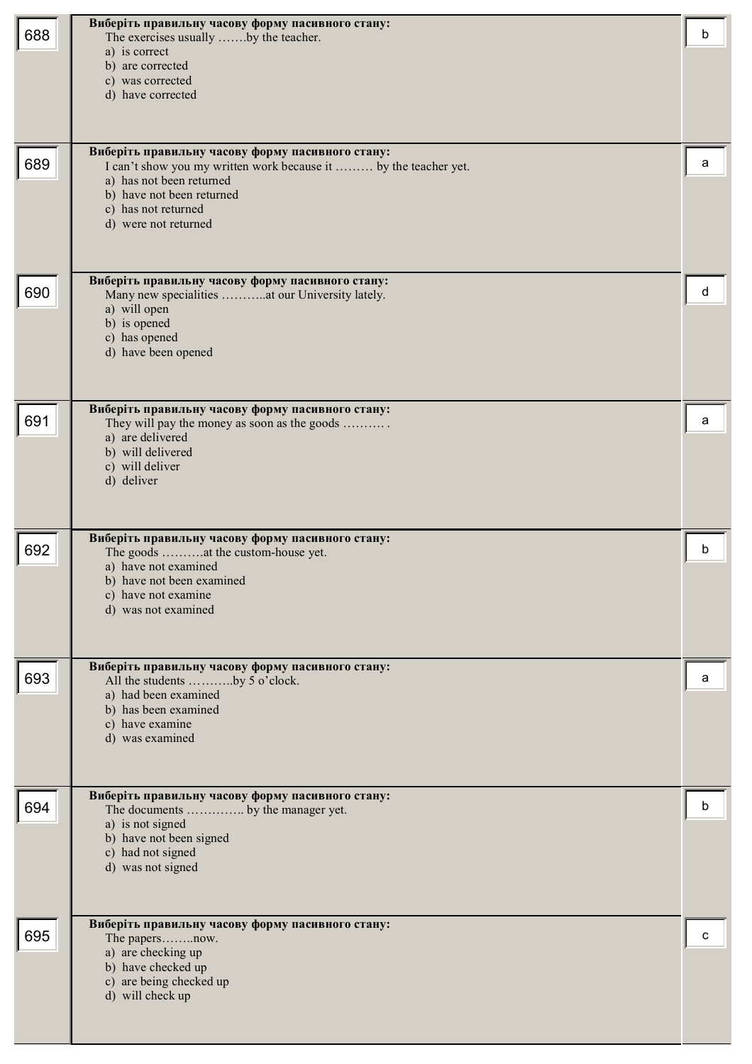| № | Питання | Відповідь |
|---|---|---|
| 688 | **Виберіть правильну часову форму пасивного стану:**<br>The exercises usually …….by the teacher.<br>a) is correct<br>b) are corrected<br>c) was corrected<br>d) have corrected | b |
| 689 | **Виберіть правильну часову форму пасивного стану:**<br>I can't show you my written work because it ……… by the teacher yet.<br>a) has not been returned<br>b) have not been returned<br>c) has not returned<br>d) were not returned | a |
| 690 | **Виберіть правильну часову форму пасивного стану:**<br>Many new specialities ………..at our University lately.<br>a) will open<br>b) is opened<br>c) has opened<br>d) have been opened | d |
| 691 | **Виберіть правильну часову форму пасивного стану:**<br>They will pay the money as soon as the goods ………. .<br>a) are delivered<br>b) will delivered<br>c) will deliver<br>d) deliver | a |
| 692 | **Виберіть правильну часову форму пасивного стану:**<br>The goods ……….at the custom-house yet.<br>a) have not examined<br>b) have not been examined<br>c) have not examine<br>d) was not examined | b |
| 693 | **Виберіть правильну часову форму пасивного стану:**<br>All the students ………..by 5 o'clock.<br>a) had been examined<br>b) has been examined<br>c) have examine<br>d) was examined | a |
| 694 | **Виберіть правильну часову форму пасивного стану:**<br>The documents ………….. by the manager yet.<br>a) is not signed<br>b) have not been signed<br>c) had not signed<br>d) was not signed | b |
| 695 | **Виберіть правильну часову форму пасивного стану:**<br>The papers……..now.<br>a) are checking up<br>b) have checked up<br>c) are being checked up<br>d) will check up | c |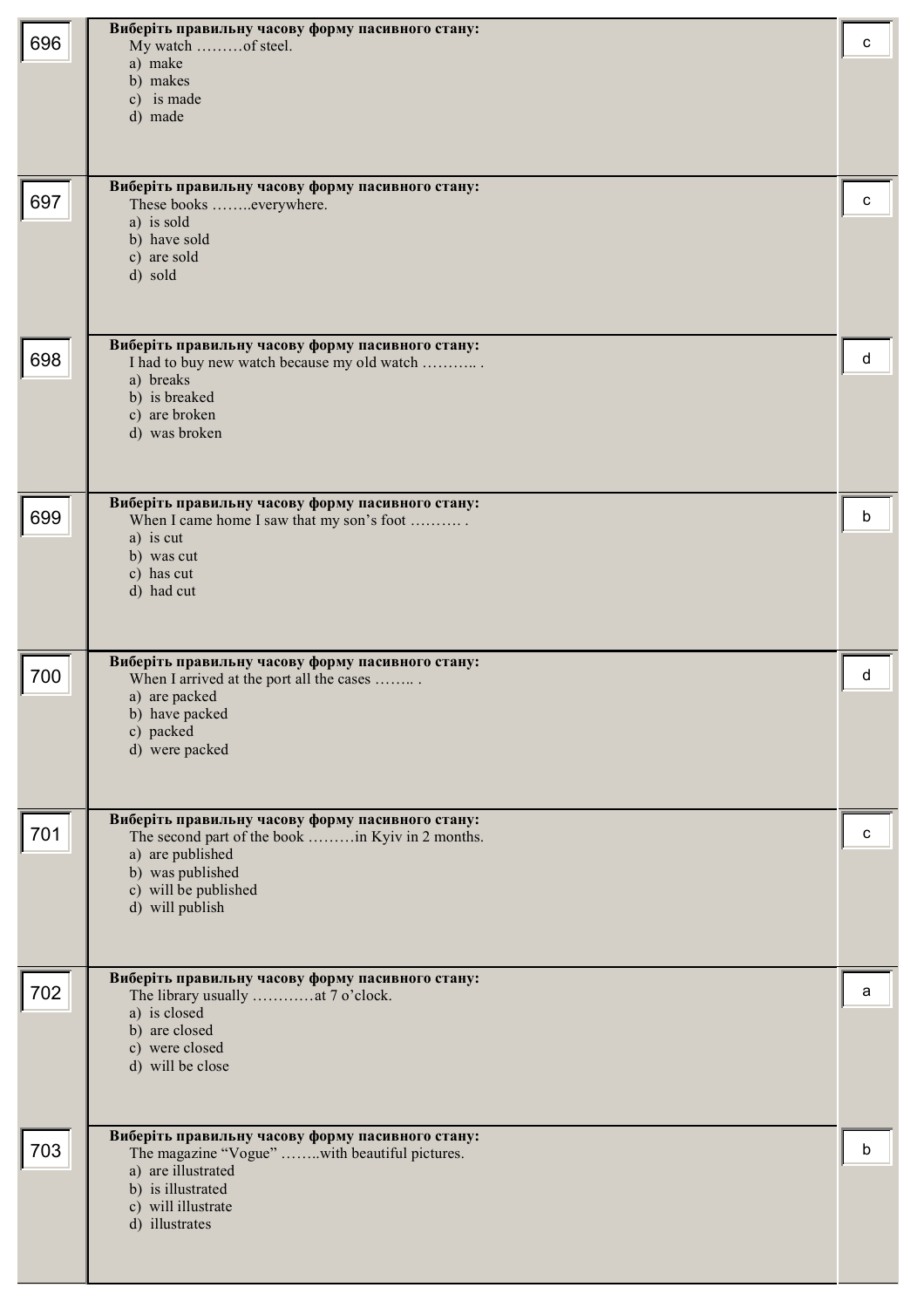| № | Завдання | Відповідь |
|---|---|---|
| 696 | **Виберіть правильну часову форму пасивного стану:**<br>My watch ………of steel.<br>a) make<br>b) makes<br>c) is made<br>d) made | c |
| 697 | **Виберіть правильну часову форму пасивного стану:**<br>These books ……..everywhere.<br>a) is sold<br>b) have sold<br>c) are sold<br>d) sold | c |
| 698 | **Виберіть правильну часову форму пасивного стану:**<br>I had to buy new watch because my old watch ……….. .<br>a) breaks<br>b) is breaked<br>c) are broken<br>d) was broken | d |
| 699 | **Виберіть правильну часову форму пасивного стану:**<br>When I came home I saw that my son's foot ………. .<br>a) is cut<br>b) was cut<br>c) has cut<br>d) had cut | b |
| 700 | **Виберіть правильну часову форму пасивного стану:**<br>When I arrived at the port all the cases …….. .<br>a) are packed<br>b) have packed<br>c) packed<br>d) were packed | d |
| 701 | **Виберіть правильну часову форму пасивного стану:**<br>The second part of the book ………in Kyiv in 2 months.<br>a) are published<br>b) was published<br>c) will be published<br>d) will publish | c |
| 702 | **Виберіть правильну часову форму пасивного стану:**<br>The library usually …………at 7 o'clock.<br>a) is closed<br>b) are closed<br>c) were closed<br>d) will be close | a |
| 703 | **Виберіть правильну часову форму пасивного стану:**<br>The magazine "Vogue" ……..with beautiful pictures.<br>a) are illustrated<br>b) is illustrated<br>c) will illustrate<br>d) illustrates | b |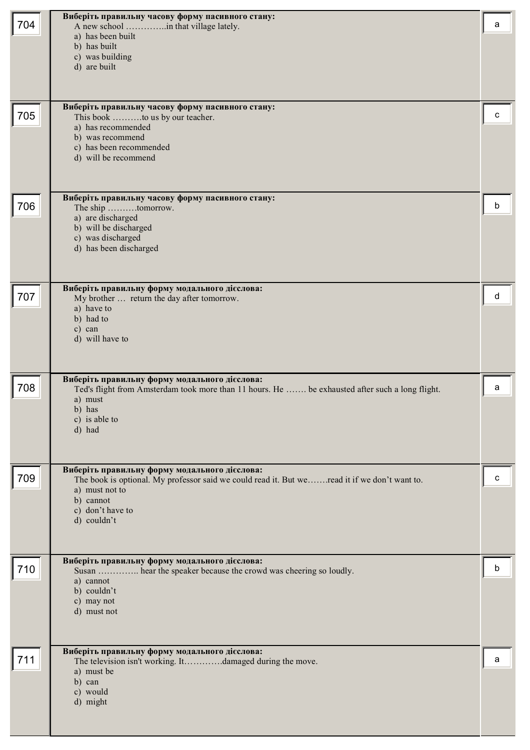| № | Завдання | Відповідь |
|---|---|---|
| 704 | **Виберіть правильну часову форму пасивного стану:**<br>A new school …………..in that village lately.<br>a) has been built<br>b) has built<br>c) was building<br>d) are built | a |
| 705 | **Виберіть правильну часову форму пасивного стану:**<br>This book ……….to us by our teacher.<br>a) has recommended<br>b) was recommend<br>c) has been recommended<br>d) will be recommend | c |
| 706 | **Виберіть правильну часову форму пасивного стану:**<br>The ship ……….tomorrow.<br>a) are discharged<br>b) will be discharged<br>c) was discharged<br>d) has been discharged | b |
| 707 | **Виберіть правильну форму модального дієслова:**<br>My brother … return the day after tomorrow.<br>a) have to<br>b) had to<br>c) can<br>d) will have to | d |
| 708 | **Виберіть правильну форму модального дієслова:**<br>Ted's flight from Amsterdam took more than 11 hours. He ……. be exhausted after such a long flight.<br>a) must<br>b) has<br>c) is able to<br>d) had | a |
| 709 | **Виберіть правильну форму модального дієслова:**<br>The book is optional. My professor said we could read it. But we…….read it if we don't want to.<br>a) must not to<br>b) cannot<br>c) don't have to<br>d) couldn't | c |
| 710 | **Виберіть правильну форму модального дієслова:**<br>Susan ………….. hear the speaker because the crowd was cheering so loudly.<br>a) cannot<br>b) couldn't<br>c) may not<br>d) must not | b |
| 711 | **Виберіть правильну форму модального дієслова:**<br>The television isn't working. It…………damaged during the move.<br>a) must be<br>b) can<br>c) would<br>d) might | a |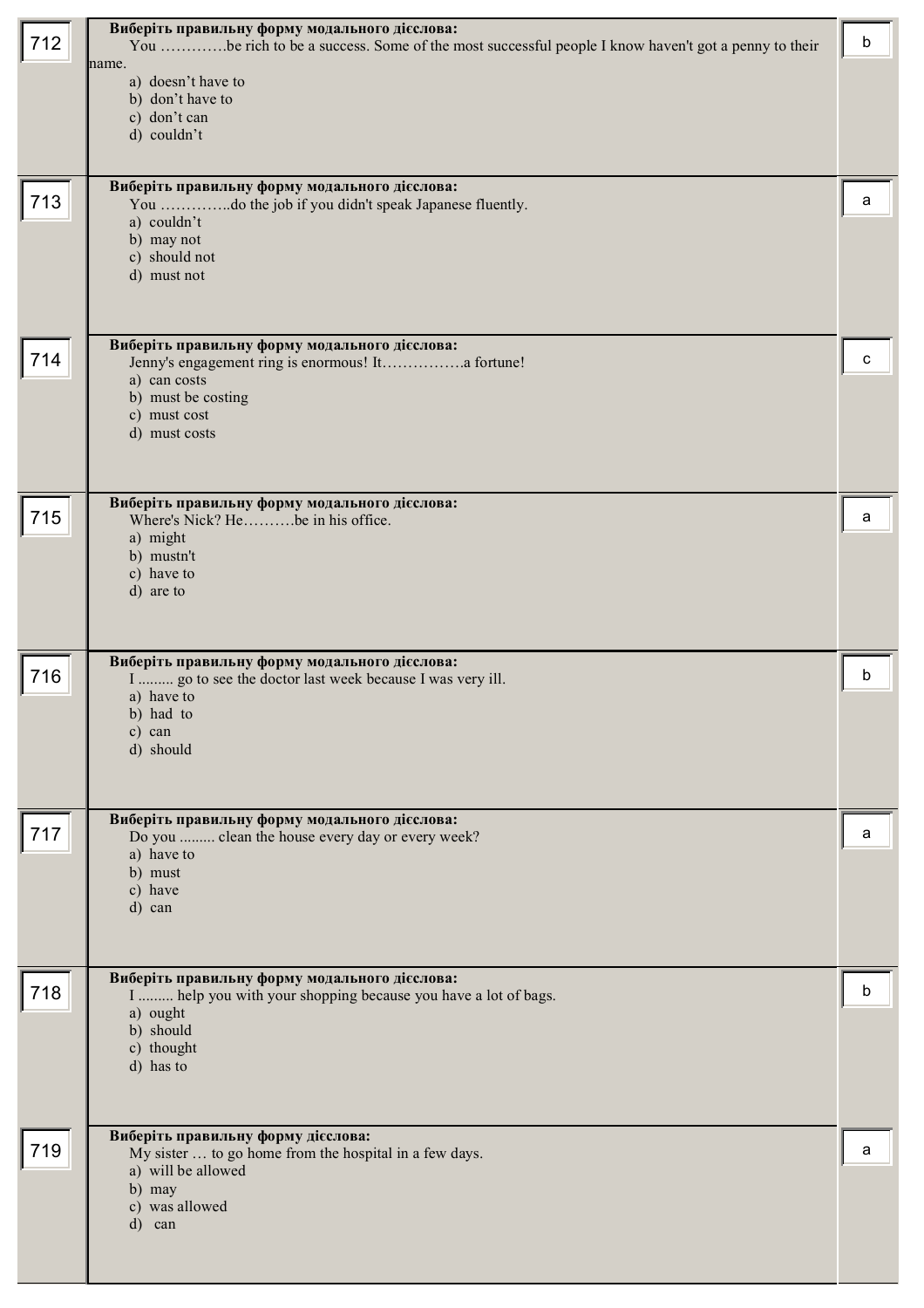| № | Питання | Відповідь |
|---|---|---|
| 712 | **Виберіть правильну форму модального дієслова:**<br>You ………….be rich to be a success. Some of the most successful people I know haven't got a penny to their name.<br>a) doesn’t have to<br>b) don’t have to<br>c) don’t can<br>d) couldn’t | b |
| 713 | **Виберіть правильну форму модального дієслова:**<br>You …………..do the job if you didn't speak Japanese fluently.<br>a) couldn’t<br>b) may not<br>c) should not<br>d) must not | a |
| 714 | **Виберіть правильну форму модального дієслова:**<br>Jenny's engagement ring is enormous! It…………….a fortune!<br>a) can costs<br>b) must be costing<br>c) must cost<br>d) must costs | c |
| 715 | **Виберіть правильну форму модального дієслова:**<br>Where's Nick? He……….be in his office.<br>a) might<br>b) mustn't<br>c) have to<br>d) are to | a |
| 716 | **Виберіть правильну форму модального дієслова:**<br>I ......... go to see the doctor last week because I was very ill.<br>a) have to<br>b) had to<br>c) can<br>d) should | b |
| 717 | **Виберіть правильну форму модального дієслова:**<br>Do you ......... clean the house every day or every week?<br>a) have to<br>b) must<br>c) have<br>d) can | a |
| 718 | **Виберіть правильну форму модального дієслова:**<br>I ......... help you with your shopping because you have a lot of bags.<br>a) ought<br>b) should<br>c) thought<br>d) has to | b |
| 719 | **Виберіть правильну форму дієслова:**<br>My sister … to go home from the hospital in a few days.<br>a) will be allowed<br>b) may<br>c) was allowed<br>d) can | a |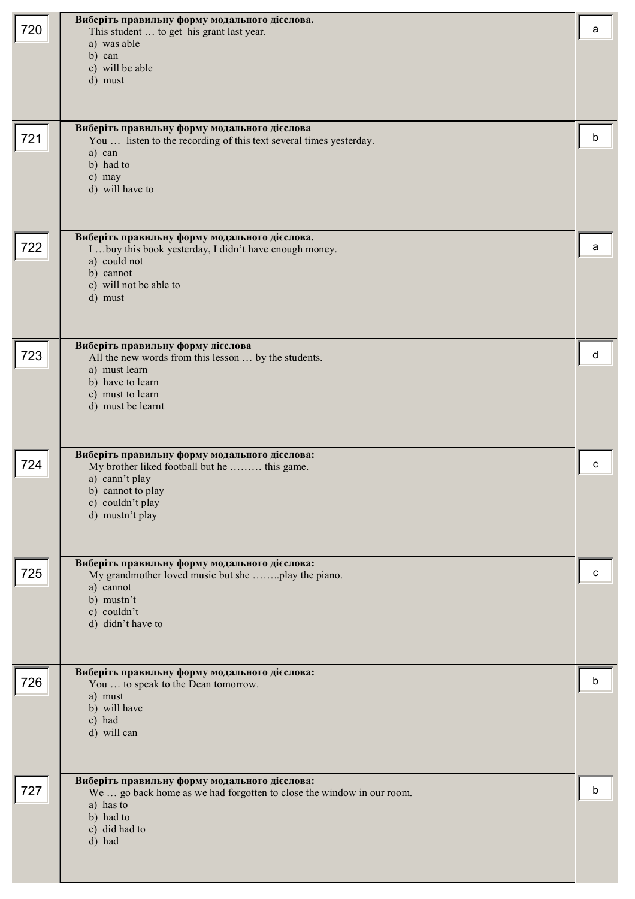| № | Завдання | Відповідь |
|---|---|---|
| 720 | **Виберіть правильну форму модального дієслова.**<br>This student … to get his grant last year.<br>a) was able<br>b) can<br>c) will be able<br>d) must | a |
| 721 | **Виберіть правильну форму модального дієслова**<br>You … listen to the recording of this text several times yesterday.<br>a) can<br>b) had to<br>c) may<br>d) will have to | b |
| 722 | **Виберіть правильну форму модального дієслова.**<br>I …buy this book yesterday, I didn't have enough money.<br>a) could not<br>b) cannot<br>c) will not be able to<br>d) must | a |
| 723 | **Виберіть правильну форму дієслова**<br>All the new words from this lesson … by the students.<br>a) must learn<br>b) have to learn<br>c) must to learn<br>d) must be learnt | d |
| 724 | **Виберіть правильну форму модального дієслова:**<br>My brother liked football but he ……… this game.<br>a) cann't play<br>b) cannot to play<br>c) couldn't play<br>d) mustn't play | c |
| 725 | **Виберіть правильну форму модального дієслова:**<br>My grandmother loved music but she ……..play the piano.<br>a) cannot<br>b) mustn't<br>c) couldn't<br>d) didn't have to | c |
| 726 | **Виберіть правильну форму модального дієслова:**<br>You … to speak to the Dean tomorrow.<br>a) must<br>b) will have<br>c) had<br>d) will can | b |
| 727 | **Виберіть правильну форму модального дієслова:**<br>We … go back home as we had forgotten to close the window in our room.<br>a) has to<br>b) had to<br>c) did had to<br>d) had | b |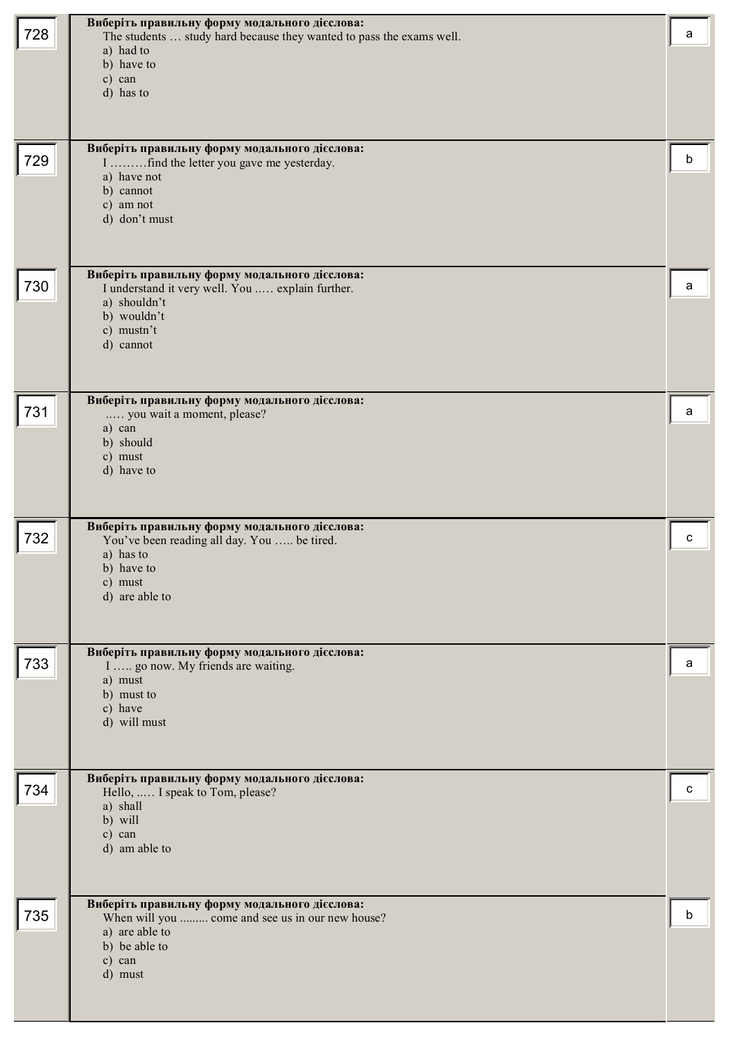| № | Завдання | Відповідь |
|---|---|---|
| 728 | **Виберіть правильну форму модального дієслова:**<br>The students … study hard because they wanted to pass the exams well.<br>a) had to<br>b) have to<br>c) can<br>d) has to | a |
| 729 | **Виберіть правильну форму модального дієслова:**<br>I ………find the letter you gave me yesterday.<br>a) have not<br>b) cannot<br>c) am not<br>d) don't must | b |
| 730 | **Виберіть правильну форму модального дієслова:**<br>I understand it very well. You ..… explain further.<br>a) shouldn't<br>b) wouldn't<br>c) mustn't<br>d) cannot | a |
| 731 | **Виберіть правильну форму модального дієслова:**<br>..… you wait a moment, please?<br>a) can<br>b) should<br>c) must<br>d) have to | a |
| 732 | **Виберіть правильну форму модального дієслова:**<br>You've been reading all day. You ….. be tired.<br>a) has to<br>b) have to<br>c) must<br>d) are able to | c |
| 733 | **Виберіть правильну форму модального дієслова:**<br>I ….. go now. My friends are waiting.<br>a) must<br>b) must to<br>c) have<br>d) will must | a |
| 734 | **Виберіть правильну форму модального дієслова:**<br>Hello, ..… I speak to Tom, please?<br>a) shall<br>b) will<br>c) can<br>d) am able to | c |
| 735 | **Виберіть правильну форму модального дієслова:**<br>When will you ......... come and see us in our new house?<br>a) are able to<br>b) be able to<br>c) can<br>d) must | b |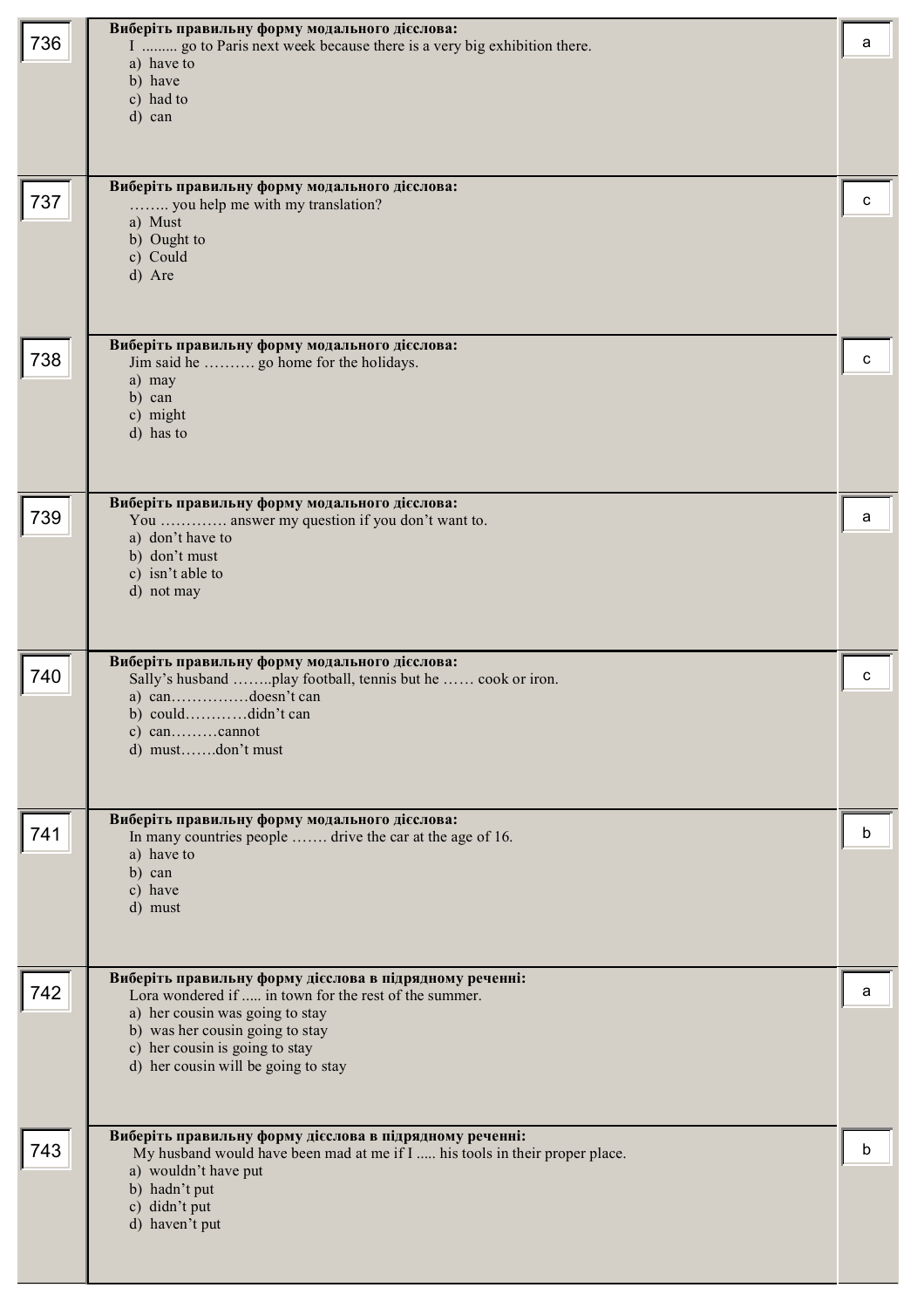| № | Завдання | Відповідь |
|---|---|---|
| 736 | **Виберіть правильну форму модального дієслова:**<br>I ......... go to Paris next week because there is a very big exhibition there.<br>a) have to<br>b) have<br>c) had to<br>d) can | a |
| 737 | **Виберіть правильну форму модального дієслова:**<br>…….. you help me with my translation?<br>a) Must<br>b) Ought to<br>c) Could<br>d) Are | c |
| 738 | **Виберіть правильну форму модального дієслова:**<br>Jim said he ………. go home for the holidays.<br>a) may<br>b) can<br>c) might<br>d) has to | c |
| 739 | **Виберіть правильну форму модального дієслова:**<br>You …………. answer my question if you don't want to.<br>a) don't have to<br>b) don't must<br>c) isn't able to<br>d) not may | a |
| 740 | **Виберіть правильну форму модального дієслова:**<br>Sally's husband ……..play football, tennis but he …… cook or iron.<br>a) can……………doesn't can<br>b) could…………didn't can<br>c) can………cannot<br>d) must…….don't must | c |
| 741 | **Виберіть правильну форму модального дієслова:**<br>In many countries people ……. drive the car at the age of 16.<br>a) have to<br>b) can<br>c) have<br>d) must | b |
| 742 | **Виберіть правильну форму дієслова в підрядному реченні:**<br>Lora wondered if ..... in town for the rest of the summer.<br>a) her cousin was going to stay<br>b) was her cousin going to stay<br>c) her cousin is going to stay<br>d) her cousin will be going to stay | a |
| 743 | **Виберіть правильну форму дієслова в підрядному реченні:**<br>My husband would have been mad at me if I ..... his tools in their proper place.<br>a) wouldn't have put<br>b) hadn't put<br>c) didn't put<br>d) haven't put | b |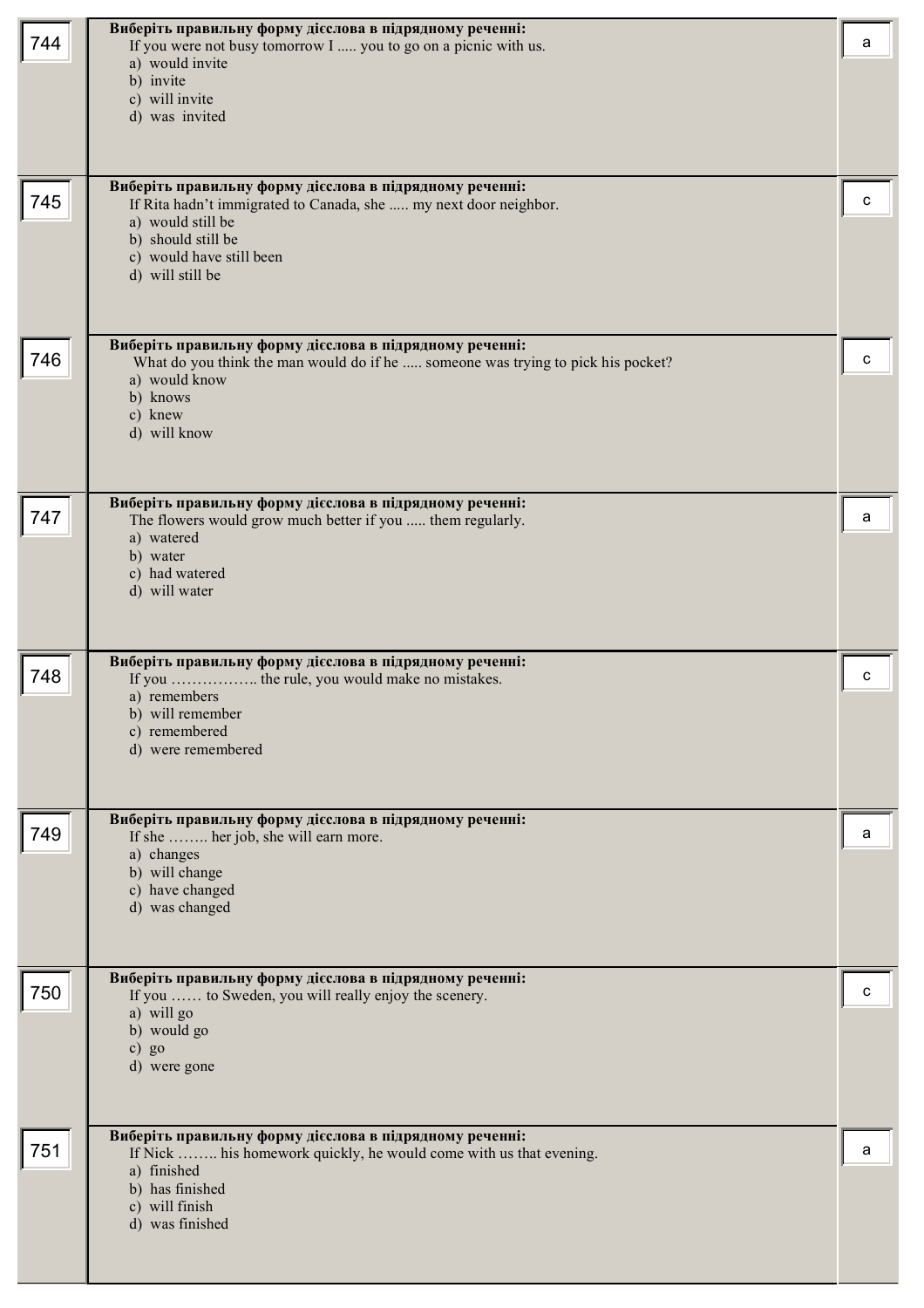| | | |
|---|---|---|
| 744 | **Виберіть правильну форму дієслова в підрядному реченні:**<br>If you were not busy tomorrow I ..... you to go on a picnic with us.<br>a) would invite<br>b) invite<br>c) will invite<br>d) was invited | a |
| 745 | **Виберіть правильну форму дієслова в підрядному реченні:**<br>If Rita hadn't immigrated to Canada, she ..... my next door neighbor.<br>a) would still be<br>b) should still be<br>c) would have still been<br>d) will still be | c |
| 746 | **Виберіть правильну форму дієслова в підрядному реченні:**<br>What do you think the man would do if he ..... someone was trying to pick his pocket?<br>a) would know<br>b) knows<br>c) knew<br>d) will know | c |
| 747 | **Виберіть правильну форму дієслова в підрядному реченні:**<br>The flowers would grow much better if you ..... them regularly.<br>a) watered<br>b) water<br>c) had watered<br>d) will water | a |
| 748 | **Виберіть правильну форму дієслова в підрядному реченні:**<br>If you …………….. the rule, you would make no mistakes.<br>a) remembers<br>b) will remember<br>c) remembered<br>d) were remembered | c |
| 749 | **Виберіть правильну форму дієслова в підрядному реченні:**<br>If she …….. her job, she will earn more.<br>a) changes<br>b) will change<br>c) have changed<br>d) was changed | a |
| 750 | **Виберіть правильну форму дієслова в підрядному реченні:**<br>If you …… to Sweden, you will really enjoy the scenery.<br>a) will go<br>b) would go<br>c) go<br>d) were gone | c |
| 751 | **Виберіть правильну форму дієслова в підрядному реченні:**<br>If Nick …….. his homework quickly, he would come with us that evening.<br>a) finished<br>b) has finished<br>c) will finish<br>d) was finished | a |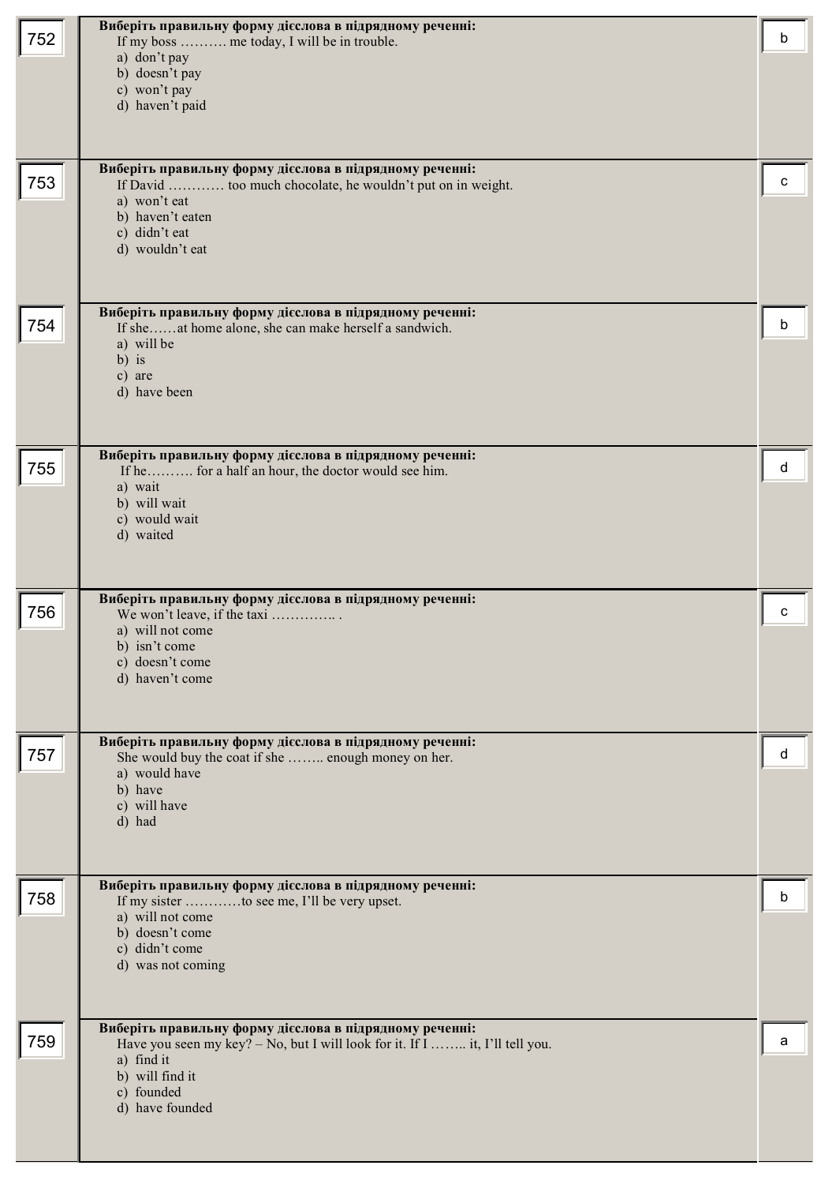| № | Завдання | Відповідь |
|---|---|---|
| 752 | **Виберіть правильну форму дієслова в підрядному реченні:**<br>If my boss ………. me today, I will be in trouble.<br>a) don't pay<br>b) doesn't pay<br>c) won't pay<br>d) haven't paid | b |
| 753 | **Виберіть правильну форму дієслова в підрядному реченні:**<br>If David ………… too much chocolate, he wouldn't put on in weight.<br>a) won't eat<br>b) haven't eaten<br>c) didn't eat<br>d) wouldn't eat | c |
| 754 | **Виберіть правильну форму дієслова в підрядному реченні:**<br>If she……at home alone, she can make herself a sandwich.<br>a) will be<br>b) is<br>c) are<br>d) have been | b |
| 755 | **Виберіть правильну форму дієслова в підрядному реченні:**<br>If he………. for a half an hour, the doctor would see him.<br>a) wait<br>b) will wait<br>c) would wait<br>d) waited | d |
| 756 | **Виберіть правильну форму дієслова в підрядному реченні:**<br>We won't leave, if the taxi ………….. .<br>a) will not come<br>b) isn't come<br>c) doesn't come<br>d) haven't come | c |
| 757 | **Виберіть правильну форму дієслова в підрядному реченні:**<br>She would buy the coat if she …….. enough money on her.<br>a) would have<br>b) have<br>c) will have<br>d) had | d |
| 758 | **Виберіть правильну форму дієслова в підрядному реченні:**<br>If my sister …………to see me, I'll be very upset.<br>a) will not come<br>b) doesn't come<br>c) didn't come<br>d) was not coming | b |
| 759 | **Виберіть правильну форму дієслова в підрядному реченні:**<br>Have you seen my key? – No, but I will look for it. If I …….. it, I'll tell you.<br>a) find it<br>b) will find it<br>c) founded<br>d) have founded | a |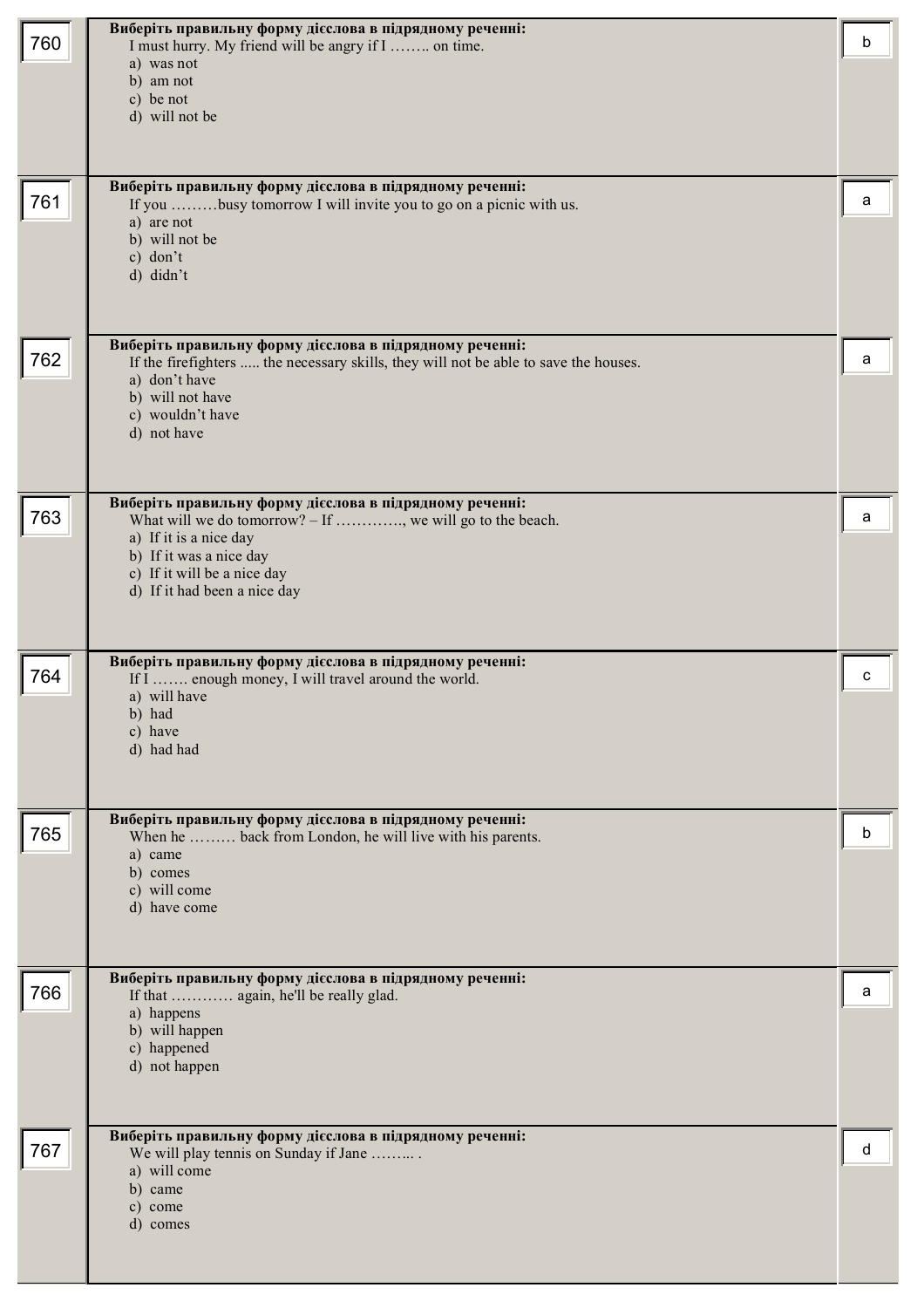| № | Питання | Відповідь |
|---|---|---|
| 760 | **Виберіть правильну форму дієслова в підрядному реченні:**<br>I must hurry. My friend will be angry if I …….. on time.<br>a) was not<br>b) am not<br>c) be not<br>d) will not be | b |
| 761 | **Виберіть правильну форму дієслова в підрядному реченні:**<br>If you ………busy tomorrow I will invite you to go on a picnic with us.<br>a) are not<br>b) will not be<br>c) don't<br>d) didn't | a |
| 762 | **Виберіть правильну форму дієслова в підрядному реченні:**<br>If the firefighters ..... the necessary skills, they will not be able to save the houses.<br>a) don't have<br>b) will not have<br>c) wouldn't have<br>d) not have | a |
| 763 | **Виберіть правильну форму дієслова в підрядному реченні:**<br>What will we do tomorrow? – If …………., we will go to the beach.<br>a) If it is a nice day<br>b) If it was a nice day<br>c) If it will be a nice day<br>d) If it had been a nice day | a |
| 764 | **Виберіть правильну форму дієслова в підрядному реченні:**<br>If I ……. enough money, I will travel around the world.<br>a) will have<br>b) had<br>c) have<br>d) had had | c |
| 765 | **Виберіть правильну форму дієслова в підрядному реченні:**<br>When he ……… back from London, he will live with his parents.<br>a) came<br>b) comes<br>c) will come<br>d) have come | b |
| 766 | **Виберіть правильну форму дієслова в підрядному реченні:**<br>If that ………… again, he'll be really glad.<br>a) happens<br>b) will happen<br>c) happened<br>d) not happen | a |
| 767 | **Виберіть правильну форму дієслова в підрядному реченні:**<br>We will play tennis on Sunday if Jane ……... .<br>a) will come<br>b) came<br>c) come<br>d) comes | d |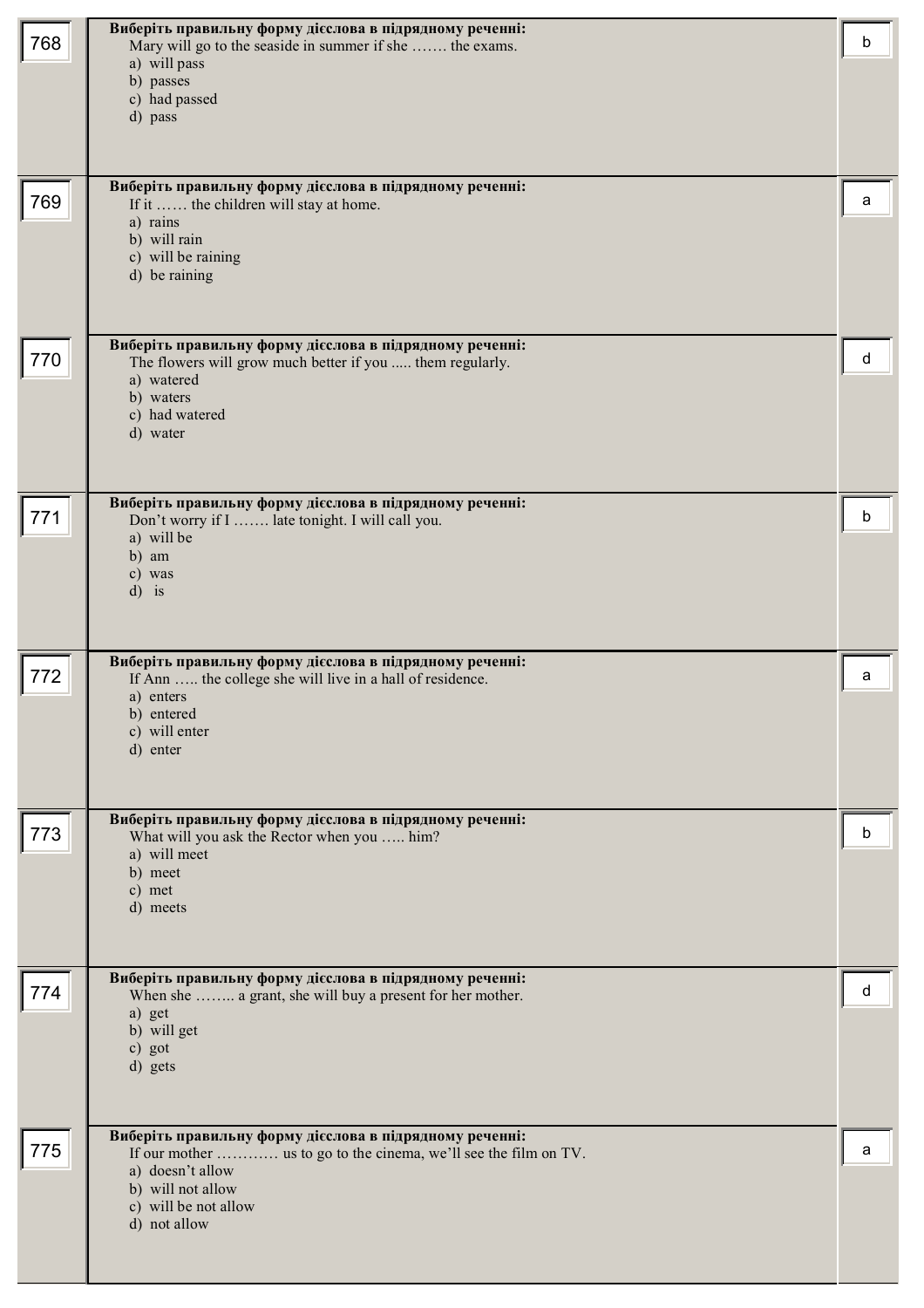| № | Завдання | Відповідь |
|---|---|---|
| 768 | **Виберіть правильну форму дієслова в підрядному реченні:**<br>Mary will go to the seaside in summer if she ……. the exams.<br>a) will pass<br>b) passes<br>c) had passed<br>d) pass | b |
| 769 | **Виберіть правильну форму дієслова в підрядному реченні:**<br>If it …… the children will stay at home.<br>a) rains<br>b) will rain<br>c) will be raining<br>d) be raining | a |
| 770 | **Виберіть правильну форму дієслова в підрядному реченні:**<br>The flowers will grow much better if you ..... them regularly.<br>a) watered<br>b) waters<br>c) had watered<br>d) water | d |
| 771 | **Виберіть правильну форму дієслова в підрядному реченні:**<br>Don't worry if I ……. late tonight. I will call you.<br>a) will be<br>b) am<br>c) was<br>d) is | b |
| 772 | **Виберіть правильну форму дієслова в підрядному реченні:**<br>If Ann ….. the college she will live in a hall of residence.<br>a) enters<br>b) entered<br>c) will enter<br>d) enter | a |
| 773 | **Виберіть правильну форму дієслова в підрядному реченні:**<br>What will you ask the Rector when you ….. him?<br>a) will meet<br>b) meet<br>c) met<br>d) meets | b |
| 774 | **Виберіть правильну форму дієслова в підрядному реченні:**<br>When she …….. a grant, she will buy a present for her mother.<br>a) get<br>b) will get<br>c) got<br>d) gets | d |
| 775 | **Виберіть правильну форму дієслова в підрядному реченні:**<br>If our mother ………… us to go to the cinema, we'll see the film on TV.<br>a) doesn't allow<br>b) will not allow<br>c) will be not allow<br>d) not allow | a |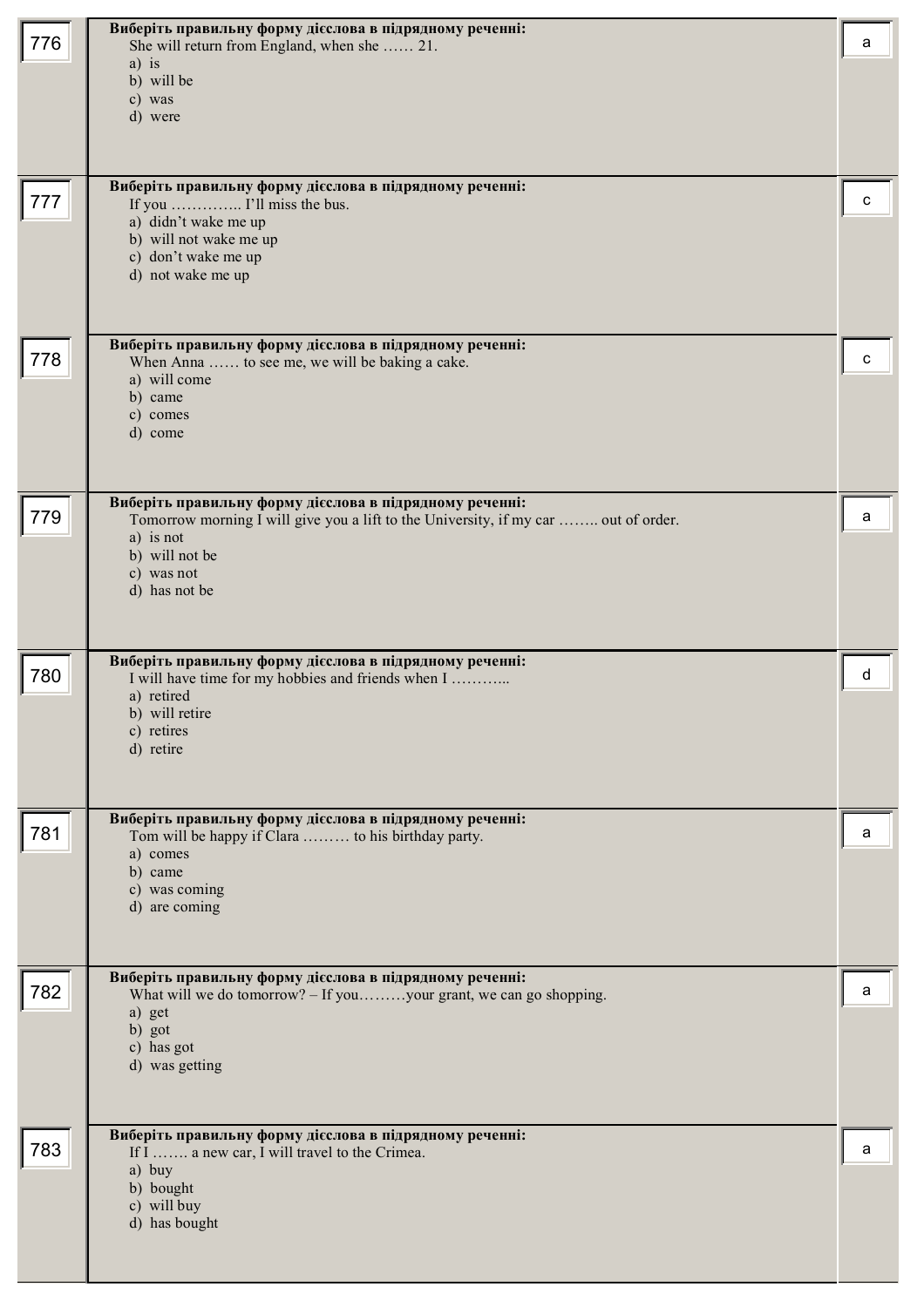| № | Завдання | Відповідь |
|---|---|---|
| 776 | **Виберіть правильну форму дієслова в підрядному реченні:**<br>She will return from England, when she …… 21.<br>a) is<br>b) will be<br>c) was<br>d) were | a |
| 777 | **Виберіть правильну форму дієслова в підрядному реченні:**<br>If you ………….. I'll miss the bus.<br>a) didn't wake me up<br>b) will not wake me up<br>c) don't wake me up<br>d) not wake me up | c |
| 778 | **Виберіть правильну форму дієслова в підрядному реченні:**<br>When Anna …… to see me, we will be baking a cake.<br>a) will come<br>b) came<br>c) comes<br>d) come | c |
| 779 | **Виберіть правильну форму дієслова в підрядному реченні:**<br>Tomorrow morning I will give you a lift to the University, if my car …….. out of order.<br>a) is not<br>b) will not be<br>c) was not<br>d) has not be | a |
| 780 | **Виберіть правильну форму дієслова в підрядному реченні:**<br>I will have time for my hobbies and friends when I ………..<br>a) retired<br>b) will retire<br>c) retires<br>d) retire | d |
| 781 | **Виберіть правильну форму дієслова в підрядному реченні:**<br>Tom will be happy if Clara ……… to his birthday party.<br>a) comes<br>b) came<br>c) was coming<br>d) are coming | a |
| 782 | **Виберіть правильну форму дієслова в підрядному реченні:**<br>What will we do tomorrow? – If you………your grant, we can go shopping.<br>a) get<br>b) got<br>c) has got<br>d) was getting | a |
| 783 | **Виберіть правильну форму дієслова в підрядному реченні:**<br>If I ……. a new car, I will travel to the Crimea.<br>a) buy<br>b) bought<br>c) will buy<br>d) has bought | a |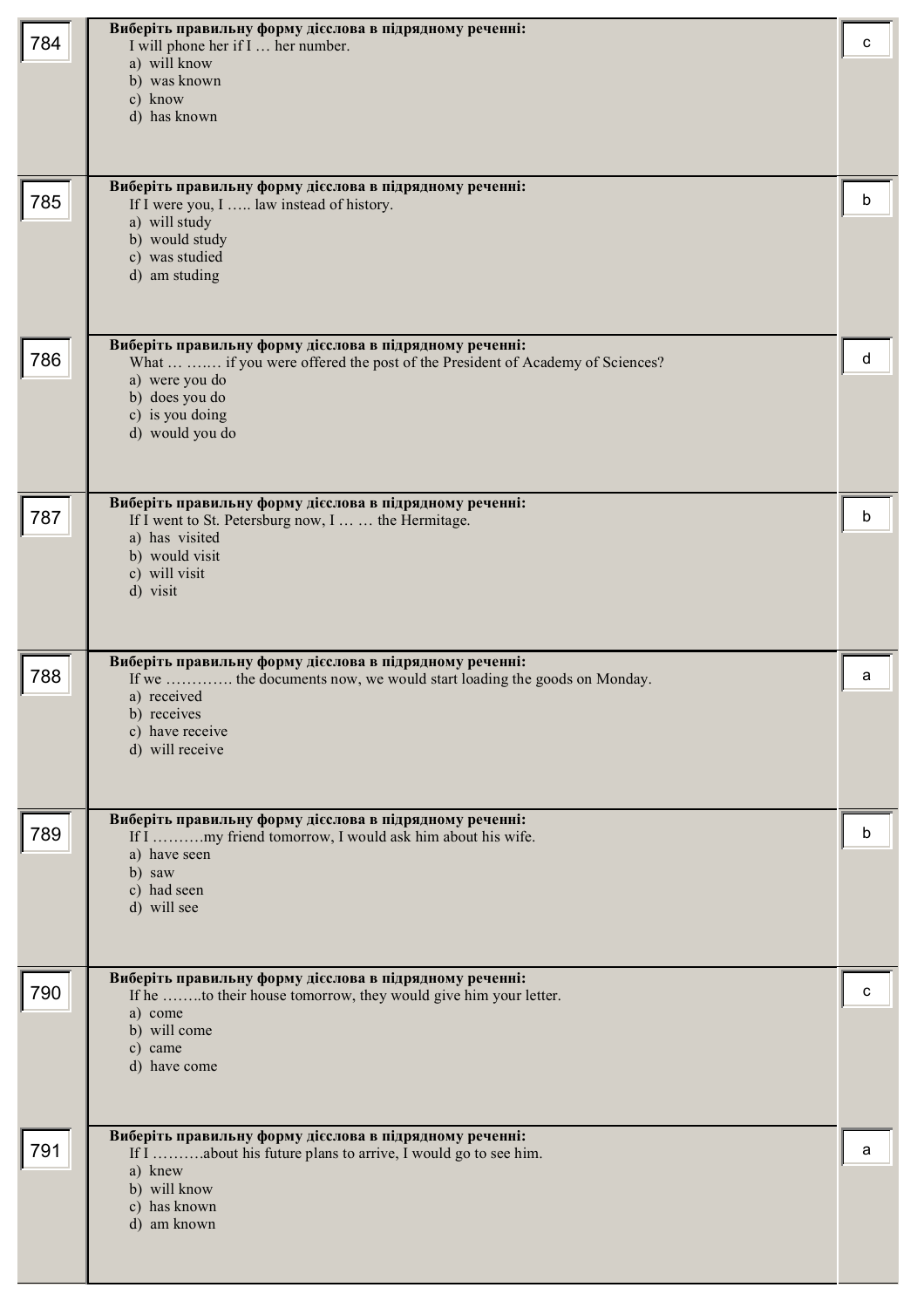| № | Question | Answer |
|---|---|---|
| 784 | **Виберіть правильну форму дієслова в підрядному реченні:**<br>I will phone her if I … her number.<br>a) will know<br>b) was known<br>c) know<br>d) has known | c |
| 785 | **Виберіть правильну форму дієслова в підрядному реченні:**<br>If I were you, I ….. law instead of history.<br>a) will study<br>b) would study<br>c) was studied<br>d) am studing | b |
| 786 | **Виберіть правильну форму дієслова в підрядному реченні:**<br>What … ….… if you were offered the post of the President of Academy of Sciences?<br>a) were you do<br>b) does you do<br>c) is you doing<br>d) would you do | d |
| 787 | **Виберіть правильну форму дієслова в підрядному реченні:**<br>If I went to St. Petersburg now, I … … the Hermitage.<br>a) has visited<br>b) would visit<br>c) will visit<br>d) visit | b |
| 788 | **Виберіть правильну форму дієслова в підрядному реченні:**<br>If we …………. the documents now, we would start loading the goods on Monday.<br>a) received<br>b) receives<br>c) have receive<br>d) will receive | a |
| 789 | **Виберіть правильну форму дієслова в підрядному реченні:**<br>If I ……….my friend tomorrow, I would ask him about his wife.<br>a) have seen<br>b) saw<br>c) had seen<br>d) will see | b |
| 790 | **Виберіть правильну форму дієслова в підрядному реченні:**<br>If he ……..to their house tomorrow, they would give him your letter.<br>a) come<br>b) will come<br>c) came<br>d) have come | c |
| 791 | **Виберіть правильну форму дієслова в підрядному реченні:**<br>If I ……….about his future plans to arrive, I would go to see him.<br>a) knew<br>b) will know<br>c) has known<br>d) am known | a |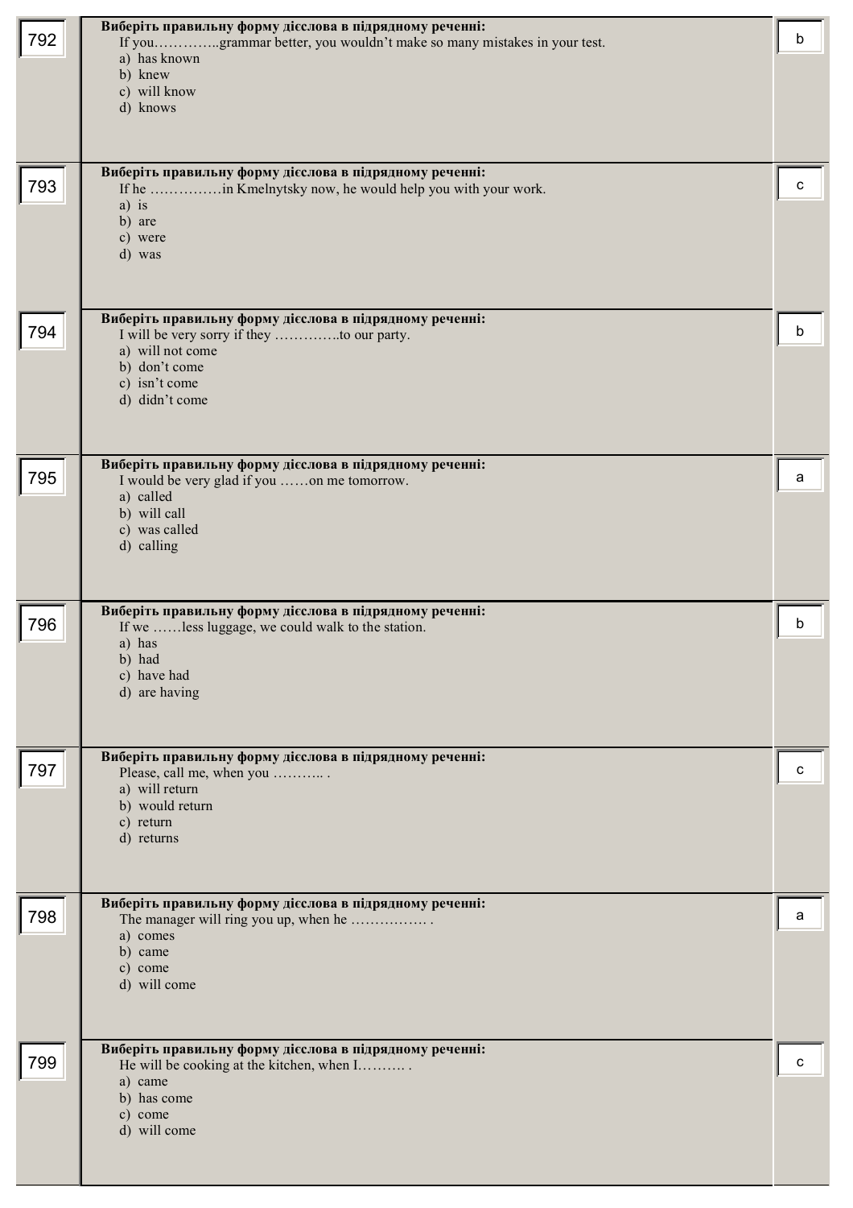| № | Завдання | Відповідь |
|---|---|---|
| 792 | **Виберіть правильну форму дієслова в підрядному реченні:**<br>If you…………..grammar better, you wouldn't make so many mistakes in your test.<br>a) has known<br>b) knew<br>c) will know<br>d) knows | b |
| 793 | **Виберіть правильну форму дієслова в підрядному реченні:**<br>If he ……………in Kmelnytsky now, he would help you with your work.<br>a) is<br>b) are<br>c) were<br>d) was | c |
| 794 | **Виберіть правильну форму дієслова в підрядному реченні:**<br>I will be very sorry if they …………..to our party.<br>a) will not come<br>b) don't come<br>c) isn't come<br>d) didn't come | b |
| 795 | **Виберіть правильну форму дієслова в підрядному реченні:**<br>I would be very glad if you ……on me tomorrow.<br>a) called<br>b) will call<br>c) was called<br>d) calling | a |
| 796 | **Виберіть правильну форму дієслова в підрядному реченні:**<br>If we ……less luggage, we could walk to the station.<br>a) has<br>b) had<br>c) have had<br>d) are having | b |
| 797 | **Виберіть правильну форму дієслова в підрядному реченні:**<br>Please, call me, when you ……….. .<br>a) will return<br>b) would return<br>c) return<br>d) returns | c |
| 798 | **Виберіть правильну форму дієслова в підрядному реченні:**<br>The manager will ring you up, when he ……………. .<br>a) comes<br>b) came<br>c) come<br>d) will come | a |
| 799 | **Виберіть правильну форму дієслова в підрядному реченні:**<br>He will be cooking at the kitchen, when I………. .<br>a) came<br>b) has come<br>c) come<br>d) will come | c |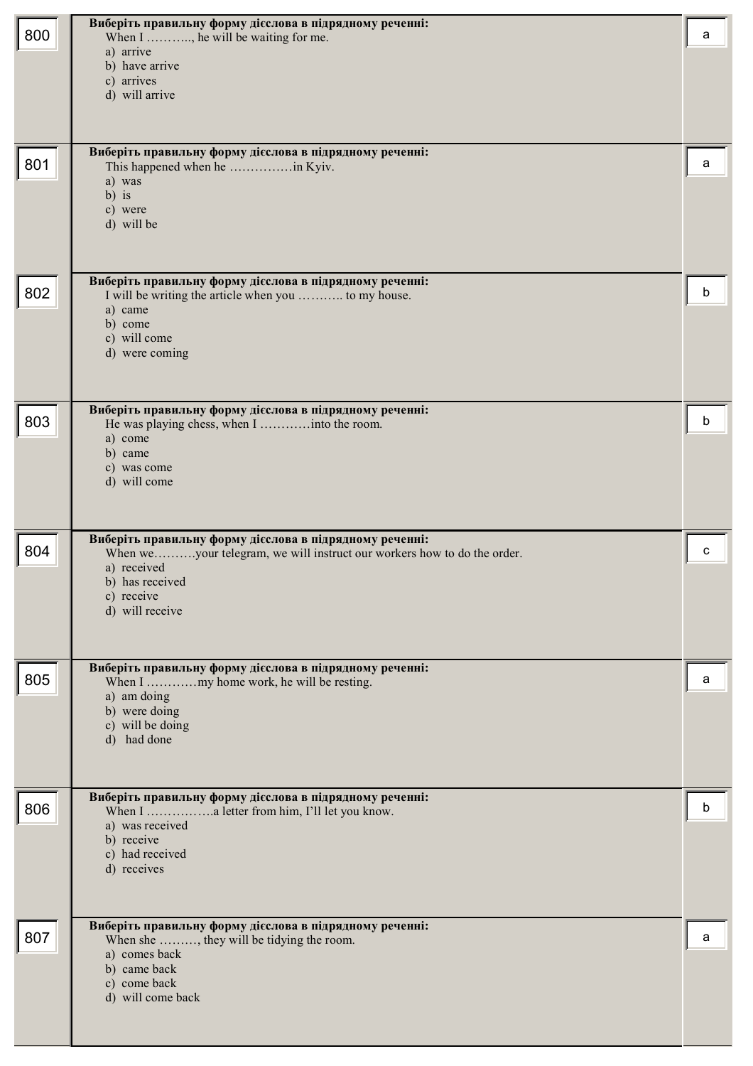| № | Завдання | Відповідь |
|---|---|---|
| 800 | **Виберіть правильну форму дієслова в підрядному реченні:**<br>When I ………., he will be waiting for me.<br>a) arrive<br>b) have arrive<br>c) arrives<br>d) will arrive | a |
| 801 | **Виберіть правильну форму дієслова в підрядному реченні:**<br>This happened when he ……………in Kyiv.<br>a) was<br>b) is<br>c) were<br>d) will be | a |
| 802 | **Виберіть правильну форму дієслова в підрядному реченні:**<br>I will be writing the article when you ……….. to my house.<br>a) came<br>b) come<br>c) will come<br>d) were coming | b |
| 803 | **Виберіть правильну форму дієслова в підрядному реченні:**<br>He was playing chess, when I …………into the room.<br>a) come<br>b) came<br>c) was come<br>d) will come | b |
| 804 | **Виберіть правильну форму дієслова в підрядному реченні:**<br>When we………your telegram, we will instruct our workers how to do the order.<br>a) received<br>b) has received<br>c) receive<br>d) will receive | c |
| 805 | **Виберіть правильну форму дієслова в підрядному реченні:**<br>When I …………my home work, he will be resting.<br>a) am doing<br>b) were doing<br>c) will be doing<br>d) had done | a |
| 806 | **Виберіть правильну форму дієслова в підрядному реченні:**<br>When I …………….a letter from him, I'll let you know.<br>a) was received<br>b) receive<br>c) had received<br>d) receives | b |
| 807 | **Виберіть правильну форму дієслова в підрядному реченні:**<br>When she ………, they will be tidying the room.<br>a) comes back<br>b) came back<br>c) come back<br>d) will come back | a |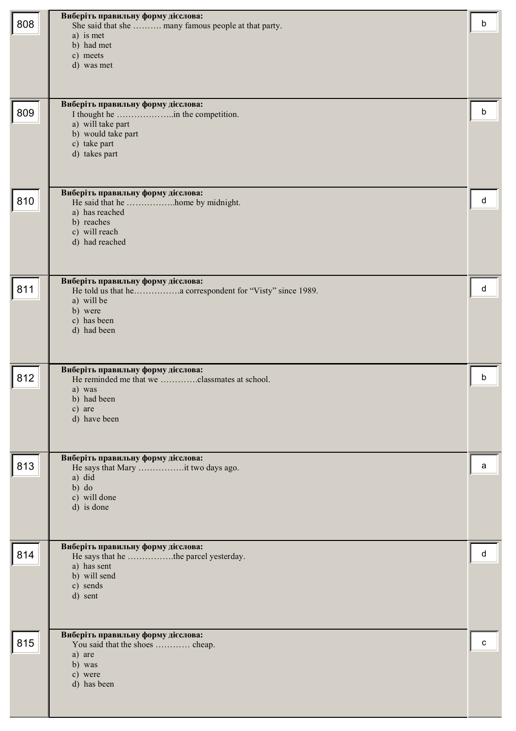| № | Завдання | Відповідь |
|---|---|---|
| 808 | **Виберіть правильну форму дієслова:**<br>She said that she ………. many famous people at that party.<br>a) is met<br>b) had met<br>c) meets<br>d) was met | b |
| 809 | **Виберіть правильну форму дієслова:**<br>I thought he ………………..in the competition.<br>a) will take part<br>b) would take part<br>c) take part<br>d) takes part | b |
| 810 | **Виберіть правильну форму дієслова:**<br>He said that he ……………..home by midnight.<br>a) has reached<br>b) reaches<br>c) will reach<br>d) had reached | d |
| 811 | **Виберіть правильну форму дієслова:**<br>He told us that he…………….a correspondent for "Visty" since 1989.<br>a) will be<br>b) were<br>c) has been<br>d) had been | d |
| 812 | **Виберіть правильну форму дієслова:**<br>He reminded me that we ………….classmates at school.<br>a) was<br>b) had been<br>c) are<br>d) have been | b |
| 813 | **Виберіть правильну форму дієслова:**<br>He says that Mary …………….it two days ago.<br>a) did<br>b) do<br>c) will done<br>d) is done | a |
| 814 | **Виберіть правильну форму дієслова:**<br>He says that he …………….the parcel yesterday.<br>a) has sent<br>b) will send<br>c) sends<br>d) sent | d |
| 815 | **Виберіть правильну форму дієслова:**<br>You said that the shoes ………… cheap.<br>a) are<br>b) was<br>c) were<br>d) has been | c |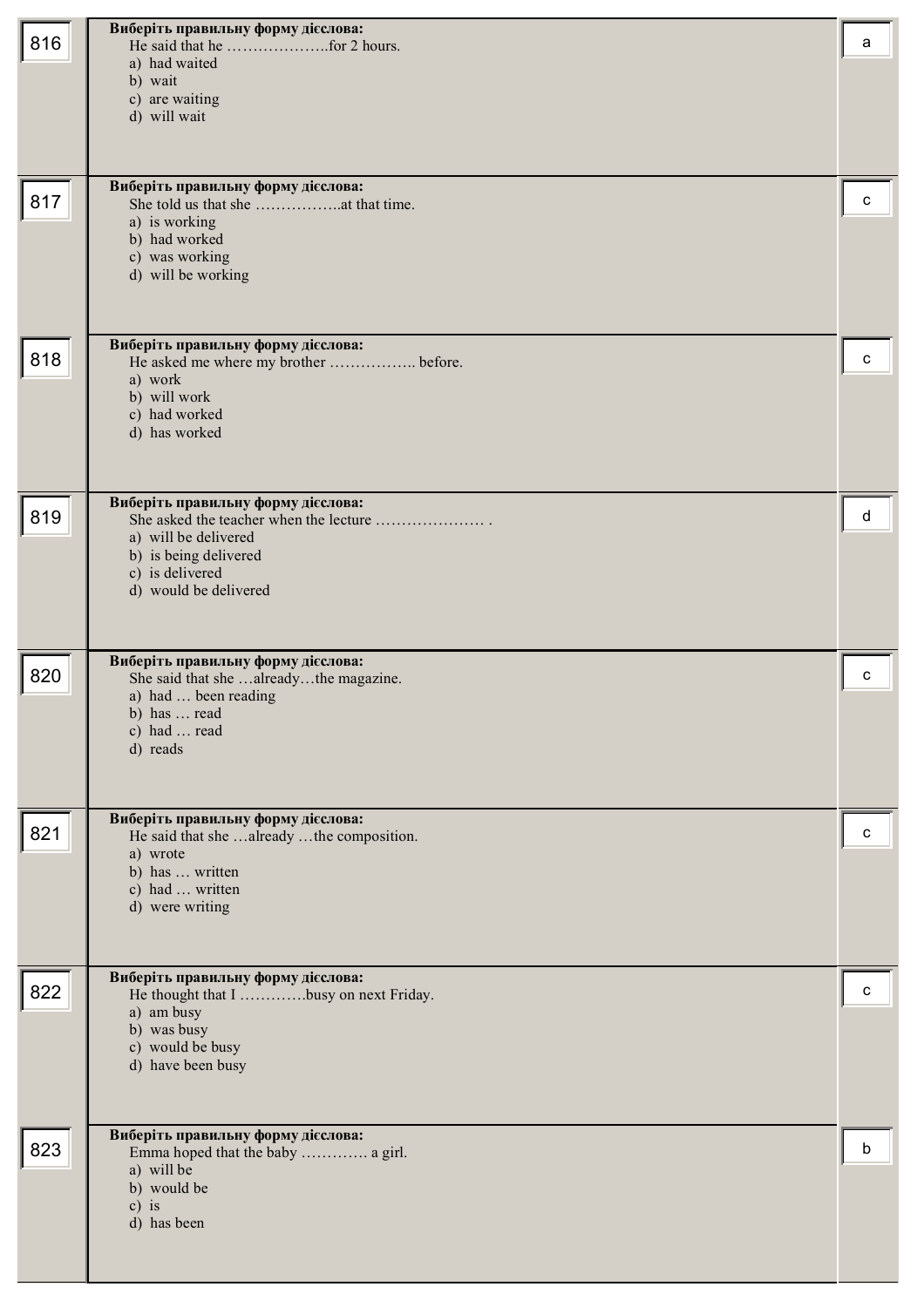| | | |
|---|---|---|
| 816 | **Виберіть правильну форму дієслова:**<br>He said that he ……………….for 2 hours.<br>a) had waited<br>b) wait<br>c) are waiting<br>d) will wait | a |
| 817 | **Виберіть правильну форму дієслова:**<br>She told us that she …………….at that time.<br>a) is working<br>b) had worked<br>c) was working<br>d) will be working | c |
| 818 | **Виберіть правильну форму дієслова:**<br>He asked me where my brother …………….. before.<br>a) work<br>b) will work<br>c) had worked<br>d) has worked | c |
| 819 | **Виберіть правильну форму дієслова:**<br>She asked the teacher when the lecture ………………… .<br>a) will be delivered<br>b) is being delivered<br>c) is delivered<br>d) would be delivered | d |
| 820 | **Виберіть правильну форму дієслова:**<br>She said that she …already…the magazine.<br>a) had … been reading<br>b) has … read<br>c) had … read<br>d) reads | c |
| 821 | **Виберіть правильну форму дієслова:**<br>He said that she …already …the composition.<br>a) wrote<br>b) has … written<br>c) had … written<br>d) were writing | c |
| 822 | **Виберіть правильну форму дієслова:**<br>He thought that I ………….busy on next Friday.<br>a) am busy<br>b) was busy<br>c) would be busy<br>d) have been busy | c |
| 823 | **Виберіть правильну форму дієслова:**<br>Emma hoped that the baby …………. a girl.<br>a) will be<br>b) would be<br>c) is<br>d) has been | b |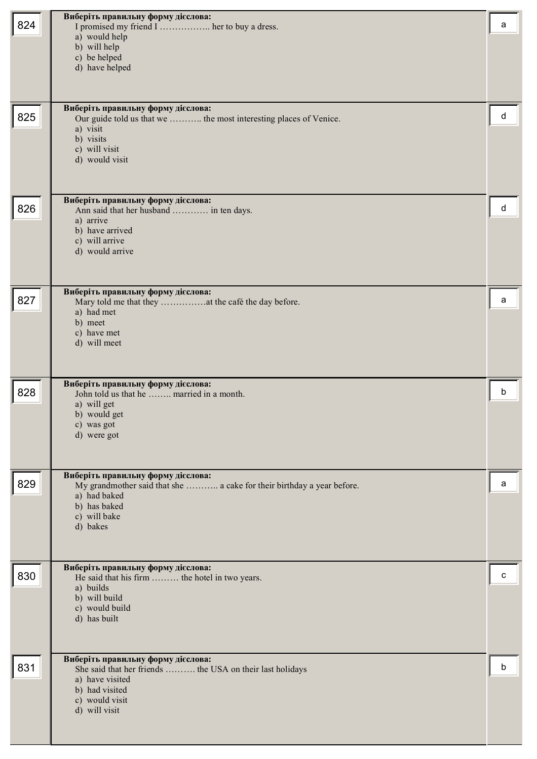| № | Завдання | Відповідь |
|---|---|---|
| 824 | **Виберіть правильну форму дієслова:** I promised my friend I …………….. her to buy a dress. a) would help b) will help c) be helped d) have helped | a |
| 825 | **Виберіть правильну форму дієслова:** Our guide told us that we ……….. the most interesting places of Venice. a) visit b) visits c) will visit d) would visit | d |
| 826 | **Виберіть правильну форму дієслова:** Ann said that her husband ………… in ten days. a) arrive b) have arrived c) will arrive d) would arrive | d |
| 827 | **Виберіть правильну форму дієслова:** Mary told me that they ……………at the café the day before. a) had met b) meet c) have met d) will meet | a |
| 828 | **Виберіть правильну форму дієслова:** John told us that he …….. married in a month. a) will get b) would get c) was got d) were got | b |
| 829 | **Виберіть правильну форму дієслова:** My grandmother said that she ……….. a cake for their birthday a year before. a) had baked b) has baked c) will bake d) bakes | a |
| 830 | **Виберіть правильну форму дієслова:** He said that his firm ……… the hotel in two years. a) builds b) will build c) would build d) has built | c |
| 831 | **Виберіть правильну форму дієслова:** She said that her friends ………. the USA on their last holidays a) have visited b) had visited c) would visit d) will visit | b |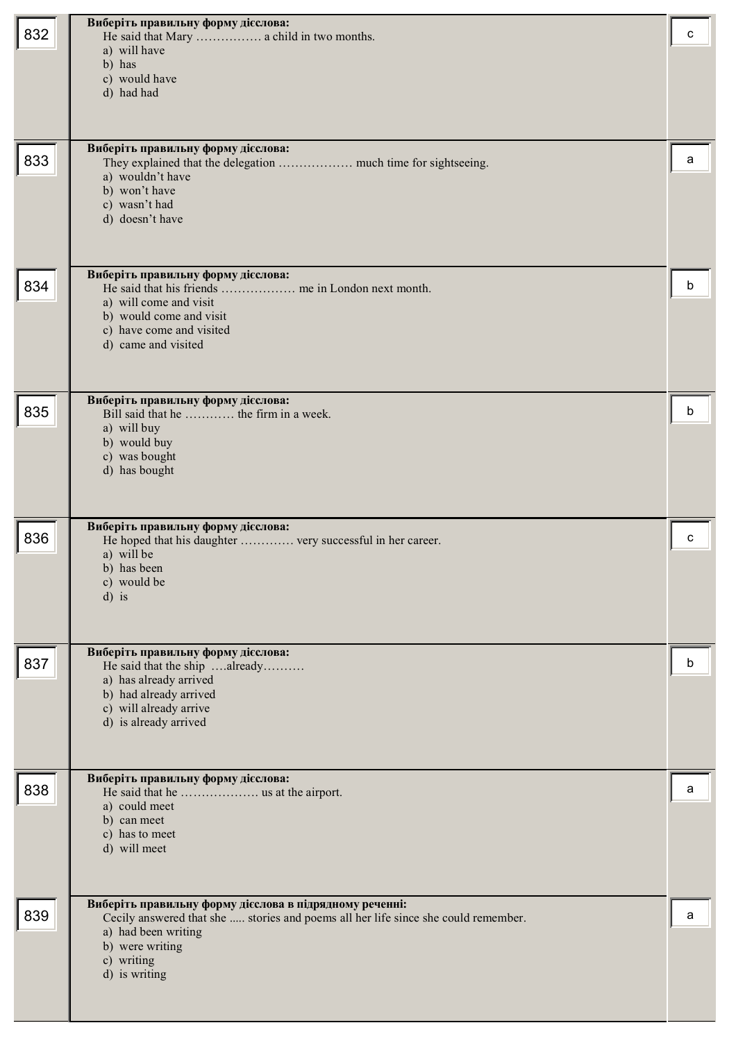| № | Завдання | Відповідь |
|---|---|---|
| 832 | **Виберіть правильну форму дієслова:**<br>He said that Mary ……………. a child in two months.<br>a) will have<br>b) has<br>c) would have<br>d) had had | c |
| 833 | **Виберіть правильну форму дієслова:**<br>They explained that the delegation ……………… much time for sightseeing.<br>a) wouldn't have<br>b) won't have<br>c) wasn't had<br>d) doesn't have | a |
| 834 | **Виберіть правильну форму дієслова:**<br>He said that his friends ……………… me in London next month.<br>a) will come and visit<br>b) would come and visit<br>c) have come and visited<br>d) came and visited | b |
| 835 | **Виберіть правильну форму дієслова:**<br>Bill said that he ………… the firm in a week.<br>a) will buy<br>b) would buy<br>c) was bought<br>d) has bought | b |
| 836 | **Виберіть правильну форму дієслова:**<br>He hoped that his daughter ………… very successful in her career.<br>a) will be<br>b) has been<br>c) would be<br>d) is | c |
| 837 | **Виберіть правильну форму дієслова:**<br>He said that the ship ….already……….<br>a) has already arrived<br>b) had already arrived<br>c) will already arrive<br>d) is already arrived | b |
| 838 | **Виберіть правильну форму дієслова:**<br>He said that he ………………. us at the airport.<br>a) could meet<br>b) can meet<br>c) has to meet<br>d) will meet | a |
| 839 | **Виберіть правильну форму дієслова в підрядному реченні:**<br>Cecily answered that she ..... stories and poems all her life since she could remember.<br>a) had been writing<br>b) were writing<br>c) writing<br>d) is writing | a |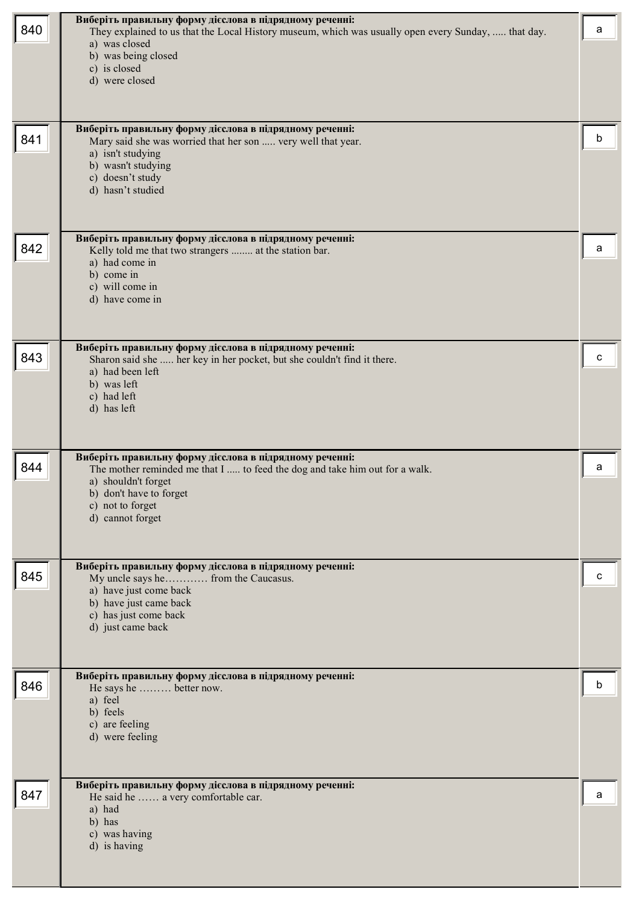| | | |
|---|---|---|
| 840 | **Виберіть правильну форму дієслова в підрядному реченні:**<br>They explained to us that the Local History museum, which was usually open every Sunday, ..... that day.<br>a) was closed<br>b) was being closed<br>c) is closed<br>d) were closed | a |
| 841 | **Виберіть правильну форму дієслова в підрядному реченні:**<br>Mary said she was worried that her son ..... very well that year.<br>a) isn't studying<br>b) wasn't studying<br>c) doesn't study<br>d) hasn't studied | b |
| 842 | **Виберіть правильну форму дієслова в підрядному реченні:**<br>Kelly told me that two strangers ........ at the station bar.<br>a) had come in<br>b) come in<br>c) will come in<br>d) have come in | a |
| 843 | **Виберіть правильну форму дієслова в підрядному реченні:**<br>Sharon said she ..... her key in her pocket, but she couldn't find it there.<br>a) had been left<br>b) was left<br>c) had left<br>d) has left | c |
| 844 | **Виберіть правильну форму дієслова в підрядному реченні:**<br>The mother reminded me that I ..... to feed the dog and take him out for a walk.<br>a) shouldn't forget<br>b) don't have to forget<br>c) not to forget<br>d) cannot forget | a |
| 845 | **Виберіть правильну форму дієслова в підрядному реченні:**<br>My uncle says he………… from the Caucasus.<br>a) have just come back<br>b) have just came back<br>c) has just come back<br>d) just came back | c |
| 846 | **Виберіть правильну форму дієслова в підрядному реченні:**<br>He says he ……… better now.<br>a) feel<br>b) feels<br>c) are feeling<br>d) were feeling | b |
| 847 | **Виберіть правильну форму дієслова в підрядному реченні:**<br>He said he …… a very comfortable car.<br>a) had<br>b) has<br>c) was having<br>d) is having | a |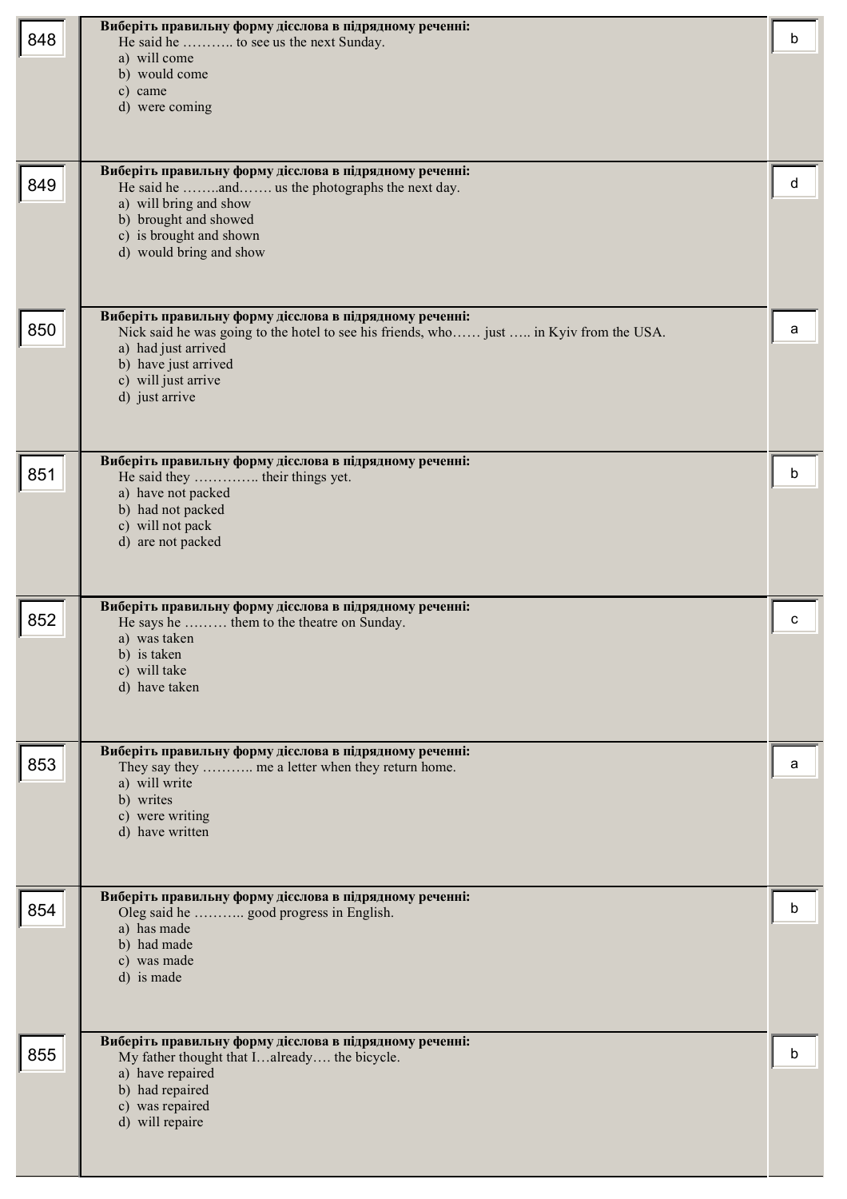| № | Завдання | Відповідь |
|---|---|---|
| 848 | **Виберіть правильну форму дієслова в підрядному реченні:**<br>He said he ……….. to see us the next Sunday.<br>a) will come<br>b) would come<br>c) came<br>d) were coming | b |
| 849 | **Виберіть правильну форму дієслова в підрядному реченні:**<br>He said he ……..and……. us the photographs the next day.<br>a) will bring and show<br>b) brought and showed<br>c) is brought and shown<br>d) would bring and show | d |
| 850 | **Виберіть правильну форму дієслова в підрядному реченні:**<br>Nick said he was going to the hotel to see his friends, who…… just ….. in Kyiv from the USA.<br>a) had just arrived<br>b) have just arrived<br>c) will just arrive<br>d) just arrive | a |
| 851 | **Виберіть правильну форму дієслова в підрядному реченні:**<br>He said they ………….. their things yet.<br>a) have not packed<br>b) had not packed<br>c) will not pack<br>d) are not packed | b |
| 852 | **Виберіть правильну форму дієслова в підрядному реченні:**<br>He says he ……… them to the theatre on Sunday.<br>a) was taken<br>b) is taken<br>c) will take<br>d) have taken | c |
| 853 | **Виберіть правильну форму дієслова в підрядному реченні:**<br>They say they ……….. me a letter when they return home.<br>a) will write<br>b) writes<br>c) were writing<br>d) have written | a |
| 854 | **Виберіть правильну форму дієслова в підрядному реченні:**<br>Oleg said he ……….. good progress in English.<br>a) has made<br>b) had made<br>c) was made<br>d) is made | b |
| 855 | **Виберіть правильну форму дієслова в підрядному реченні:**<br>My father thought that I…already…. the bicycle.<br>a) have repaired<br>b) had repaired<br>c) was repaired<br>d) will repaire | b |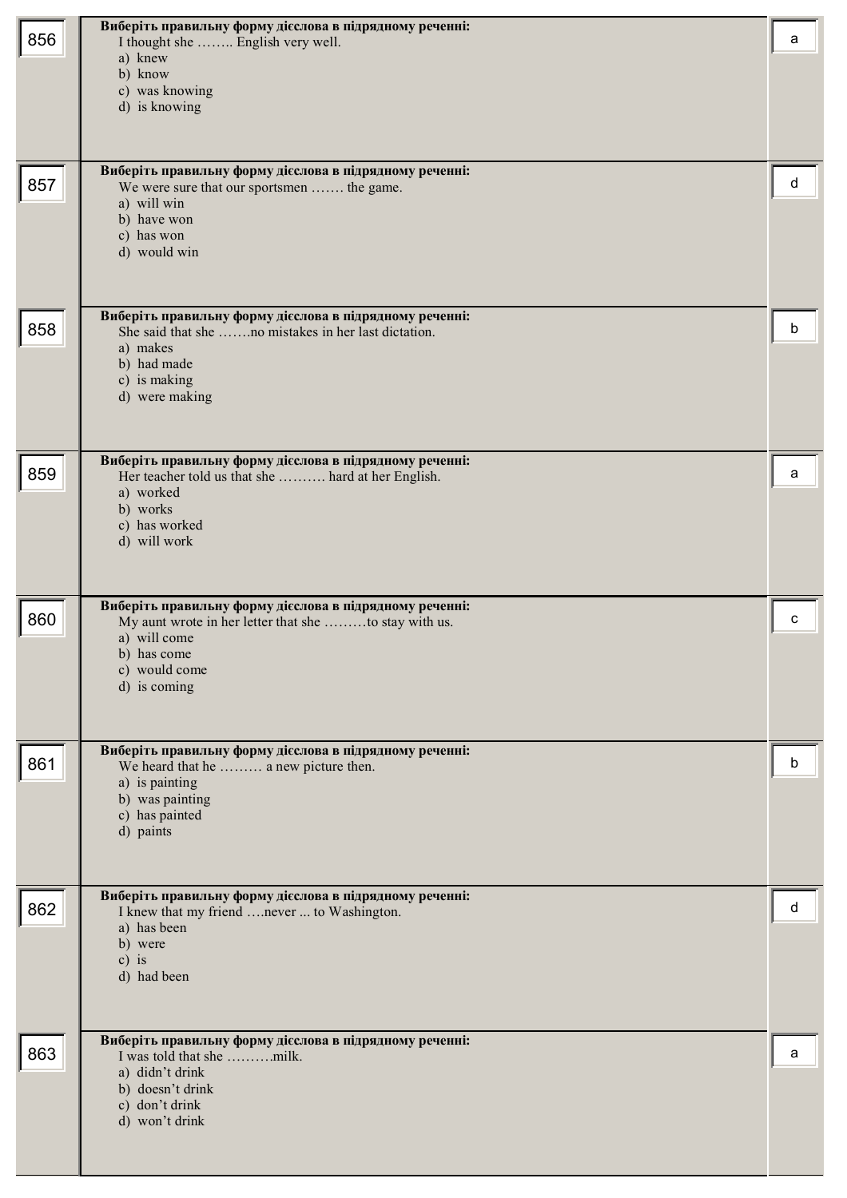| № | Завдання | Відповідь |
|---|---|---|
| 856 | **Виберіть правильну форму дієслова в підрядному реченні:**<br>I thought she …….. English very well.<br>a) knew<br>b) know<br>c) was knowing<br>d) is knowing | a |
| 857 | **Виберіть правильну форму дієслова в підрядному реченні:**<br>We were sure that our sportsmen ……. the game.<br>a) will win<br>b) have won<br>c) has won<br>d) would win | d |
| 858 | **Виберіть правильну форму дієслова в підрядному реченні:**<br>She said that she …….no mistakes in her last dictation.<br>a) makes<br>b) had made<br>c) is making<br>d) were making | b |
| 859 | **Виберіть правильну форму дієслова в підрядному реченні:**<br>Her teacher told us that she ………. hard at her English.<br>a) worked<br>b) works<br>c) has worked<br>d) will work | a |
| 860 | **Виберіть правильну форму дієслова в підрядному реченні:**<br>My aunt wrote in her letter that she ………to stay with us.<br>a) will come<br>b) has come<br>c) would come<br>d) is coming | c |
| 861 | **Виберіть правильну форму дієслова в підрядному реченні:**<br>We heard that he ……… a new picture then.<br>a) is painting<br>b) was painting<br>c) has painted<br>d) paints | b |
| 862 | **Виберіть правильну форму дієслова в підрядному реченні:**<br>I knew that my friend ….never ... to Washington.<br>a) has been<br>b) were<br>c) is<br>d) had been | d |
| 863 | **Виберіть правильну форму дієслова в підрядному реченні:**<br>I was told that she ……….milk.<br>a) didn't drink<br>b) doesn't drink<br>c) don't drink<br>d) won't drink | a |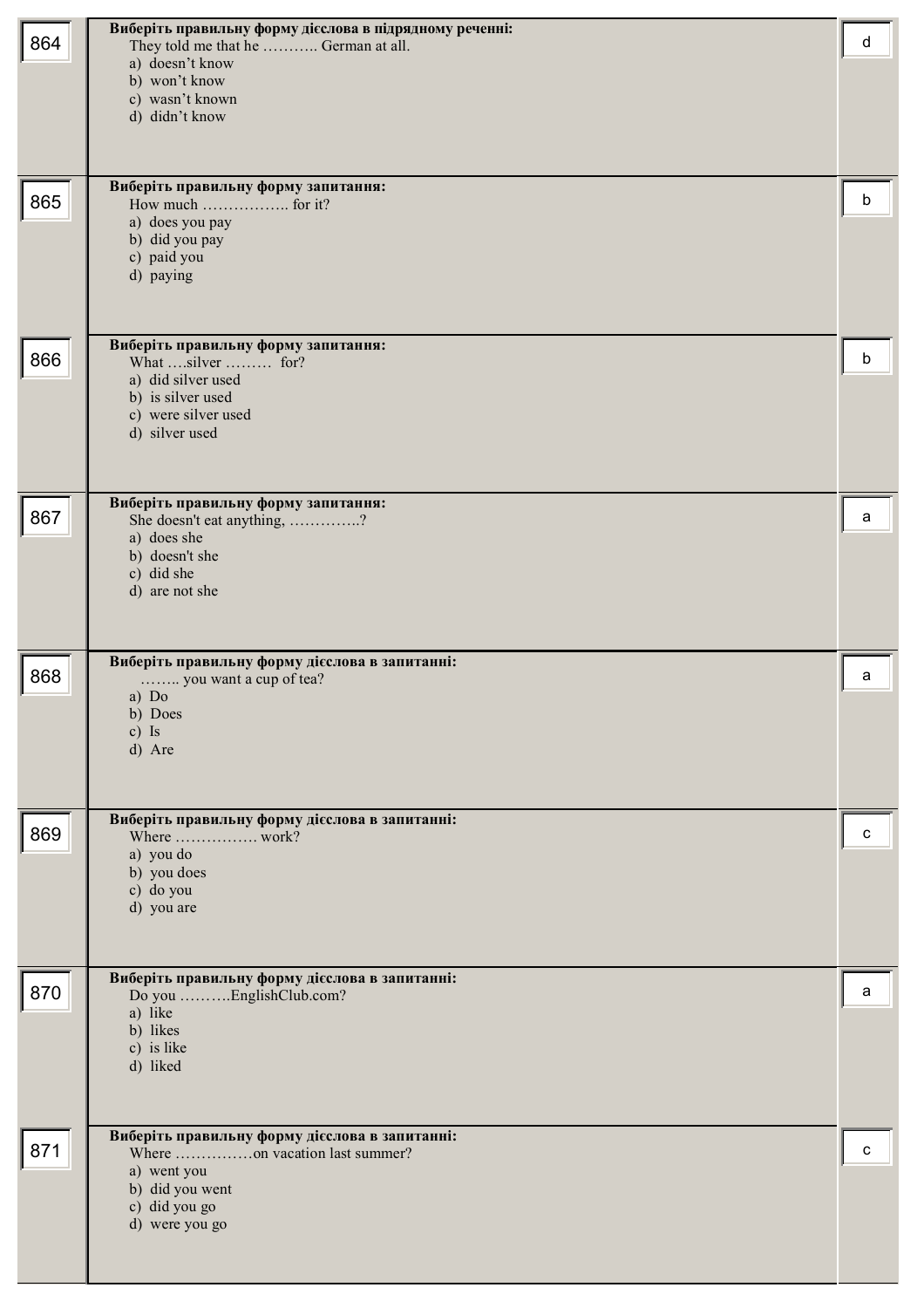| № | Завдання | Відповідь |
|---|---|---|
| 864 | **Виберіть правильну форму дієслова в підрядному реченні:**<br>They told me that he ……….. German at all.<br>a) doesn’t know<br>b) won’t know<br>c) wasn’t known<br>d) didn’t know | d |
| 865 | **Виберіть правильну форму запитання:**<br>How much …………….. for it?<br>a) does you pay<br>b) did you pay<br>c) paid you<br>d) paying | b |
| 866 | **Виберіть правильну форму запитання:**<br>What ….silver ……… for?<br>a) did silver used<br>b) is silver used<br>c) were silver used<br>d) silver used | b |
| 867 | **Виберіть правильну форму запитання:**<br>She doesn't eat anything, …………..?<br>a) does she<br>b) doesn't she<br>c) did she<br>d) are not she | a |
| 868 | **Виберіть правильну форму дієслова в запитанні:**<br>…….. you want a cup of tea?<br>a) Do<br>b) Does<br>c) Is<br>d) Are | a |
| 869 | **Виберіть правильну форму дієслова в запитанні:**<br>Where ……………. work?<br>a) you do<br>b) you does<br>c) do you<br>d) you are | c |
| 870 | **Виберіть правильну форму дієслова в запитанні:**<br>Do you ……….EnglishClub.com?<br>a) like<br>b) likes<br>c) is like<br>d) liked | a |
| 871 | **Виберіть правильну форму дієслова в запитанні:**<br>Where ……………on vacation last summer?<br>a) went you<br>b) did you went<br>c) did you go<br>d) were you go | c |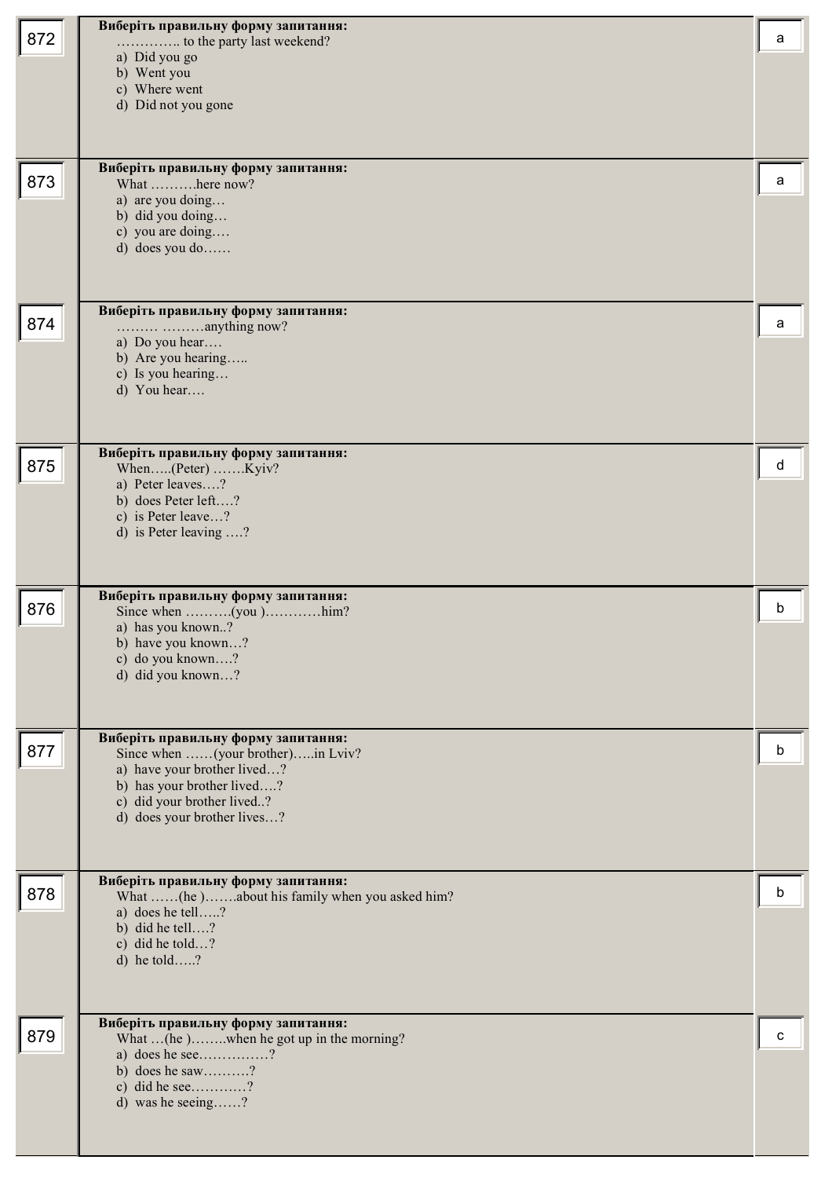| | | |
|---|---|---|
| 872 | **Виберіть правильну форму запитання:**<br>………….. to the party last weekend?<br>a) Did you go<br>b) Went you<br>c) Where went<br>d) Did not you gone | a |
| 873 | **Виберіть правильну форму запитання:**<br>What ……….here now?<br>a) are you doing…<br>b) did you doing…<br>c) you are doing….<br>d) does you do…… | a |
| 874 | **Виберіть правильну форму запитання:**<br>……… ………anything now?<br>a) Do you hear….<br>b) Are you hearing…..<br>c) Is you hearing…<br>d) You hear…. | a |
| 875 | **Виберіть правильну форму запитання:**<br>When…..(Peter) …….Kyiv?<br>a) Peter leaves….?<br>b) does Peter left….?<br>c) is Peter leave…?<br>d) is Peter leaving ….? | d |
| 876 | **Виберіть правильну форму запитання:**<br>Since when ……….(you )…………him?<br>a) has you known..?<br>b) have you known…?<br>c) do you known….?<br>d) did you known…? | b |
| 877 | **Виберіть правильну форму запитання:**<br>Since when ……(your brother)…..in Lviv?<br>a) have your brother lived…?<br>b) has your brother lived….?<br>c) did your brother lived..?<br>d) does your brother lives…? | b |
| 878 | **Виберіть правильну форму запитання:**<br>What ……(he )…….about his family when you asked him?<br>a) does he tell…..?<br>b) did he tell….?<br>c) did he told…?<br>d) he told…..? | b |
| 879 | **Виберіть правильну форму запитання:**<br>What …(he )……..when he got up in the morning?<br>a) does he see……………?<br>b) does he saw……….?<br>c) did he see…………?<br>d) was he seeing……? | c |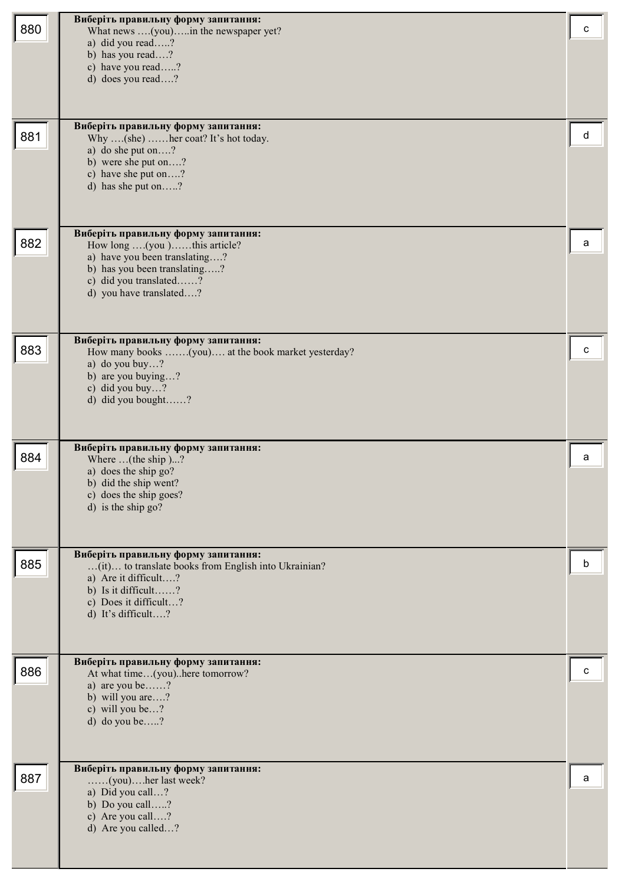| № | Питання | Відповідь |
|---|---|---|
| 880 | **Виберіть правильну форму запитання:**<br>What news ….(you)…..in the newspaper yet?<br>a) did you read…..?<br>b) has you read….?<br>c) have you read…..?<br>d) does you read….? | c |
| 881 | **Виберіть правильну форму запитання:**<br>Why ….(she) ……her coat? It's hot today.<br>a) do she put on….?<br>b) were she put on….?<br>c) have she put on….?<br>d) has she put on…..? | d |
| 882 | **Виберіть правильну форму запитання:**<br>How long ….(you )……this article?<br>a) have you been translating….?<br>b) has you been translating…..?<br>c) did you translated……?<br>d) you have translated….? | a |
| 883 | **Виберіть правильну форму запитання:**<br>How many books …….(you)…. at the book market yesterday?<br>a) do you buy…?<br>b) are you buying…?<br>c) did you buy…?<br>d) did you bought……? | c |
| 884 | **Виберіть правильну форму запитання:**<br>Where …(the ship )...?<br>a) does the ship go?<br>b) did the ship went?<br>c) does the ship goes?<br>d) is the ship go? | a |
| 885 | **Виберіть правильну форму запитання:**<br>…(it)… to translate books from English into Ukrainian?<br>a) Are it difficult….?<br>b) Is it difficult……?<br>c) Does it difficult…?<br>d) It's difficult….? | b |
| 886 | **Виберіть правильну форму запитання:**<br>At what time…(you)..here tomorrow?<br>a) are you be……?<br>b) will you are….?<br>c) will you be…?<br>d) do you be…..? | c |
| 887 | **Виберіть правильну форму запитання:**<br>……(you)….her last week?<br>a) Did you call…?<br>b) Do you call…..?<br>c) Are you call….?<br>d) Are you called…? | a |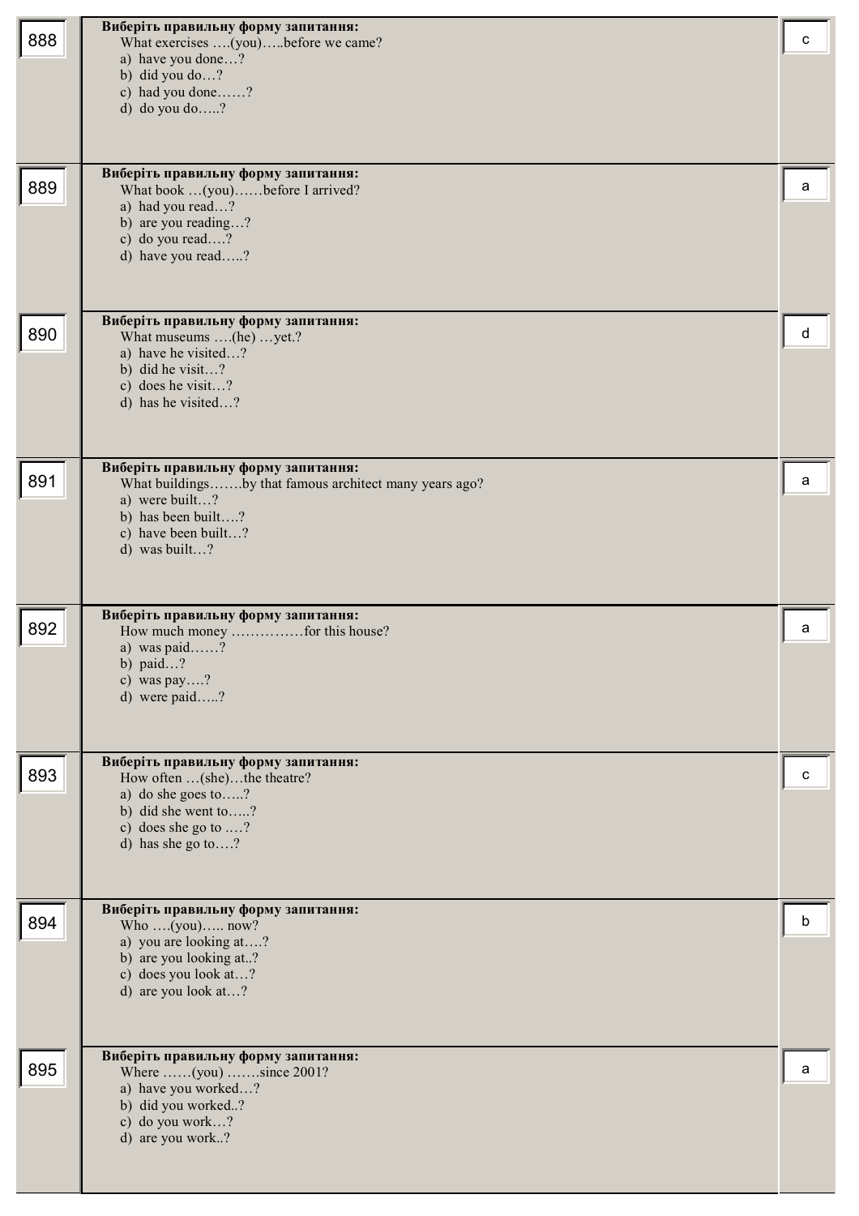| | | |
|---|---|---|
| 888 | **Виберіть правильну форму запитання:**<br>What exercises ….(you)…..before we came?<br>a) have you done…?<br>b) did you do…?<br>c) had you done……?<br>d) do you do…..? | c |
| 889 | **Виберіть правильну форму запитання:**<br>What book …(you)……before I arrived?<br>a) had you read…?<br>b) are you reading…?<br>c) do you read….?<br>d) have you read…..? | a |
| 890 | **Виберіть правильну форму запитання:**<br>What museums ….(he) …yet.?<br>a) have he visited…?<br>b) did he visit…?<br>c) does he visit…?<br>d) has he visited…? | d |
| 891 | **Виберіть правильну форму запитання:**<br>What buildings…….by that famous architect many years ago?<br>a) were built…?<br>b) has been built….?<br>c) have been built…?<br>d) was built…? | a |
| 892 | **Виберіть правильну форму запитання:**<br>How much money ……………for this house?<br>a) was paid……?<br>b) paid…?<br>c) was pay….?<br>d) were paid…..? | a |
| 893 | **Виберіть правильну форму запитання:**<br>How often …(she)…the theatre?<br>a) do she goes to…..?<br>b) did she went to…..?<br>c) does she go to ….?<br>d) has she go to….? | c |
| 894 | **Виберіть правильну форму запитання:**<br>Who ….(you)….. now?<br>a) you are looking at….?<br>b) are you looking at..?<br>c) does you look at…?<br>d) are you look at…? | b |
| 895 | **Виберіть правильну форму запитання:**<br>Where ……(you) …….since 2001?<br>a) have you worked…?<br>b) did you worked..?<br>c) do you work…?<br>d) are you work..? | a |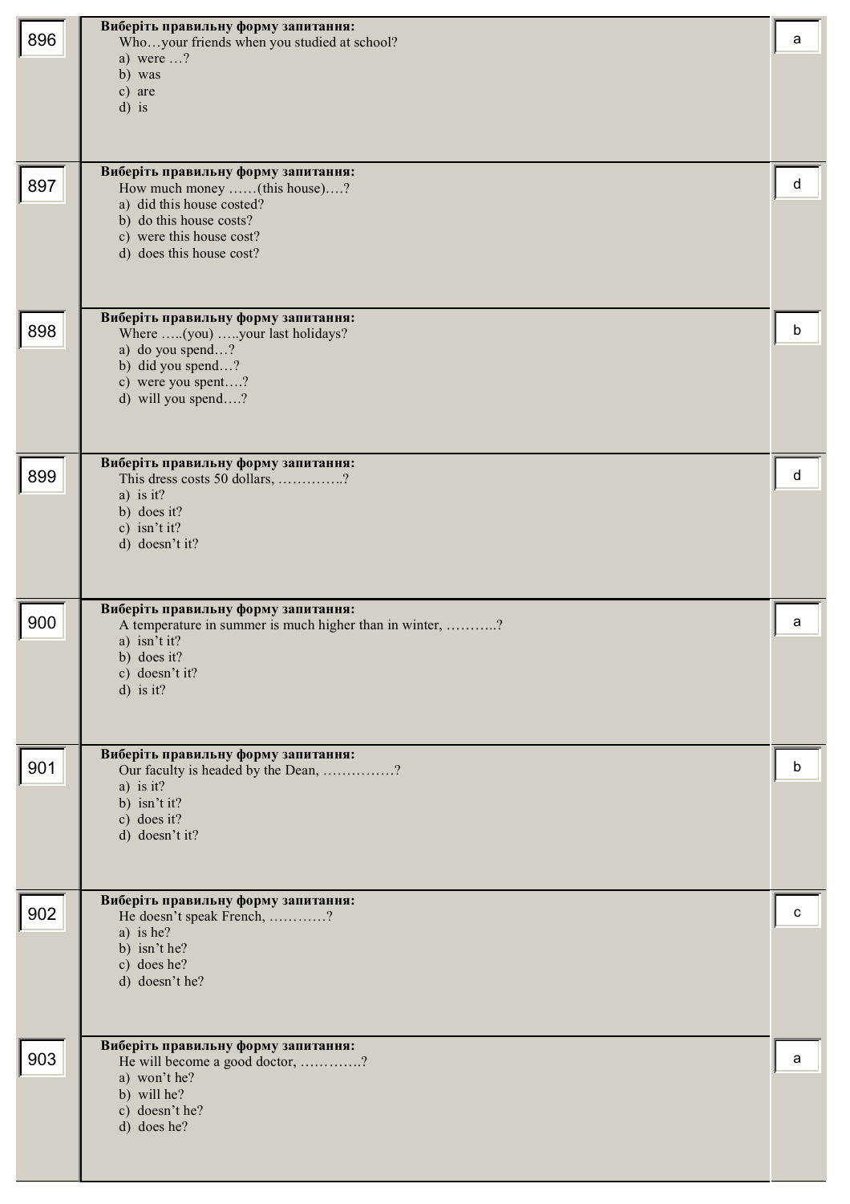| | | |
|---|---|---|
| 896 | **Виберіть правильну форму запитання:**<br>Who…your friends when you studied at school?<br>a) were …?<br>b) was<br>c) are<br>d) is | a |
| 897 | **Виберіть правильну форму запитання:**<br>How much money ……(this house)….?<br>a) did this house costed?<br>b) do this house costs?<br>c) were this house cost?<br>d) does this house cost? | d |
| 898 | **Виберіть правильну форму запитання:**<br>Where …..(you) …..your last holidays?<br>a) do you spend…?<br>b) did you spend…?<br>c) were you spent….?<br>d) will you spend….? | b |
| 899 | **Виберіть правильну форму запитання:**<br>This dress costs 50 dollars, …………..?<br>a) is it?<br>b) does it?<br>c) isn't it?<br>d) doesn't it? | d |
| 900 | **Виберіть правильну форму запитання:**<br>A temperature in summer is much higher than in winter, ………..?<br>a) isn't it?<br>b) does it?<br>c) doesn't it?<br>d) is it? | a |
| 901 | **Виберіть правильну форму запитання:**<br>Our faculty is headed by the Dean, ……………?<br>a) is it?<br>b) isn't it?<br>c) does it?<br>d) doesn't it? | b |
| 902 | **Виберіть правильну форму запитання:**<br>He doesn't speak French, …………?<br>a) is he?<br>b) isn't he?<br>c) does he?<br>d) doesn't he? | c |
| 903 | **Виберіть правильну форму запитання:**<br>He will become a good doctor, ………….?<br>a) won't he?<br>b) will he?<br>c) doesn't he?<br>d) does he? | a |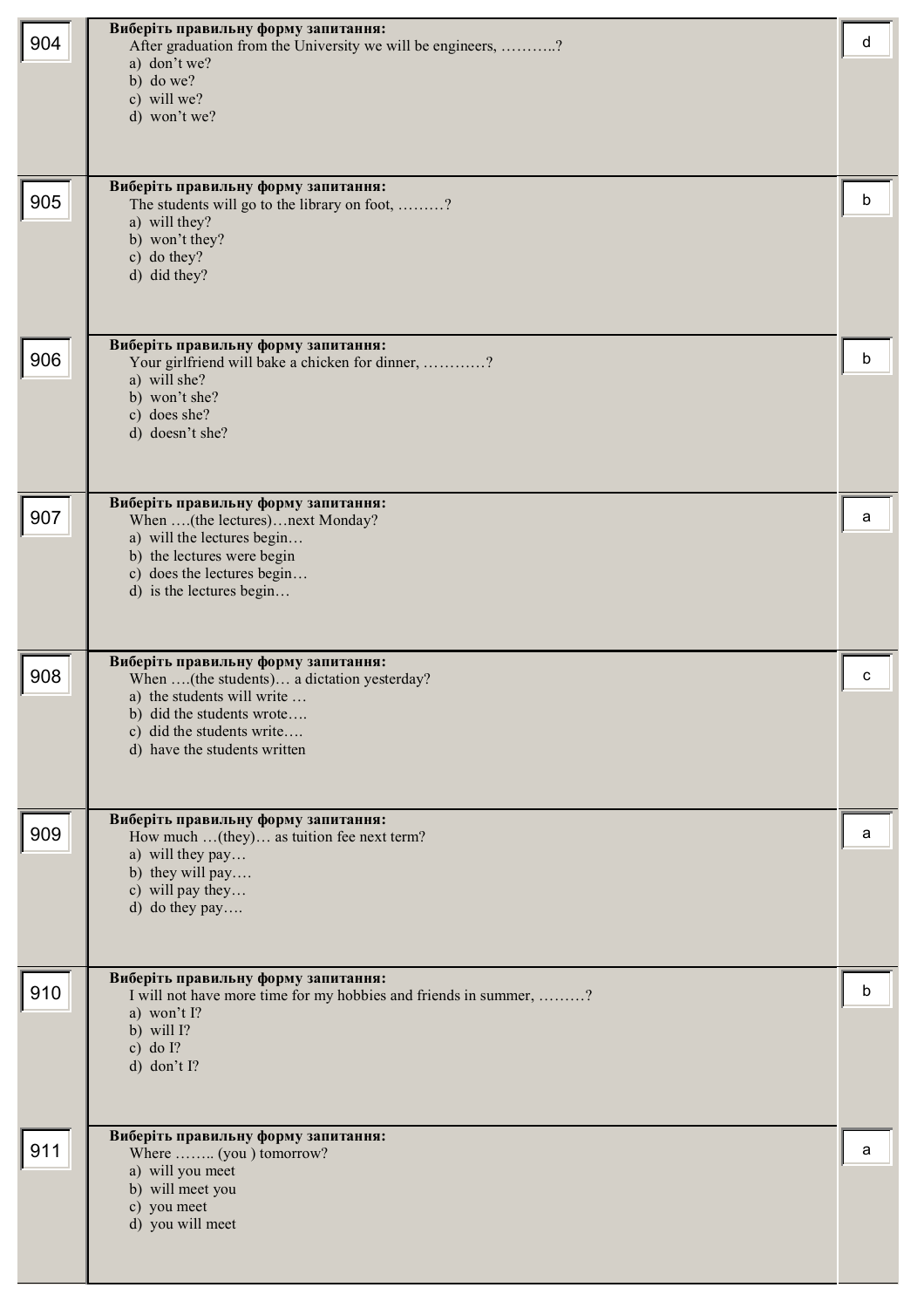| | | |
|---|---|---|
| 904 | **Виберіть правильну форму запитання:**<br>After graduation from the University we will be engineers, ………..?<br>a) don't we?<br>b) do we?<br>c) will we?<br>d) won't we? | d |
| 905 | **Виберіть правильну форму запитання:**<br>The students will go to the library on foot, ………?<br>a) will they?<br>b) won't they?<br>c) do they?<br>d) did they? | b |
| 906 | **Виберіть правильну форму запитання:**<br>Your girlfriend will bake a chicken for dinner, …………?<br>a) will she?<br>b) won't she?<br>c) does she?<br>d) doesn't she? | b |
| 907 | **Виберіть правильну форму запитання:**<br>When ….(the lectures)…next Monday?<br>a) will the lectures begin…<br>b) the lectures were begin<br>c) does the lectures begin…<br>d) is the lectures begin… | a |
| 908 | **Виберіть правильну форму запитання:**<br>When ….(the students)… a dictation yesterday?<br>a) the students will write …<br>b) did the students wrote….<br>c) did the students write….<br>d) have the students written | c |
| 909 | **Виберіть правильну форму запитання:**<br>How much …(they)… as tuition fee next term?<br>a) will they pay…<br>b) they will pay….<br>c) will pay they…<br>d) do they pay…. | a |
| 910 | **Виберіть правильну форму запитання:**<br>I will not have more time for my hobbies and friends in summer, ………?<br>a) won't I?<br>b) will I?<br>c) do I?<br>d) don't I? | b |
| 911 | **Виберіть правильну форму запитання:**<br>Where …….. (you ) tomorrow?<br>a) will you meet<br>b) will meet you<br>c) you meet<br>d) you will meet | a |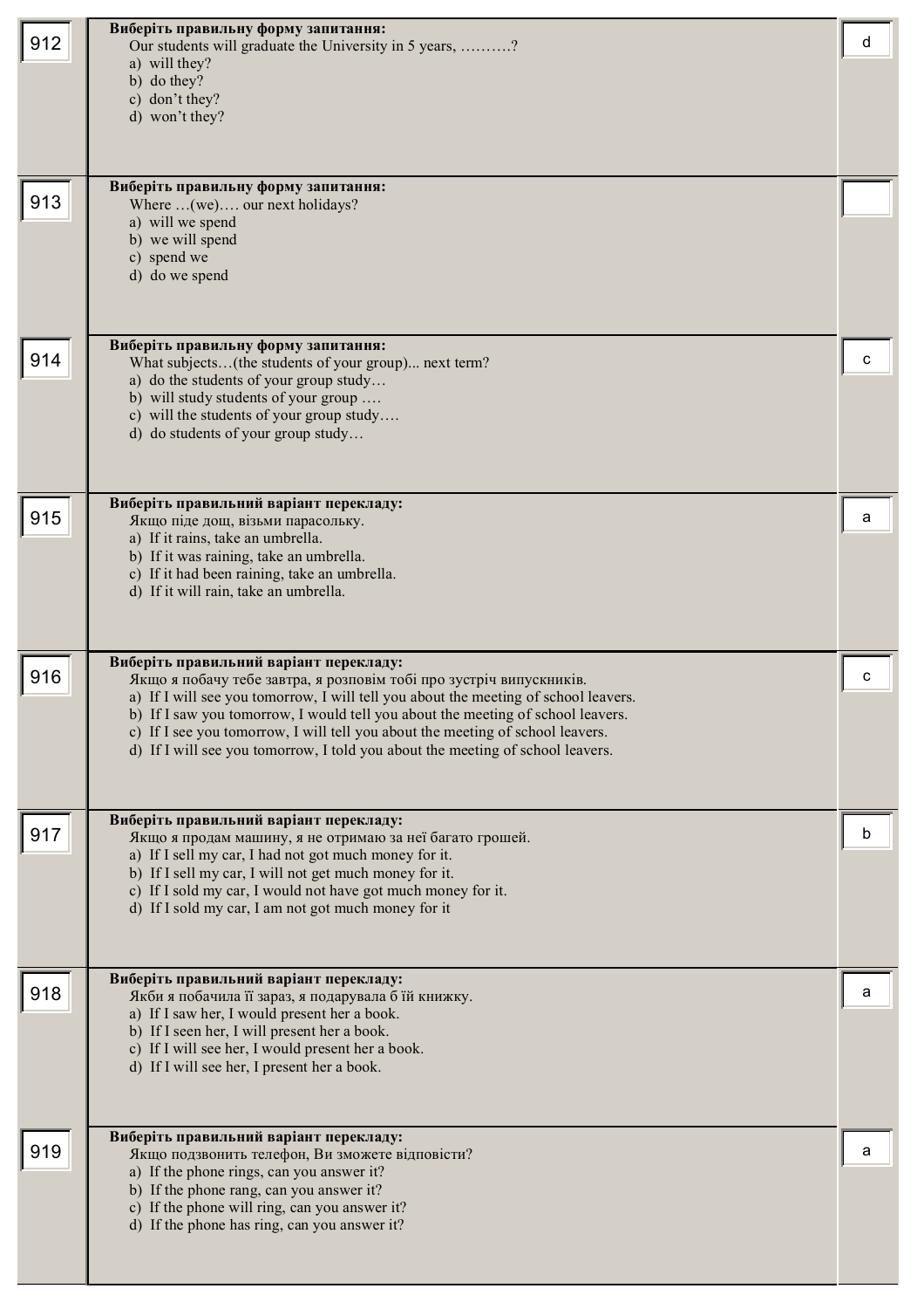| № | Завдання | Відповідь |
|---|---|---|
| 912 | **Виберіть правильну форму запитання:**<br>Our students will graduate the University in 5 years, ……….?<br>a) will they?<br>b) do they?<br>c) don't they?<br>d) won't they? | d |
| 913 | **Виберіть правильну форму запитання:**<br>Where …(we)…. our next holidays?<br>a) will we spend<br>b) we will spend<br>c) spend we<br>d) do we spend | |
| 914 | **Виберіть правильну форму запитання:**<br>What subjects…(the students of your group)... next term?<br>a) do the students of your group study…<br>b) will study students of your group ….<br>c) will the students of your group study….<br>d) do students of your group study… | c |
| 915 | **Виберіть правильний варіант перекладу:**<br>Якщо піде дощ, візьми парасольку.<br>a) If it rains, take an umbrella.<br>b) If it was raining, take an umbrella.<br>c) If it had been raining, take an umbrella.<br>d) If it will rain, take an umbrella. | a |
| 916 | **Виберіть правильний варіант перекладу:**<br>Якщо я побачу тебе завтра, я розповім тобі про зустріч випускників.<br>a) If I will see you tomorrow, I will tell you about the meeting of school leavers.<br>b) If I saw you tomorrow, I would tell you about the meeting of school leavers.<br>c) If I see you tomorrow, I will tell you about the meeting of school leavers.<br>d) If I will see you tomorrow, I told you about the meeting of school leavers. | c |
| 917 | **Виберіть правильний варіант перекладу:**<br>Якщо я продам машину, я не отримаю за неї багато грошей.<br>a) If I sell my car, I had not got much money for it.<br>b) If I sell my car, I will not get much money for it.<br>c) If I sold my car, I would not have got much money for it.<br>d) If I sold my car, I am not got much money for it | b |
| 918 | **Виберіть правильний варіант перекладу:**<br>Якби я побачила її зараз, я подарувала б їй книжку.<br>a) If I saw her, I would present her a book.<br>b) If I seen her, I will present her a book.<br>c) If I will see her, I would present her a book.<br>d) If I will see her, I present her a book. | a |
| 919 | **Виберіть правильний варіант перекладу:**<br>Якщо подзвонить телефон, Ви зможете відповісти?<br>a) If the phone rings, can you answer it?<br>b) If the phone rang, can you answer it?<br>c) If the phone will ring, can you answer it?<br>d) If the phone has ring, can you answer it? | a |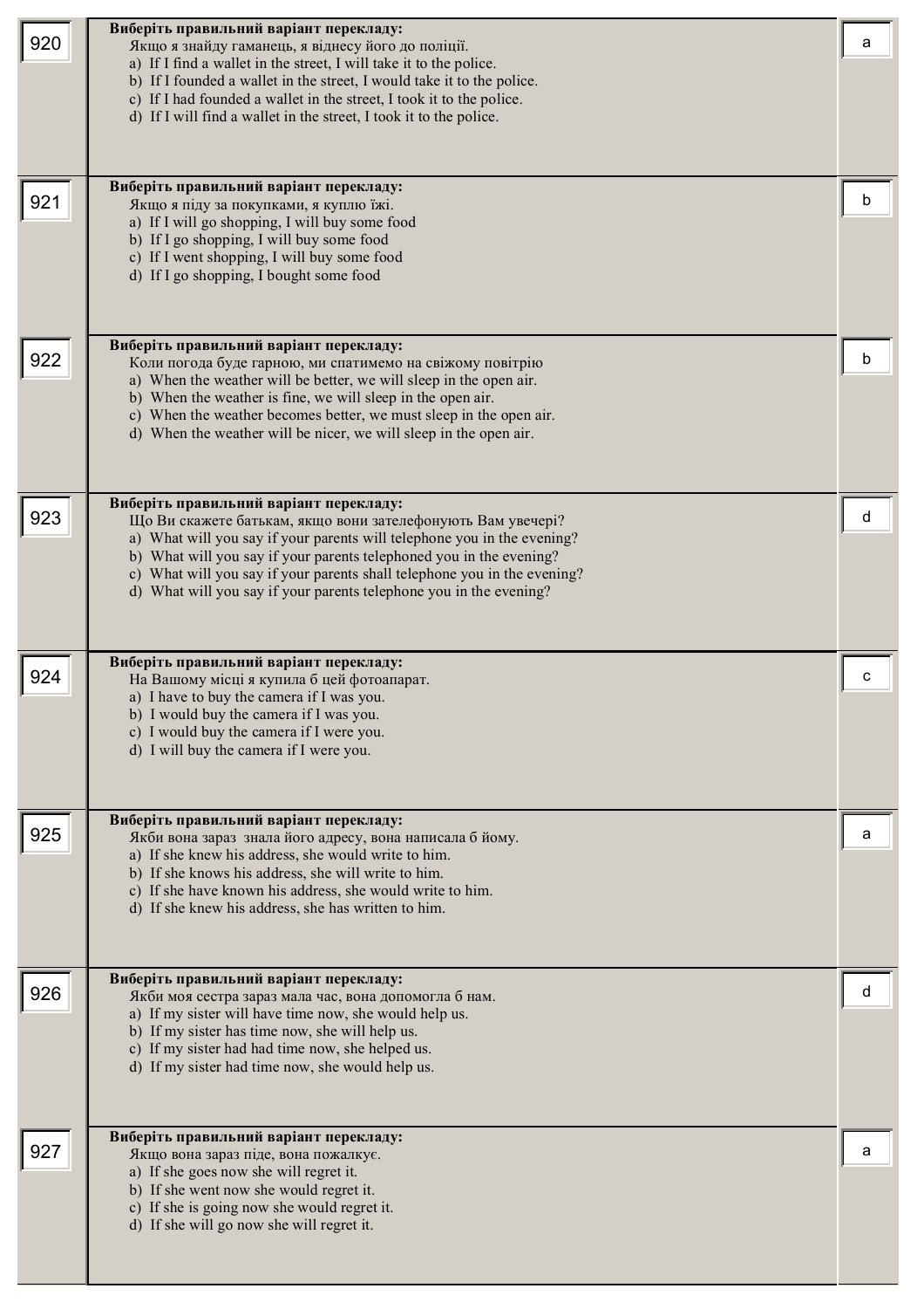| № | Завдання | Відповідь |
|---|---|---|
| 920 | **Виберіть правильний варіант перекладу:**<br>Якщо я знайду гаманець, я віднесу його до поліції.<br>a) If I find a wallet in the street, I will take it to the police.<br>b) If I founded a wallet in the street, I would take it to the police.<br>c) If I had founded a wallet in the street, I took it to the police.<br>d) If I will find a wallet in the street, I took it to the police. | a |
| 921 | **Виберіть правильний варіант перекладу:**<br>Якщо я піду за покупками, я куплю їжі.<br>a) If I will go shopping, I will buy some food<br>b) If I go shopping, I will buy some food<br>c) If I went shopping, I will buy some food<br>d) If I go shopping, I bought some food | b |
| 922 | **Виберіть правильний варіант перекладу:**<br>Коли погода буде гарною, ми спатимемо на свіжому повітрію<br>a) When the weather will be better, we will sleep in the open air.<br>b) When the weather is fine, we will sleep in the open air.<br>c) When the weather becomes better, we must sleep in the open air.<br>d) When the weather will be nicer, we will sleep in the open air. | b |
| 923 | **Виберіть правильний варіант перекладу:**<br>Що Ви скажете батькам, якщо вони зателефонують Вам увечері?<br>a) What will you say if your parents will telephone you in the evening?<br>b) What will you say if your parents telephoned you in the evening?<br>c) What will you say if your parents shall telephone you in the evening?<br>d) What will you say if your parents telephone you in the evening? | d |
| 924 | **Виберіть правильний варіант перекладу:**<br>На Вашому місці я купила б цей фотоапарат.<br>a) I have to buy the camera if I was you.<br>b) I would buy the camera if I was you.<br>c) I would buy the camera if I were you.<br>d) I will buy the camera if I were you. | c |
| 925 | **Виберіть правильний варіант перекладу:**<br>Якби вона зараз знала його адресу, вона написала б йому.<br>a) If she knew his address, she would write to him.<br>b) If she knows his address, she will write to him.<br>c) If she have known his address, she would write to him.<br>d) If she knew his address, she has written to him. | a |
| 926 | **Виберіть правильний варіант перекладу:**<br>Якби моя сестра зараз мала час, вона допомогла б нам.<br>a) If my sister will have time now, she would help us.<br>b) If my sister has time now, she will help us.<br>c) If my sister had had time now, she helped us.<br>d) If my sister had time now, she would help us. | d |
| 927 | **Виберіть правильний варіант перекладу:**<br>Якщо вона зараз піде, вона пожалкує.<br>a) If she goes now she will regret it.<br>b) If she went now she would regret it.<br>c) If she is going now she would regret it.<br>d) If she will go now she will regret it. | a |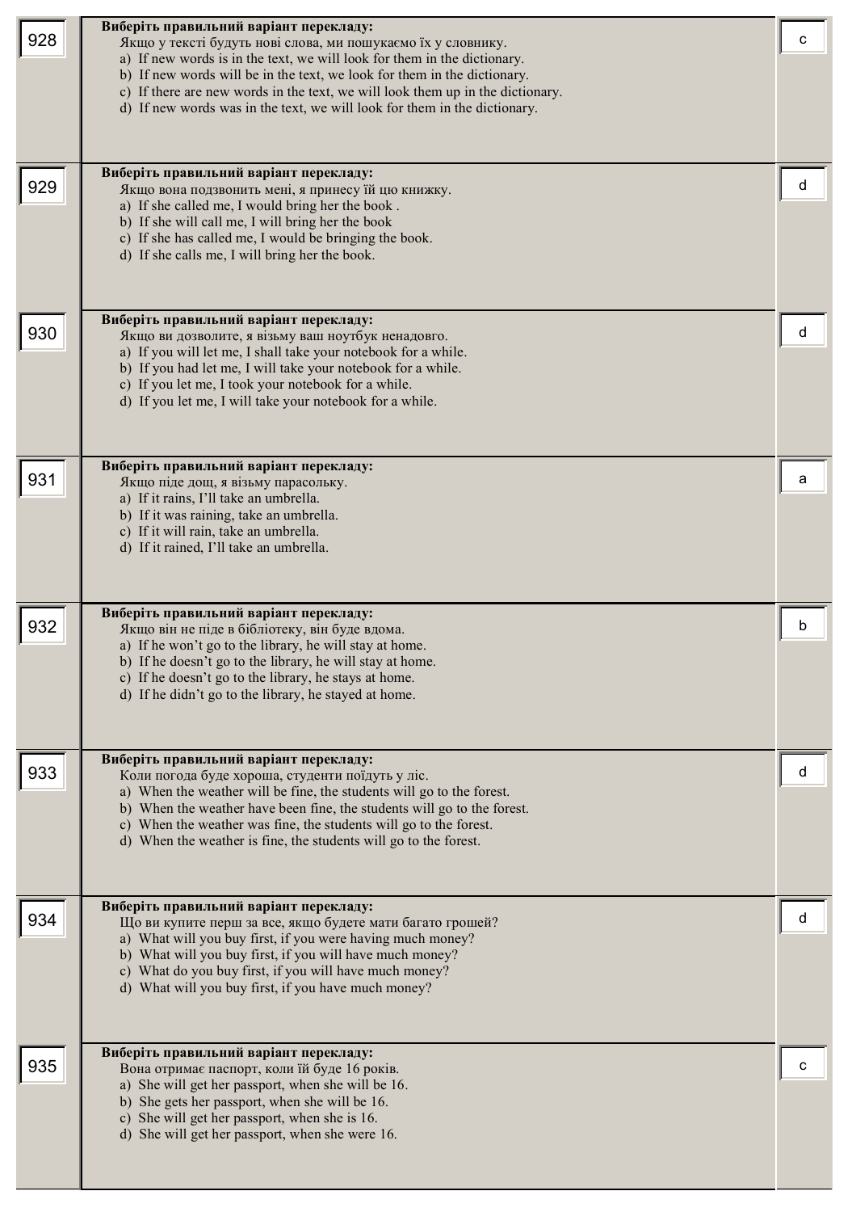| № | Питання | Відповідь |
|---|---|---|
| 928 | **Виберіть правильний варіант перекладу:**<br>Якщо у тексті будуть нові слова, ми пошукаємо їх у словнику.<br>a) If new words is in the text, we will look for them in the dictionary.<br>b) If new words will be in the text, we look for them in the dictionary.<br>c) If there are new words in the text, we will look them up in the dictionary.<br>d) If new words was in the text, we will look for them in the dictionary. | c |
| 929 | **Виберіть правильний варіант перекладу:**<br>Якщо вона подзвонить мені, я принесу їй цю книжку.<br>a) If she called me, I would bring her the book .<br>b) If she will call me, I will bring her the book<br>c) If she has called me, I would be bringing the book.<br>d) If she calls me, I will bring her the book. | d |
| 930 | **Виберіть правильний варіант перекладу:**<br>Якщо ви дозволите, я візьму ваш ноутбук ненадовго.<br>a) If you will let me, I shall take your notebook for a while.<br>b) If you had let me, I will take your notebook for a while.<br>c) If you let me, I took your notebook for a while.<br>d) If you let me, I will take your notebook for a while. | d |
| 931 | **Виберіть правильний варіант перекладу:**<br>Якщо піде дощ, я візьму парасольку.<br>a) If it rains, I'll take an umbrella.<br>b) If it was raining, take an umbrella.<br>c) If it will rain, take an umbrella.<br>d) If it rained, I'll take an umbrella. | a |
| 932 | **Виберіть правильний варіант перекладу:**<br>Якщо він не піде в бібліотеку, він буде вдома.<br>a) If he won't go to the library, he will stay at home.<br>b) If he doesn't go to the library, he will stay at home.<br>c) If he doesn't go to the library, he stays at home.<br>d) If he didn't go to the library, he stayed at home. | b |
| 933 | **Виберіть правильний варіант перекладу:**<br>Коли погода буде хороша, студенти поїдуть у ліс.<br>a) When the weather will be fine, the students will go to the forest.<br>b) When the weather have been fine, the students will go to the forest.<br>c) When the weather was fine, the students will go to the forest.<br>d) When the weather is fine, the students will go to the forest. | d |
| 934 | **Виберіть правильний варіант перекладу:**<br>Що ви купите перш за все, якщо будете мати багато грошей?<br>a) What will you buy first, if you were having much money?<br>b) What will you buy first, if you will have much money?<br>c) What do you buy first, if you will have much money?<br>d) What will you buy first, if you have much money? | d |
| 935 | **Виберіть правильний варіант перекладу:**<br>Вона отримає паспорт, коли їй буде 16 років.<br>a) She will get her passport, when she will be 16.<br>b) She gets her passport, when she will be 16.<br>c) She will get her passport, when she is 16.<br>d) She will get her passport, when she were 16. | c |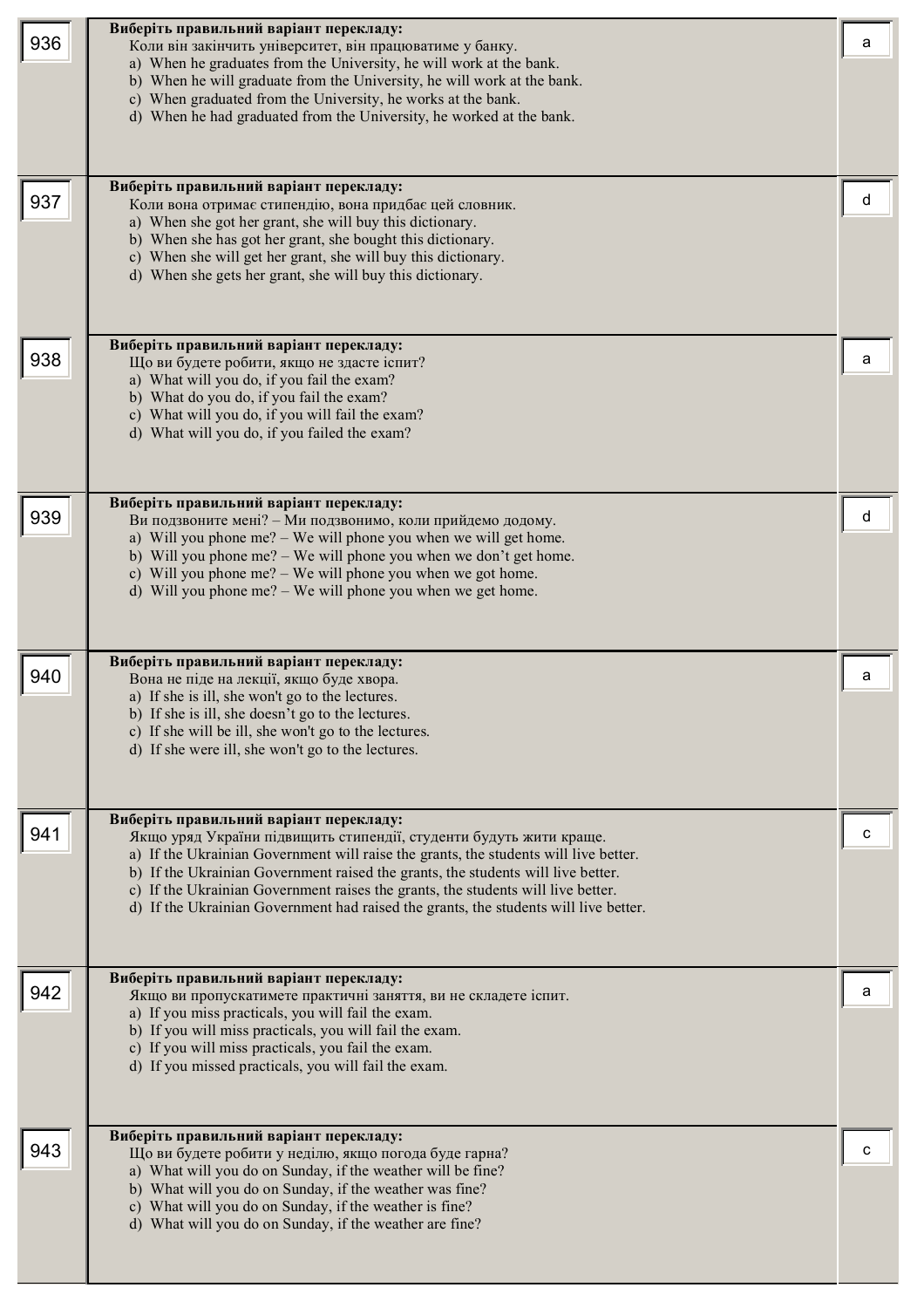| № | Завдання | Відповідь |
|---|---|---|
| 936 | **Виберіть правильний варіант перекладу:**<br>Коли він закінчить університет, він працюватиме у банку.<br>a) When he graduates from the University, he will work at the bank.<br>b) When he will graduate from the University, he will work at the bank.<br>c) When graduated from the University, he works at the bank.<br>d) When he had graduated from the University, he worked at the bank. | a |
| 937 | **Виберіть правильний варіант перекладу:**<br>Коли вона отримає стипендію, вона придбає цей словник.<br>a) When she got her grant, she will buy this dictionary.<br>b) When she has got her grant, she bought this dictionary.<br>c) When she will get her grant, she will buy this dictionary.<br>d) When she gets her grant, she will buy this dictionary. | d |
| 938 | **Виберіть правильний варіант перекладу:**<br>Що ви будете робити, якщо не здасте іспит?<br>a) What will you do, if you fail the exam?<br>b) What do you do, if you fail the exam?<br>c) What will you do, if you will fail the exam?<br>d) What will you do, if you failed the exam? | a |
| 939 | **Виберіть правильний варіант перекладу:**<br>Ви подзвоните мені? – Ми подзвонимо, коли прийдемо додому.<br>a) Will you phone me? – We will phone you when we will get home.<br>b) Will you phone me? – We will phone you when we don't get home.<br>c) Will you phone me? – We will phone you when we got home.<br>d) Will you phone me? – We will phone you when we get home. | d |
| 940 | **Виберіть правильний варіант перекладу:**<br>Вона не піде на лекції, якщо буде хвора.<br>a) If she is ill, she won't go to the lectures.<br>b) If she is ill, she doesn't go to the lectures.<br>c) If she will be ill, she won't go to the lectures.<br>d) If she were ill, she won't go to the lectures. | a |
| 941 | **Виберіть правильний варіант перекладу:**<br>Якщо уряд України підвищить стипендії, студенти будуть жити краще.<br>a) If the Ukrainian Government will raise the grants, the students will live better.<br>b) If the Ukrainian Government raised the grants, the students will live better.<br>c) If the Ukrainian Government raises the grants, the students will live better.<br>d) If the Ukrainian Government had raised the grants, the students will live better. | c |
| 942 | **Виберіть правильний варіант перекладу:**<br>Якщо ви пропускатимете практичні заняття, ви не складете іспит.<br>a) If you miss practicals, you will fail the exam.<br>b) If you will miss practicals, you will fail the exam.<br>c) If you will miss practicals, you fail the exam.<br>d) If you missed practicals, you will fail the exam. | a |
| 943 | **Виберіть правильний варіант перекладу:**<br>Що ви будете робити у неділю, якщо погода буде гарна?<br>a) What will you do on Sunday, if the weather will be fine?<br>b) What will you do on Sunday, if the weather was fine?<br>c) What will you do on Sunday, if the weather is fine?<br>d) What will you do on Sunday, if the weather are fine? | c |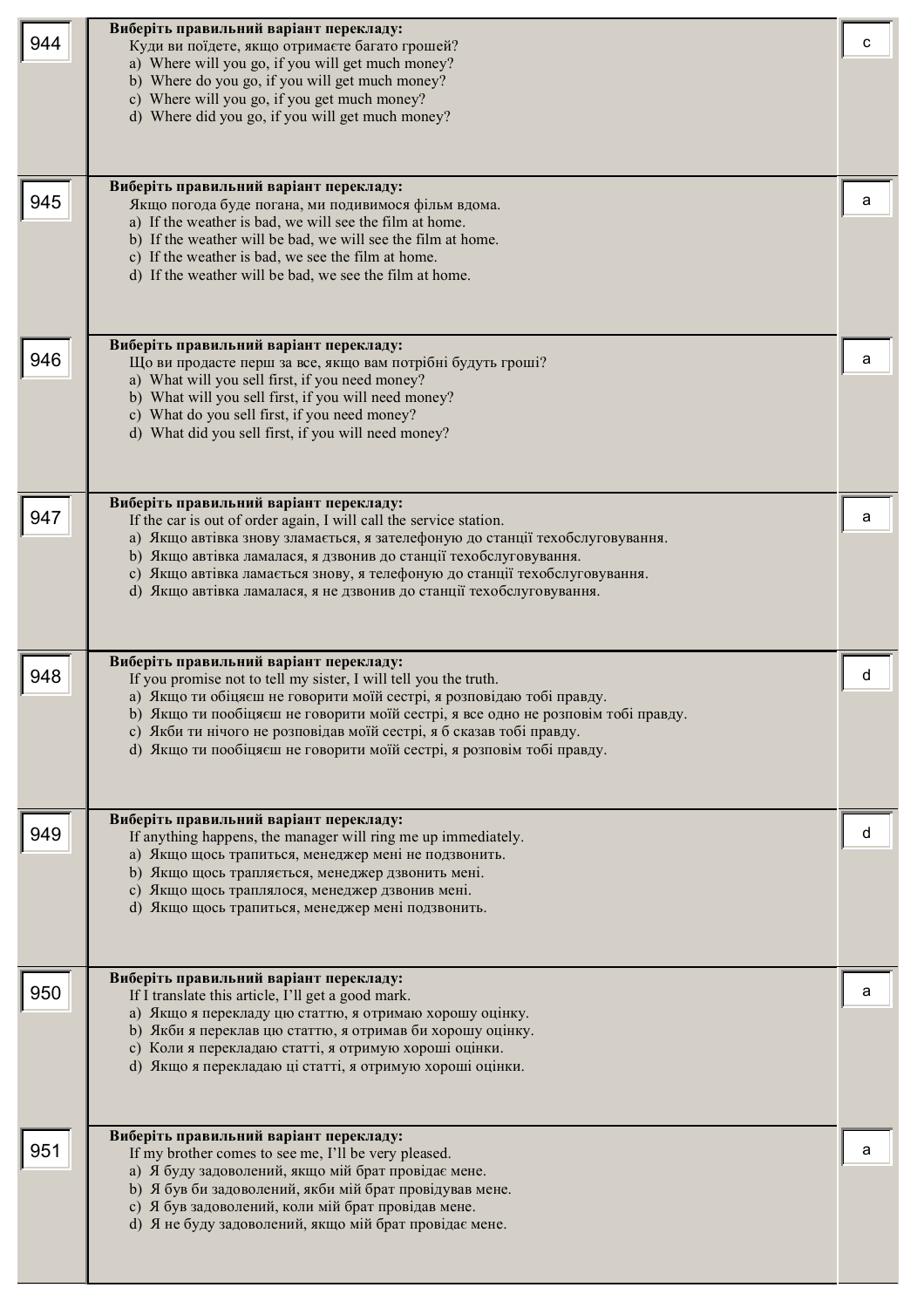| № | Завдання | Відповідь |
|---|---|---|
| 944 | **Виберіть правильний варіант перекладу:**<br>Куди ви поїдете, якщо отримаєте багато грошей?<br>a) Where will you go, if you will get much money?<br>b) Where do you go, if you will get much money?<br>c) Where will you go, if you get much money?<br>d) Where did you go, if you will get much money? | c |
| 945 | **Виберіть правильний варіант перекладу:**<br>Якщо погода буде погана, ми подивимося фільм вдома.<br>a) If the weather is bad, we will see the film at home.<br>b) If the weather will be bad, we will see the film at home.<br>c) If the weather is bad, we see the film at home.<br>d) If the weather will be bad, we see the film at home. | a |
| 946 | **Виберіть правильний варіант перекладу:**<br>Що ви продасте перш за все, якщо вам потрібні будуть гроші?<br>a) What will you sell first, if you need money?<br>b) What will you sell first, if you will need money?<br>c) What do you sell first, if you need money?<br>d) What did you sell first, if you will need money? | a |
| 947 | **Виберіть правильний варіант перекладу:**<br>If the car is out of order again, I will call the service station.<br>a) Якщо автівка знову зламається, я зателефоную до станції техобслуговування.<br>b) Якщо автівка ламалася, я дзвонив до станції техобслуговування.<br>c) Якщо автівка ламається знову, я телефоную до станції техобслуговування.<br>d) Якщо автівка ламалася, я не дзвонив до станції техобслуговування. | a |
| 948 | **Виберіть правильний варіант перекладу:**<br>If you promise not to tell my sister, I will tell you the truth.<br>a) Якщо ти обіцяєш не говорити моїй сестрі, я розповідаю тобі правду.<br>b) Якщо ти пообіцяєш не говорити моїй сестрі, я все одно не розповім тобі правду.<br>c) Якби ти нічого не розповідав моїй сестрі, я б сказав тобі правду.<br>d) Якщо ти пообіцяєш не говорити моїй сестрі, я розповім тобі правду. | d |
| 949 | **Виберіть правильний варіант перекладу:**<br>If anything happens, the manager will ring me up immediately.<br>a) Якщо щось трапиться, менеджер мені не подзвонить.<br>b) Якщо щось трапляється, менеджер дзвонить мені.<br>c) Якщо щось траплялося, менеджер дзвонив мені.<br>d) Якщо щось трапиться, менеджер мені подзвонить. | d |
| 950 | **Виберіть правильний варіант перекладу:**<br>If I translate this article, I'll get a good mark.<br>a) Якщо я перекладу цю статтю, я отримаю хорошу оцінку.<br>b) Якби я переклав цю статтю, я отримав би хорошу оцінку.<br>c) Коли я перекладаю статті, я отримую хороші оцінки.<br>d) Якщо я перекладаю ці статті, я отримую хороші оцінки. | a |
| 951 | **Виберіть правильний варіант перекладу:**<br>If my brother comes to see me, I'll be very pleased.<br>a) Я буду задоволений, якщо мій брат провідає мене.<br>b) Я був би задоволений, якби мій брат провідував мене.<br>c) Я був задоволений, коли мій брат провідав мене.<br>d) Я не буду задоволений, якщо мій брат провідає мене. | a |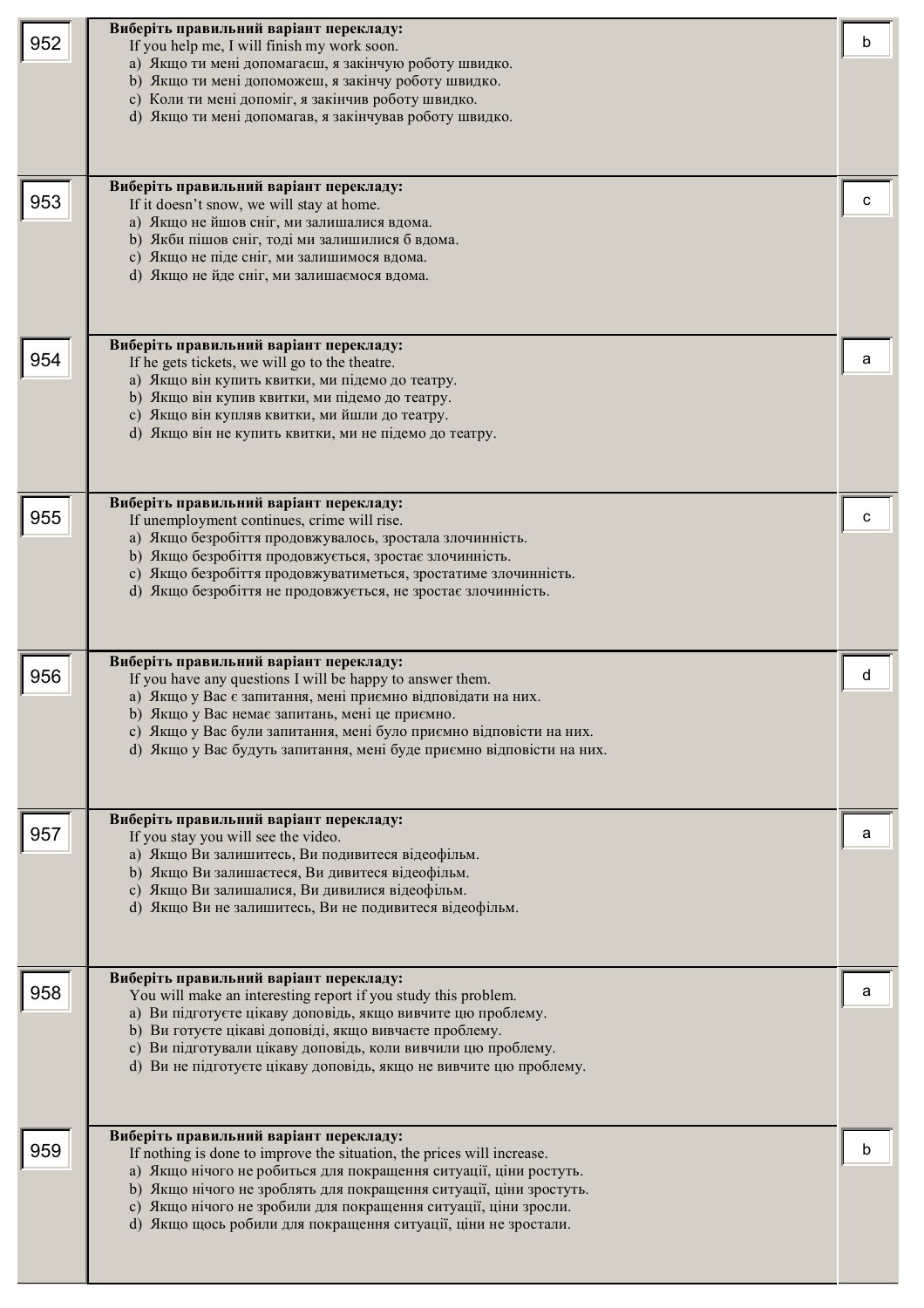| № | Завдання | Відповідь |
|---|---|---|
| 952 | **Виберіть правильний варіант перекладу:**<br>If you help me, I will finish my work soon.<br>a) Якщо ти мені допомагаєш, я закінчую роботу швидко.<br>b) Якщо ти мені допоможеш, я закінчу роботу швидко.<br>c) Коли ти мені допоміг, я закінчив роботу швидко.<br>d) Якщо ти мені допомагав, я закінчував роботу швидко. | b |
| 953 | **Виберіть правильний варіант перекладу:**<br>If it doesn't snow, we will stay at home.<br>a) Якщо не йшов сніг, ми залишалися вдома.<br>b) Якби пішов сніг, тоді ми залишилися б вдома.<br>c) Якщо не піде сніг, ми залишимося вдома.<br>d) Якщо не йде сніг, ми залишаємося вдома. | c |
| 954 | **Виберіть правильний варіант перекладу:**<br>If he gets tickets, we will go to the theatre.<br>a) Якщо він купить квитки, ми підемо до театру.<br>b) Якщо він купив квитки, ми підемо до театру.<br>c) Якщо він купляв квитки, ми йшли до театру.<br>d) Якщо він не купить квитки, ми не підемо до театру. | a |
| 955 | **Виберіть правильний варіант перекладу:**<br>If unemployment continues, crime will rise.<br>a) Якщо безробіття продовжувалось, зростала злочинність.<br>b) Якщо безробіття продовжується, зростає злочинність.<br>c) Якщо безробіття продовжуватиметься, зростатиме злочинність.<br>d) Якщо безробіття не продовжується, не зростає злочинність. | c |
| 956 | **Виберіть правильний варіант перекладу:**<br>If you have any questions I will be happy to answer them.<br>a) Якщо у Вас є запитання, мені приємно відповідати на них.<br>b) Якщо у Вас немає запитань, мені це приємно.<br>c) Якщо у Вас були запитання, мені було приємно відповісти на них.<br>d) Якщо у Вас будуть запитання, мені буде приємно відповісти на них. | d |
| 957 | **Виберіть правильний варіант перекладу:**<br>If you stay you will see the video.<br>a) Якщо Ви залишитесь, Ви подивитеся відеофільм.<br>b) Якщо Ви залишаєтеся, Ви дивитеся відеофільм.<br>c) Якщо Ви залишалися, Ви дивилися відеофільм.<br>d) Якщо Ви не залишитесь, Ви не подивитеся відеофільм. | a |
| 958 | **Виберіть правильний варіант перекладу:**<br>You will make an interesting report if you study this problem.<br>a) Ви підготуєте цікаву доповідь, якщо вивчите цю проблему.<br>b) Ви готуєте цікаві доповіді, якщо вивчаєте проблему.<br>c) Ви підготували цікаву доповідь, коли вивчили цю проблему.<br>d) Ви не підготуєте цікаву доповідь, якщо не вивчите цю проблему. | a |
| 959 | **Виберіть правильний варіант перекладу:**<br>If nothing is done to improve the situation, the prices will increase.<br>a) Якщо нічого не робиться для покращення ситуації, ціни ростуть.<br>b) Якщо нічого не зроблять для покращення ситуації, ціни зростуть.<br>c) Якщо нічого не зробили для покращення ситуації, ціни зросли.<br>d) Якщо щось робили для покращення ситуації, ціни не зростали. | b |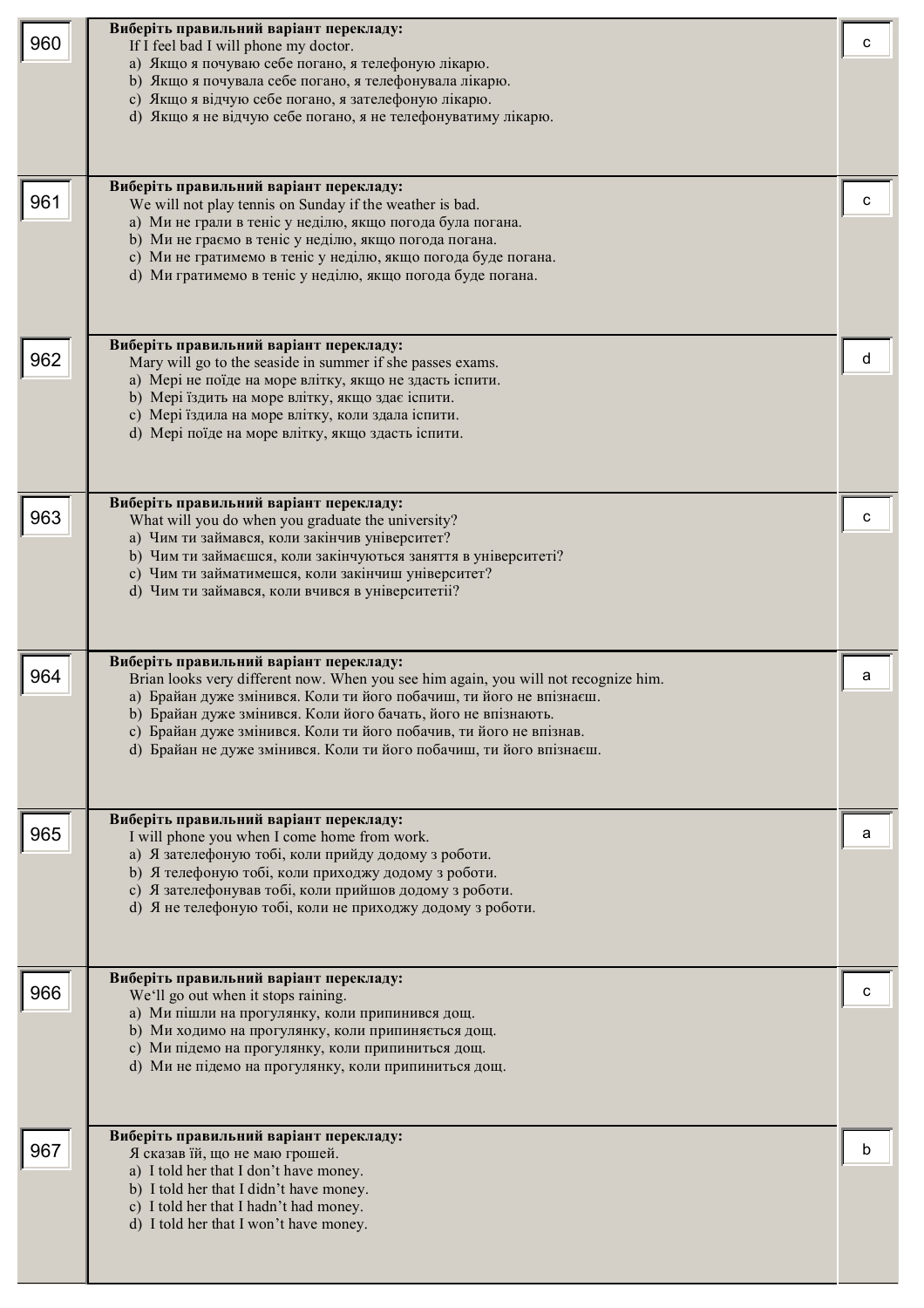| № | Завдання | Відповідь |
|---|---|---|
| 960 | **Виберіть правильний варіант перекладу:**<br>If I feel bad I will phone my doctor.<br>a) Якщо я почуваю себе погано, я телефоную лікарю.<br>b) Якщо я почувала себе погано, я телефонувала лікарю.<br>c) Якщо я відчую себе погано, я зателефоную лікарю.<br>d) Якщо я не відчую себе погано, я не телефонуватиму лікарю. | c |
| 961 | **Виберіть правильний варіант перекладу:**<br>We will not play tennis on Sunday if the weather is bad.<br>a) Ми не грали в теніс у неділю, якщо погода була погана.<br>b) Ми не граємо в теніс у неділю, якщо погода погана.<br>c) Ми не гратимемо в теніс у неділю, якщо погода буде погана.<br>d) Ми гратимемо в теніс у неділю, якщо погода буде погана. | c |
| 962 | **Виберіть правильний варіант перекладу:**<br>Mary will go to the seaside in summer if she passes exams.<br>a) Мері не поїде на море влітку, якщо не здасть іспити.<br>b) Мері їздить на море влітку, якщо здає іспити.<br>c) Мері їздила на море влітку, коли здала іспити.<br>d) Мері поїде на море влітку, якщо здасть іспити. | d |
| 963 | **Виберіть правильний варіант перекладу:**<br>What will you do when you graduate the university?<br>a) Чим ти займався, коли закінчив університет?<br>b) Чим ти займаєшся, коли закінчуються заняття в університеті?<br>c) Чим ти займатимешся, коли закінчиш університет?<br>d) Чим ти займався, коли вчився в університетії? | c |
| 964 | **Виберіть правильний варіант перекладу:**<br>Brian looks very different now. When you see him again, you will not recognize him.<br>a) Брайан дуже змінився. Коли ти його побачиш, ти його не впізнаєш.<br>b) Брайан дуже змінився. Коли його бачать, його не впізнають.<br>c) Брайан дуже змінився. Коли ти його побачив, ти його не впізнав.<br>d) Брайан не дуже змінився. Коли ти його побачиш, ти його впізнаєш. | a |
| 965 | **Виберіть правильний варіант перекладу:**<br>I will phone you when I come home from work.<br>a) Я зателефоную тобі, коли прийду додому з роботи.<br>b) Я телефоную тобі, коли приходжу додому з роботи.<br>c) Я зателефонував тобі, коли прийшов додому з роботи.<br>d) Я не телефоную тобі, коли не приходжу додому з роботи. | a |
| 966 | **Виберіть правильний варіант перекладу:**<br>We'll go out when it stops raining.<br>a) Ми пішли на прогулянку, коли припинився дощ.<br>b) Ми ходимо на прогулянку, коли припиняється дощ.<br>c) Ми підемо на прогулянку, коли припиниться дощ.<br>d) Ми не підемо на прогулянку, коли припиниться дощ. | c |
| 967 | **Виберіть правильний варіант перекладу:**<br>Я сказав їй, що не маю грошей.<br>a) I told her that I don't have money.<br>b) I told her that I didn't have money.<br>c) I told her that I hadn't had money.<br>d) I told her that I won't have money. | b |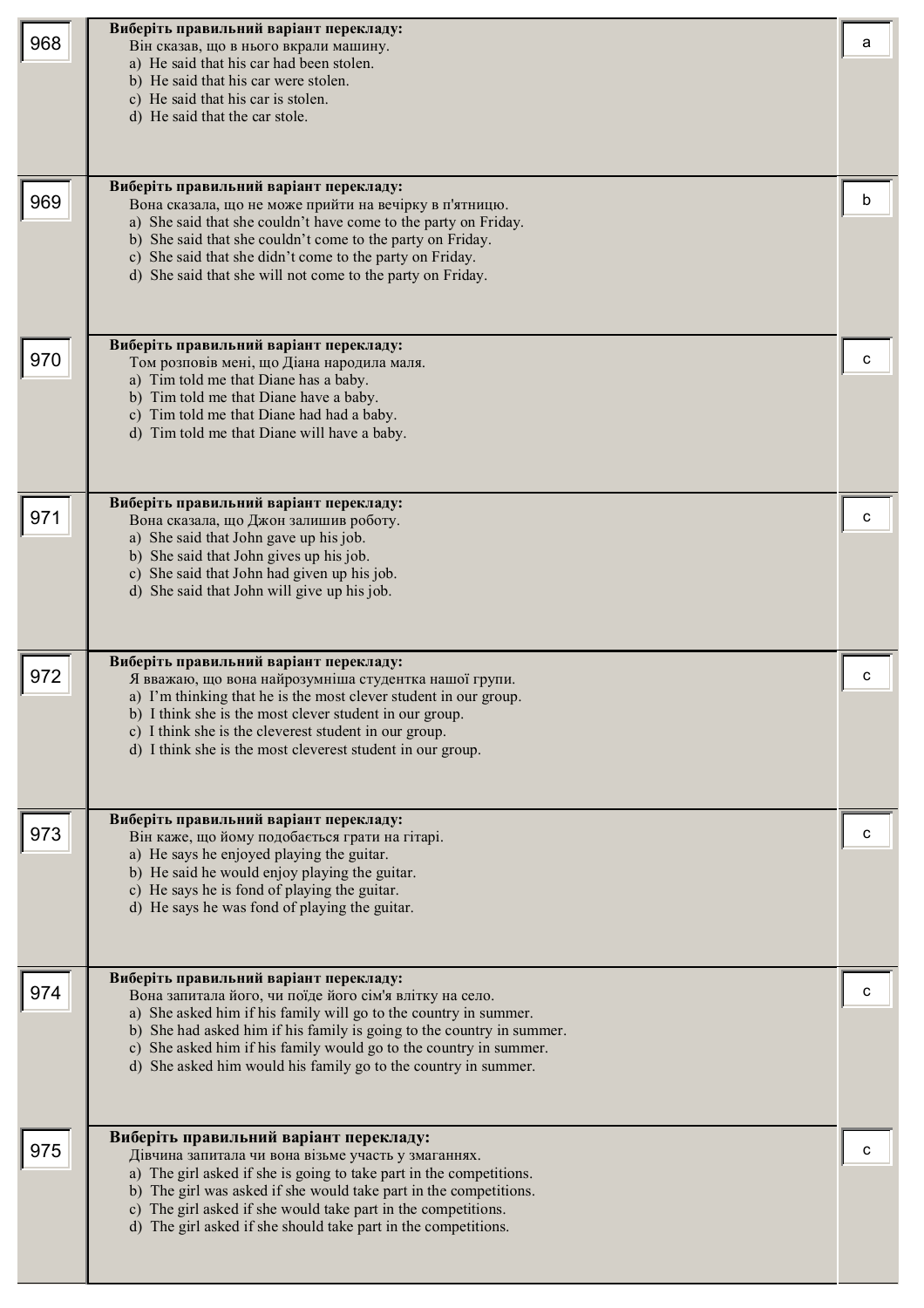| № | Завдання | Відповідь |
|---|---|---|
| 968 | **Виберіть правильний варіант перекладу:** Він сказав, що в нього вкрали машину. a) He said that his car had been stolen. b) He said that his car were stolen. c) He said that his car is stolen. d) He said that the car stole. | a |
| 969 | **Виберіть правильний варіант перекладу:** Вона сказала, що не може прийти на вечірку в п'ятницю. a) She said that she couldn't have come to the party on Friday. b) She said that she couldn't come to the party on Friday. c) She said that she didn't come to the party on Friday. d) She said that she will not come to the party on Friday. | b |
| 970 | **Виберіть правильний варіант перекладу:** Том розповів мені, що Діана народила маля. a) Tim told me that Diane has a baby. b) Tim told me that Diane have a baby. c) Tim told me that Diane had had a baby. d) Tim told me that Diane will have a baby. | c |
| 971 | **Виберіть правильний варіант перекладу:** Вона сказала, що Джон залишив роботу. a) She said that John gave up his job. b) She said that John gives up his job. c) She said that John had given up his job. d) She said that John will give up his job. | c |
| 972 | **Виберіть правильний варіант перекладу:** Я вважаю, що вона найрозумніша студентка нашої групи. a) I'm thinking that he is the most clever student in our group. b) I think she is the most clever student in our group. c) I think she is the cleverest student in our group. d) I think she is the most cleverest student in our group. | c |
| 973 | **Виберіть правильний варіант перекладу:** Він каже, що йому подобається грати на гітарі. a) He says he enjoyed playing the guitar. b) He said he would enjoy playing the guitar. c) He says he is fond of playing the guitar. d) He says he was fond of playing the guitar. | c |
| 974 | **Виберіть правильний варіант перекладу:** Вона запитала його, чи поїде його сім'я влітку на село. a) She asked him if his family will go to the country in summer. b) She had asked him if his family is going to the country in summer. c) She asked him if his family would go to the country in summer. d) She asked him would his family go to the country in summer. | c |
| 975 | **Виберіть правильний варіант перекладу:** Дівчина запитала чи вона візьме участь у змаганнях. a) The girl asked if she is going to take part in the competitions. b) The girl was asked if she would take part in the competitions. c) The girl asked if she would take part in the competitions. d) The girl asked if she should take part in the competitions. | c |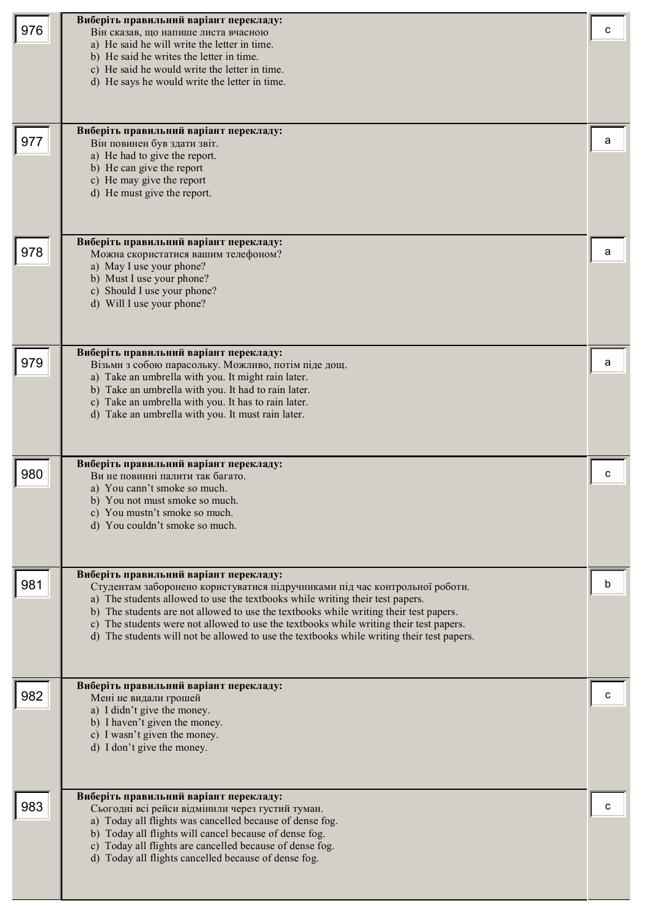| № | Питання | Відповідь |
|---|---|---|
| 976 | **Виберіть правильний варіант перекладу:**<br>Він сказав, що напише листа вчасною<br>a) He said he will write the letter in time.<br>b) He said he writes the letter in time.<br>c) He said he would write the letter in time.<br>d) He says he would write the letter in time. | c |
| 977 | **Виберіть правильний варіант перекладу:**<br>Він повинен був здати звіт.<br>a) He had to give the report.<br>b) He can give the report<br>c) He may give the report<br>d) He must give the report. | a |
| 978 | **Виберіть правильний варіант перекладу:**<br>Можна скористатися вашим телефоном?<br>a) May I use your phone?<br>b) Must I use your phone?<br>c) Should I use your phone?<br>d) Will I use your phone? | a |
| 979 | **Виберіть правильний варіант перекладу:**<br>Візьми з собою парасольку. Можливо, потім піде дощ.<br>a) Take an umbrella with you. It might rain later.<br>b) Take an umbrella with you. It had to rain later.<br>c) Take an umbrella with you. It has to rain later.<br>d) Take an umbrella with you. It must rain later. | a |
| 980 | **Виберіть правильний варіант перекладу:**<br>Ви не повинні палити так багато.<br>a) You cann't smoke so much.<br>b) You not must smoke so much.<br>c) You mustn't smoke so much.<br>d) You couldn't smoke so much. | c |
| 981 | **Виберіть правильний варіант перекладу:**<br>Студентам заборонено користуватися підручниками під час контрольної роботи.<br>a) The students allowed to use the textbooks while writing their test papers.<br>b) The students are not allowed to use the textbooks while writing their test papers.<br>c) The students were not allowed to use the textbooks while writing their test papers.<br>d) The students will not be allowed to use the textbooks while writing their test papers. | b |
| 982 | **Виберіть правильний варіант перекладу:**<br>Мені не видали грошей<br>a) I didn't give the money.<br>b) I haven't given the money.<br>c) I wasn't given the money.<br>d) I don't give the money. | c |
| 983 | **Виберіть правильний варіант перекладу:**<br>Сьогодні всі рейси відмінили через густий туман.<br>a) Today all flights was cancelled because of dense fog.<br>b) Today all flights will cancel because of dense fog.<br>c) Today all flights are cancelled because of dense fog.<br>d) Today all flights cancelled because of dense fog. | c |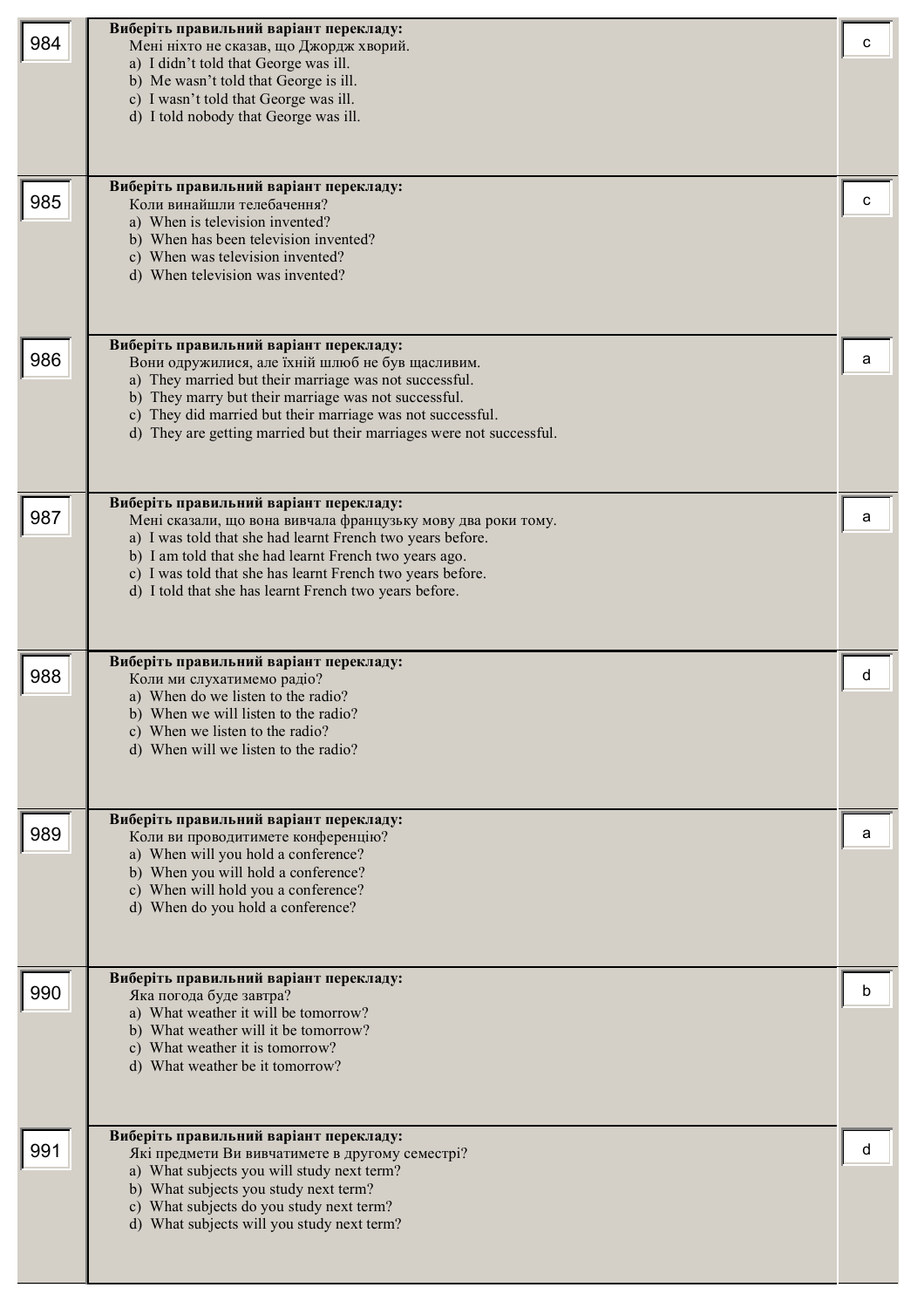| № | Питання | Відповідь |
|---|---|---|
| 984 | **Виберіть правильний варіант перекладу:**<br>Мені ніхто не сказав, що Джордж хворий.<br>a) I didn't told that George was ill.<br>b) Me wasn't told that George is ill.<br>c) I wasn't told that George was ill.<br>d) I told nobody that George was ill. | c |
| 985 | **Виберіть правильний варіант перекладу:**<br>Коли винайшли телебачення?<br>a) When is television invented?<br>b) When has been television invented?<br>c) When was television invented?<br>d) When television was invented? | c |
| 986 | **Виберіть правильний варіант перекладу:**<br>Вони одружилися, але їхній шлюб не був щасливим.<br>a) They married but their marriage was not successful.<br>b) They marry but their marriage was not successful.<br>c) They did married but their marriage was not successful.<br>d) They are getting married but their marriages were not successful. | a |
| 987 | **Виберіть правильний варіант перекладу:**<br>Мені сказали, що вона вивчала французьку мову два роки тому.<br>a) I was told that she had learnt French two years before.<br>b) I am told that she had learnt French two years ago.<br>c) I was told that she has learnt French two years before.<br>d) I told that she has learnt French two years before. | a |
| 988 | **Виберіть правильний варіант перекладу:**<br>Коли ми слухатимемо радіо?<br>a) When do we listen to the radio?<br>b) When we will listen to the radio?<br>c) When we listen to the radio?<br>d) When will we listen to the radio? | d |
| 989 | **Виберіть правильний варіант перекладу:**<br>Коли ви проводитимете конференцію?<br>a) When will you hold a conference?<br>b) When you will hold a conference?<br>c) When will hold you a conference?<br>d) When do you hold a conference? | a |
| 990 | **Виберіть правильний варіант перекладу:**<br>Яка погода буде завтра?<br>a) What weather it will be tomorrow?<br>b) What weather will it be tomorrow?<br>c) What weather it is tomorrow?<br>d) What weather be it tomorrow? | b |
| 991 | **Виберіть правильний варіант перекладу:**<br>Які предмети Ви вивчатимете в другому семестрі?<br>a) What subjects you will study next term?<br>b) What subjects you study next term?<br>c) What subjects do you study next term?<br>d) What subjects will you study next term? | d |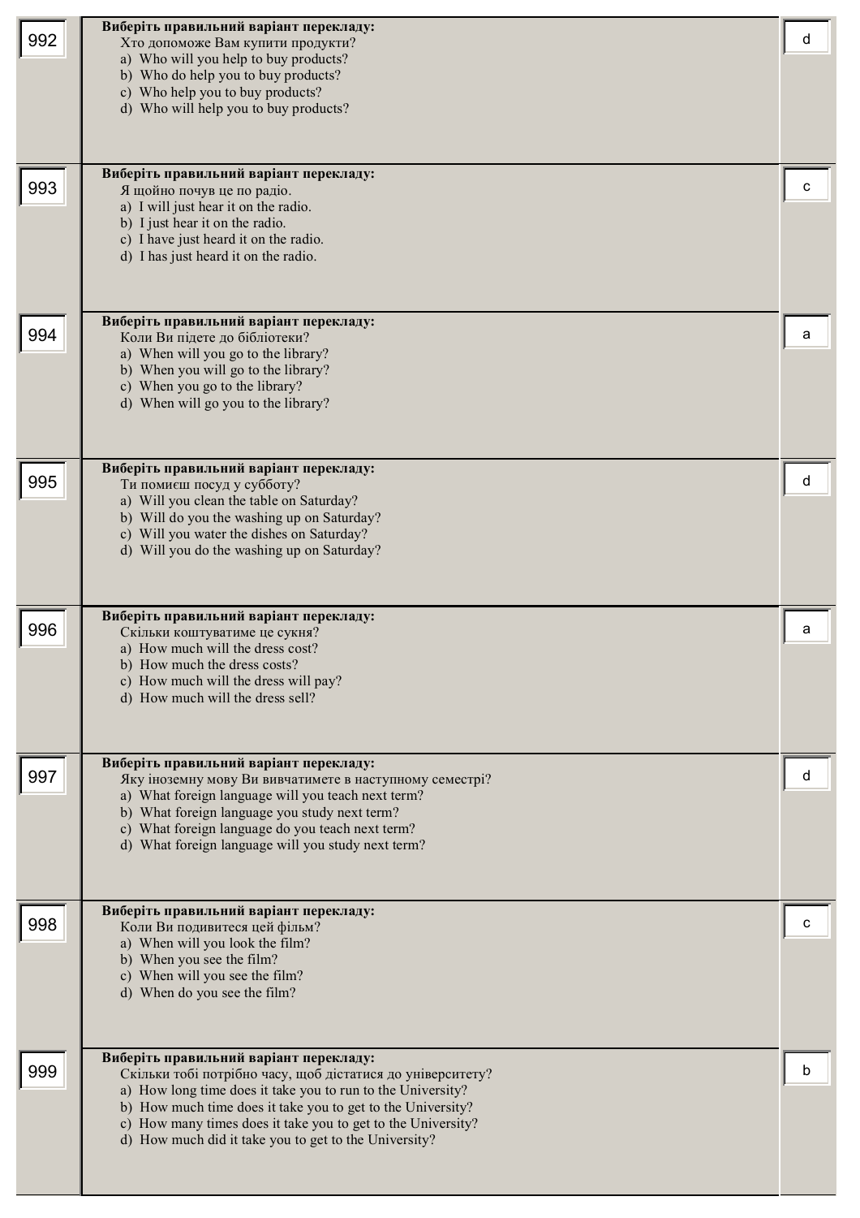| № | Завдання | Відповідь |
|---|---|---|
| 992 | **Виберіть правильний варіант перекладу:**<br>Хто допоможе Вам купити продукти?<br>a) Who will you help to buy products?<br>b) Who do help you to buy products?<br>c) Who help you to buy products?<br>d) Who will help you to buy products? | d |
| 993 | **Виберіть правильний варіант перекладу:**<br>Я щойно почув це по радіо.<br>a) I will just hear it on the radio.<br>b) I just hear it on the radio.<br>c) I have just heard it on the radio.<br>d) I has just heard it on the radio. | c |
| 994 | **Виберіть правильний варіант перекладу:**<br>Коли Ви підете до бібліотеки?<br>a) When will you go to the library?<br>b) When you will go to the library?<br>c) When you go to the library?<br>d) When will go you to the library? | a |
| 995 | **Виберіть правильний варіант перекладу:**<br>Ти помиєш посуд у суботу?<br>a) Will you clean the table on Saturday?<br>b) Will do you the washing up on Saturday?<br>c) Will you water the dishes on Saturday?<br>d) Will you do the washing up on Saturday? | d |
| 996 | **Виберіть правильний варіант перекладу:**<br>Скільки коштуватиме це сукня?<br>a) How much will the dress cost?<br>b) How much the dress costs?<br>c) How much will the dress will pay?<br>d) How much will the dress sell? | a |
| 997 | **Виберіть правильний варіант перекладу:**<br>Яку іноземну мову Ви вивчатимете в наступному семестрі?<br>a) What foreign language will you teach next term?<br>b) What foreign language you study next term?<br>c) What foreign language do you teach next term?<br>d) What foreign language will you study next term? | d |
| 998 | **Виберіть правильний варіант перекладу:**<br>Коли Ви подивитеся цей фільм?<br>a) When will you look the film?<br>b) When you see the film?<br>c) When will you see the film?<br>d) When do you see the film? | c |
| 999 | **Виберіть правильний варіант перекладу:**<br>Скільки тобі потрібно часу, щоб дістатися до університету?<br>a) How long time does it take you to run to the University?<br>b) How much time does it take you to get to the University?<br>c) How many times does it take you to get to the University?<br>d) How much did it take you to get to the University? | b |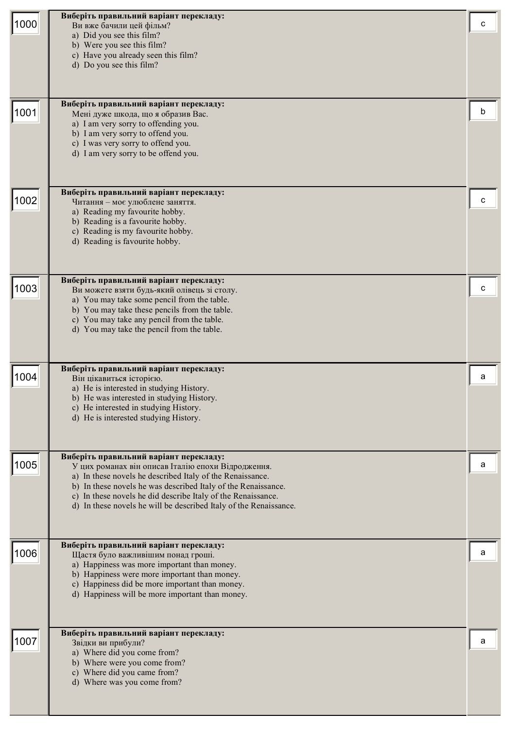| № | Завдання | Відповідь |
|---|---|---|
| 1000 | **Виберіть правильний варіант перекладу:**<br>Ви вже бачили цей фільм?<br>a) Did you see this film?<br>b) Were you see this film?<br>c) Have you already seen this film?<br>d) Do you see this film? | c |
| 1001 | **Виберіть правильний варіант перекладу:**<br>Мені дуже шкода, що я образив Вас.<br>a) I am very sorry to offending you.<br>b) I am very sorry to offend you.<br>c) I was very sorry to offend you.<br>d) I am very sorry to be offend you. | b |
| 1002 | **Виберіть правильний варіант перекладу:**<br>Читання – моє улюблене заняття.<br>a) Reading my favourite hobby.<br>b) Reading is a favourite hobby.<br>c) Reading is my favourite hobby.<br>d) Reading is favourite hobby. | c |
| 1003 | **Виберіть правильний варіант перекладу:**<br>Ви можете взяти будь-який олівець зі столу.<br>a) You may take some pencil from the table.<br>b) You may take these pencils from the table.<br>c) You may take any pencil from the table.<br>d) You may take the pencil from the table. | c |
| 1004 | **Виберіть правильний варіант перекладу:**<br>Він цікавиться історією.<br>a) He is interested in studying History.<br>b) He was interested in studying History.<br>c) He interested in studying History.<br>d) He is interested studying History. | a |
| 1005 | **Виберіть правильний варіант перекладу:**<br>У цих романах він описав Італію епохи Відродження.<br>a) In these novels he described Italy of the Renaissance.<br>b) In these novels he was described Italy of the Renaissance.<br>c) In these novels he did describe Italy of the Renaissance.<br>d) In these novels he will be described Italy of the Renaissance. | a |
| 1006 | **Виберіть правильний варіант перекладу:**<br>Щастя було важливішим понад гроші.<br>a) Happiness was more important than money.<br>b) Happiness were more important than money.<br>c) Happiness did be more important than money.<br>d) Happiness will be more important than money. | a |
| 1007 | **Виберіть правильний варіант перекладу:**<br>Звідки ви прибули?<br>a) Where did you come from?<br>b) Where were you come from?<br>c) Where did you came from?<br>d) Where was you come from? | a |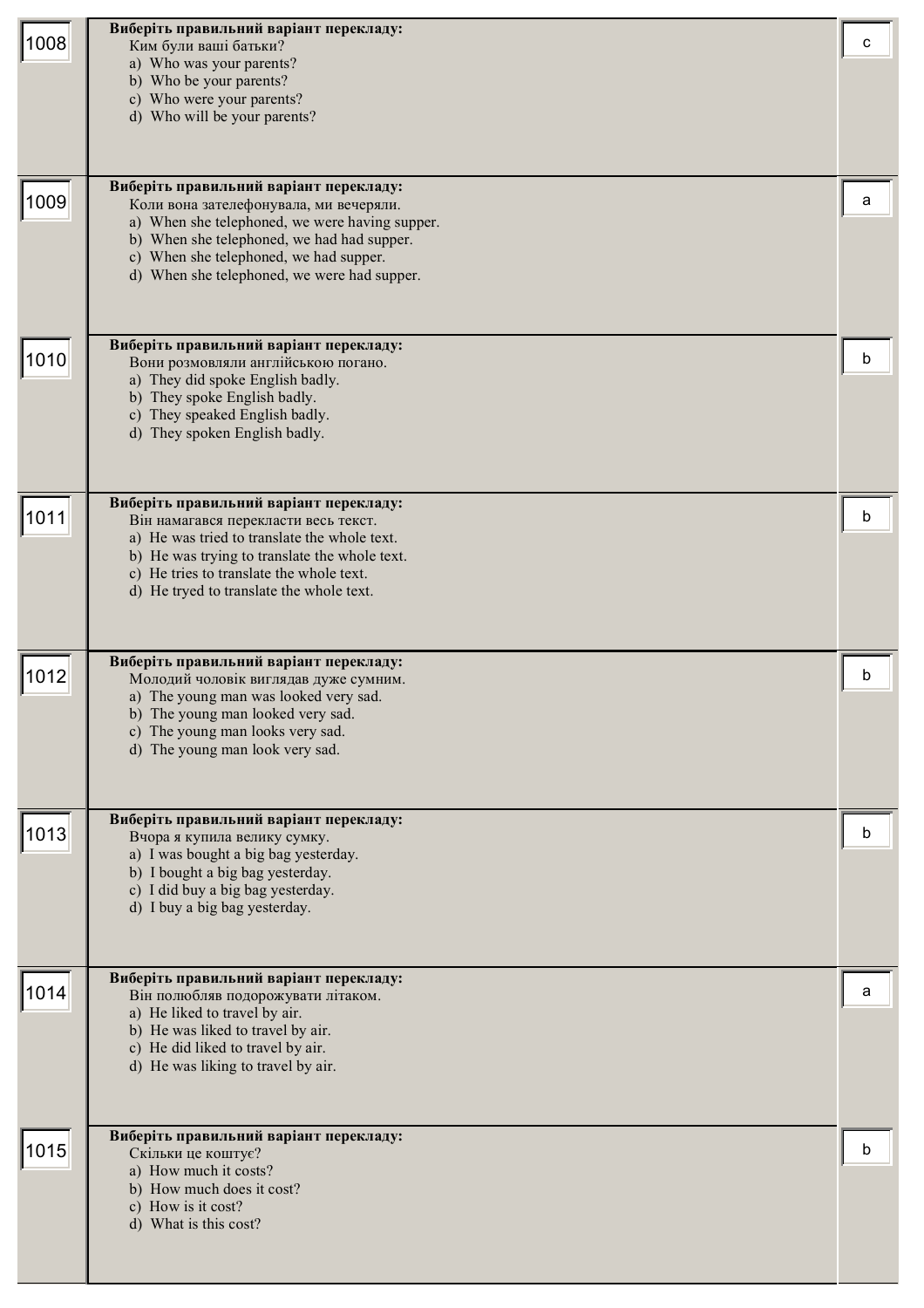| № | Завдання | Відповідь |
|---|---|---|
| 1008 | **Виберіть правильний варіант перекладу:**<br>Ким були ваші батьки?<br>a) Who was your parents?<br>b) Who be your parents?<br>c) Who were your parents?<br>d) Who will be your parents? | c |
| 1009 | **Виберіть правильний варіант перекладу:**<br>Коли вона зателефонувала, ми вечеряли.<br>a) When she telephoned, we were having supper.<br>b) When she telephoned, we had had supper.<br>c) When she telephoned, we had supper.<br>d) When she telephoned, we were had supper. | a |
| 1010 | **Виберіть правильний варіант перекладу:**<br>Вони розмовляли англійською погано.<br>a) They did spoke English badly.<br>b) They spoke English badly.<br>c) They speaked English badly.<br>d) They spoken English badly. | b |
| 1011 | **Виберіть правильний варіант перекладу:**<br>Він намагався перекласти весь текст.<br>a) He was tried to translate the whole text.<br>b) He was trying to translate the whole text.<br>c) He tries to translate the whole text.<br>d) He tryed to translate the whole text. | b |
| 1012 | **Виберіть правильний варіант перекладу:**<br>Молодий чоловік виглядав дуже сумним.<br>a) The young man was looked very sad.<br>b) The young man looked very sad.<br>c) The young man looks very sad.<br>d) The young man look very sad. | b |
| 1013 | **Виберіть правильний варіант перекладу:**<br>Вчора я купила велику сумку.<br>a) I was bought a big bag yesterday.<br>b) I bought a big bag yesterday.<br>c) I did buy a big bag yesterday.<br>d) I buy a big bag yesterday. | b |
| 1014 | **Виберіть правильний варіант перекладу:**<br>Він полюбляв подорожувати літаком.<br>a) He liked to travel by air.<br>b) He was liked to travel by air.<br>c) He did liked to travel by air.<br>d) He was liking to travel by air. | a |
| 1015 | **Виберіть правильний варіант перекладу:**<br>Скільки це коштує?<br>a) How much it costs?<br>b) How much does it cost?<br>c) How is it cost?<br>d) What is this cost? | b |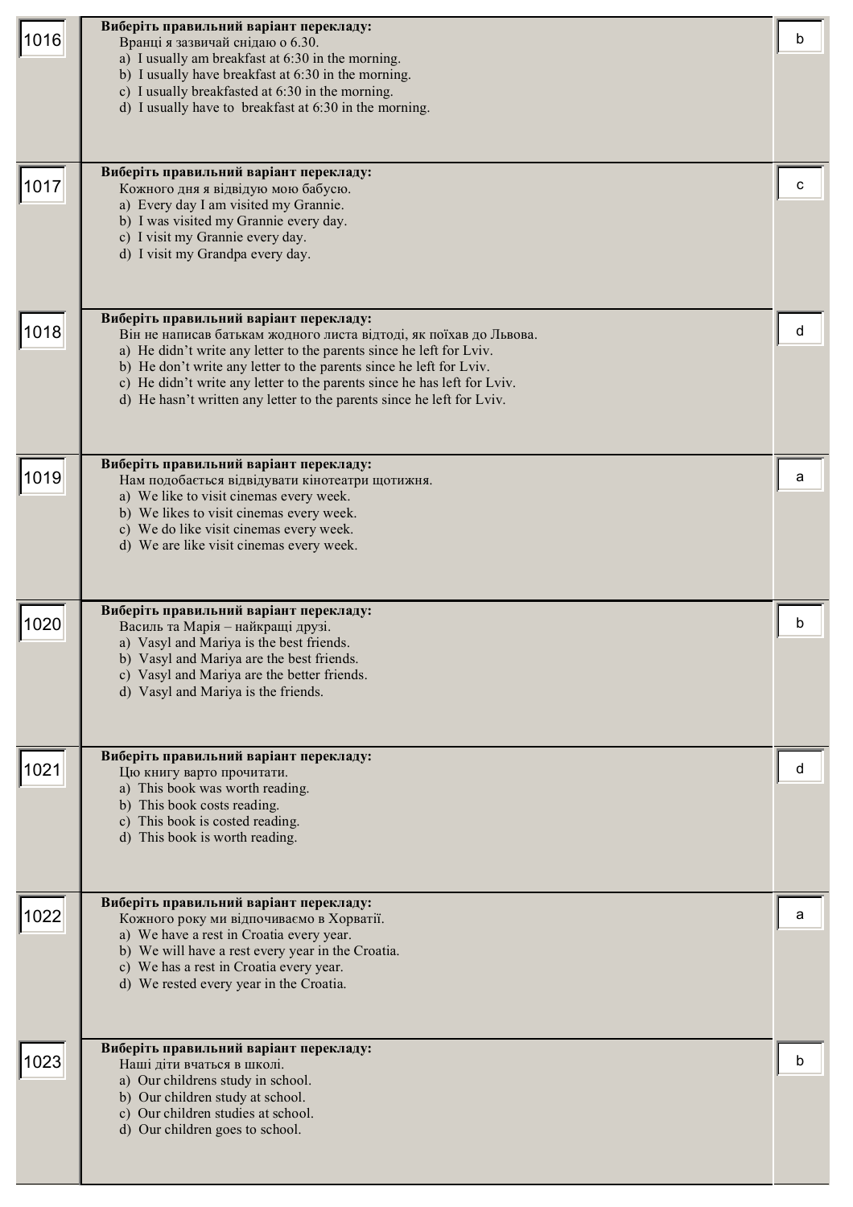| № | Завдання | Відповідь |
|---|---|---|
| 1016 | **Виберіть правильний варіант перекладу:**<br>Вранці я зазвичай снідаю о 6.30.<br>a) I usually am breakfast at 6:30 in the morning.<br>b) I usually have breakfast at 6:30 in the morning.<br>c) I usually breakfasted at 6:30 in the morning.<br>d) I usually have to breakfast at 6:30 in the morning. | b |
| 1017 | **Виберіть правильний варіант перекладу:**<br>Кожного дня я відвідую мою бабусю.<br>a) Every day I am visited my Grannie.<br>b) I was visited my Grannie every day.<br>c) I visit my Grannie every day.<br>d) I visit my Grandpa every day. | c |
| 1018 | **Виберіть правильний варіант перекладу:**<br>Він не написав батькам жодного листа відтоді, як поїхав до Львова.<br>a) He didn't write any letter to the parents since he left for Lviv.<br>b) He don't write any letter to the parents since he left for Lviv.<br>c) He didn't write any letter to the parents since he has left for Lviv.<br>d) He hasn't written any letter to the parents since he left for Lviv. | d |
| 1019 | **Виберіть правильний варіант перекладу:**<br>Нам подобається відвідувати кінотеатри щотижня.<br>a) We like to visit cinemas every week.<br>b) We likes to visit cinemas every week.<br>c) We do like visit cinemas every week.<br>d) We are like visit cinemas every week. | a |
| 1020 | **Виберіть правильний варіант перекладу:**<br>Василь та Марія – найкращі друзі.<br>a) Vasyl and Mariya is the best friends.<br>b) Vasyl and Mariya are the best friends.<br>c) Vasyl and Mariya are the better friends.<br>d) Vasyl and Mariya is the friends. | b |
| 1021 | **Виберіть правильний варіант перекладу:**<br>Цю книгу варто прочитати.<br>a) This book was worth reading.<br>b) This book costs reading.<br>c) This book is costed reading.<br>d) This book is worth reading. | d |
| 1022 | **Виберіть правильний варіант перекладу:**<br>Кожного року ми відпочиваємо в Хорватії.<br>a) We have a rest in Croatia every year.<br>b) We will have a rest every year in the Croatia.<br>c) We has a rest in Croatia every year.<br>d) We rested every year in the Croatia. | a |
| 1023 | **Виберіть правильний варіант перекладу:**<br>Наші діти вчаться в школі.<br>a) Our childrens study in school.<br>b) Our children study at school.<br>c) Our children studies at school.<br>d) Our children goes to school. | b |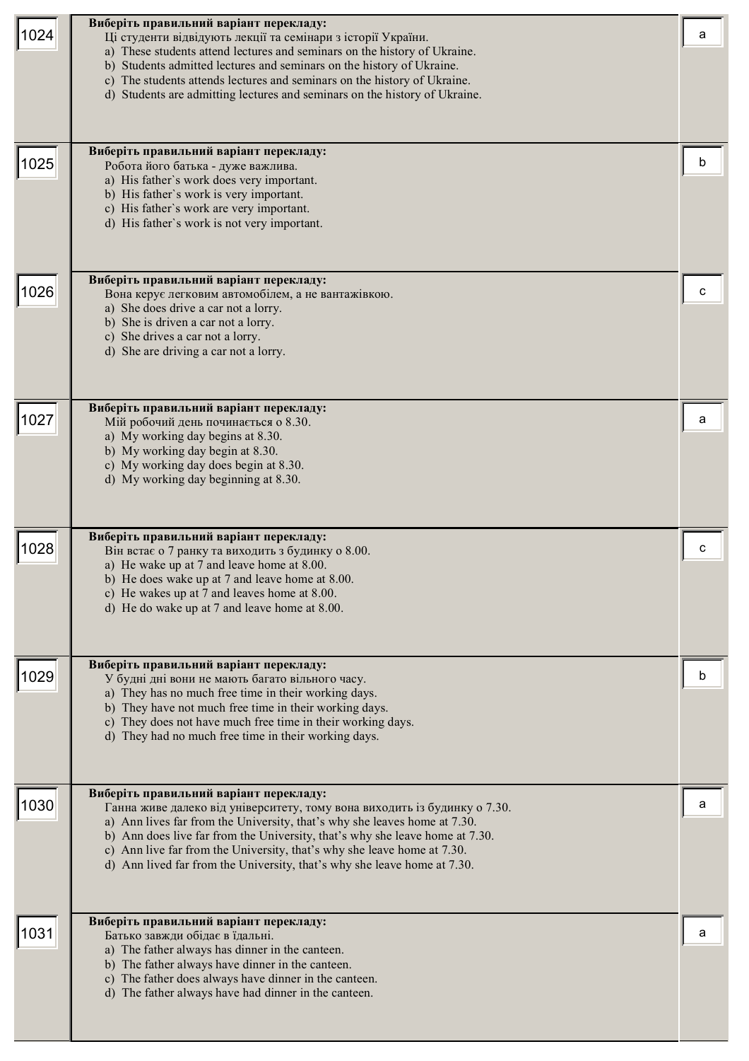| № | Завдання | Відповідь |
|---|---|---|
| 1024 | **Виберіть правильний варіант перекладу:**<br>Ці студенти відвідують лекції та семінари з історії України.<br>a) These students attend lectures and seminars on the history of Ukraine.<br>b) Students admitted lectures and seminars on the history of Ukraine.<br>c) The students attends lectures and seminars on the history of Ukraine.<br>d) Students are admitting lectures and seminars on the history of Ukraine. | a |
| 1025 | **Виберіть правильний варіант перекладу:**<br>Робота його батька - дуже важлива.<br>a) His father`s work does very important.<br>b) His father`s work is very important.<br>c) His father`s work are very important.<br>d) His father`s work is not very important. | b |
| 1026 | **Виберіть правильний варіант перекладу:**<br>Вона керує легковим автомобілем, а не вантажівкою.<br>a) She does drive a car not a lorry.<br>b) She is driven a car not a lorry.<br>c) She drives a car not a lorry.<br>d) She are driving a car not a lorry. | c |
| 1027 | **Виберіть правильний варіант перекладу:**<br>Мій робочий день починається о 8.30.<br>a) My working day begins at 8.30.<br>b) My working day begin at 8.30.<br>c) My working day does begin at 8.30.<br>d) My working day beginning at 8.30. | a |
| 1028 | **Виберіть правильний варіант перекладу:**<br>Він встає о 7 ранку та виходить з будинку о 8.00.<br>a) He wake up at 7 and leave home at 8.00.<br>b) He does wake up at 7 and leave home at 8.00.<br>c) He wakes up at 7 and leaves home at 8.00.<br>d) He do wake up at 7 and leave home at 8.00. | c |
| 1029 | **Виберіть правильний варіант перекладу:**<br>У будні дні вони не мають багато вільного часу.<br>a) They has no much free time in their working days.<br>b) They have not much free time in their working days.<br>c) They does not have much free time in their working days.<br>d) They had no much free time in their working days. | b |
| 1030 | **Виберіть правильний варіант перекладу:**<br>Ганна живе далеко від університету, тому вона виходить із будинку о 7.30.<br>a) Ann lives far from the University, that's why she leaves home at 7.30.<br>b) Ann does live far from the University, that's why she leave home at 7.30.<br>c) Ann live far from the University, that's why she leave home at 7.30.<br>d) Ann lived far from the University, that's why she leave home at 7.30. | a |
| 1031 | **Виберіть правильний варіант перекладу:**<br>Батько завжди обідає в їдальні.<br>a) The father always has dinner in the canteen.<br>b) The father always have dinner in the canteen.<br>c) The father does always have dinner in the canteen.<br>d) The father always have had dinner in the canteen. | a |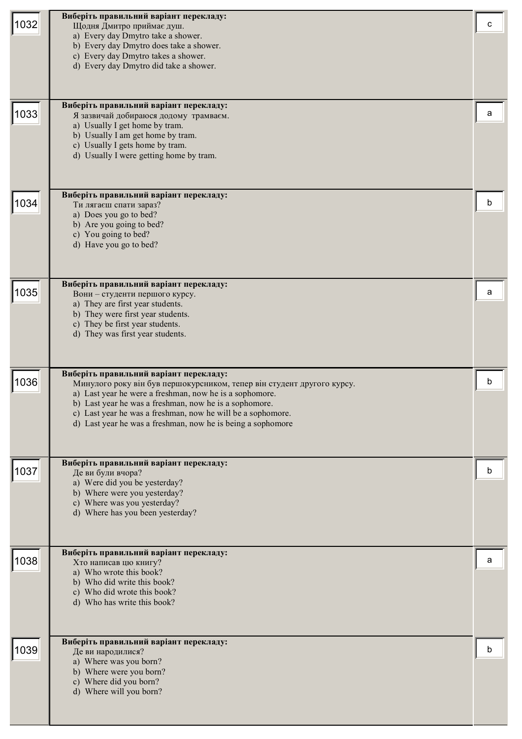| № | Завдання | Відповідь |
|---|---|---|
| 1032 | **Виберіть правильний варіант перекладу:**<br>Щодня Дмитро приймає душ.<br>a) Every day Dmytro take a shower.<br>b) Every day Dmytro does take a shower.<br>c) Every day Dmytro takes a shower.<br>d) Every day Dmytro did take a shower. | c |
| 1033 | **Виберіть правильний варіант перекладу:**<br>Я зазвичай добираюся додому трамваєм.<br>a) Usually I get home by tram.<br>b) Usually I am get home by tram.<br>c) Usually I gets home by tram.<br>d) Usually I were getting home by tram. | a |
| 1034 | **Виберіть правильний варіант перекладу:**<br>Ти лягаєш спати зараз?<br>a) Does you go to bed?<br>b) Are you going to bed?<br>c) You going to bed?<br>d) Have you go to bed? | b |
| 1035 | **Виберіть правильний варіант перекладу:**<br>Вони – студенти першого курсу.<br>a) They are first year students.<br>b) They were first year students.<br>c) They be first year students.<br>d) They was first year students. | a |
| 1036 | **Виберіть правильний варіант перекладу:**<br>Минулого року він був першокурсником, тепер він студент другого курсу.<br>a) Last year he were a freshman, now he is a sophomore.<br>b) Last year he was a freshman, now he is a sophomore.<br>c) Last year he was a freshman, now he will be a sophomore.<br>d) Last year he was a freshman, now he is being a sophomore | b |
| 1037 | **Виберіть правильний варіант перекладу:**<br>Де ви були вчора?<br>a) Were did you be yesterday?<br>b) Where were you yesterday?<br>c) Where was you yesterday?<br>d) Where has you been yesterday? | b |
| 1038 | **Виберіть правильний варіант перекладу:**<br>Хто написав цю книгу?<br>a) Who wrote this book?<br>b) Who did write this book?<br>c) Who did wrote this book?<br>d) Who has write this book? | a |
| 1039 | **Виберіть правильний варіант перекладу:**<br>Де ви народилися?<br>a) Where was you born?<br>b) Where were you born?<br>c) Where did you born?<br>d) Where will you born? | b |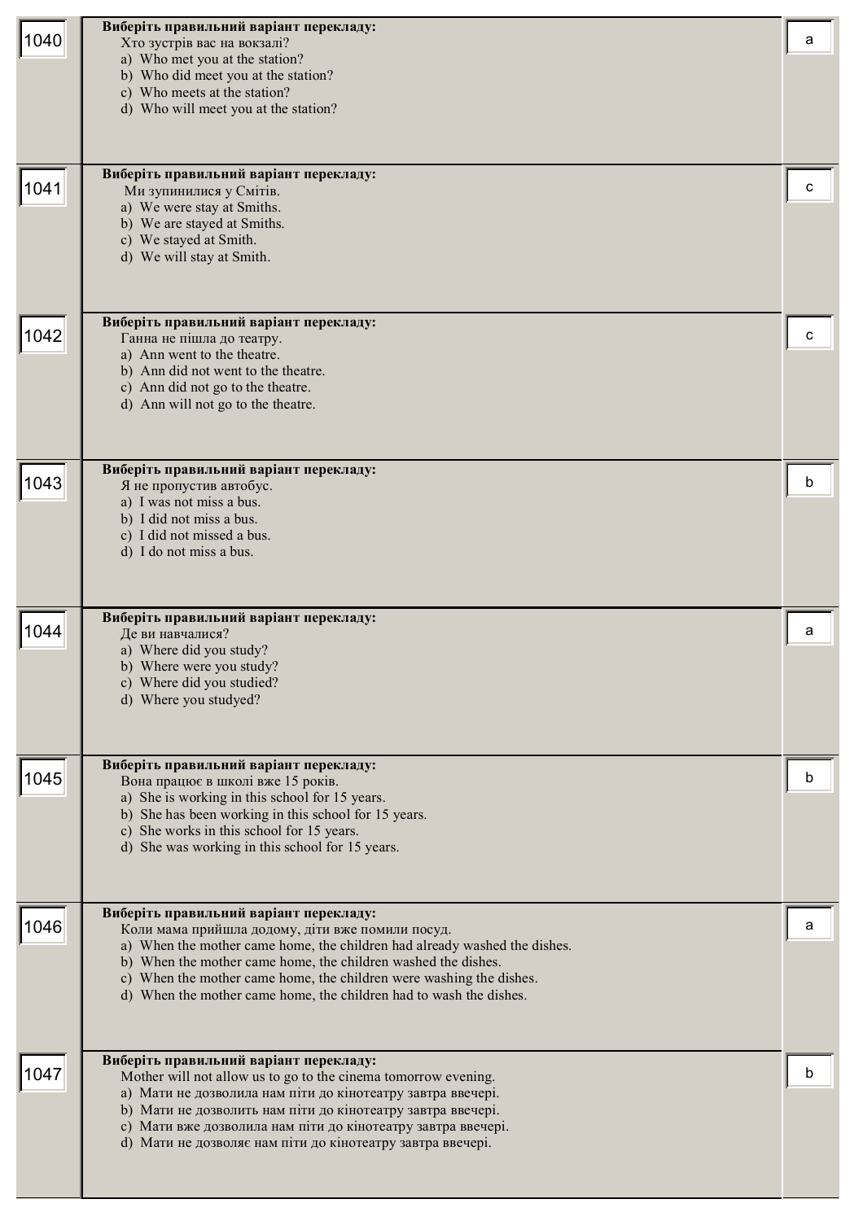| № | Завдання | Відповідь |
|---|---|---|
| 1040 | **Виберіть правильний варіант перекладу:**<br>Хто зустрів вас на вокзалі?<br>a) Who met you at the station?<br>b) Who did meet you at the station?<br>c) Who meets at the station?<br>d) Who will meet you at the station? | a |
| 1041 | **Виберіть правильний варіант перекладу:**<br>Ми зупинилися у Смітів.<br>a) We were stay at Smiths.<br>b) We are stayed at Smiths.<br>c) We stayed at Smith.<br>d) We will stay at Smith. | c |
| 1042 | **Виберіть правильний варіант перекладу:**<br>Ганна не пішла до театру.<br>a) Ann went to the theatre.<br>b) Ann did not went to the theatre.<br>c) Ann did not go to the theatre.<br>d) Ann will not go to the theatre. | c |
| 1043 | **Виберіть правильний варіант перекладу:**<br>Я не пропустив автобус.<br>a) I was not miss a bus.<br>b) I did not miss a bus.<br>c) I did not missed a bus.<br>d) I do not miss a bus. | b |
| 1044 | **Виберіть правильний варіант перекладу:**<br>Де ви навчалися?<br>a) Where did you study?<br>b) Where were you study?<br>c) Where did you studied?<br>d) Where you studyed? | a |
| 1045 | **Виберіть правильний варіант перекладу:**<br>Вона працює в школі вже 15 років.<br>a) She is working in this school for 15 years.<br>b) She has been working in this school for 15 years.<br>c) She works in this school for 15 years.<br>d) She was working in this school for 15 years. | b |
| 1046 | **Виберіть правильний варіант перекладу:**<br>Коли мама прийшла додому, діти вже помили посуд.<br>a) When the mother came home, the children had already washed the dishes.<br>b) When the mother came home, the children washed the dishes.<br>c) When the mother came home, the children were washing the dishes.<br>d) When the mother came home, the children had to wash the dishes. | a |
| 1047 | **Виберіть правильний варіант перекладу:**<br>Mother will not allow us to go to the cinema tomorrow evening.<br>a) Мати не дозволила нам піти до кінотеатру завтра ввечері.<br>b) Мати не дозволить нам піти до кінотеатру завтра ввечері.<br>c) Мати вже дозволила нам піти до кінотеатру завтра ввечері.<br>d) Мати не дозволяє нам піти до кінотеатру завтра ввечері. | b |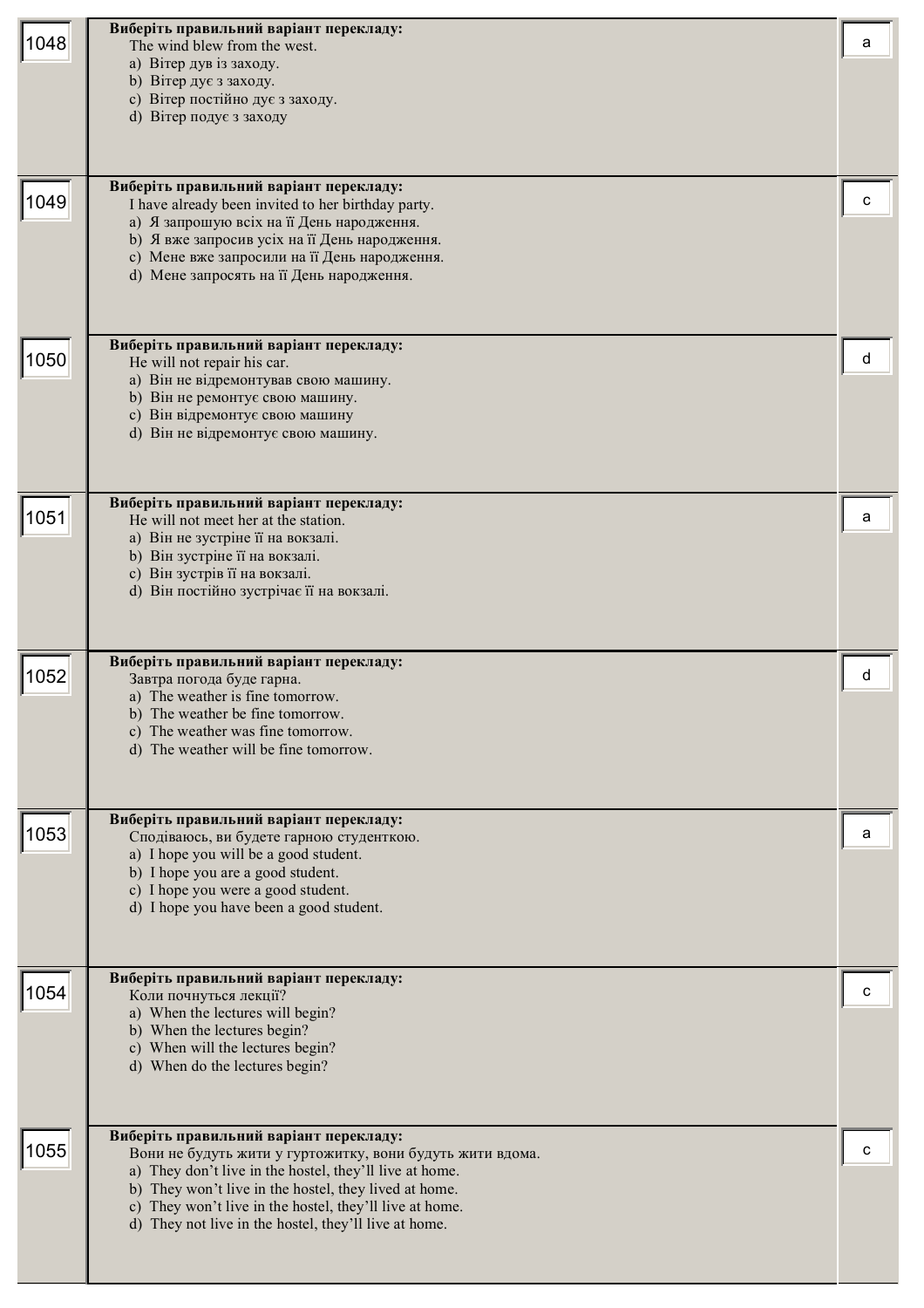| | | |
|---|---|---|
| 1048 | **Виберіть правильний варіант перекладу:**<br>The wind blew from the west.<br>a) Вітер дув із заходу.<br>b) Вітер дує з заходу.<br>c) Вітер постійно дує з заходу.<br>d) Вітер подує з заходу | a |
| 1049 | **Виберіть правильний варіант перекладу:**<br>I have already been invited to her birthday party.<br>a) Я запрошую всіх на її День народження.<br>b) Я вже запросив усіх на її День народження.<br>c) Мене вже запросили на її День народження.<br>d) Мене запросять на її День народження. | c |
| 1050 | **Виберіть правильний варіант перекладу:**<br>He will not repair his car.<br>a) Він не відремонтував свою машину.<br>b) Він не ремонтує свою машину.<br>c) Він відремонтує свою машину<br>d) Він не відремонтує свою машину. | d |
| 1051 | **Виберіть правильний варіант перекладу:**<br>He will not meet her at the station.<br>a) Він не зустріне її на вокзалі.<br>b) Він зустріне її на вокзалі.<br>c) Він зустрів її на вокзалі.<br>d) Він постійно зустрічає її на вокзалі. | a |
| 1052 | **Виберіть правильний варіант перекладу:**<br>Завтра погода буде гарна.<br>a) The weather is fine tomorrow.<br>b) The weather be fine tomorrow.<br>c) The weather was fine tomorrow.<br>d) The weather will be fine tomorrow. | d |
| 1053 | **Виберіть правильний варіант перекладу:**<br>Сподіваюсь, ви будете гарною студенткою.<br>a) I hope you will be a good student.<br>b) I hope you are a good student.<br>c) I hope you were a good student.<br>d) I hope you have been a good student. | a |
| 1054 | **Виберіть правильний варіант перекладу:**<br>Коли почнуться лекції?<br>a) When the lectures will begin?<br>b) When the lectures begin?<br>c) When will the lectures begin?<br>d) When do the lectures begin? | c |
| 1055 | **Виберіть правильний варіант перекладу:**<br>Вони не будуть жити у гуртожитку, вони будуть жити вдома.<br>a) They don't live in the hostel, they'll live at home.<br>b) They won't live in the hostel, they lived at home.<br>c) They won't live in the hostel, they'll live at home.<br>d) They not live in the hostel, they'll live at home. | c |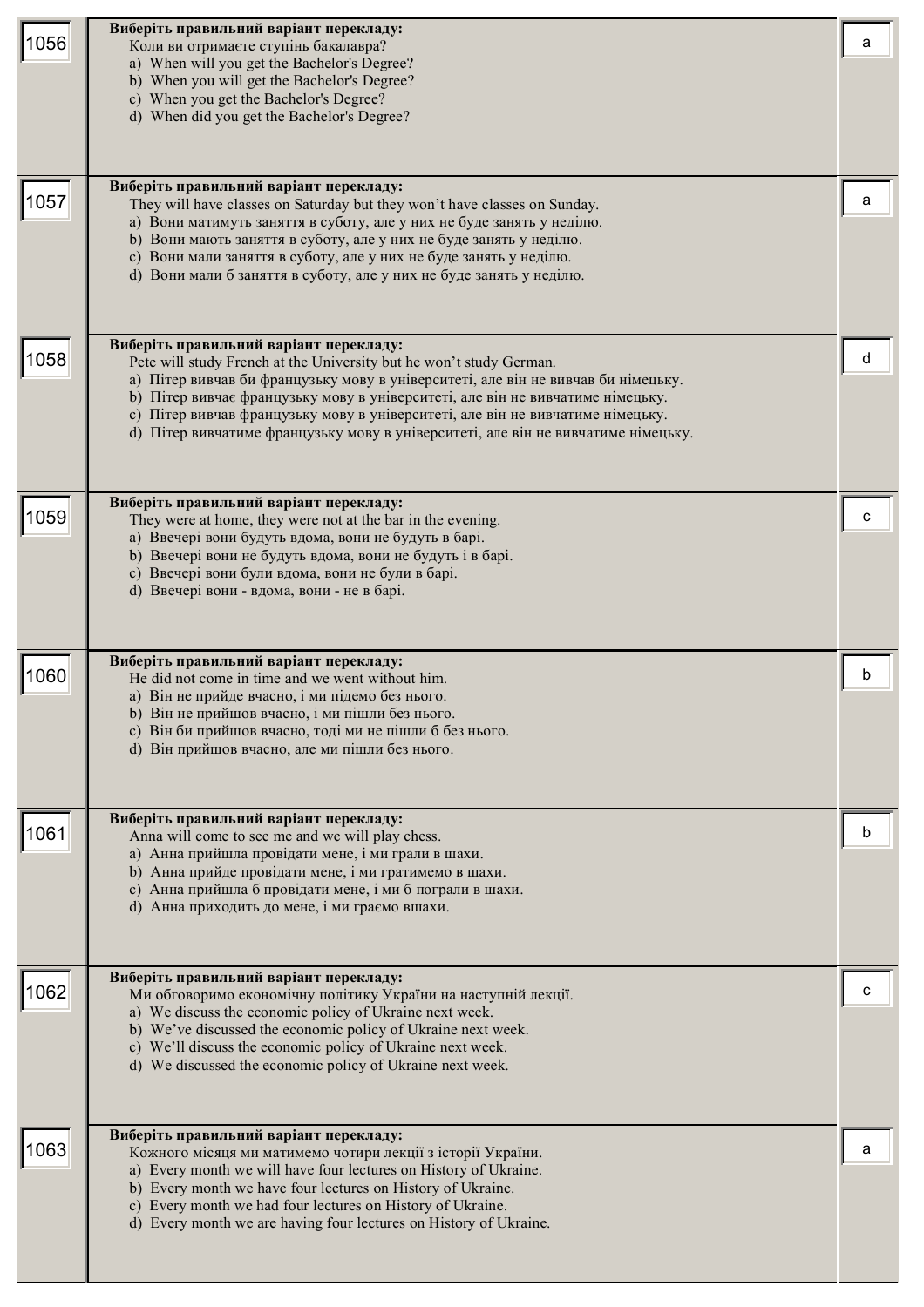| № | Питання | Відповідь |
|---|---|---|
| 1056 | **Виберіть правильний варіант перекладу:** Коли ви отримаєте ступінь бакалавра? a) When will you get the Bachelor's Degree? b) When you will get the Bachelor's Degree? c) When you get the Bachelor's Degree? d) When did you get the Bachelor's Degree? | a |
| 1057 | **Виберіть правильний варіант перекладу:** They will have classes on Saturday but they won't have classes on Sunday. a) Вони матимуть заняття в суботу, але у них не буде занять у неділю. b) Вони мають заняття в суботу, але у них не буде занять у неділю. c) Вони мали заняття в суботу, але у них не буде занять у неділю. d) Вони мали б заняття в суботу, але у них не буде занять у неділю. | a |
| 1058 | **Виберіть правильний варіант перекладу:** Pete will study French at the University but he won't study German. a) Пітер вивчав би французьку мову в університеті, але він не вивчав би німецьку. b) Пітер вивчає французьку мову в університеті, але він не вивчатиме німецьку. c) Пітер вивчав французьку мову в університеті, але він не вивчатиме німецьку. d) Пітер вивчатиме французьку мову в університеті, але він не вивчатиме німецьку. | d |
| 1059 | **Виберіть правильний варіант перекладу:** They were at home, they were not at the bar in the evening. a) Ввечері вони будуть вдома, вони не будуть в барі. b) Ввечері вони не будуть вдома, вони не будуть і в барі. c) Ввечері вони були вдома, вони не були в барі. d) Ввечері вони - вдома, вони - не в барі. | c |
| 1060 | **Виберіть правильний варіант перекладу:** He did not come in time and we went without him. a) Він не прийде вчасно, і ми підемо без нього. b) Він не прийшов вчасно, і ми пішли без нього. c) Він би прийшов вчасно, тоді ми не пішли б без нього. d) Він прийшов вчасно, але ми пішли без нього. | b |
| 1061 | **Виберіть правильний варіант перекладу:** Anna will come to see me and we will play chess. a) Анна прийшла провідати мене, і ми грали в шахи. b) Анна прийде провідати мене, і ми гратимемо в шахи. c) Анна прийшла б провідати мене, і ми б пограли в шахи. d) Анна приходить до мене, і ми граємо вшахи. | b |
| 1062 | **Виберіть правильний варіант перекладу:** Ми обговоримо економічну політику України на наступній лекції. a) We discuss the economic policy of Ukraine next week. b) We've discussed the economic policy of Ukraine next week. c) We'll discuss the economic policy of Ukraine next week. d) We discussed the economic policy of Ukraine next week. | c |
| 1063 | **Виберіть правильний варіант перекладу:** Кожного місяця ми матимемо чотири лекції з історії України. a) Every month we will have four lectures on History of Ukraine. b) Every month we have four lectures on History of Ukraine. c) Every month we had four lectures on History of Ukraine. d) Every month we are having four lectures on History of Ukraine. | a |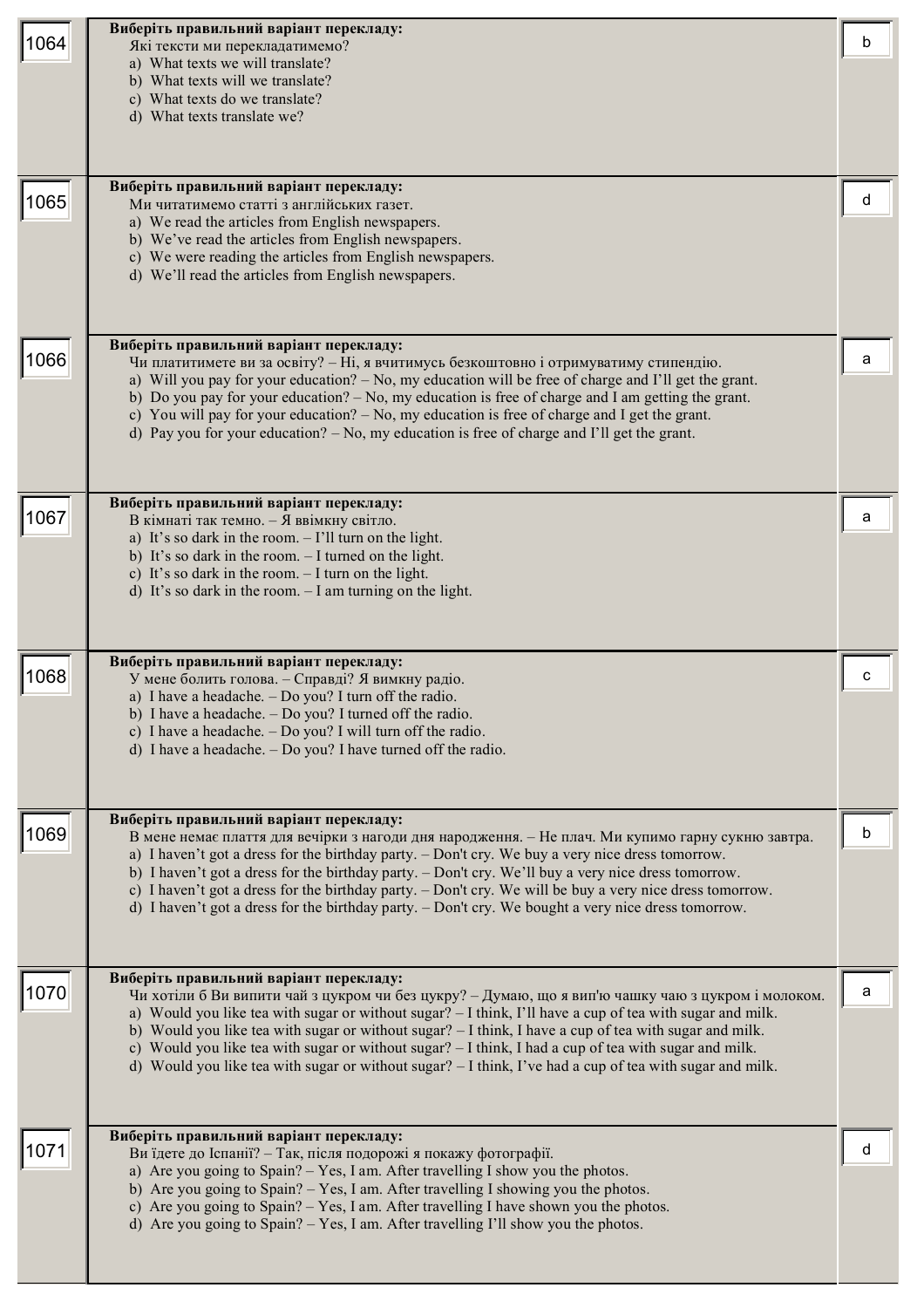| № | Завдання | Відповідь |
|---|---|---|
| 1064 | **Виберіть правильний варіант перекладу:**<br>Які тексти ми перекладатимемо?<br>a) What texts we will translate?<br>b) What texts will we translate?<br>c) What texts do we translate?<br>d) What texts translate we? | b |
| 1065 | **Виберіть правильний варіант перекладу:**<br>Ми читатимемо статті з англійських газет.<br>a) We read the articles from English newspapers.<br>b) We've read the articles from English newspapers.<br>c) We were reading the articles from English newspapers.<br>d) We'll read the articles from English newspapers. | d |
| 1066 | **Виберіть правильний варіант перекладу:**<br>Чи платитимете ви за освіту? – Ні, я вчитимусь безкоштовно і отримуватиму стипендію.<br>a) Will you pay for your education? – No, my education will be free of charge and I'll get the grant.<br>b) Do you pay for your education? – No, my education is free of charge and I am getting the grant.<br>c) You will pay for your education? – No, my education is free of charge and I get the grant.<br>d) Pay you for your education? – No, my education is free of charge and I'll get the grant. | a |
| 1067 | **Виберіть правильний варіант перекладу:**<br>В кімнаті так темно. – Я ввімкну світло.<br>a) It's so dark in the room. – I'll turn on the light.<br>b) It's so dark in the room. – I turned on the light.<br>c) It's so dark in the room. – I turn on the light.<br>d) It's so dark in the room. – I am turning on the light. | a |
| 1068 | **Виберіть правильний варіант перекладу:**<br>У мене болить голова. – Справді? Я вимкну радіо.<br>a) I have a headache. – Do you? I turn off the radio.<br>b) I have a headache. – Do you? I turned off the radio.<br>c) I have a headache. – Do you? I will turn off the radio.<br>d) I have a headache. – Do you? I have turned off the radio. | c |
| 1069 | **Виберіть правильний варіант перекладу:**<br>В мене немає плаття для вечірки з нагоди дня народження. – Не плач. Ми купимо гарну сукню завтра.<br>a) I haven't got a dress for the birthday party. – Don't cry. We buy a very nice dress tomorrow.<br>b) I haven't got a dress for the birthday party. – Don't cry. We'll buy a very nice dress tomorrow.<br>c) I haven't got a dress for the birthday party. – Don't cry. We will be buy a very nice dress tomorrow.<br>d) I haven't got a dress for the birthday party. – Don't cry. We bought a very nice dress tomorrow. | b |
| 1070 | **Виберіть правильний варіант перекладу:**<br>Чи хотіли б Ви випити чай з цукром чи без цукру? – Думаю, що я вип'ю чашку чаю з цукром і молоком.<br>a) Would you like tea with sugar or without sugar? – I think, I'll have a cup of tea with sugar and milk.<br>b) Would you like tea with sugar or without sugar? – I think, I have a cup of tea with sugar and milk.<br>c) Would you like tea with sugar or without sugar? – I think, I had a cup of tea with sugar and milk.<br>d) Would you like tea with sugar or without sugar? – I think, I've had a cup of tea with sugar and milk. | a |
| 1071 | **Виберіть правильний варіант перекладу:**<br>Ви їдете до Іспанії? – Так, після подорожі я покажу фотографії.<br>a) Are you going to Spain? – Yes, I am. After travelling I show you the photos.<br>b) Are you going to Spain? – Yes, I am. After travelling I showing you the photos.<br>c) Are you going to Spain? – Yes, I am. After travelling I have shown you the photos.<br>d) Are you going to Spain? – Yes, I am. After travelling I'll show you the photos. | d |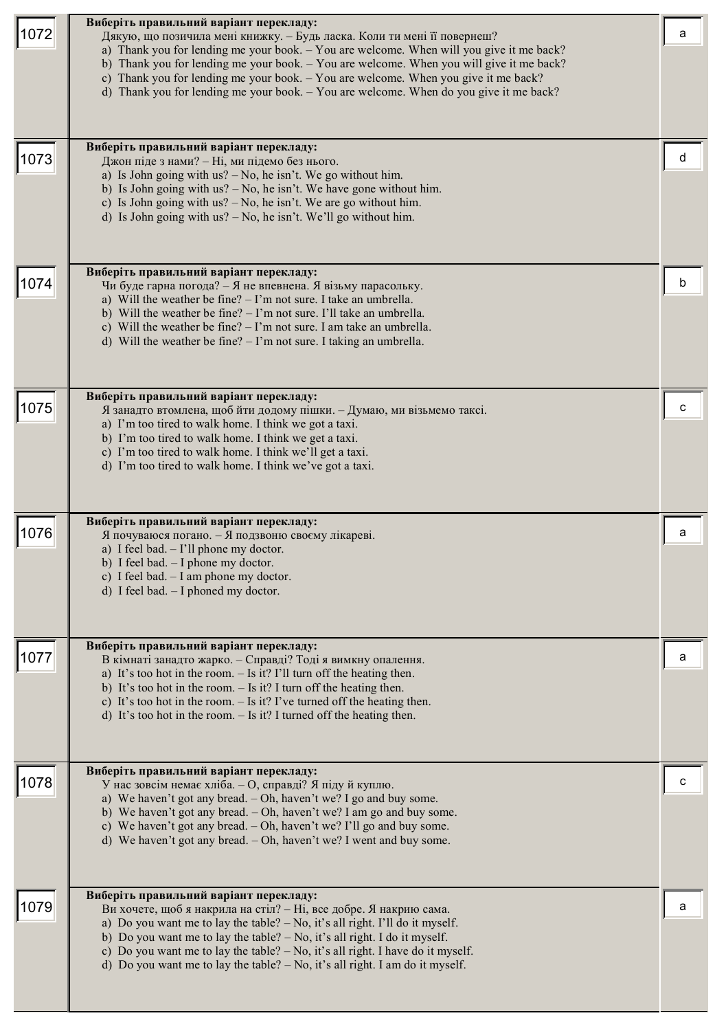| № | Питання | Відповідь |
|---|---|---|
| 1072 | **Виберіть правильний варіант перекладу:**<br>Дякую, що позичила мені книжку. – Будь ласка. Коли ти мені її повернеш?<br>a) Thank you for lending me your book. – You are welcome. When will you give it me back?<br>b) Thank you for lending me your book. – You are welcome. When you will give it me back?<br>c) Thank you for lending me your book. – You are welcome. When you give it me back?<br>d) Thank you for lending me your book. – You are welcome. When do you give it me back? | a |
| 1073 | **Виберіть правильний варіант перекладу:**<br>Джон піде з нами? – Ні, ми підемо без нього.<br>a) Is John going with us? – No, he isn't. We go without him.<br>b) Is John going with us? – No, he isn't. We have gone without him.<br>c) Is John going with us? – No, he isn't. We are go without him.<br>d) Is John going with us? – No, he isn't. We'll go without him. | d |
| 1074 | **Виберіть правильний варіант перекладу:**<br>Чи буде гарна погода? – Я не впевнена. Я візьму парасольку.<br>a) Will the weather be fine? – I'm not sure. I take an umbrella.<br>b) Will the weather be fine? – I'm not sure. I'll take an umbrella.<br>c) Will the weather be fine? – I'm not sure. I am take an umbrella.<br>d) Will the weather be fine? – I'm not sure. I taking an umbrella. | b |
| 1075 | **Виберіть правильний варіант перекладу:**<br>Я занадто втомлена, щоб йти додому пішки. – Думаю, ми візьмемо таксі.<br>a) I'm too tired to walk home. I think we got a taxi.<br>b) I'm too tired to walk home. I think we get a taxi.<br>c) I'm too tired to walk home. I think we'll get a taxi.<br>d) I'm too tired to walk home. I think we've got a taxi. | c |
| 1076 | **Виберіть правильний варіант перекладу:**<br>Я почуваюся погано. – Я подзвоню своєму лікареві.<br>a) I feel bad. – I'll phone my doctor.<br>b) I feel bad. – I phone my doctor.<br>c) I feel bad. – I am phone my doctor.<br>d) I feel bad. – I phoned my doctor. | a |
| 1077 | **Виберіть правильний варіант перекладу:**<br>В кімнаті занадто жарко. – Справді? Тоді я вимкну опалення.<br>a) It's too hot in the room. – Is it? I'll turn off the heating then.<br>b) It's too hot in the room. – Is it? I turn off the heating then.<br>c) It's too hot in the room. – Is it? I've turned off the heating then.<br>d) It's too hot in the room. – Is it? I turned off the heating then. | a |
| 1078 | **Виберіть правильний варіант перекладу:**<br>У нас зовсім немає хліба. – О, справді? Я піду й куплю.<br>a) We haven't got any bread. – Oh, haven't we? I go and buy some.<br>b) We haven't got any bread. – Oh, haven't we? I am go and buy some.<br>c) We haven't got any bread. – Oh, haven't we? I'll go and buy some.<br>d) We haven't got any bread. – Oh, haven't we? I went and buy some. | c |
| 1079 | **Виберіть правильний варіант перекладу:**<br>Ви хочете, щоб я накрила на стіл? – Ні, все добре. Я накрию сама.<br>a) Do you want me to lay the table? – No, it's all right. I'll do it myself.<br>b) Do you want me to lay the table? – No, it's all right. I do it myself.<br>c) Do you want me to lay the table? – No, it's all right. I have do it myself.<br>d) Do you want me to lay the table? – No, it's all right. I am do it myself. | a |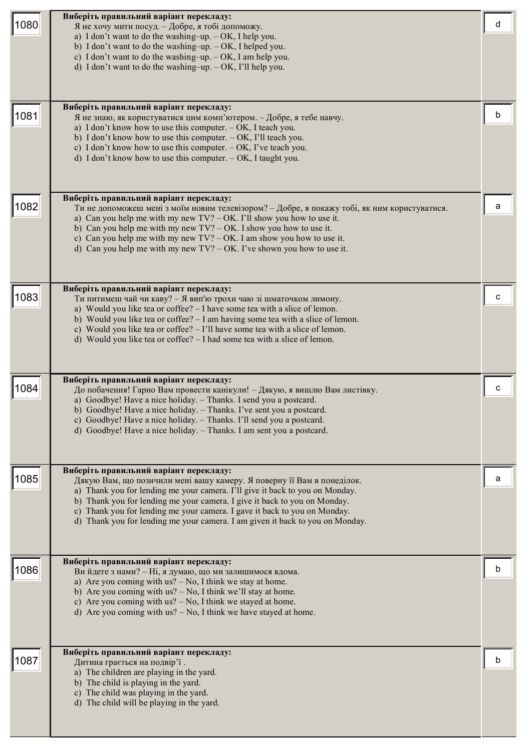| № | Завдання | Відповідь |
|---|---|---|
| 1080 | **Виберіть правильний варіант перекладу:**<br>Я не хочу мити посуд. – Добре, я тобі допоможу.<br>a) I don’t want to do the washing–up. – OK, I help you.<br>b) I don’t want to do the washing–up. – OK, I helped you.<br>c) I don’t want to do the washing–up. – OK, I am help you.<br>d) I don’t want to do the washing–up. – OK, I’ll help you. | d |
| 1081 | **Виберіть правильний варіант перекладу:**<br>Я не знаю, як користуватися цим комп’ютером. – Добре, я тебе навчу.<br>a) I don’t know how to use this computer. – OK, I teach you.<br>b) I don’t know how to use this computer. – OK, I’ll teach you.<br>c) I don’t know how to use this computer. – OK, I’ve teach you.<br>d) I don’t know how to use this computer. – OK, I taught you. | b |
| 1082 | **Виберіть правильний варіант перекладу:**<br>Ти не допоможеш мені з моїм новим телевізором? – Добре, я покажу тобі, як ним користуватися.<br>a) Can you help me with my new TV? – OK. I’ll show you how to use it.<br>b) Can you help me with my new TV? – OK. I show you how to use it.<br>c) Can you help me with my new TV? – OK. I am show you how to use it.<br>d) Can you help me with my new TV? – OK. I’ve shown you how to use it. | a |
| 1083 | **Виберіть правильний варіант перекладу:**<br>Ти питимеш чай чи каву? – Я вип'ю трохи чаю зі шматочком лимону.<br>a) Would you like tea or coffee? – I have some tea with a slice of lemon.<br>b) Would you like tea or coffee? – I am having some tea with a slice of lemon.<br>c) Would you like tea or coffee? – I’ll have some tea with a slice of lemon.<br>d) Would you like tea or coffee? – I had some tea with a slice of lemon. | c |
| 1084 | **Виберіть правильний варіант перекладу:**<br>До побачення! Гарно Вам провести канікули! – Дякую, я вишлю Вам листівку.<br>a) Goodbye! Have a nice holiday. – Thanks. I send you a postcard.<br>b) Goodbye! Have a nice holiday. – Thanks. I’ve sent you a postcard.<br>c) Goodbye! Have a nice holiday. – Thanks. I’ll send you a postcard.<br>d) Goodbye! Have a nice holiday. – Thanks. I am sent you a postcard. | c |
| 1085 | **Виберіть правильний варіант перекладу:**<br>Дякую Вам, що позичили мені вашу камеру. Я поверну її Вам в понеділок.<br>a) Thank you for lending me your camera. I’ll give it back to you on Monday.<br>b) Thank you for lending me your camera. I give it back to you on Monday.<br>c) Thank you for lending me your camera. I gave it back to you on Monday.<br>d) Thank you for lending me your camera. I am given it back to you on Monday. | a |
| 1086 | **Виберіть правильний варіант перекладу:**<br>Ви йдете з нами? – Ні, я думаю, що ми залишимося вдома.<br>a) Are you coming with us? – No, I think we stay at home.<br>b) Are you coming with us? – No, I think we’ll stay at home.<br>c) Are you coming with us? – No, I think we stayed at home.<br>d) Are you coming with us? – No, I think we have stayed at home. | b |
| 1087 | **Виберіть правильний варіант перекладу:**<br>Дитина грається на подвір’ї .<br>a) The children are playing in the yard.<br>b) The child is playing in the yard.<br>c) The child was playing in the yard.<br>d) The child will be playing in the yard. | b |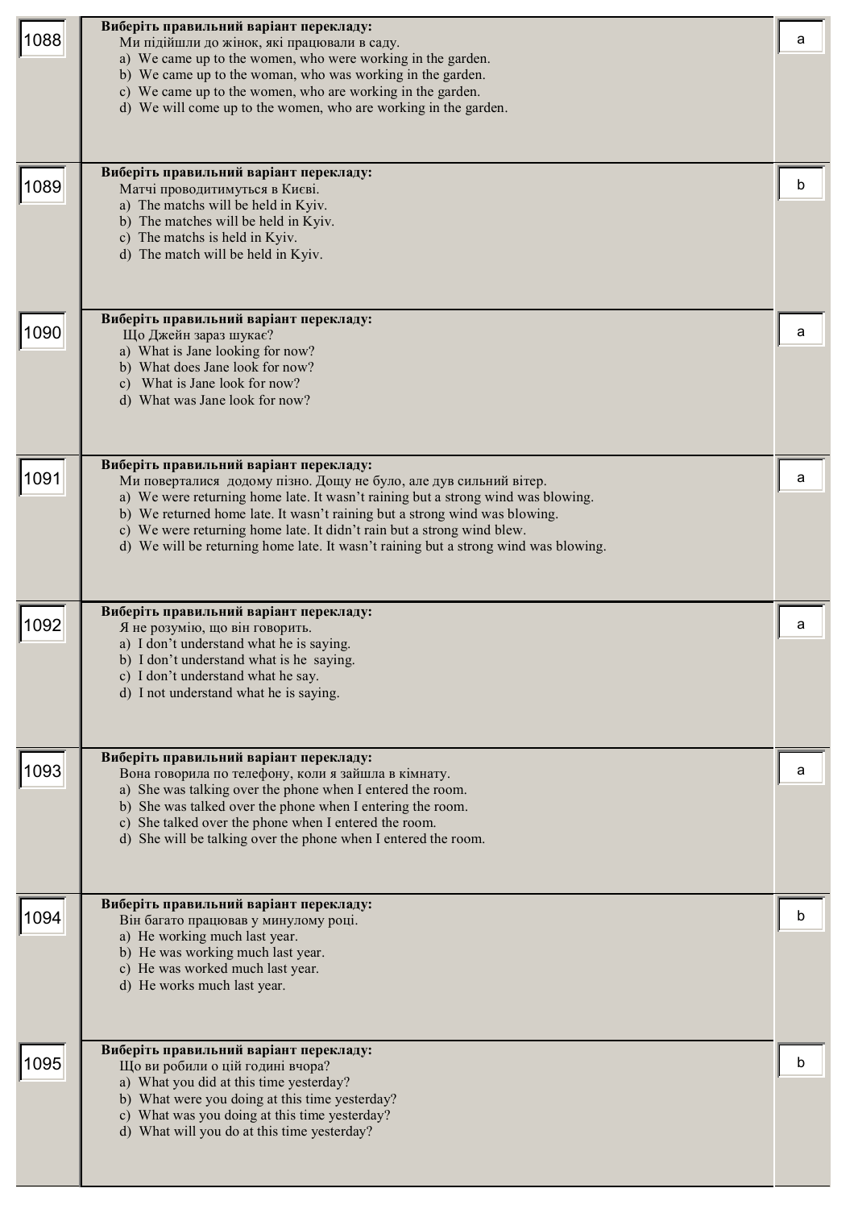| № | Завдання | Відповідь |
|---|---|---|
| 1088 | **Виберіть правильний варіант перекладу:**<br>Ми підійшли до жінок, які працювали в саду.<br>a) We came up to the women, who were working in the garden.<br>b) We came up to the woman, who was working in the garden.<br>c) We came up to the women, who are working in the garden.<br>d) We will come up to the women, who are working in the garden. | a |
| 1089 | **Виберіть правильний варіант перекладу:**<br>Матчі проводитимуться в Києві.<br>a) The matchs will be held in Kyiv.<br>b) The matches will be held in Kyiv.<br>c) The matchs is held in Kyiv.<br>d) The match will be held in Kyiv. | b |
| 1090 | **Виберіть правильний варіант перекладу:**<br>Що Джейн зараз шукає?<br>a) What is Jane looking for now?<br>b) What does Jane look for now?<br>c) What is Jane look for now?<br>d) What was Jane look for now? | a |
| 1091 | **Виберіть правильний варіант перекладу:**<br>Ми поверталися додому пізно. Дощу не було, але дув сильний вітер.<br>a) We were returning home late. It wasn't raining but a strong wind was blowing.<br>b) We returned home late. It wasn't raining but a strong wind was blowing.<br>c) We were returning home late. It didn't rain but a strong wind blew.<br>d) We will be returning home late. It wasn't raining but a strong wind was blowing. | a |
| 1092 | **Виберіть правильний варіант перекладу:**<br>Я не розумію, що він говорить.<br>a) I don't understand what he is saying.<br>b) I don't understand what is he saying.<br>c) I don't understand what he say.<br>d) I not understand what he is saying. | a |
| 1093 | **Виберіть правильний варіант перекладу:**<br>Вона говорила по телефону, коли я зайшла в кімнату.<br>a) She was talking over the phone when I entered the room.<br>b) She was talked over the phone when I entering the room.<br>c) She talked over the phone when I entered the room.<br>d) She will be talking over the phone when I entered the room. | a |
| 1094 | **Виберіть правильний варіант перекладу:**<br>Він багато працював у минулому році.<br>a) He working much last year.<br>b) He was working much last year.<br>c) He was worked much last year.<br>d) He works much last year. | b |
| 1095 | **Виберіть правильний варіант перекладу:**<br>Що ви робили о цій годині вчора?<br>a) What you did at this time yesterday?<br>b) What were you doing at this time yesterday?<br>c) What was you doing at this time yesterday?<br>d) What will you do at this time yesterday? | b |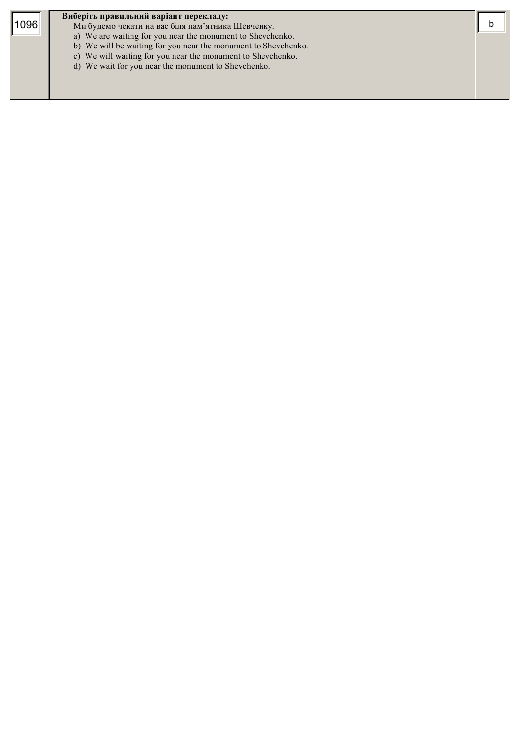| | | |
|---|---|---|
| 1096 | **Виберіть правильний варіант перекладу:**<br>Ми будемо чекати на вас біля пам'ятника Шевченку.<br>a) We are waiting for you near the monument to Shevchenko.<br>b) We will be waiting for you near the monument to Shevchenko.<br>c) We will waiting for you near the monument to Shevchenko.<br>d) We wait for you near the monument to Shevchenko. | b |